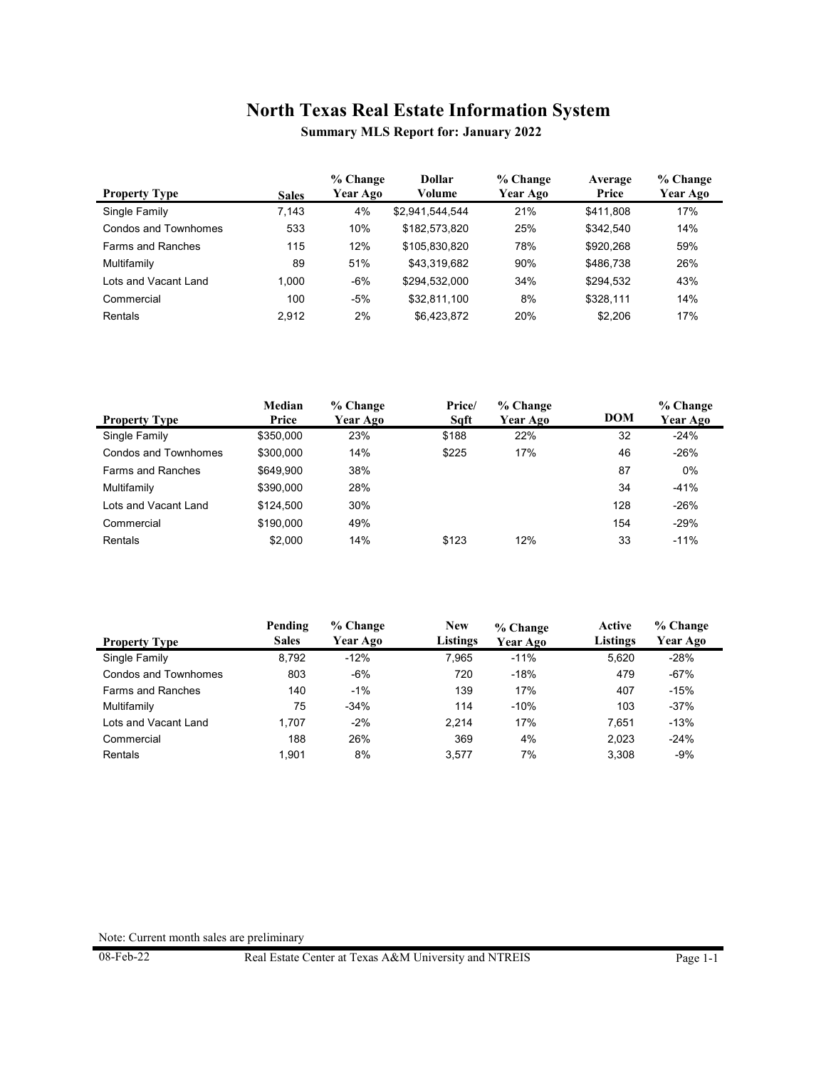# North Texas Real Estate Information System

## Summary MLS Report for: January 2022

| Property Type | Sales | % Change Year Ago | Dollar Volume | % Change Year Ago | Average Price | % Change Year Ago |
|---|---|---|---|---|---|---|
| Single Family | 7,143 | 4% | $2,941,544,544 | 21% | $411,808 | 17% |
| Condos and Townhomes | 533 | 10% | $182,573,820 | 25% | $342,540 | 14% |
| Farms and Ranches | 115 | 12% | $105,830,820 | 78% | $920,268 | 59% |
| Multifamily | 89 | 51% | $43,319,682 | 90% | $486,738 | 26% |
| Lots and Vacant Land | 1,000 | -6% | $294,532,000 | 34% | $294,532 | 43% |
| Commercial | 100 | -5% | $32,811,100 | 8% | $328,111 | 14% |
| Rentals | 2,912 | 2% | $6,423,872 | 20% | $2,206 | 17% |

| Property Type | Median Price | % Change Year Ago | Price/ Sqft | % Change Year Ago | DOM | % Change Year Ago |
|---|---|---|---|---|---|---|
| Single Family | $350,000 | 23% | $188 | 22% | 32 | -24% |
| Condos and Townhomes | $300,000 | 14% | $225 | 17% | 46 | -26% |
| Farms and Ranches | $649,900 | 38% | | | 87 | 0% |
| Multifamily | $390,000 | 28% | | | 34 | -41% |
| Lots and Vacant Land | $124,500 | 30% | | | 128 | -26% |
| Commercial | $190,000 | 49% | | | 154 | -29% |
| Rentals | $2,000 | 14% | $123 | 12% | 33 | -11% |

| Property Type | Pending Sales | % Change Year Ago | New Listings | % Change Year Ago | Active Listings | % Change Year Ago |
|---|---|---|---|---|---|---|
| Single Family | 8,792 | -12% | 7,965 | -11% | 5,620 | -28% |
| Condos and Townhomes | 803 | -6% | 720 | -18% | 479 | -67% |
| Farms and Ranches | 140 | -1% | 139 | 17% | 407 | -15% |
| Multifamily | 75 | -34% | 114 | -10% | 103 | -37% |
| Lots and Vacant Land | 1,707 | -2% | 2,214 | 17% | 7,651 | -13% |
| Commercial | 188 | 26% | 369 | 4% | 2,023 | -24% |
| Rentals | 1,901 | 8% | 3,577 | 7% | 3,308 | -9% |

Note: Current month sales are preliminary

08-Feb-22 Real Estate Center at Texas A&M University and NTREIS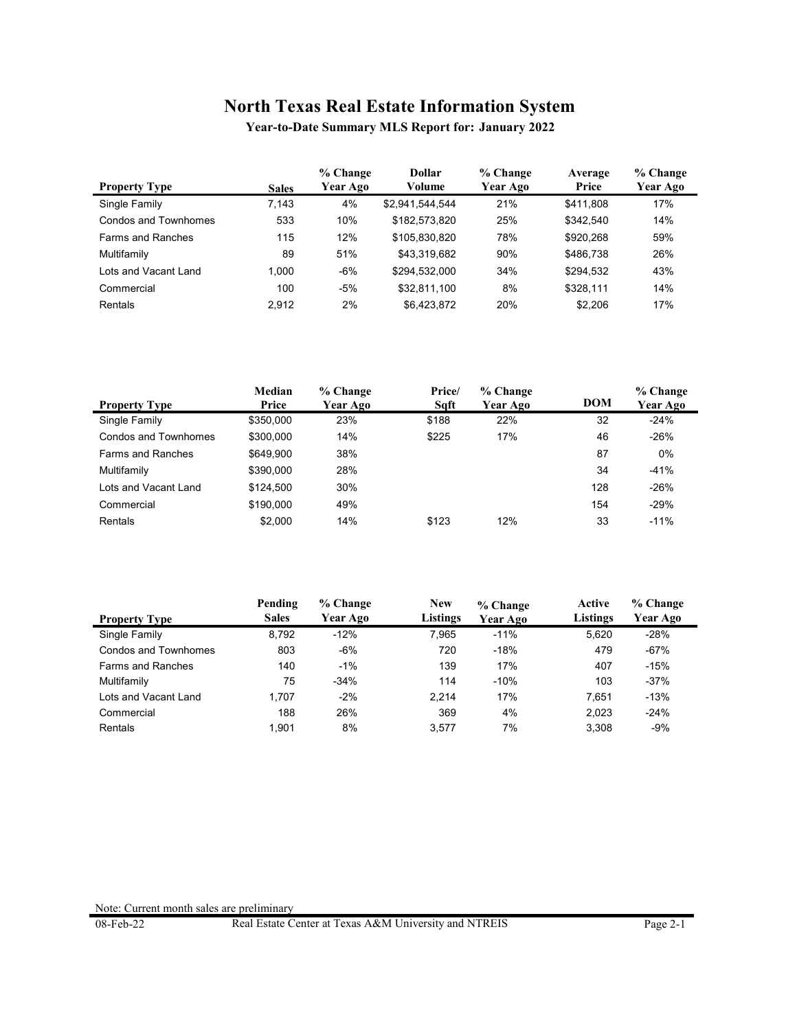# North Texas Real Estate Information System

**Year-to-Date Summary MLS Report for: January 2022**

| Property Type | Sales | % Change Year Ago | Dollar Volume | % Change Year Ago | Average Price | % Change Year Ago |
|---|---|---|---|---|---|---|
| Single Family | 7,143 | 4% | $2,941,544,544 | 21% | $411,808 | 17% |
| Condos and Townhomes | 533 | 10% | $182,573,820 | 25% | $342,540 | 14% |
| Farms and Ranches | 115 | 12% | $105,830,820 | 78% | $920,268 | 59% |
| Multifamily | 89 | 51% | $43,319,682 | 90% | $486,738 | 26% |
| Lots and Vacant Land | 1,000 | -6% | $294,532,000 | 34% | $294,532 | 43% |
| Commercial | 100 | -5% | $32,811,100 | 8% | $328,111 | 14% |
| Rentals | 2,912 | 2% | $6,423,872 | 20% | $2,206 | 17% |

| Property Type | Median Price | % Change Year Ago | Price/ Sqft | % Change Year Ago | DOM | % Change Year Ago |
|---|---|---|---|---|---|---|
| Single Family | $350,000 | 23% | $188 | 22% | 32 | -24% |
| Condos and Townhomes | $300,000 | 14% | $225 | 17% | 46 | -26% |
| Farms and Ranches | $649,900 | 38% | | | 87 | 0% |
| Multifamily | $390,000 | 28% | | | 34 | -41% |
| Lots and Vacant Land | $124,500 | 30% | | | 128 | -26% |
| Commercial | $190,000 | 49% | | | 154 | -29% |
| Rentals | $2,000 | 14% | $123 | 12% | 33 | -11% |

| Property Type | Pending Sales | % Change Year Ago | New Listings | % Change Year Ago | Active Listings | % Change Year Ago |
|---|---|---|---|---|---|---|
| Single Family | 8,792 | -12% | 7,965 | -11% | 5,620 | -28% |
| Condos and Townhomes | 803 | -6% | 720 | -18% | 479 | -67% |
| Farms and Ranches | 140 | -1% | 139 | 17% | 407 | -15% |
| Multifamily | 75 | -34% | 114 | -10% | 103 | -37% |
| Lots and Vacant Land | 1,707 | -2% | 2,214 | 17% | 7,651 | -13% |
| Commercial | 188 | 26% | 369 | 4% | 2,023 | -24% |
| Rentals | 1,901 | 8% | 3,577 | 7% | 3,308 | -9% |

Note: Current month sales are preliminary

08-Feb-22 Real Estate Center at Texas A&M University and NTREIS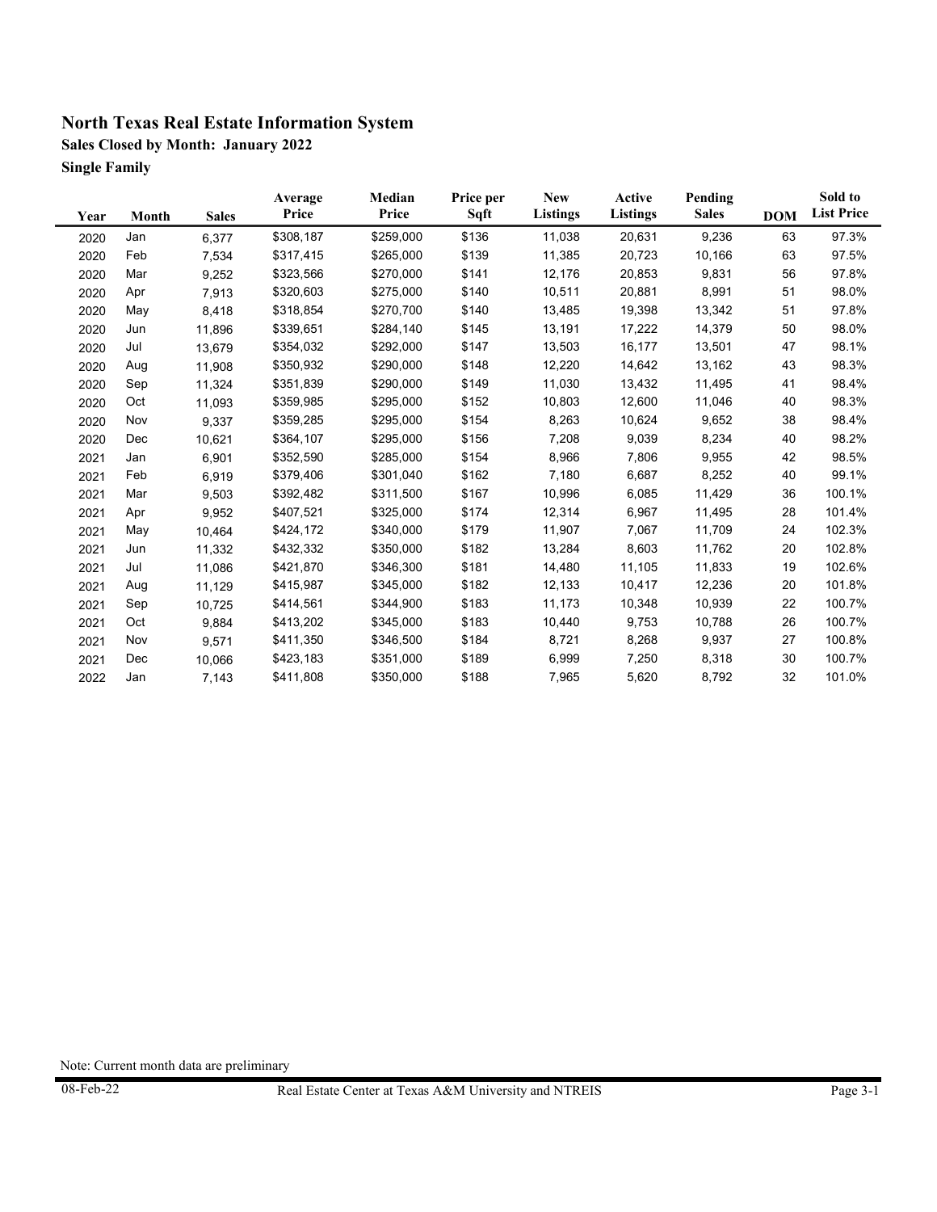# North Texas Real Estate Information System

**Sales Closed by Month: January 2022**

**Single Family**

| Year | Month | Sales | Average Price | Median Price | Price per Sqft | New Listings | Active Listings | Pending Sales | DOM | Sold to List Price |
|---|---|---|---|---|---|---|---|---|---|---|
| 2020 | Jan | 6,377 | $308,187 | $259,000 | $136 | 11,038 | 20,631 | 9,236 | 63 | 97.3% |
| 2020 | Feb | 7,534 | $317,415 | $265,000 | $139 | 11,385 | 20,723 | 10,166 | 63 | 97.5% |
| 2020 | Mar | 9,252 | $323,566 | $270,000 | $141 | 12,176 | 20,853 | 9,831 | 56 | 97.8% |
| 2020 | Apr | 7,913 | $320,603 | $275,000 | $140 | 10,511 | 20,881 | 8,991 | 51 | 98.0% |
| 2020 | May | 8,418 | $318,854 | $270,700 | $140 | 13,485 | 19,398 | 13,342 | 51 | 97.8% |
| 2020 | Jun | 11,896 | $339,651 | $284,140 | $145 | 13,191 | 17,222 | 14,379 | 50 | 98.0% |
| 2020 | Jul | 13,679 | $354,032 | $292,000 | $147 | 13,503 | 16,177 | 13,501 | 47 | 98.1% |
| 2020 | Aug | 11,908 | $350,932 | $290,000 | $148 | 12,220 | 14,642 | 13,162 | 43 | 98.3% |
| 2020 | Sep | 11,324 | $351,839 | $290,000 | $149 | 11,030 | 13,432 | 11,495 | 41 | 98.4% |
| 2020 | Oct | 11,093 | $359,985 | $295,000 | $152 | 10,803 | 12,600 | 11,046 | 40 | 98.3% |
| 2020 | Nov | 9,337 | $359,285 | $295,000 | $154 | 8,263 | 10,624 | 9,652 | 38 | 98.4% |
| 2020 | Dec | 10,621 | $364,107 | $295,000 | $156 | 7,208 | 9,039 | 8,234 | 40 | 98.2% |
| 2021 | Jan | 6,901 | $352,590 | $285,000 | $154 | 8,966 | 7,806 | 9,955 | 42 | 98.5% |
| 2021 | Feb | 6,919 | $379,406 | $301,040 | $162 | 7,180 | 6,687 | 8,252 | 40 | 99.1% |
| 2021 | Mar | 9,503 | $392,482 | $311,500 | $167 | 10,996 | 6,085 | 11,429 | 36 | 100.1% |
| 2021 | Apr | 9,952 | $407,521 | $325,000 | $174 | 12,314 | 6,967 | 11,495 | 28 | 101.4% |
| 2021 | May | 10,464 | $424,172 | $340,000 | $179 | 11,907 | 7,067 | 11,709 | 24 | 102.3% |
| 2021 | Jun | 11,332 | $432,332 | $350,000 | $182 | 13,284 | 8,603 | 11,762 | 20 | 102.8% |
| 2021 | Jul | 11,086 | $421,870 | $346,300 | $181 | 14,480 | 11,105 | 11,833 | 19 | 102.6% |
| 2021 | Aug | 11,129 | $415,987 | $345,000 | $182 | 12,133 | 10,417 | 12,236 | 20 | 101.8% |
| 2021 | Sep | 10,725 | $414,561 | $344,900 | $183 | 11,173 | 10,348 | 10,939 | 22 | 100.7% |
| 2021 | Oct | 9,884 | $413,202 | $345,000 | $183 | 10,440 | 9,753 | 10,788 | 26 | 100.7% |
| 2021 | Nov | 9,571 | $411,350 | $346,500 | $184 | 8,721 | 8,268 | 9,937 | 27 | 100.8% |
| 2021 | Dec | 10,066 | $423,183 | $351,000 | $189 | 6,999 | 7,250 | 8,318 | 30 | 100.7% |
| 2022 | Jan | 7,143 | $411,808 | $350,000 | $188 | 7,965 | 5,620 | 8,792 | 32 | 101.0% |

Note: Current month data are preliminary

08-Feb-22 Real Estate Center at Texas A&M University and NTREIS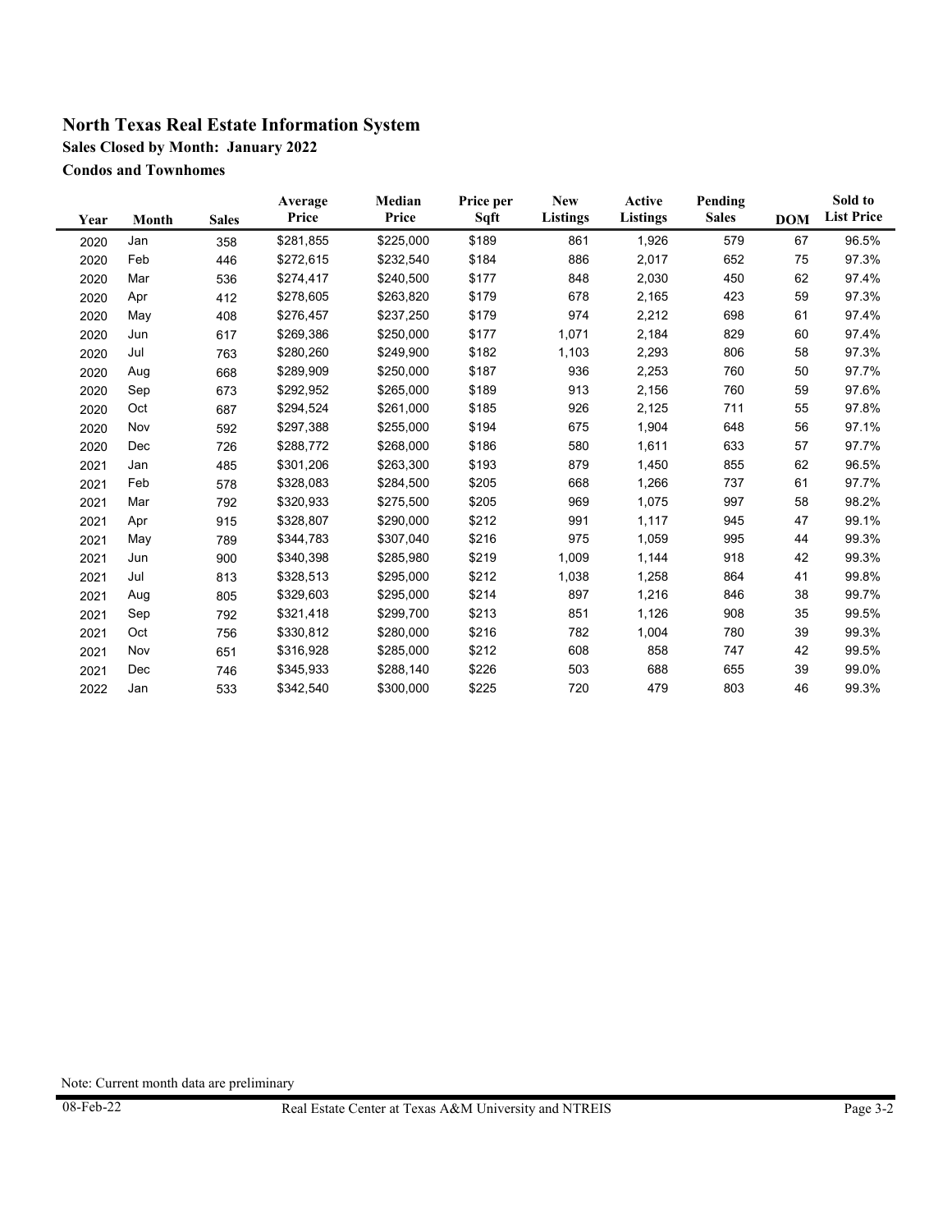# North Texas Real Estate Information System

## Sales Closed by Month: January 2022

### Condos and Townhomes

| Year | Month | Sales | Average Price | Median Price | Price per Sqft | New Listings | Active Listings | Pending Sales | DOM | Sold to List Price |
|---|---|---|---|---|---|---|---|---|---|---|
| 2020 | Jan | 358 | $281,855 | $225,000 | $189 | 861 | 1,926 | 579 | 67 | 96.5% |
| 2020 | Feb | 446 | $272,615 | $232,540 | $184 | 886 | 2,017 | 652 | 75 | 97.3% |
| 2020 | Mar | 536 | $274,417 | $240,500 | $177 | 848 | 2,030 | 450 | 62 | 97.4% |
| 2020 | Apr | 412 | $278,605 | $263,820 | $179 | 678 | 2,165 | 423 | 59 | 97.3% |
| 2020 | May | 408 | $276,457 | $237,250 | $179 | 974 | 2,212 | 698 | 61 | 97.4% |
| 2020 | Jun | 617 | $269,386 | $250,000 | $177 | 1,071 | 2,184 | 829 | 60 | 97.4% |
| 2020 | Jul | 763 | $280,260 | $249,900 | $182 | 1,103 | 2,293 | 806 | 58 | 97.3% |
| 2020 | Aug | 668 | $289,909 | $250,000 | $187 | 936 | 2,253 | 760 | 50 | 97.7% |
| 2020 | Sep | 673 | $292,952 | $265,000 | $189 | 913 | 2,156 | 760 | 59 | 97.6% |
| 2020 | Oct | 687 | $294,524 | $261,000 | $185 | 926 | 2,125 | 711 | 55 | 97.8% |
| 2020 | Nov | 592 | $297,388 | $255,000 | $194 | 675 | 1,904 | 648 | 56 | 97.1% |
| 2020 | Dec | 726 | $288,772 | $268,000 | $186 | 580 | 1,611 | 633 | 57 | 97.7% |
| 2021 | Jan | 485 | $301,206 | $263,300 | $193 | 879 | 1,450 | 855 | 62 | 96.5% |
| 2021 | Feb | 578 | $328,083 | $284,500 | $205 | 668 | 1,266 | 737 | 61 | 97.7% |
| 2021 | Mar | 792 | $320,933 | $275,500 | $205 | 969 | 1,075 | 997 | 58 | 98.2% |
| 2021 | Apr | 915 | $328,807 | $290,000 | $212 | 991 | 1,117 | 945 | 47 | 99.1% |
| 2021 | May | 789 | $344,783 | $307,040 | $216 | 975 | 1,059 | 995 | 44 | 99.3% |
| 2021 | Jun | 900 | $340,398 | $285,980 | $219 | 1,009 | 1,144 | 918 | 42 | 99.3% |
| 2021 | Jul | 813 | $328,513 | $295,000 | $212 | 1,038 | 1,258 | 864 | 41 | 99.8% |
| 2021 | Aug | 805 | $329,603 | $295,000 | $214 | 897 | 1,216 | 846 | 38 | 99.7% |
| 2021 | Sep | 792 | $321,418 | $299,700 | $213 | 851 | 1,126 | 908 | 35 | 99.5% |
| 2021 | Oct | 756 | $330,812 | $280,000 | $216 | 782 | 1,004 | 780 | 39 | 99.3% |
| 2021 | Nov | 651 | $316,928 | $285,000 | $212 | 608 | 858 | 747 | 42 | 99.5% |
| 2021 | Dec | 746 | $345,933 | $288,140 | $226 | 503 | 688 | 655 | 39 | 99.0% |
| 2022 | Jan | 533 | $342,540 | $300,000 | $225 | 720 | 479 | 803 | 46 | 99.3% |

Note: Current month data are preliminary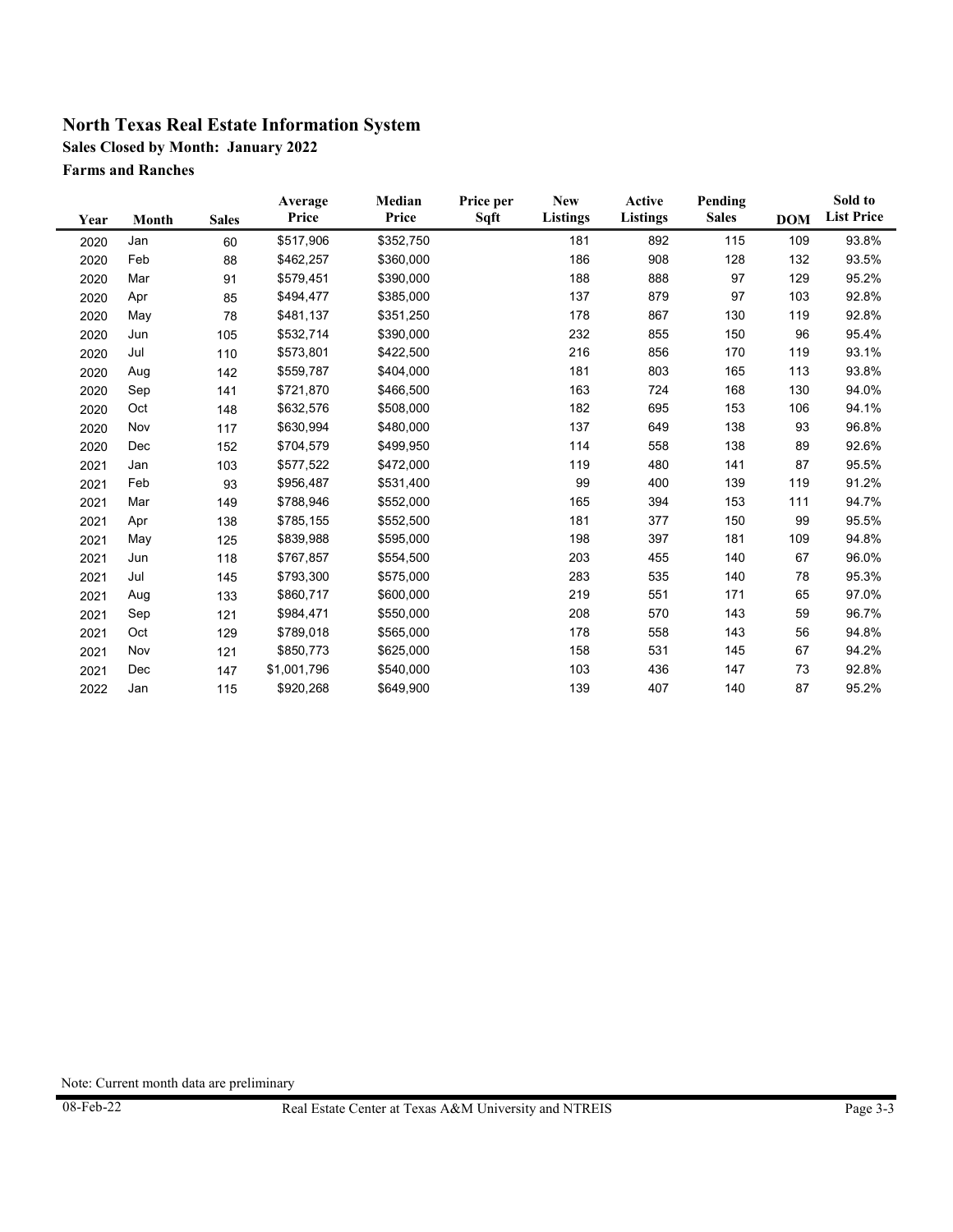# North Texas Real Estate Information System

## Sales Closed by Month: January 2022

### Farms and Ranches

| Year | Month | Sales | Average Price | Median Price | Price per Sqft | New Listings | Active Listings | Pending Sales | DOM | Sold to List Price |
|---|---|---|---|---|---|---|---|---|---|---|
| 2020 | Jan | 60 | $517,906 | $352,750 | | 181 | 892 | 115 | 109 | 93.8% |
| 2020 | Feb | 88 | $462,257 | $360,000 | | 186 | 908 | 128 | 132 | 93.5% |
| 2020 | Mar | 91 | $579,451 | $390,000 | | 188 | 888 | 97 | 129 | 95.2% |
| 2020 | Apr | 85 | $494,477 | $385,000 | | 137 | 879 | 97 | 103 | 92.8% |
| 2020 | May | 78 | $481,137 | $351,250 | | 178 | 867 | 130 | 119 | 92.8% |
| 2020 | Jun | 105 | $532,714 | $390,000 | | 232 | 855 | 150 | 96 | 95.4% |
| 2020 | Jul | 110 | $573,801 | $422,500 | | 216 | 856 | 170 | 119 | 93.1% |
| 2020 | Aug | 142 | $559,787 | $404,000 | | 181 | 803 | 165 | 113 | 93.8% |
| 2020 | Sep | 141 | $721,870 | $466,500 | | 163 | 724 | 168 | 130 | 94.0% |
| 2020 | Oct | 148 | $632,576 | $508,000 | | 182 | 695 | 153 | 106 | 94.1% |
| 2020 | Nov | 117 | $630,994 | $480,000 | | 137 | 649 | 138 | 93 | 96.8% |
| 2020 | Dec | 152 | $704,579 | $499,950 | | 114 | 558 | 138 | 89 | 92.6% |
| 2021 | Jan | 103 | $577,522 | $472,000 | | 119 | 480 | 141 | 87 | 95.5% |
| 2021 | Feb | 93 | $956,487 | $531,400 | | 99 | 400 | 139 | 119 | 91.2% |
| 2021 | Mar | 149 | $788,946 | $552,000 | | 165 | 394 | 153 | 111 | 94.7% |
| 2021 | Apr | 138 | $785,155 | $552,500 | | 181 | 377 | 150 | 99 | 95.5% |
| 2021 | May | 125 | $839,988 | $595,000 | | 198 | 397 | 181 | 109 | 94.8% |
| 2021 | Jun | 118 | $767,857 | $554,500 | | 203 | 455 | 140 | 67 | 96.0% |
| 2021 | Jul | 145 | $793,300 | $575,000 | | 283 | 535 | 140 | 78 | 95.3% |
| 2021 | Aug | 133 | $860,717 | $600,000 | | 219 | 551 | 171 | 65 | 97.0% |
| 2021 | Sep | 121 | $984,471 | $550,000 | | 208 | 570 | 143 | 59 | 96.7% |
| 2021 | Oct | 129 | $789,018 | $565,000 | | 178 | 558 | 143 | 56 | 94.8% |
| 2021 | Nov | 121 | $850,773 | $625,000 | | 158 | 531 | 145 | 67 | 94.2% |
| 2021 | Dec | 147 | $1,001,796 | $540,000 | | 103 | 436 | 147 | 73 | 92.8% |
| 2022 | Jan | 115 | $920,268 | $649,900 | | 139 | 407 | 140 | 87 | 95.2% |

Note: Current month data are preliminary

08-Feb-22 Real Estate Center at Texas A&M University and NTREIS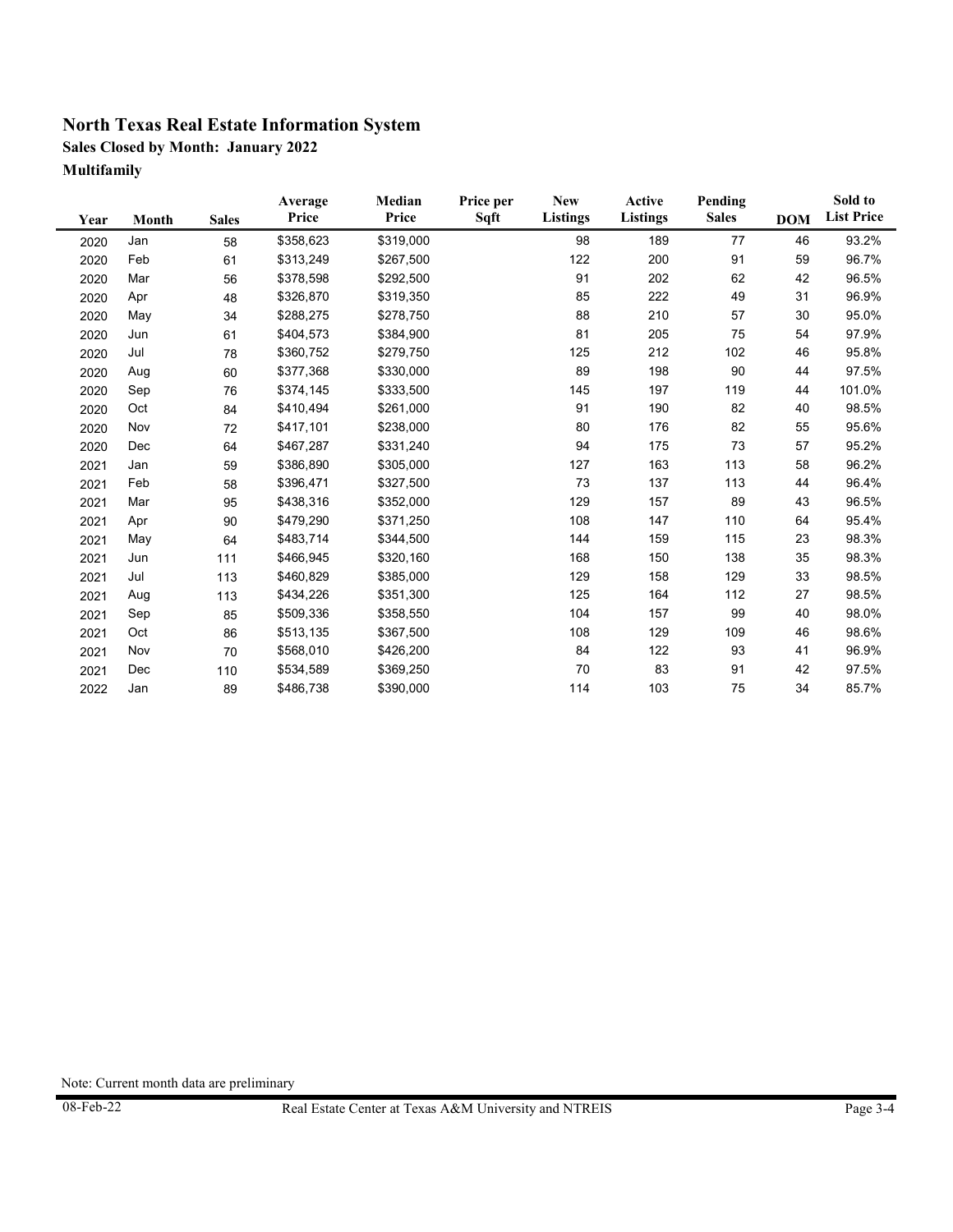# North Texas Real Estate Information System

## Sales Closed by Month: January 2022

### Multifamily

| Year | Month | Sales | Average Price | Median Price | Price per Sqft | New Listings | Active Listings | Pending Sales | DOM | Sold to List Price |
|---|---|---|---|---|---|---|---|---|---|---|
| 2020 | Jan | 58 | $358,623 | $319,000 | | 98 | 189 | 77 | 46 | 93.2% |
| 2020 | Feb | 61 | $313,249 | $267,500 | | 122 | 200 | 91 | 59 | 96.7% |
| 2020 | Mar | 56 | $378,598 | $292,500 | | 91 | 202 | 62 | 42 | 96.5% |
| 2020 | Apr | 48 | $326,870 | $319,350 | | 85 | 222 | 49 | 31 | 96.9% |
| 2020 | May | 34 | $288,275 | $278,750 | | 88 | 210 | 57 | 30 | 95.0% |
| 2020 | Jun | 61 | $404,573 | $384,900 | | 81 | 205 | 75 | 54 | 97.9% |
| 2020 | Jul | 78 | $360,752 | $279,750 | | 125 | 212 | 102 | 46 | 95.8% |
| 2020 | Aug | 60 | $377,368 | $330,000 | | 89 | 198 | 90 | 44 | 97.5% |
| 2020 | Sep | 76 | $374,145 | $333,500 | | 145 | 197 | 119 | 44 | 101.0% |
| 2020 | Oct | 84 | $410,494 | $261,000 | | 91 | 190 | 82 | 40 | 98.5% |
| 2020 | Nov | 72 | $417,101 | $238,000 | | 80 | 176 | 82 | 55 | 95.6% |
| 2020 | Dec | 64 | $467,287 | $331,240 | | 94 | 175 | 73 | 57 | 95.2% |
| 2021 | Jan | 59 | $386,890 | $305,000 | | 127 | 163 | 113 | 58 | 96.2% |
| 2021 | Feb | 58 | $396,471 | $327,500 | | 73 | 137 | 113 | 44 | 96.4% |
| 2021 | Mar | 95 | $438,316 | $352,000 | | 129 | 157 | 89 | 43 | 96.5% |
| 2021 | Apr | 90 | $479,290 | $371,250 | | 108 | 147 | 110 | 64 | 95.4% |
| 2021 | May | 64 | $483,714 | $344,500 | | 144 | 159 | 115 | 23 | 98.3% |
| 2021 | Jun | 111 | $466,945 | $320,160 | | 168 | 150 | 138 | 35 | 98.3% |
| 2021 | Jul | 113 | $460,829 | $385,000 | | 129 | 158 | 129 | 33 | 98.5% |
| 2021 | Aug | 113 | $434,226 | $351,300 | | 125 | 164 | 112 | 27 | 98.5% |
| 2021 | Sep | 85 | $509,336 | $358,550 | | 104 | 157 | 99 | 40 | 98.0% |
| 2021 | Oct | 86 | $513,135 | $367,500 | | 108 | 129 | 109 | 46 | 98.6% |
| 2021 | Nov | 70 | $568,010 | $426,200 | | 84 | 122 | 93 | 41 | 96.9% |
| 2021 | Dec | 110 | $534,589 | $369,250 | | 70 | 83 | 91 | 42 | 97.5% |
| 2022 | Jan | 89 | $486,738 | $390,000 | | 114 | 103 | 75 | 34 | 85.7% |

Note: Current month data are preliminary

08-Feb-22 Real Estate Center at Texas A&M University and NTREIS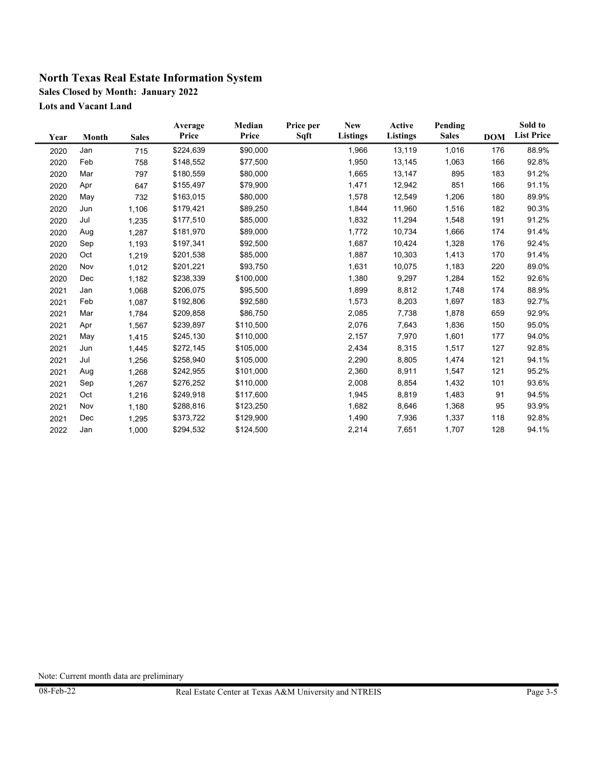# North Texas Real Estate Information System

## Sales Closed by Month: January 2022

### Lots and Vacant Land

| Year | Month | Sales | Average Price | Median Price | Price per Sqft | New Listings | Active Listings | Pending Sales | DOM | Sold to List Price |
|---|---|---|---|---|---|---|---|---|---|---|
| 2020 | Jan | 715 | $224,639 | $90,000 | | 1,966 | 13,119 | 1,016 | 176 | 88.9% |
| 2020 | Feb | 758 | $148,552 | $77,500 | | 1,950 | 13,145 | 1,063 | 166 | 92.8% |
| 2020 | Mar | 797 | $180,559 | $80,000 | | 1,665 | 13,147 | 895 | 183 | 91.2% |
| 2020 | Apr | 647 | $155,497 | $79,900 | | 1,471 | 12,942 | 851 | 166 | 91.1% |
| 2020 | May | 732 | $163,015 | $80,000 | | 1,578 | 12,549 | 1,206 | 180 | 89.9% |
| 2020 | Jun | 1,106 | $179,421 | $89,250 | | 1,844 | 11,960 | 1,516 | 182 | 90.3% |
| 2020 | Jul | 1,235 | $177,510 | $85,000 | | 1,832 | 11,294 | 1,548 | 191 | 91.2% |
| 2020 | Aug | 1,287 | $181,970 | $89,000 | | 1,772 | 10,734 | 1,666 | 174 | 91.4% |
| 2020 | Sep | 1,193 | $197,341 | $92,500 | | 1,687 | 10,424 | 1,328 | 176 | 92.4% |
| 2020 | Oct | 1,219 | $201,538 | $85,000 | | 1,887 | 10,303 | 1,413 | 170 | 91.4% |
| 2020 | Nov | 1,012 | $201,221 | $93,750 | | 1,631 | 10,075 | 1,183 | 220 | 89.0% |
| 2020 | Dec | 1,182 | $238,339 | $100,000 | | 1,380 | 9,297 | 1,284 | 152 | 92.6% |
| 2021 | Jan | 1,068 | $206,075 | $95,500 | | 1,899 | 8,812 | 1,748 | 174 | 88.9% |
| 2021 | Feb | 1,087 | $192,806 | $92,580 | | 1,573 | 8,203 | 1,697 | 183 | 92.7% |
| 2021 | Mar | 1,784 | $209,858 | $86,750 | | 2,085 | 7,738 | 1,878 | 659 | 92.9% |
| 2021 | Apr | 1,567 | $239,897 | $110,500 | | 2,076 | 7,643 | 1,836 | 150 | 95.0% |
| 2021 | May | 1,415 | $245,130 | $110,000 | | 2,157 | 7,970 | 1,601 | 177 | 94.0% |
| 2021 | Jun | 1,445 | $272,145 | $105,000 | | 2,434 | 8,315 | 1,517 | 127 | 92.8% |
| 2021 | Jul | 1,256 | $258,940 | $105,000 | | 2,290 | 8,805 | 1,474 | 121 | 94.1% |
| 2021 | Aug | 1,268 | $242,955 | $101,000 | | 2,360 | 8,911 | 1,547 | 121 | 95.2% |
| 2021 | Sep | 1,267 | $276,252 | $110,000 | | 2,008 | 8,854 | 1,432 | 101 | 93.6% |
| 2021 | Oct | 1,216 | $249,918 | $117,600 | | 1,945 | 8,819 | 1,483 | 91 | 94.5% |
| 2021 | Nov | 1,180 | $288,816 | $123,250 | | 1,682 | 8,646 | 1,368 | 95 | 93.9% |
| 2021 | Dec | 1,295 | $373,722 | $129,900 | | 1,490 | 7,936 | 1,337 | 118 | 92.8% |
| 2022 | Jan | 1,000 | $294,532 | $124,500 | | 2,214 | 7,651 | 1,707 | 128 | 94.1% |

Note: Current month data are preliminary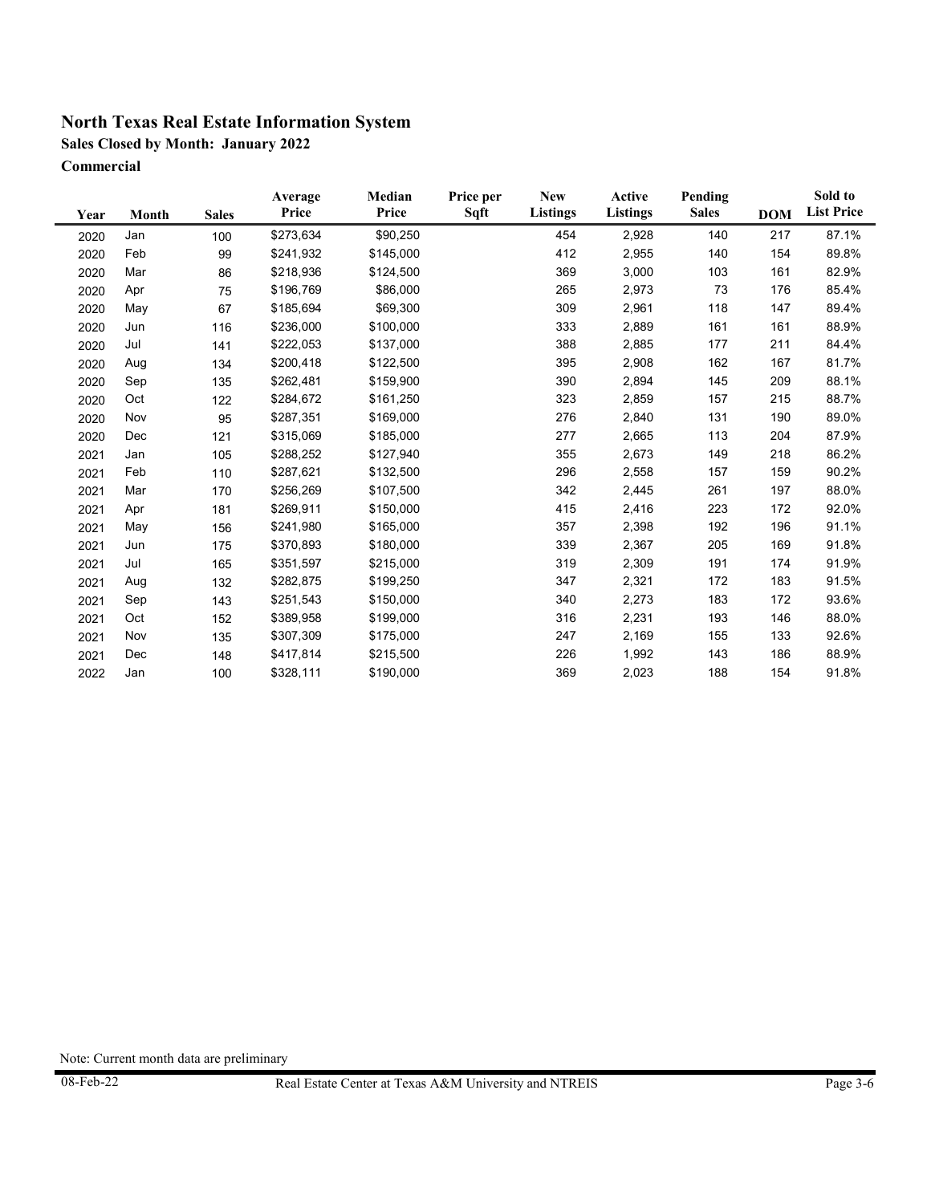# North Texas Real Estate Information System

**Sales Closed by Month: January 2022**

**Commercial**

| Year | Month | Sales | Average Price | Median Price | Price per Sqft | New Listings | Active Listings | Pending Sales | DOM | Sold to List Price |
|---|---|---|---|---|---|---|---|---|---|---|
| 2020 | Jan | 100 | $273,634 | $90,250 | | 454 | 2,928 | 140 | 217 | 87.1% |
| 2020 | Feb | 99 | $241,932 | $145,000 | | 412 | 2,955 | 140 | 154 | 89.8% |
| 2020 | Mar | 86 | $218,936 | $124,500 | | 369 | 3,000 | 103 | 161 | 82.9% |
| 2020 | Apr | 75 | $196,769 | $86,000 | | 265 | 2,973 | 73 | 176 | 85.4% |
| 2020 | May | 67 | $185,694 | $69,300 | | 309 | 2,961 | 118 | 147 | 89.4% |
| 2020 | Jun | 116 | $236,000 | $100,000 | | 333 | 2,889 | 161 | 161 | 88.9% |
| 2020 | Jul | 141 | $222,053 | $137,000 | | 388 | 2,885 | 177 | 211 | 84.4% |
| 2020 | Aug | 134 | $200,418 | $122,500 | | 395 | 2,908 | 162 | 167 | 81.7% |
| 2020 | Sep | 135 | $262,481 | $159,900 | | 390 | 2,894 | 145 | 209 | 88.1% |
| 2020 | Oct | 122 | $284,672 | $161,250 | | 323 | 2,859 | 157 | 215 | 88.7% |
| 2020 | Nov | 95 | $287,351 | $169,000 | | 276 | 2,840 | 131 | 190 | 89.0% |
| 2020 | Dec | 121 | $315,069 | $185,000 | | 277 | 2,665 | 113 | 204 | 87.9% |
| 2021 | Jan | 105 | $288,252 | $127,940 | | 355 | 2,673 | 149 | 218 | 86.2% |
| 2021 | Feb | 110 | $287,621 | $132,500 | | 296 | 2,558 | 157 | 159 | 90.2% |
| 2021 | Mar | 170 | $256,269 | $107,500 | | 342 | 2,445 | 261 | 197 | 88.0% |
| 2021 | Apr | 181 | $269,911 | $150,000 | | 415 | 2,416 | 223 | 172 | 92.0% |
| 2021 | May | 156 | $241,980 | $165,000 | | 357 | 2,398 | 192 | 196 | 91.1% |
| 2021 | Jun | 175 | $370,893 | $180,000 | | 339 | 2,367 | 205 | 169 | 91.8% |
| 2021 | Jul | 165 | $351,597 | $215,000 | | 319 | 2,309 | 191 | 174 | 91.9% |
| 2021 | Aug | 132 | $282,875 | $199,250 | | 347 | 2,321 | 172 | 183 | 91.5% |
| 2021 | Sep | 143 | $251,543 | $150,000 | | 340 | 2,273 | 183 | 172 | 93.6% |
| 2021 | Oct | 152 | $389,958 | $199,000 | | 316 | 2,231 | 193 | 146 | 88.0% |
| 2021 | Nov | 135 | $307,309 | $175,000 | | 247 | 2,169 | 155 | 133 | 92.6% |
| 2021 | Dec | 148 | $417,814 | $215,500 | | 226 | 1,992 | 143 | 186 | 88.9% |
| 2022 | Jan | 100 | $328,111 | $190,000 | | 369 | 2,023 | 188 | 154 | 91.8% |

Note: Current month data are preliminary

08-Feb-22 Real Estate Center at Texas A&M University and NTREIS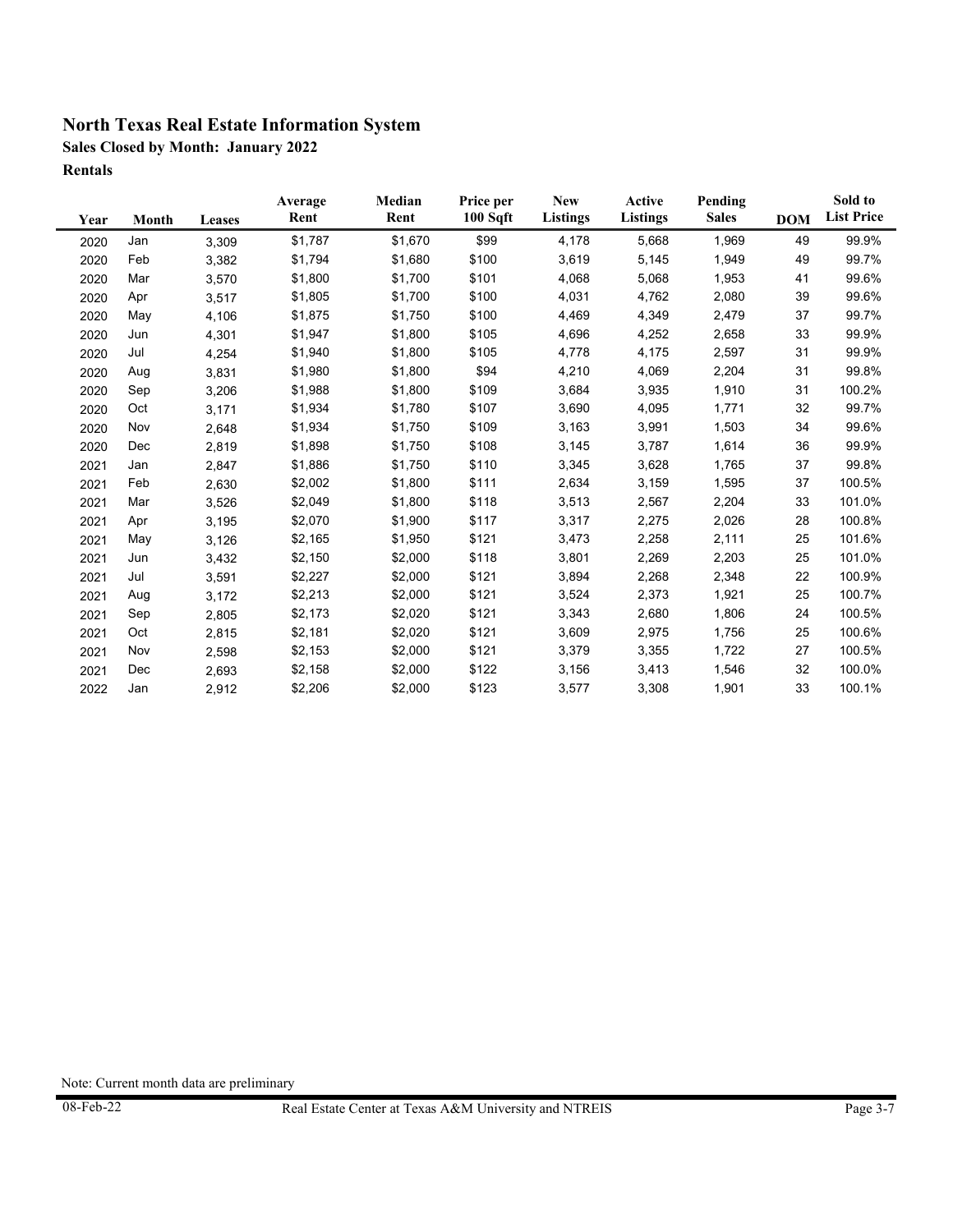# North Texas Real Estate Information System

## Sales Closed by Month: January 2022

### Rentals

| Year | Month | Leases | Average Rent | Median Rent | Price per 100 Sqft | New Listings | Active Listings | Pending Sales | DOM | Sold to List Price |
|---|---|---|---|---|---|---|---|---|---|---|
| 2020 | Jan | 3,309 | $1,787 | $1,670 | $99 | 4,178 | 5,668 | 1,969 | 49 | 99.9% |
| 2020 | Feb | 3,382 | $1,794 | $1,680 | $100 | 3,619 | 5,145 | 1,949 | 49 | 99.7% |
| 2020 | Mar | 3,570 | $1,800 | $1,700 | $101 | 4,068 | 5,068 | 1,953 | 41 | 99.6% |
| 2020 | Apr | 3,517 | $1,805 | $1,700 | $100 | 4,031 | 4,762 | 2,080 | 39 | 99.6% |
| 2020 | May | 4,106 | $1,875 | $1,750 | $100 | 4,469 | 4,349 | 2,479 | 37 | 99.7% |
| 2020 | Jun | 4,301 | $1,947 | $1,800 | $105 | 4,696 | 4,252 | 2,658 | 33 | 99.9% |
| 2020 | Jul | 4,254 | $1,940 | $1,800 | $105 | 4,778 | 4,175 | 2,597 | 31 | 99.9% |
| 2020 | Aug | 3,831 | $1,980 | $1,800 | $94 | 4,210 | 4,069 | 2,204 | 31 | 99.8% |
| 2020 | Sep | 3,206 | $1,988 | $1,800 | $109 | 3,684 | 3,935 | 1,910 | 31 | 100.2% |
| 2020 | Oct | 3,171 | $1,934 | $1,780 | $107 | 3,690 | 4,095 | 1,771 | 32 | 99.7% |
| 2020 | Nov | 2,648 | $1,934 | $1,750 | $109 | 3,163 | 3,991 | 1,503 | 34 | 99.6% |
| 2020 | Dec | 2,819 | $1,898 | $1,750 | $108 | 3,145 | 3,787 | 1,614 | 36 | 99.9% |
| 2021 | Jan | 2,847 | $1,886 | $1,750 | $110 | 3,345 | 3,628 | 1,765 | 37 | 99.8% |
| 2021 | Feb | 2,630 | $2,002 | $1,800 | $111 | 2,634 | 3,159 | 1,595 | 37 | 100.5% |
| 2021 | Mar | 3,526 | $2,049 | $1,800 | $118 | 3,513 | 2,567 | 2,204 | 33 | 101.0% |
| 2021 | Apr | 3,195 | $2,070 | $1,900 | $117 | 3,317 | 2,275 | 2,026 | 28 | 100.8% |
| 2021 | May | 3,126 | $2,165 | $1,950 | $121 | 3,473 | 2,258 | 2,111 | 25 | 101.6% |
| 2021 | Jun | 3,432 | $2,150 | $2,000 | $118 | 3,801 | 2,269 | 2,203 | 25 | 101.0% |
| 2021 | Jul | 3,591 | $2,227 | $2,000 | $121 | 3,894 | 2,268 | 2,348 | 22 | 100.9% |
| 2021 | Aug | 3,172 | $2,213 | $2,000 | $121 | 3,524 | 2,373 | 1,921 | 25 | 100.7% |
| 2021 | Sep | 2,805 | $2,173 | $2,020 | $121 | 3,343 | 2,680 | 1,806 | 24 | 100.5% |
| 2021 | Oct | 2,815 | $2,181 | $2,020 | $121 | 3,609 | 2,975 | 1,756 | 25 | 100.6% |
| 2021 | Nov | 2,598 | $2,153 | $2,000 | $121 | 3,379 | 3,355 | 1,722 | 27 | 100.5% |
| 2021 | Dec | 2,693 | $2,158 | $2,000 | $122 | 3,156 | 3,413 | 1,546 | 32 | 100.0% |
| 2022 | Jan | 2,912 | $2,206 | $2,000 | $123 | 3,577 | 3,308 | 1,901 | 33 | 100.1% |

Note: Current month data are preliminary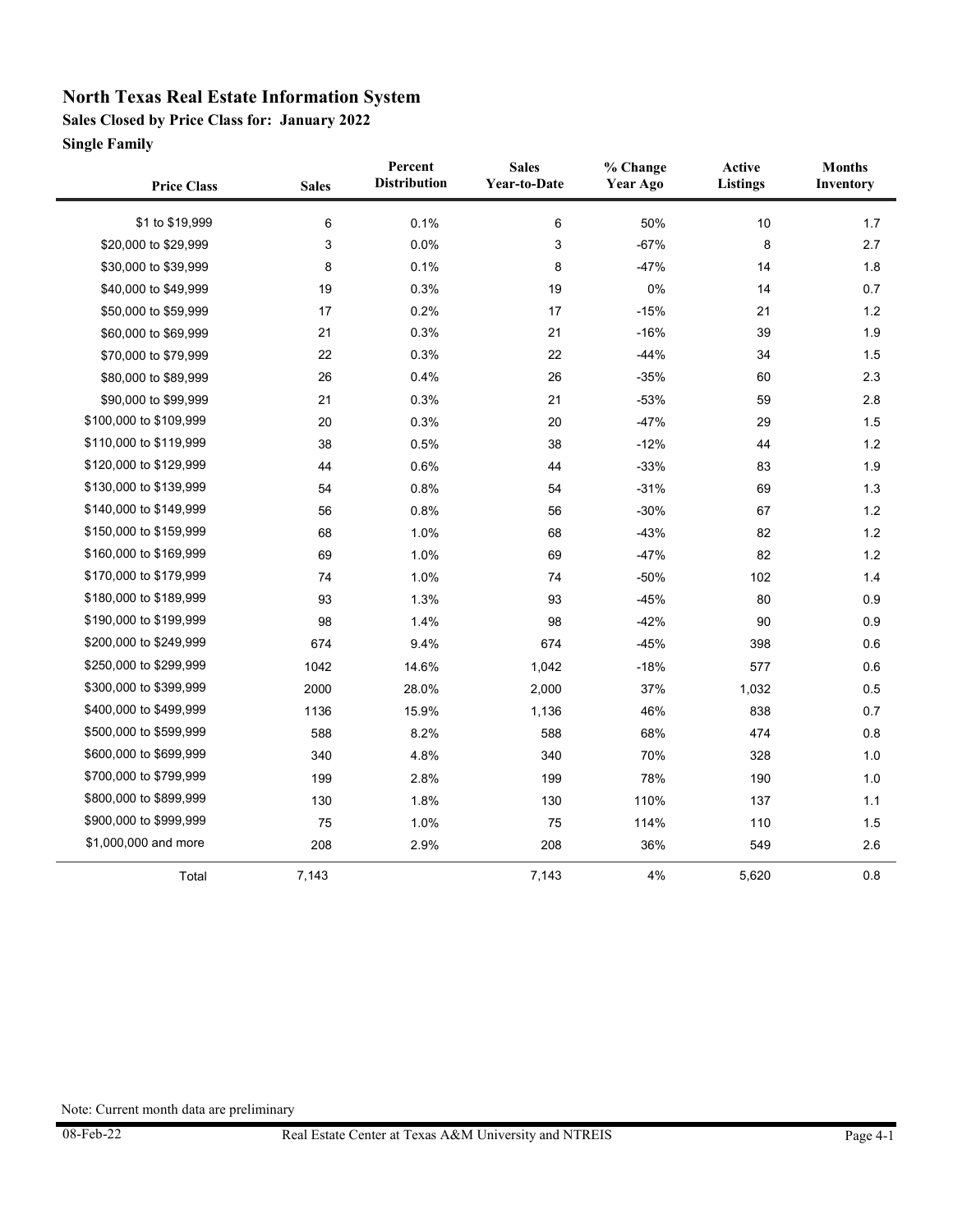# North Texas Real Estate Information System

## Sales Closed by Price Class for: January 2022

### Single Family

| Price Class | Sales | Percent Distribution | Sales Year-to-Date | % Change Year Ago | Active Listings | Months Inventory |
|---|---|---|---|---|---|---|
| $1 to $19,999 | 6 | 0.1% | 6 | 50% | 10 | 1.7 |
| $20,000 to $29,999 | 3 | 0.0% | 3 | -67% | 8 | 2.7 |
| $30,000 to $39,999 | 8 | 0.1% | 8 | -47% | 14 | 1.8 |
| $40,000 to $49,999 | 19 | 0.3% | 19 | 0% | 14 | 0.7 |
| $50,000 to $59,999 | 17 | 0.2% | 17 | -15% | 21 | 1.2 |
| $60,000 to $69,999 | 21 | 0.3% | 21 | -16% | 39 | 1.9 |
| $70,000 to $79,999 | 22 | 0.3% | 22 | -44% | 34 | 1.5 |
| $80,000 to $89,999 | 26 | 0.4% | 26 | -35% | 60 | 2.3 |
| $90,000 to $99,999 | 21 | 0.3% | 21 | -53% | 59 | 2.8 |
| $100,000 to $109,999 | 20 | 0.3% | 20 | -47% | 29 | 1.5 |
| $110,000 to $119,999 | 38 | 0.5% | 38 | -12% | 44 | 1.2 |
| $120,000 to $129,999 | 44 | 0.6% | 44 | -33% | 83 | 1.9 |
| $130,000 to $139,999 | 54 | 0.8% | 54 | -31% | 69 | 1.3 |
| $140,000 to $149,999 | 56 | 0.8% | 56 | -30% | 67 | 1.2 |
| $150,000 to $159,999 | 68 | 1.0% | 68 | -43% | 82 | 1.2 |
| $160,000 to $169,999 | 69 | 1.0% | 69 | -47% | 82 | 1.2 |
| $170,000 to $179,999 | 74 | 1.0% | 74 | -50% | 102 | 1.4 |
| $180,000 to $189,999 | 93 | 1.3% | 93 | -45% | 80 | 0.9 |
| $190,000 to $199,999 | 98 | 1.4% | 98 | -42% | 90 | 0.9 |
| $200,000 to $249,999 | 674 | 9.4% | 674 | -45% | 398 | 0.6 |
| $250,000 to $299,999 | 1042 | 14.6% | 1,042 | -18% | 577 | 0.6 |
| $300,000 to $399,999 | 2000 | 28.0% | 2,000 | 37% | 1,032 | 0.5 |
| $400,000 to $499,999 | 1136 | 15.9% | 1,136 | 46% | 838 | 0.7 |
| $500,000 to $599,999 | 588 | 8.2% | 588 | 68% | 474 | 0.8 |
| $600,000 to $699,999 | 340 | 4.8% | 340 | 70% | 328 | 1.0 |
| $700,000 to $799,999 | 199 | 2.8% | 199 | 78% | 190 | 1.0 |
| $800,000 to $899,999 | 130 | 1.8% | 130 | 110% | 137 | 1.1 |
| $900,000 to $999,999 | 75 | 1.0% | 75 | 114% | 110 | 1.5 |
| $1,000,000 and more | 208 | 2.9% | 208 | 36% | 549 | 2.6 |
| Total | 7,143 | | 7,143 | 4% | 5,620 | 0.8 |

Note: Current month data are preliminary

08-Feb-22 Real Estate Center at Texas A&M University and NTREIS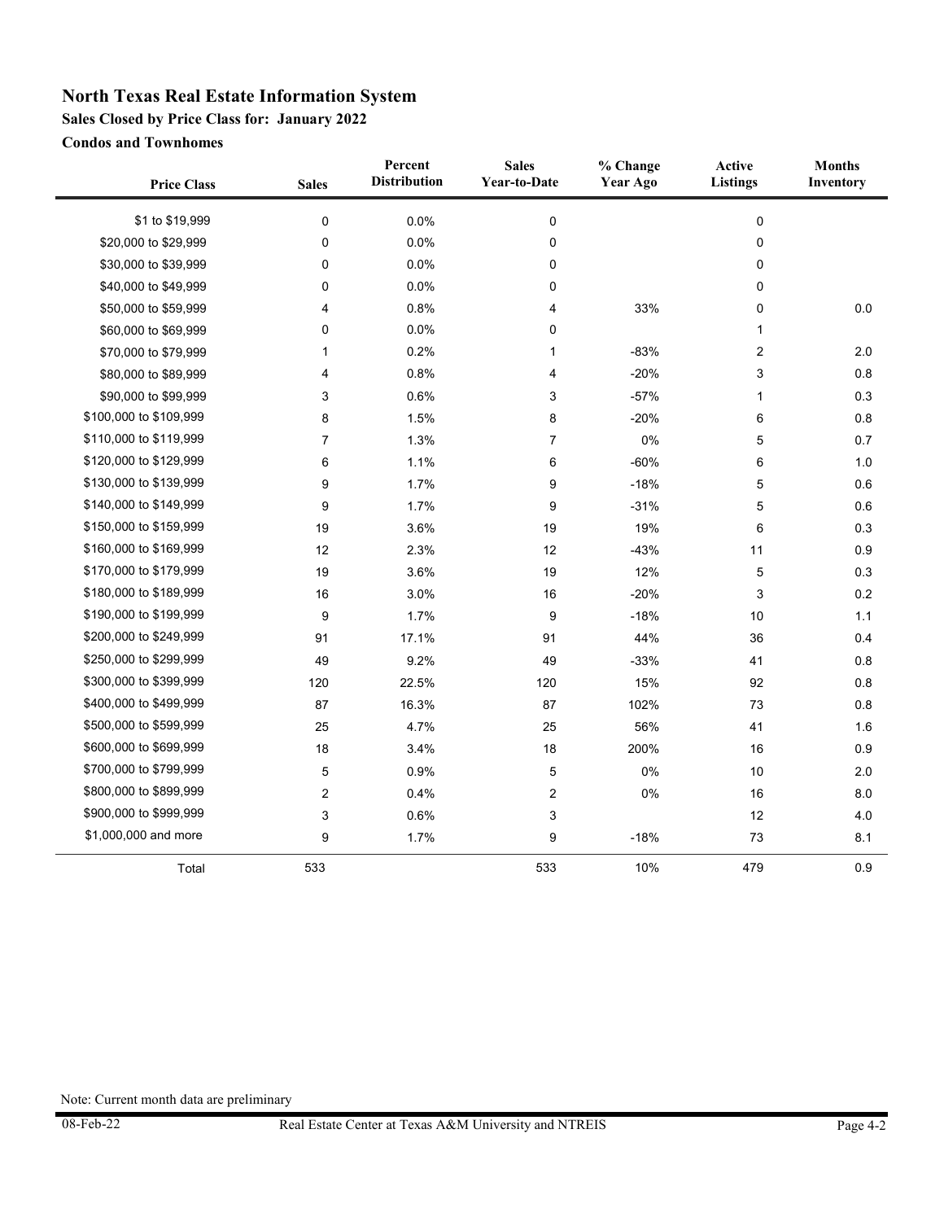# North Texas Real Estate Information System

## Sales Closed by Price Class for: January 2022

### Condos and Townhomes

| Price Class | Sales | Percent Distribution | Sales Year-to-Date | % Change Year Ago | Active Listings | Months Inventory |
|---|---|---|---|---|---|---|
| $1 to $19,999 | 0 | 0.0% | 0 | | 0 | |
| $20,000 to $29,999 | 0 | 0.0% | 0 | | 0 | |
| $30,000 to $39,999 | 0 | 0.0% | 0 | | 0 | |
| $40,000 to $49,999 | 0 | 0.0% | 0 | | 0 | |
| $50,000 to $59,999 | 4 | 0.8% | 4 | 33% | 0 | 0.0 |
| $60,000 to $69,999 | 0 | 0.0% | 0 | | 1 | |
| $70,000 to $79,999 | 1 | 0.2% | 1 | -83% | 2 | 2.0 |
| $80,000 to $89,999 | 4 | 0.8% | 4 | -20% | 3 | 0.8 |
| $90,000 to $99,999 | 3 | 0.6% | 3 | -57% | 1 | 0.3 |
| $100,000 to $109,999 | 8 | 1.5% | 8 | -20% | 6 | 0.8 |
| $110,000 to $119,999 | 7 | 1.3% | 7 | 0% | 5 | 0.7 |
| $120,000 to $129,999 | 6 | 1.1% | 6 | -60% | 6 | 1.0 |
| $130,000 to $139,999 | 9 | 1.7% | 9 | -18% | 5 | 0.6 |
| $140,000 to $149,999 | 9 | 1.7% | 9 | -31% | 5 | 0.6 |
| $150,000 to $159,999 | 19 | 3.6% | 19 | 19% | 6 | 0.3 |
| $160,000 to $169,999 | 12 | 2.3% | 12 | -43% | 11 | 0.9 |
| $170,000 to $179,999 | 19 | 3.6% | 19 | 12% | 5 | 0.3 |
| $180,000 to $189,999 | 16 | 3.0% | 16 | -20% | 3 | 0.2 |
| $190,000 to $199,999 | 9 | 1.7% | 9 | -18% | 10 | 1.1 |
| $200,000 to $249,999 | 91 | 17.1% | 91 | 44% | 36 | 0.4 |
| $250,000 to $299,999 | 49 | 9.2% | 49 | -33% | 41 | 0.8 |
| $300,000 to $399,999 | 120 | 22.5% | 120 | 15% | 92 | 0.8 |
| $400,000 to $499,999 | 87 | 16.3% | 87 | 102% | 73 | 0.8 |
| $500,000 to $599,999 | 25 | 4.7% | 25 | 56% | 41 | 1.6 |
| $600,000 to $699,999 | 18 | 3.4% | 18 | 200% | 16 | 0.9 |
| $700,000 to $799,999 | 5 | 0.9% | 5 | 0% | 10 | 2.0 |
| $800,000 to $899,999 | 2 | 0.4% | 2 | 0% | 16 | 8.0 |
| $900,000 to $999,999 | 3 | 0.6% | 3 | | 12 | 4.0 |
| $1,000,000 and more | 9 | 1.7% | 9 | -18% | 73 | 8.1 |
| Total | 533 | | 533 | 10% | 479 | 0.9 |

Note: Current month data are preliminary

08-Feb-22 Real Estate Center at Texas A&M University and NTREIS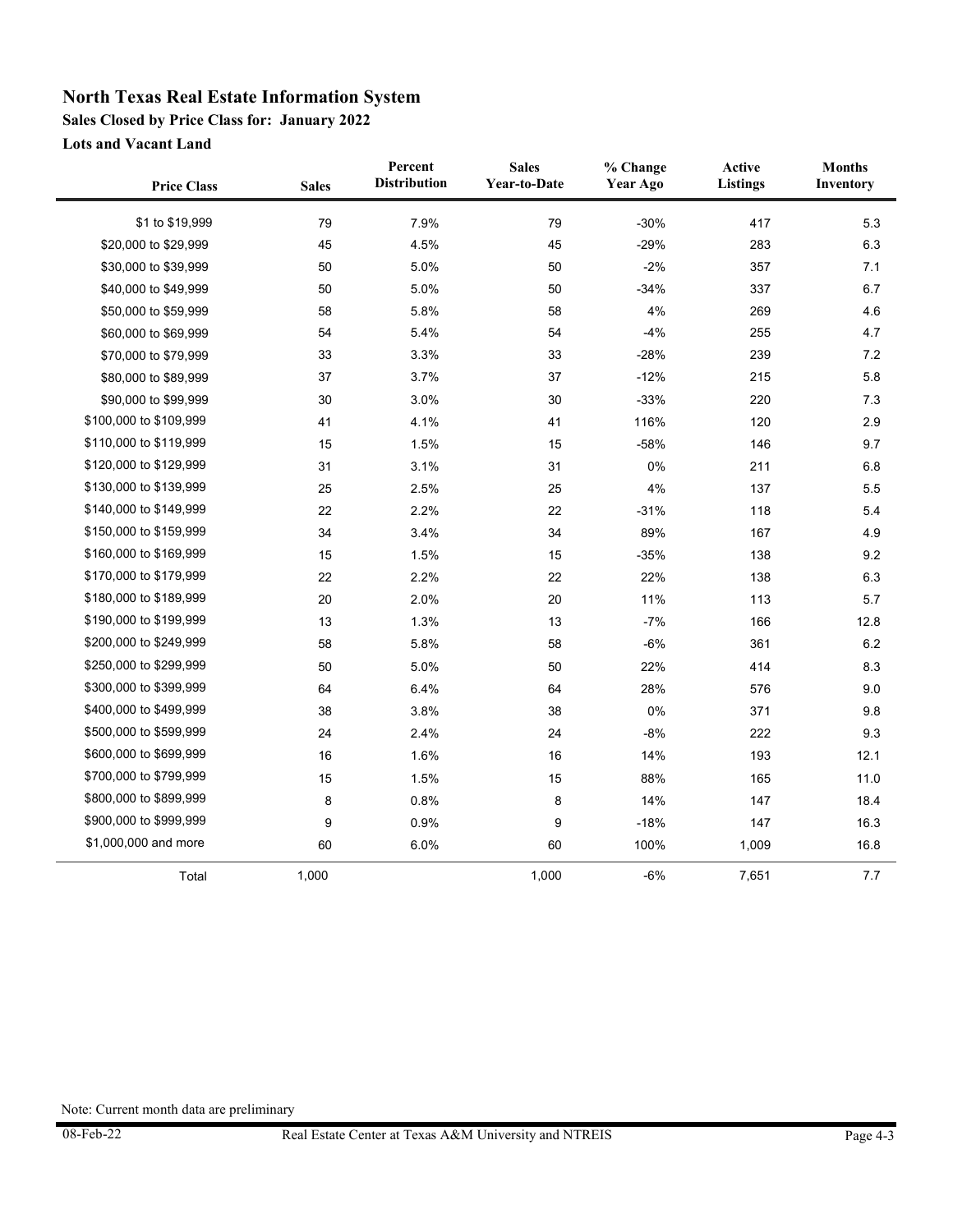# North Texas Real Estate Information System

## Sales Closed by Price Class for: January 2022

### Lots and Vacant Land

| Price Class | Sales | Percent Distribution | Sales Year-to-Date | % Change Year Ago | Active Listings | Months Inventory |
|---|---|---|---|---|---|---|
| $1 to $19,999 | 79 | 7.9% | 79 | -30% | 417 | 5.3 |
| $20,000 to $29,999 | 45 | 4.5% | 45 | -29% | 283 | 6.3 |
| $30,000 to $39,999 | 50 | 5.0% | 50 | -2% | 357 | 7.1 |
| $40,000 to $49,999 | 50 | 5.0% | 50 | -34% | 337 | 6.7 |
| $50,000 to $59,999 | 58 | 5.8% | 58 | 4% | 269 | 4.6 |
| $60,000 to $69,999 | 54 | 5.4% | 54 | -4% | 255 | 4.7 |
| $70,000 to $79,999 | 33 | 3.3% | 33 | -28% | 239 | 7.2 |
| $80,000 to $89,999 | 37 | 3.7% | 37 | -12% | 215 | 5.8 |
| $90,000 to $99,999 | 30 | 3.0% | 30 | -33% | 220 | 7.3 |
| $100,000 to $109,999 | 41 | 4.1% | 41 | 116% | 120 | 2.9 |
| $110,000 to $119,999 | 15 | 1.5% | 15 | -58% | 146 | 9.7 |
| $120,000 to $129,999 | 31 | 3.1% | 31 | 0% | 211 | 6.8 |
| $130,000 to $139,999 | 25 | 2.5% | 25 | 4% | 137 | 5.5 |
| $140,000 to $149,999 | 22 | 2.2% | 22 | -31% | 118 | 5.4 |
| $150,000 to $159,999 | 34 | 3.4% | 34 | 89% | 167 | 4.9 |
| $160,000 to $169,999 | 15 | 1.5% | 15 | -35% | 138 | 9.2 |
| $170,000 to $179,999 | 22 | 2.2% | 22 | 22% | 138 | 6.3 |
| $180,000 to $189,999 | 20 | 2.0% | 20 | 11% | 113 | 5.7 |
| $190,000 to $199,999 | 13 | 1.3% | 13 | -7% | 166 | 12.8 |
| $200,000 to $249,999 | 58 | 5.8% | 58 | -6% | 361 | 6.2 |
| $250,000 to $299,999 | 50 | 5.0% | 50 | 22% | 414 | 8.3 |
| $300,000 to $399,999 | 64 | 6.4% | 64 | 28% | 576 | 9.0 |
| $400,000 to $499,999 | 38 | 3.8% | 38 | 0% | 371 | 9.8 |
| $500,000 to $599,999 | 24 | 2.4% | 24 | -8% | 222 | 9.3 |
| $600,000 to $699,999 | 16 | 1.6% | 16 | 14% | 193 | 12.1 |
| $700,000 to $799,999 | 15 | 1.5% | 15 | 88% | 165 | 11.0 |
| $800,000 to $899,999 | 8 | 0.8% | 8 | 14% | 147 | 18.4 |
| $900,000 to $999,999 | 9 | 0.9% | 9 | -18% | 147 | 16.3 |
| $1,000,000 and more | 60 | 6.0% | 60 | 100% | 1,009 | 16.8 |
| Total | 1,000 | | 1,000 | -6% | 7,651 | 7.7 |

Note: Current month data are preliminary

08-Feb-22 Real Estate Center at Texas A&M University and NTREIS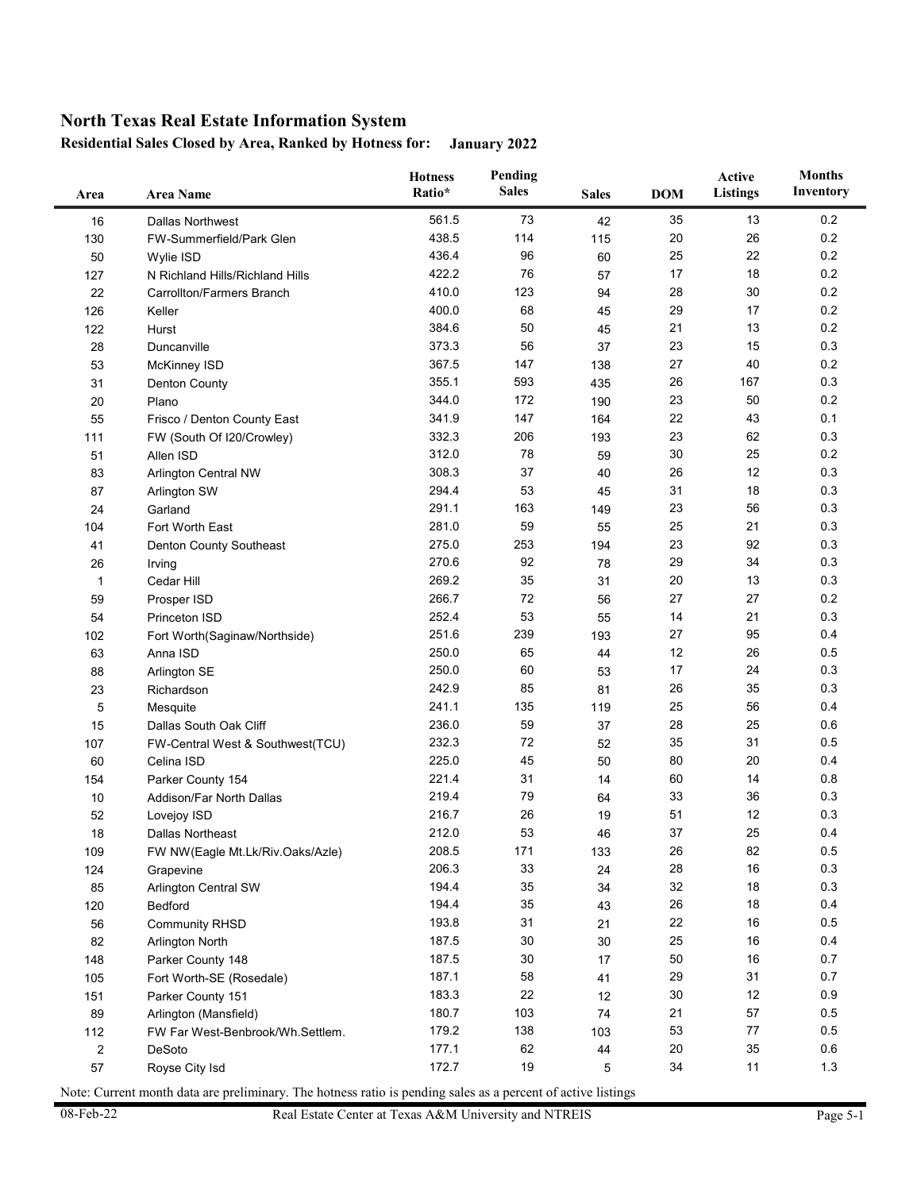# North Texas Real Estate Information System

**Residential Sales Closed by Area, Ranked by Hotness for: January 2022**

| Area | Area Name | Hotness Ratio* | Pending Sales | Sales | DOM | Active Listings | Months Inventory |
|---|---|---|---|---|---|---|---|
| 16 | Dallas Northwest | 561.5 | 73 | 42 | 35 | 13 | 0.2 |
| 130 | FW-Summerfield/Park Glen | 438.5 | 114 | 115 | 20 | 26 | 0.2 |
| 50 | Wylie ISD | 436.4 | 96 | 60 | 25 | 22 | 0.2 |
| 127 | N Richland Hills/Richland Hills | 422.2 | 76 | 57 | 17 | 18 | 0.2 |
| 22 | Carrollton/Farmers Branch | 410.0 | 123 | 94 | 28 | 30 | 0.2 |
| 126 | Keller | 400.0 | 68 | 45 | 29 | 17 | 0.2 |
| 122 | Hurst | 384.6 | 50 | 45 | 21 | 13 | 0.2 |
| 28 | Duncanville | 373.3 | 56 | 37 | 23 | 15 | 0.3 |
| 53 | McKinney ISD | 367.5 | 147 | 138 | 27 | 40 | 0.2 |
| 31 | Denton County | 355.1 | 593 | 435 | 26 | 167 | 0.3 |
| 20 | Plano | 344.0 | 172 | 190 | 23 | 50 | 0.2 |
| 55 | Frisco / Denton County East | 341.9 | 147 | 164 | 22 | 43 | 0.1 |
| 111 | FW (South Of I20/Crowley) | 332.3 | 206 | 193 | 23 | 62 | 0.3 |
| 51 | Allen ISD | 312.0 | 78 | 59 | 30 | 25 | 0.2 |
| 83 | Arlington Central NW | 308.3 | 37 | 40 | 26 | 12 | 0.3 |
| 87 | Arlington SW | 294.4 | 53 | 45 | 31 | 18 | 0.3 |
| 24 | Garland | 291.1 | 163 | 149 | 23 | 56 | 0.3 |
| 104 | Fort Worth East | 281.0 | 59 | 55 | 25 | 21 | 0.3 |
| 41 | Denton County Southeast | 275.0 | 253 | 194 | 23 | 92 | 0.3 |
| 26 | Irving | 270.6 | 92 | 78 | 29 | 34 | 0.3 |
| 1 | Cedar Hill | 269.2 | 35 | 31 | 20 | 13 | 0.3 |
| 59 | Prosper ISD | 266.7 | 72 | 56 | 27 | 27 | 0.2 |
| 54 | Princeton ISD | 252.4 | 53 | 55 | 14 | 21 | 0.3 |
| 102 | Fort Worth(Saginaw/Northside) | 251.6 | 239 | 193 | 27 | 95 | 0.4 |
| 63 | Anna ISD | 250.0 | 65 | 44 | 12 | 26 | 0.5 |
| 88 | Arlington SE | 250.0 | 60 | 53 | 17 | 24 | 0.3 |
| 23 | Richardson | 242.9 | 85 | 81 | 26 | 35 | 0.3 |
| 5 | Mesquite | 241.1 | 135 | 119 | 25 | 56 | 0.4 |
| 15 | Dallas South Oak Cliff | 236.0 | 59 | 37 | 28 | 25 | 0.6 |
| 107 | FW-Central West & Southwest(TCU) | 232.3 | 72 | 52 | 35 | 31 | 0.5 |
| 60 | Celina ISD | 225.0 | 45 | 50 | 80 | 20 | 0.4 |
| 154 | Parker County 154 | 221.4 | 31 | 14 | 60 | 14 | 0.8 |
| 10 | Addison/Far North Dallas | 219.4 | 79 | 64 | 33 | 36 | 0.3 |
| 52 | Lovejoy ISD | 216.7 | 26 | 19 | 51 | 12 | 0.3 |
| 18 | Dallas Northeast | 212.0 | 53 | 46 | 37 | 25 | 0.4 |
| 109 | FW NW(Eagle Mt.Lk/Riv.Oaks/Azle) | 208.5 | 171 | 133 | 26 | 82 | 0.5 |
| 124 | Grapevine | 206.3 | 33 | 24 | 28 | 16 | 0.3 |
| 85 | Arlington Central SW | 194.4 | 35 | 34 | 32 | 18 | 0.3 |
| 120 | Bedford | 194.4 | 35 | 43 | 26 | 18 | 0.4 |
| 56 | Community RHSD | 193.8 | 31 | 21 | 22 | 16 | 0.5 |
| 82 | Arlington North | 187.5 | 30 | 30 | 25 | 16 | 0.4 |
| 148 | Parker County 148 | 187.5 | 30 | 17 | 50 | 16 | 0.7 |
| 105 | Fort Worth-SE (Rosedale) | 187.1 | 58 | 41 | 29 | 31 | 0.7 |
| 151 | Parker County 151 | 183.3 | 22 | 12 | 30 | 12 | 0.9 |
| 89 | Arlington (Mansfield) | 180.7 | 103 | 74 | 21 | 57 | 0.5 |
| 112 | FW Far West-Benbrook/Wh.Settlem. | 179.2 | 138 | 103 | 53 | 77 | 0.5 |
| 2 | DeSoto | 177.1 | 62 | 44 | 20 | 35 | 0.6 |
| 57 | Royse City Isd | 172.7 | 19 | 5 | 34 | 11 | 1.3 |

Note: Current month data are preliminary. The hotness ratio is pending sales as a percent of active listings

08-Feb-22 Real Estate Center at Texas A&M University and NTREIS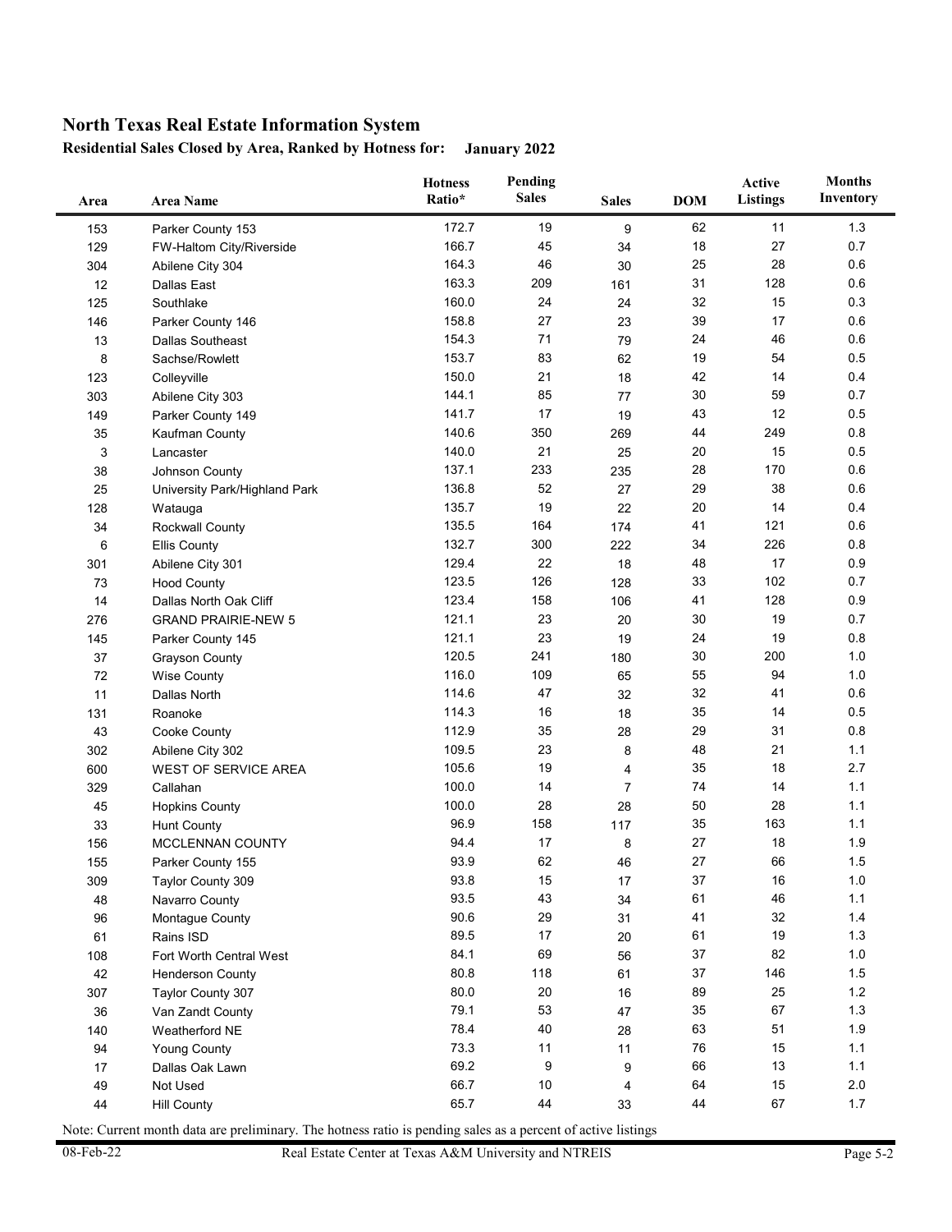## North Texas Real Estate Information System

**Residential Sales Closed by Area, Ranked by Hotness for: January 2022**

| Area | Area Name | Hotness Ratio* | Pending Sales | Sales | DOM | Active Listings | Months Inventory |
|---|---|---|---|---|---|---|---|
| 153 | Parker County 153 | 172.7 | 19 | 9 | 62 | 11 | 1.3 |
| 129 | FW-Haltom City/Riverside | 166.7 | 45 | 34 | 18 | 27 | 0.7 |
| 304 | Abilene City 304 | 164.3 | 46 | 30 | 25 | 28 | 0.6 |
| 12 | Dallas East | 163.3 | 209 | 161 | 31 | 128 | 0.6 |
| 125 | Southlake | 160.0 | 24 | 24 | 32 | 15 | 0.3 |
| 146 | Parker County 146 | 158.8 | 27 | 23 | 39 | 17 | 0.6 |
| 13 | Dallas Southeast | 154.3 | 71 | 79 | 24 | 46 | 0.6 |
| 8 | Sachse/Rowlett | 153.7 | 83 | 62 | 19 | 54 | 0.5 |
| 123 | Colleyville | 150.0 | 21 | 18 | 42 | 14 | 0.4 |
| 303 | Abilene City 303 | 144.1 | 85 | 77 | 30 | 59 | 0.7 |
| 149 | Parker County 149 | 141.7 | 17 | 19 | 43 | 12 | 0.5 |
| 35 | Kaufman County | 140.6 | 350 | 269 | 44 | 249 | 0.8 |
| 3 | Lancaster | 140.0 | 21 | 25 | 20 | 15 | 0.5 |
| 38 | Johnson County | 137.1 | 233 | 235 | 28 | 170 | 0.6 |
| 25 | University Park/Highland Park | 136.8 | 52 | 27 | 29 | 38 | 0.6 |
| 128 | Watauga | 135.7 | 19 | 22 | 20 | 14 | 0.4 |
| 34 | Rockwall County | 135.5 | 164 | 174 | 41 | 121 | 0.6 |
| 6 | Ellis County | 132.7 | 300 | 222 | 34 | 226 | 0.8 |
| 301 | Abilene City 301 | 129.4 | 22 | 18 | 48 | 17 | 0.9 |
| 73 | Hood County | 123.5 | 126 | 128 | 33 | 102 | 0.7 |
| 14 | Dallas North Oak Cliff | 123.4 | 158 | 106 | 41 | 128 | 0.9 |
| 276 | GRAND PRAIRIE-NEW 5 | 121.1 | 23 | 20 | 30 | 19 | 0.7 |
| 145 | Parker County 145 | 121.1 | 23 | 19 | 24 | 19 | 0.8 |
| 37 | Grayson County | 120.5 | 241 | 180 | 30 | 200 | 1.0 |
| 72 | Wise County | 116.0 | 109 | 65 | 55 | 94 | 1.0 |
| 11 | Dallas North | 114.6 | 47 | 32 | 32 | 41 | 0.6 |
| 131 | Roanoke | 114.3 | 16 | 18 | 35 | 14 | 0.5 |
| 43 | Cooke County | 112.9 | 35 | 28 | 29 | 31 | 0.8 |
| 302 | Abilene City 302 | 109.5 | 23 | 8 | 48 | 21 | 1.1 |
| 600 | WEST OF SERVICE AREA | 105.6 | 19 | 4 | 35 | 18 | 2.7 |
| 329 | Callahan | 100.0 | 14 | 7 | 74 | 14 | 1.1 |
| 45 | Hopkins County | 100.0 | 28 | 28 | 50 | 28 | 1.1 |
| 33 | Hunt County | 96.9 | 158 | 117 | 35 | 163 | 1.1 |
| 156 | MCCLENNAN COUNTY | 94.4 | 17 | 8 | 27 | 18 | 1.9 |
| 155 | Parker County 155 | 93.9 | 62 | 46 | 27 | 66 | 1.5 |
| 309 | Taylor County 309 | 93.8 | 15 | 17 | 37 | 16 | 1.0 |
| 48 | Navarro County | 93.5 | 43 | 34 | 61 | 46 | 1.1 |
| 96 | Montague County | 90.6 | 29 | 31 | 41 | 32 | 1.4 |
| 61 | Rains ISD | 89.5 | 17 | 20 | 61 | 19 | 1.3 |
| 108 | Fort Worth Central West | 84.1 | 69 | 56 | 37 | 82 | 1.0 |
| 42 | Henderson County | 80.8 | 118 | 61 | 37 | 146 | 1.5 |
| 307 | Taylor County 307 | 80.0 | 20 | 16 | 89 | 25 | 1.2 |
| 36 | Van Zandt County | 79.1 | 53 | 47 | 35 | 67 | 1.3 |
| 140 | Weatherford NE | 78.4 | 40 | 28 | 63 | 51 | 1.9 |
| 94 | Young County | 73.3 | 11 | 11 | 76 | 15 | 1.1 |
| 17 | Dallas Oak Lawn | 69.2 | 9 | 9 | 66 | 13 | 1.1 |
| 49 | Not Used | 66.7 | 10 | 4 | 64 | 15 | 2.0 |
| 44 | Hill County | 65.7 | 44 | 33 | 44 | 67 | 1.7 |

Note: Current month data are preliminary. The hotness ratio is pending sales as a percent of active listings

08-Feb-22 Real Estate Center at Texas A&M University and NTREIS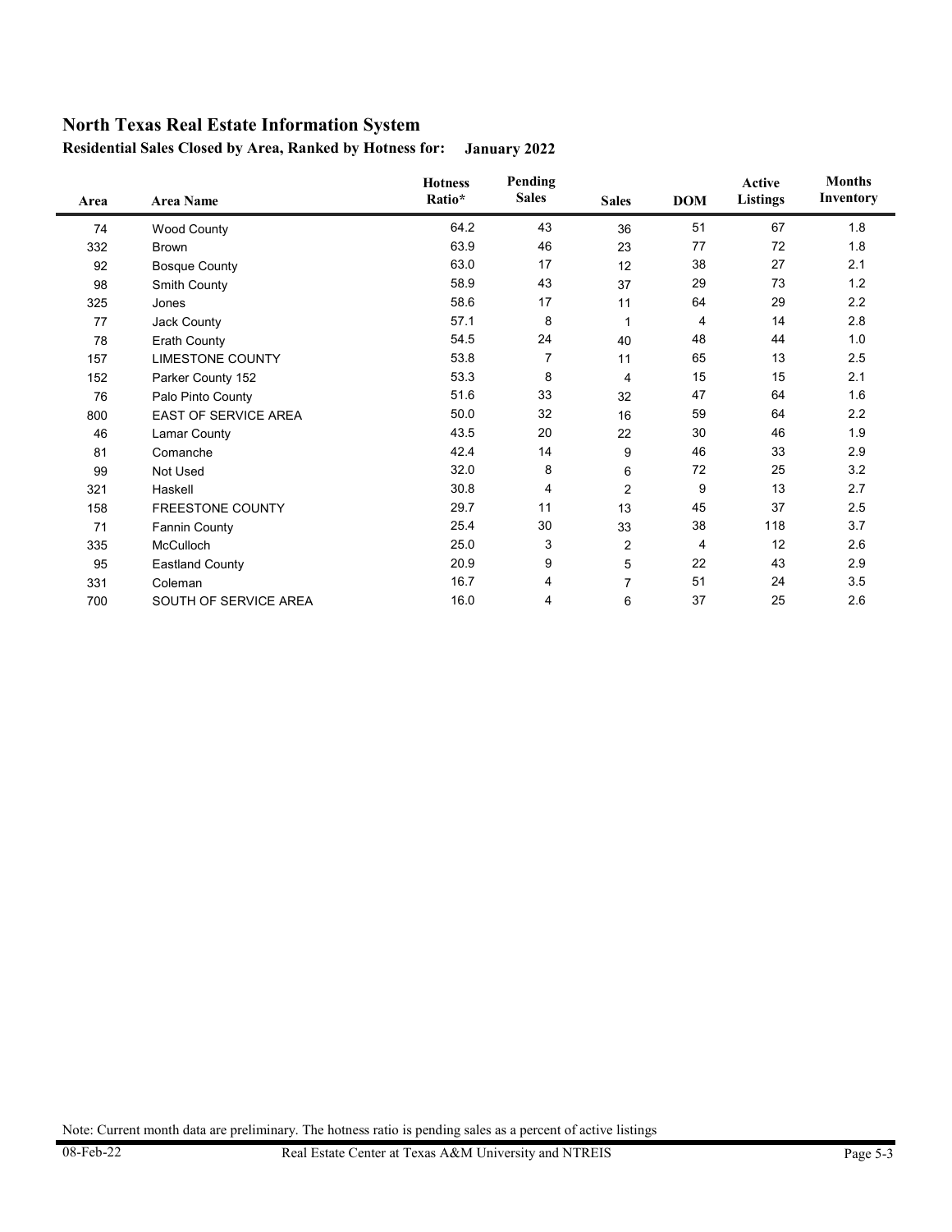# North Texas Real Estate Information System

## Residential Sales Closed by Area, Ranked by Hotness for: January 2022

| Area | Area Name | Hotness Ratio* | Pending Sales | Sales | DOM | Active Listings | Months Inventory |
|---|---|---|---|---|---|---|---|
| 74 | Wood County | 64.2 | 43 | 36 | 51 | 67 | 1.8 |
| 332 | Brown | 63.9 | 46 | 23 | 77 | 72 | 1.8 |
| 92 | Bosque County | 63.0 | 17 | 12 | 38 | 27 | 2.1 |
| 98 | Smith County | 58.9 | 43 | 37 | 29 | 73 | 1.2 |
| 325 | Jones | 58.6 | 17 | 11 | 64 | 29 | 2.2 |
| 77 | Jack County | 57.1 | 8 | 1 | 4 | 14 | 2.8 |
| 78 | Erath County | 54.5 | 24 | 40 | 48 | 44 | 1.0 |
| 157 | LIMESTONE COUNTY | 53.8 | 7 | 11 | 65 | 13 | 2.5 |
| 152 | Parker County 152 | 53.3 | 8 | 4 | 15 | 15 | 2.1 |
| 76 | Palo Pinto County | 51.6 | 33 | 32 | 47 | 64 | 1.6 |
| 800 | EAST OF SERVICE AREA | 50.0 | 32 | 16 | 59 | 64 | 2.2 |
| 46 | Lamar County | 43.5 | 20 | 22 | 30 | 46 | 1.9 |
| 81 | Comanche | 42.4 | 14 | 9 | 46 | 33 | 2.9 |
| 99 | Not Used | 32.0 | 8 | 6 | 72 | 25 | 3.2 |
| 321 | Haskell | 30.8 | 4 | 2 | 9 | 13 | 2.7 |
| 158 | FREESTONE COUNTY | 29.7 | 11 | 13 | 45 | 37 | 2.5 |
| 71 | Fannin County | 25.4 | 30 | 33 | 38 | 118 | 3.7 |
| 335 | McCulloch | 25.0 | 3 | 2 | 4 | 12 | 2.6 |
| 95 | Eastland County | 20.9 | 9 | 5 | 22 | 43 | 2.9 |
| 331 | Coleman | 16.7 | 4 | 7 | 51 | 24 | 3.5 |
| 700 | SOUTH OF SERVICE AREA | 16.0 | 4 | 6 | 37 | 25 | 2.6 |

Note: Current month data are preliminary. The hotness ratio is pending sales as a percent of active listings

08-Feb-22 Real Estate Center at Texas A&M University and NTREIS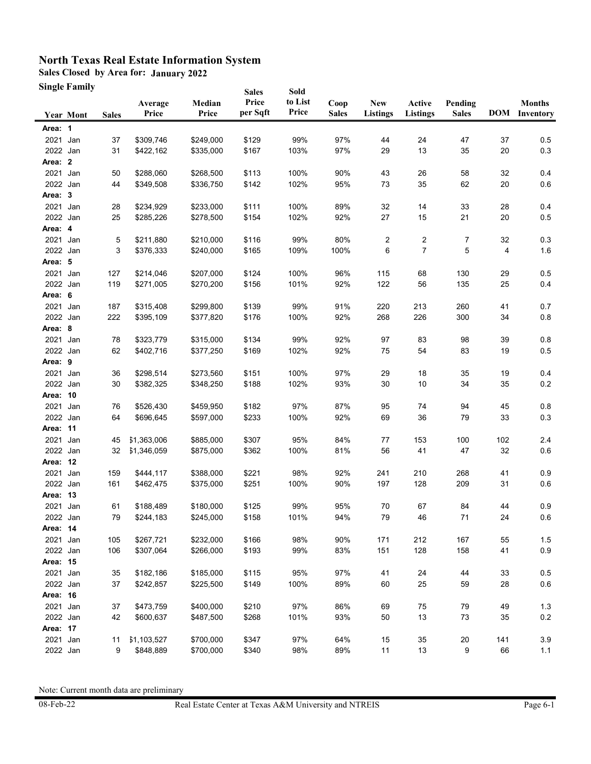# North Texas Real Estate Information System

**Sales Closed by Area for: January 2022**

**Single Family**

| Year | Mont | Sales | Average Price | Median Price | Sales Price per Sqft | Sold to List Price | Coop Sales | New Listings | Active Listings | Pending Sales | DOM | Months Inventory |
|---|---|---|---|---|---|---|---|---|---|---|---|---|
| **Area: 1** | | | | | | | | | | | | |
| 2021 | Jan | 37 | $309,746 | $249,000 | $129 | 99% | 97% | 44 | 24 | 47 | 37 | 0.5 |
| 2022 | Jan | 31 | $422,162 | $335,000 | $167 | 103% | 97% | 29 | 13 | 35 | 20 | 0.3 |
| **Area: 2** | | | | | | | | | | | | |
| 2021 | Jan | 50 | $288,060 | $268,500 | $113 | 100% | 90% | 43 | 26 | 58 | 32 | 0.4 |
| 2022 | Jan | 44 | $349,508 | $336,750 | $142 | 102% | 95% | 73 | 35 | 62 | 20 | 0.6 |
| **Area: 3** | | | | | | | | | | | | |
| 2021 | Jan | 28 | $234,929 | $233,000 | $111 | 100% | 89% | 32 | 14 | 33 | 28 | 0.4 |
| 2022 | Jan | 25 | $285,226 | $278,500 | $154 | 102% | 92% | 27 | 15 | 21 | 20 | 0.5 |
| **Area: 4** | | | | | | | | | | | | |
| 2021 | Jan | 5 | $211,880 | $210,000 | $116 | 99% | 80% | 2 | 2 | 7 | 32 | 0.3 |
| 2022 | Jan | 3 | $376,333 | $240,000 | $165 | 109% | 100% | 6 | 7 | 5 | 4 | 1.6 |
| **Area: 5** | | | | | | | | | | | | |
| 2021 | Jan | 127 | $214,046 | $207,000 | $124 | 100% | 96% | 115 | 68 | 130 | 29 | 0.5 |
| 2022 | Jan | 119 | $271,005 | $270,200 | $156 | 101% | 92% | 122 | 56 | 135 | 25 | 0.4 |
| **Area: 6** | | | | | | | | | | | | |
| 2021 | Jan | 187 | $315,408 | $299,800 | $139 | 99% | 91% | 220 | 213 | 260 | 41 | 0.7 |
| 2022 | Jan | 222 | $395,109 | $377,820 | $176 | 100% | 92% | 268 | 226 | 300 | 34 | 0.8 |
| **Area: 8** | | | | | | | | | | | | |
| 2021 | Jan | 78 | $323,779 | $315,000 | $134 | 99% | 92% | 97 | 83 | 98 | 39 | 0.8 |
| 2022 | Jan | 62 | $402,716 | $377,250 | $169 | 102% | 92% | 75 | 54 | 83 | 19 | 0.5 |
| **Area: 9** | | | | | | | | | | | | |
| 2021 | Jan | 36 | $298,514 | $273,560 | $151 | 100% | 97% | 29 | 18 | 35 | 19 | 0.4 |
| 2022 | Jan | 30 | $382,325 | $348,250 | $188 | 102% | 93% | 30 | 10 | 34 | 35 | 0.2 |
| **Area: 10** | | | | | | | | | | | | |
| 2021 | Jan | 76 | $526,430 | $459,950 | $182 | 97% | 87% | 95 | 74 | 94 | 45 | 0.8 |
| 2022 | Jan | 64 | $696,645 | $597,000 | $233 | 100% | 92% | 69 | 36 | 79 | 33 | 0.3 |
| **Area: 11** | | | | | | | | | | | | |
| 2021 | Jan | 45 | $1,363,006 | $885,000 | $307 | 95% | 84% | 77 | 153 | 100 | 102 | 2.4 |
| 2022 | Jan | 32 | $1,346,059 | $875,000 | $362 | 100% | 81% | 56 | 41 | 47 | 32 | 0.6 |
| **Area: 12** | | | | | | | | | | | | |
| 2021 | Jan | 159 | $444,117 | $388,000 | $221 | 98% | 92% | 241 | 210 | 268 | 41 | 0.9 |
| 2022 | Jan | 161 | $462,475 | $375,000 | $251 | 100% | 90% | 197 | 128 | 209 | 31 | 0.6 |
| **Area: 13** | | | | | | | | | | | | |
| 2021 | Jan | 61 | $188,489 | $180,000 | $125 | 99% | 95% | 70 | 67 | 84 | 44 | 0.9 |
| 2022 | Jan | 79 | $244,183 | $245,000 | $158 | 101% | 94% | 79 | 46 | 71 | 24 | 0.6 |
| **Area: 14** | | | | | | | | | | | | |
| 2021 | Jan | 105 | $267,721 | $232,000 | $166 | 98% | 90% | 171 | 212 | 167 | 55 | 1.5 |
| 2022 | Jan | 106 | $307,064 | $266,000 | $193 | 99% | 83% | 151 | 128 | 158 | 41 | 0.9 |
| **Area: 15** | | | | | | | | | | | | |
| 2021 | Jan | 35 | $182,186 | $185,000 | $115 | 95% | 97% | 41 | 24 | 44 | 33 | 0.5 |
| 2022 | Jan | 37 | $242,857 | $225,500 | $149 | 100% | 89% | 60 | 25 | 59 | 28 | 0.6 |
| **Area: 16** | | | | | | | | | | | | |
| 2021 | Jan | 37 | $473,759 | $400,000 | $210 | 97% | 86% | 69 | 75 | 79 | 49 | 1.3 |
| 2022 | Jan | 42 | $600,637 | $487,500 | $268 | 101% | 93% | 50 | 13 | 73 | 35 | 0.2 |
| **Area: 17** | | | | | | | | | | | | |
| 2021 | Jan | 11 | $1,103,527 | $700,000 | $347 | 97% | 64% | 15 | 35 | 20 | 141 | 3.9 |
| 2022 | Jan | 9 | $848,889 | $700,000 | $340 | 98% | 89% | 11 | 13 | 9 | 66 | 1.1 |

Note: Current month data are preliminary

08-Feb-22 Real Estate Center at Texas A&M University and NTREIS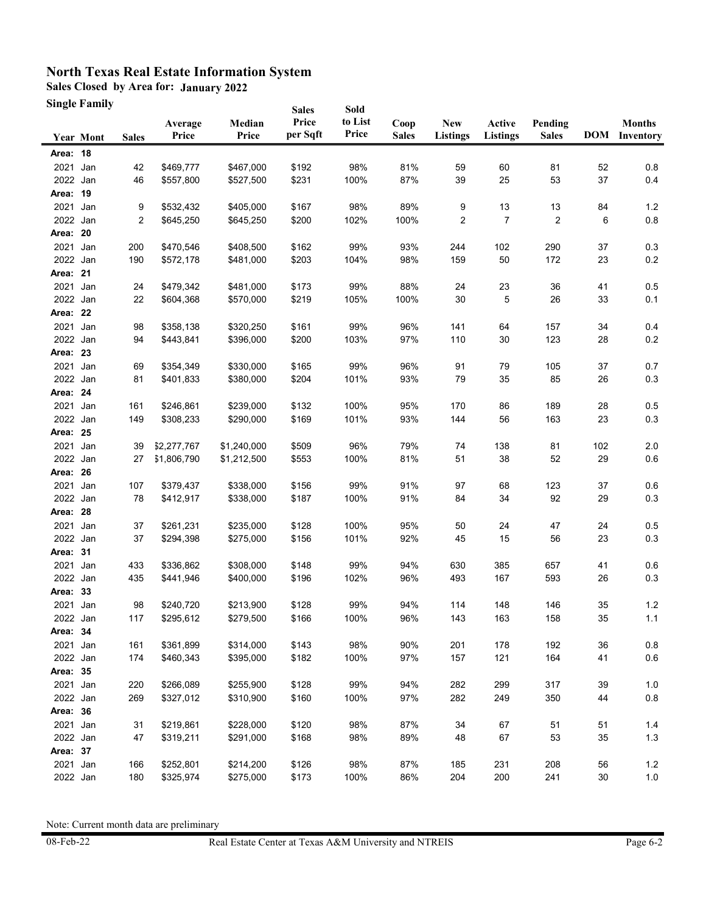# North Texas Real Estate Information System

**Sales Closed by Area for: January 2022**

**Single Family**

| Year | Mont | Sales | Average Price | Median Price | Sales Price per Sqft | Sold to List Price | Coop Sales | New Listings | Active Listings | Pending Sales | DOM | Months Inventory |
|---|---|---|---|---|---|---|---|---|---|---|---|---|
| **Area: 18** | | | | | | | | | | | | |
| 2021 | Jan | 42 | $469,777 | $467,000 | $192 | 98% | 81% | 59 | 60 | 81 | 52 | 0.8 |
| 2022 | Jan | 46 | $557,800 | $527,500 | $231 | 100% | 87% | 39 | 25 | 53 | 37 | 0.4 |
| **Area: 19** | | | | | | | | | | | | |
| 2021 | Jan | 9 | $532,432 | $405,000 | $167 | 98% | 89% | 9 | 13 | 13 | 84 | 1.2 |
| 2022 | Jan | 2 | $645,250 | $645,250 | $200 | 102% | 100% | 2 | 7 | 2 | 6 | 0.8 |
| **Area: 20** | | | | | | | | | | | | |
| 2021 | Jan | 200 | $470,546 | $408,500 | $162 | 99% | 93% | 244 | 102 | 290 | 37 | 0.3 |
| 2022 | Jan | 190 | $572,178 | $481,000 | $203 | 104% | 98% | 159 | 50 | 172 | 23 | 0.2 |
| **Area: 21** | | | | | | | | | | | | |
| 2021 | Jan | 24 | $479,342 | $481,000 | $173 | 99% | 88% | 24 | 23 | 36 | 41 | 0.5 |
| 2022 | Jan | 22 | $604,368 | $570,000 | $219 | 105% | 100% | 30 | 5 | 26 | 33 | 0.1 |
| **Area: 22** | | | | | | | | | | | | |
| 2021 | Jan | 98 | $358,138 | $320,250 | $161 | 99% | 96% | 141 | 64 | 157 | 34 | 0.4 |
| 2022 | Jan | 94 | $443,841 | $396,000 | $200 | 103% | 97% | 110 | 30 | 123 | 28 | 0.2 |
| **Area: 23** | | | | | | | | | | | | |
| 2021 | Jan | 69 | $354,349 | $330,000 | $165 | 99% | 96% | 91 | 79 | 105 | 37 | 0.7 |
| 2022 | Jan | 81 | $401,833 | $380,000 | $204 | 101% | 93% | 79 | 35 | 85 | 26 | 0.3 |
| **Area: 24** | | | | | | | | | | | | |
| 2021 | Jan | 161 | $246,861 | $239,000 | $132 | 100% | 95% | 170 | 86 | 189 | 28 | 0.5 |
| 2022 | Jan | 149 | $308,233 | $290,000 | $169 | 101% | 93% | 144 | 56 | 163 | 23 | 0.3 |
| **Area: 25** | | | | | | | | | | | | |
| 2021 | Jan | 39 | $2,277,767 | $1,240,000 | $509 | 96% | 79% | 74 | 138 | 81 | 102 | 2.0 |
| 2022 | Jan | 27 | $1,806,790 | $1,212,500 | $553 | 100% | 81% | 51 | 38 | 52 | 29 | 0.6 |
| **Area: 26** | | | | | | | | | | | | |
| 2021 | Jan | 107 | $379,437 | $338,000 | $156 | 99% | 91% | 97 | 68 | 123 | 37 | 0.6 |
| 2022 | Jan | 78 | $412,917 | $338,000 | $187 | 100% | 91% | 84 | 34 | 92 | 29 | 0.3 |
| **Area: 28** | | | | | | | | | | | | |
| 2021 | Jan | 37 | $261,231 | $235,000 | $128 | 100% | 95% | 50 | 24 | 47 | 24 | 0.5 |
| 2022 | Jan | 37 | $294,398 | $275,000 | $156 | 101% | 92% | 45 | 15 | 56 | 23 | 0.3 |
| **Area: 31** | | | | | | | | | | | | |
| 2021 | Jan | 433 | $336,862 | $308,000 | $148 | 99% | 94% | 630 | 385 | 657 | 41 | 0.6 |
| 2022 | Jan | 435 | $441,946 | $400,000 | $196 | 102% | 96% | 493 | 167 | 593 | 26 | 0.3 |
| **Area: 33** | | | | | | | | | | | | |
| 2021 | Jan | 98 | $240,720 | $213,900 | $128 | 99% | 94% | 114 | 148 | 146 | 35 | 1.2 |
| 2022 | Jan | 117 | $295,612 | $279,500 | $166 | 100% | 96% | 143 | 163 | 158 | 35 | 1.1 |
| **Area: 34** | | | | | | | | | | | | |
| 2021 | Jan | 161 | $361,899 | $314,000 | $143 | 98% | 90% | 201 | 178 | 192 | 36 | 0.8 |
| 2022 | Jan | 174 | $460,343 | $395,000 | $182 | 100% | 97% | 157 | 121 | 164 | 41 | 0.6 |
| **Area: 35** | | | | | | | | | | | | |
| 2021 | Jan | 220 | $266,089 | $255,900 | $128 | 99% | 94% | 282 | 299 | 317 | 39 | 1.0 |
| 2022 | Jan | 269 | $327,012 | $310,900 | $160 | 100% | 97% | 282 | 249 | 350 | 44 | 0.8 |
| **Area: 36** | | | | | | | | | | | | |
| 2021 | Jan | 31 | $219,861 | $228,000 | $120 | 98% | 87% | 34 | 67 | 51 | 51 | 1.4 |
| 2022 | Jan | 47 | $319,211 | $291,000 | $168 | 98% | 89% | 48 | 67 | 53 | 35 | 1.3 |
| **Area: 37** | | | | | | | | | | | | |
| 2021 | Jan | 166 | $252,801 | $214,200 | $126 | 98% | 87% | 185 | 231 | 208 | 56 | 1.2 |
| 2022 | Jan | 180 | $325,974 | $275,000 | $173 | 100% | 86% | 204 | 200 | 241 | 30 | 1.0 |

Note: Current month data are preliminary

08-Feb-22 Real Estate Center at Texas A&M University and NTREIS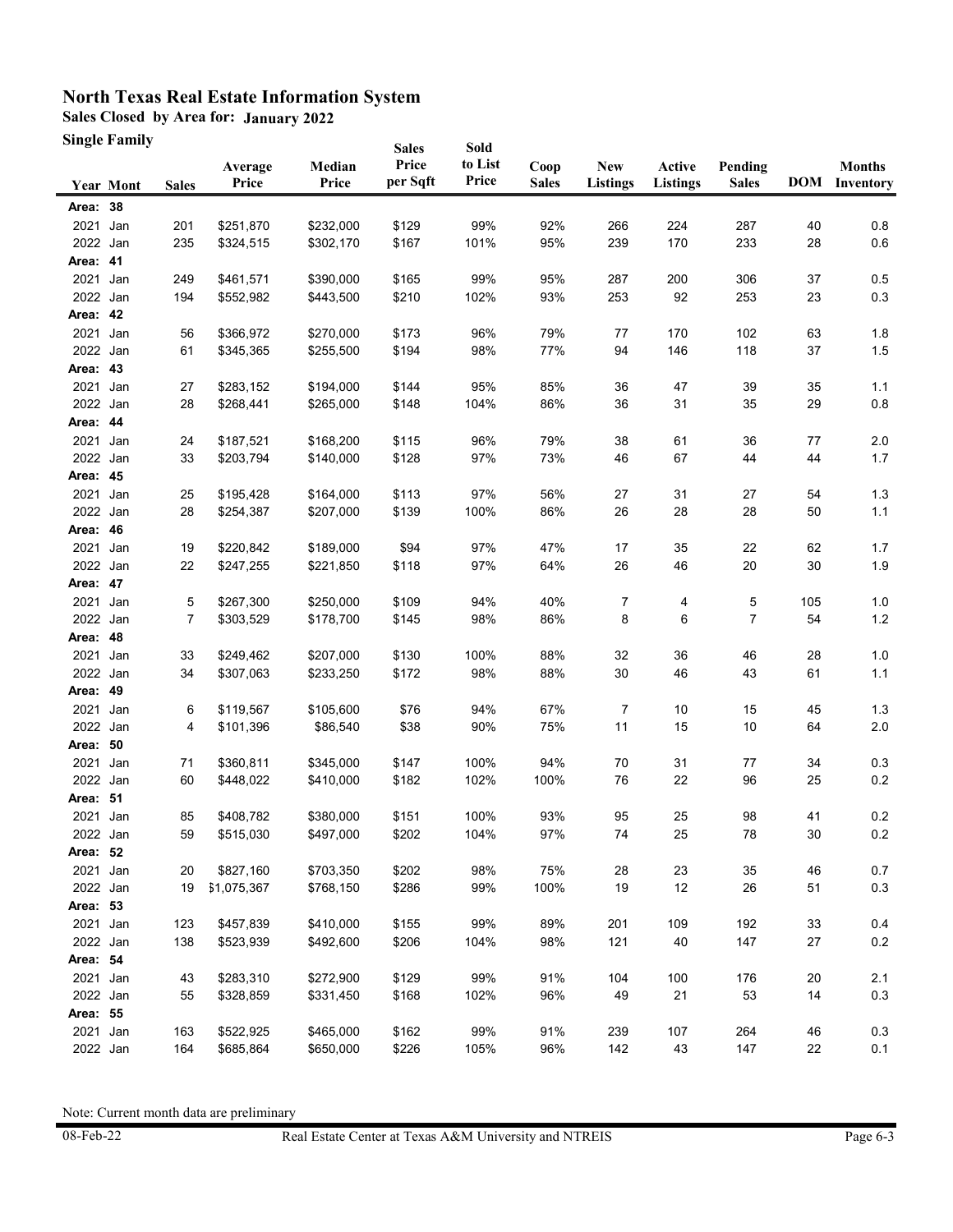# North Texas Real Estate Information System

**Sales Closed by Area for: January 2022**

**Single Family**

| Year | Mont | Sales | Average Price | Median Price | Sales Price per Sqft | Sold to List Price | Coop Sales | New Listings | Active Listings | Pending Sales | DOM | Months Inventory |
|---|---|---|---|---|---|---|---|---|---|---|---|---|
| **Area: 38** | | | | | | | | | | | | |
| 2021 | Jan | 201 | $251,870 | $232,000 | $129 | 99% | 92% | 266 | 224 | 287 | 40 | 0.8 |
| 2022 | Jan | 235 | $324,515 | $302,170 | $167 | 101% | 95% | 239 | 170 | 233 | 28 | 0.6 |
| **Area: 41** | | | | | | | | | | | | |
| 2021 | Jan | 249 | $461,571 | $390,000 | $165 | 99% | 95% | 287 | 200 | 306 | 37 | 0.5 |
| 2022 | Jan | 194 | $552,982 | $443,500 | $210 | 102% | 93% | 253 | 92 | 253 | 23 | 0.3 |
| **Area: 42** | | | | | | | | | | | | |
| 2021 | Jan | 56 | $366,972 | $270,000 | $173 | 96% | 79% | 77 | 170 | 102 | 63 | 1.8 |
| 2022 | Jan | 61 | $345,365 | $255,500 | $194 | 98% | 77% | 94 | 146 | 118 | 37 | 1.5 |
| **Area: 43** | | | | | | | | | | | | |
| 2021 | Jan | 27 | $283,152 | $194,000 | $144 | 95% | 85% | 36 | 47 | 39 | 35 | 1.1 |
| 2022 | Jan | 28 | $268,441 | $265,000 | $148 | 104% | 86% | 36 | 31 | 35 | 29 | 0.8 |
| **Area: 44** | | | | | | | | | | | | |
| 2021 | Jan | 24 | $187,521 | $168,200 | $115 | 96% | 79% | 38 | 61 | 36 | 77 | 2.0 |
| 2022 | Jan | 33 | $203,794 | $140,000 | $128 | 97% | 73% | 46 | 67 | 44 | 44 | 1.7 |
| **Area: 45** | | | | | | | | | | | | |
| 2021 | Jan | 25 | $195,428 | $164,000 | $113 | 97% | 56% | 27 | 31 | 27 | 54 | 1.3 |
| 2022 | Jan | 28 | $254,387 | $207,000 | $139 | 100% | 86% | 26 | 28 | 28 | 50 | 1.1 |
| **Area: 46** | | | | | | | | | | | | |
| 2021 | Jan | 19 | $220,842 | $189,000 | $94 | 97% | 47% | 17 | 35 | 22 | 62 | 1.7 |
| 2022 | Jan | 22 | $247,255 | $221,850 | $118 | 97% | 64% | 26 | 46 | 20 | 30 | 1.9 |
| **Area: 47** | | | | | | | | | | | | |
| 2021 | Jan | 5 | $267,300 | $250,000 | $109 | 94% | 40% | 7 | 4 | 5 | 105 | 1.0 |
| 2022 | Jan | 7 | $303,529 | $178,700 | $145 | 98% | 86% | 8 | 6 | 7 | 54 | 1.2 |
| **Area: 48** | | | | | | | | | | | | |
| 2021 | Jan | 33 | $249,462 | $207,000 | $130 | 100% | 88% | 32 | 36 | 46 | 28 | 1.0 |
| 2022 | Jan | 34 | $307,063 | $233,250 | $172 | 98% | 88% | 30 | 46 | 43 | 61 | 1.1 |
| **Area: 49** | | | | | | | | | | | | |
| 2021 | Jan | 6 | $119,567 | $105,600 | $76 | 94% | 67% | 7 | 10 | 15 | 45 | 1.3 |
| 2022 | Jan | 4 | $101,396 | $86,540 | $38 | 90% | 75% | 11 | 15 | 10 | 64 | 2.0 |
| **Area: 50** | | | | | | | | | | | | |
| 2021 | Jan | 71 | $360,811 | $345,000 | $147 | 100% | 94% | 70 | 31 | 77 | 34 | 0.3 |
| 2022 | Jan | 60 | $448,022 | $410,000 | $182 | 102% | 100% | 76 | 22 | 96 | 25 | 0.2 |
| **Area: 51** | | | | | | | | | | | | |
| 2021 | Jan | 85 | $408,782 | $380,000 | $151 | 100% | 93% | 95 | 25 | 98 | 41 | 0.2 |
| 2022 | Jan | 59 | $515,030 | $497,000 | $202 | 104% | 97% | 74 | 25 | 78 | 30 | 0.2 |
| **Area: 52** | | | | | | | | | | | | |
| 2021 | Jan | 20 | $827,160 | $703,350 | $202 | 98% | 75% | 28 | 23 | 35 | 46 | 0.7 |
| 2022 | Jan | 19 | $1,075,367 | $768,150 | $286 | 99% | 100% | 19 | 12 | 26 | 51 | 0.3 |
| **Area: 53** | | | | | | | | | | | | |
| 2021 | Jan | 123 | $457,839 | $410,000 | $155 | 99% | 89% | 201 | 109 | 192 | 33 | 0.4 |
| 2022 | Jan | 138 | $523,939 | $492,600 | $206 | 104% | 98% | 121 | 40 | 147 | 27 | 0.2 |
| **Area: 54** | | | | | | | | | | | | |
| 2021 | Jan | 43 | $283,310 | $272,900 | $129 | 99% | 91% | 104 | 100 | 176 | 20 | 2.1 |
| 2022 | Jan | 55 | $328,859 | $331,450 | $168 | 102% | 96% | 49 | 21 | 53 | 14 | 0.3 |
| **Area: 55** | | | | | | | | | | | | |
| 2021 | Jan | 163 | $522,925 | $465,000 | $162 | 99% | 91% | 239 | 107 | 264 | 46 | 0.3 |
| 2022 | Jan | 164 | $685,864 | $650,000 | $226 | 105% | 96% | 142 | 43 | 147 | 22 | 0.1 |

Note: Current month data are preliminary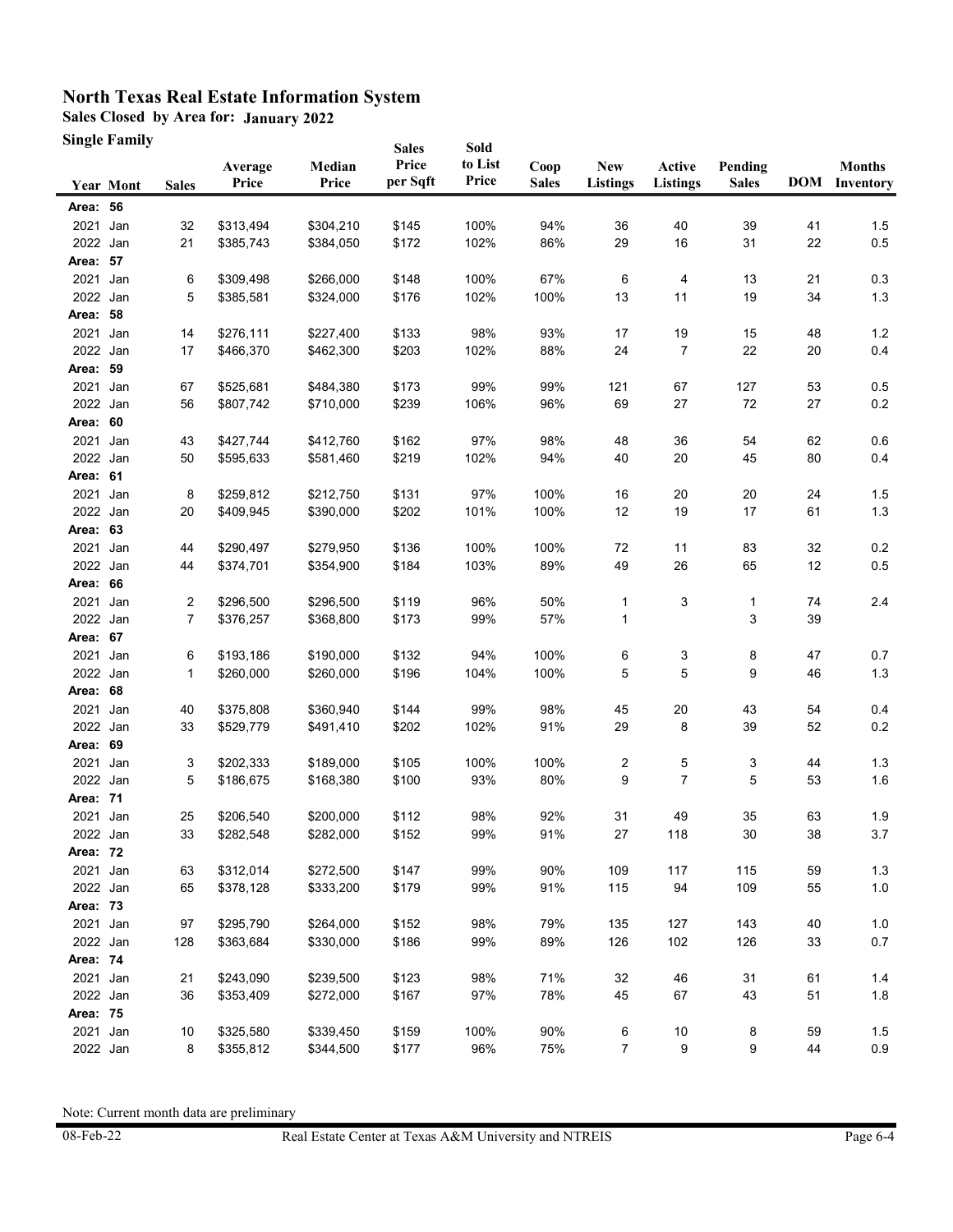# North Texas Real Estate Information System

## Sales Closed by Area for: January 2022

### Single Family

| Year | Mont | Sales | Average Price | Median Price | Sales Price per Sqft | Sold to List Price | Coop Sales | New Listings | Active Listings | Pending Sales | DOM | Months Inventory |
|---|---|---|---|---|---|---|---|---|---|---|---|---|
| **Area: 56** | | | | | | | | | | | | |
| 2021 | Jan | 32 | $313,494 | $304,210 | $145 | 100% | 94% | 36 | 40 | 39 | 41 | 1.5 |
| 2022 | Jan | 21 | $385,743 | $384,050 | $172 | 102% | 86% | 29 | 16 | 31 | 22 | 0.5 |
| **Area: 57** | | | | | | | | | | | | |
| 2021 | Jan | 6 | $309,498 | $266,000 | $148 | 100% | 67% | 6 | 4 | 13 | 21 | 0.3 |
| 2022 | Jan | 5 | $385,581 | $324,000 | $176 | 102% | 100% | 13 | 11 | 19 | 34 | 1.3 |
| **Area: 58** | | | | | | | | | | | | |
| 2021 | Jan | 14 | $276,111 | $227,400 | $133 | 98% | 93% | 17 | 19 | 15 | 48 | 1.2 |
| 2022 | Jan | 17 | $466,370 | $462,300 | $203 | 102% | 88% | 24 | 7 | 22 | 20 | 0.4 |
| **Area: 59** | | | | | | | | | | | | |
| 2021 | Jan | 67 | $525,681 | $484,380 | $173 | 99% | 99% | 121 | 67 | 127 | 53 | 0.5 |
| 2022 | Jan | 56 | $807,742 | $710,000 | $239 | 106% | 96% | 69 | 27 | 72 | 27 | 0.2 |
| **Area: 60** | | | | | | | | | | | | |
| 2021 | Jan | 43 | $427,744 | $412,760 | $162 | 97% | 98% | 48 | 36 | 54 | 62 | 0.6 |
| 2022 | Jan | 50 | $595,633 | $581,460 | $219 | 102% | 94% | 40 | 20 | 45 | 80 | 0.4 |
| **Area: 61** | | | | | | | | | | | | |
| 2021 | Jan | 8 | $259,812 | $212,750 | $131 | 97% | 100% | 16 | 20 | 20 | 24 | 1.5 |
| 2022 | Jan | 20 | $409,945 | $390,000 | $202 | 101% | 100% | 12 | 19 | 17 | 61 | 1.3 |
| **Area: 63** | | | | | | | | | | | | |
| 2021 | Jan | 44 | $290,497 | $279,950 | $136 | 100% | 100% | 72 | 11 | 83 | 32 | 0.2 |
| 2022 | Jan | 44 | $374,701 | $354,900 | $184 | 103% | 89% | 49 | 26 | 65 | 12 | 0.5 |
| **Area: 66** | | | | | | | | | | | | |
| 2021 | Jan | 2 | $296,500 | $296,500 | $119 | 96% | 50% | 1 | 3 | 1 | 74 | 2.4 |
| 2022 | Jan | 7 | $376,257 | $368,800 | $173 | 99% | 57% | 1 | | 3 | 39 | |
| **Area: 67** | | | | | | | | | | | | |
| 2021 | Jan | 6 | $193,186 | $190,000 | $132 | 94% | 100% | 6 | 3 | 8 | 47 | 0.7 |
| 2022 | Jan | 1 | $260,000 | $260,000 | $196 | 104% | 100% | 5 | 5 | 9 | 46 | 1.3 |
| **Area: 68** | | | | | | | | | | | | |
| 2021 | Jan | 40 | $375,808 | $360,940 | $144 | 99% | 98% | 45 | 20 | 43 | 54 | 0.4 |
| 2022 | Jan | 33 | $529,779 | $491,410 | $202 | 102% | 91% | 29 | 8 | 39 | 52 | 0.2 |
| **Area: 69** | | | | | | | | | | | | |
| 2021 | Jan | 3 | $202,333 | $189,000 | $105 | 100% | 100% | 2 | 5 | 3 | 44 | 1.3 |
| 2022 | Jan | 5 | $186,675 | $168,380 | $100 | 93% | 80% | 9 | 7 | 5 | 53 | 1.6 |
| **Area: 71** | | | | | | | | | | | | |
| 2021 | Jan | 25 | $206,540 | $200,000 | $112 | 98% | 92% | 31 | 49 | 35 | 63 | 1.9 |
| 2022 | Jan | 33 | $282,548 | $282,000 | $152 | 99% | 91% | 27 | 118 | 30 | 38 | 3.7 |
| **Area: 72** | | | | | | | | | | | | |
| 2021 | Jan | 63 | $312,014 | $272,500 | $147 | 99% | 90% | 109 | 117 | 115 | 59 | 1.3 |
| 2022 | Jan | 65 | $378,128 | $333,200 | $179 | 99% | 91% | 115 | 94 | 109 | 55 | 1.0 |
| **Area: 73** | | | | | | | | | | | | |
| 2021 | Jan | 97 | $295,790 | $264,000 | $152 | 98% | 79% | 135 | 127 | 143 | 40 | 1.0 |
| 2022 | Jan | 128 | $363,684 | $330,000 | $186 | 99% | 89% | 126 | 102 | 126 | 33 | 0.7 |
| **Area: 74** | | | | | | | | | | | | |
| 2021 | Jan | 21 | $243,090 | $239,500 | $123 | 98% | 71% | 32 | 46 | 31 | 61 | 1.4 |
| 2022 | Jan | 36 | $353,409 | $272,000 | $167 | 97% | 78% | 45 | 67 | 43 | 51 | 1.8 |
| **Area: 75** | | | | | | | | | | | | |
| 2021 | Jan | 10 | $325,580 | $339,450 | $159 | 100% | 90% | 6 | 10 | 8 | 59 | 1.5 |
| 2022 | Jan | 8 | $355,812 | $344,500 | $177 | 96% | 75% | 7 | 9 | 9 | 44 | 0.9 |

Note: Current month data are preliminary

08-Feb-22 Real Estate Center at Texas A&M University and NTREIS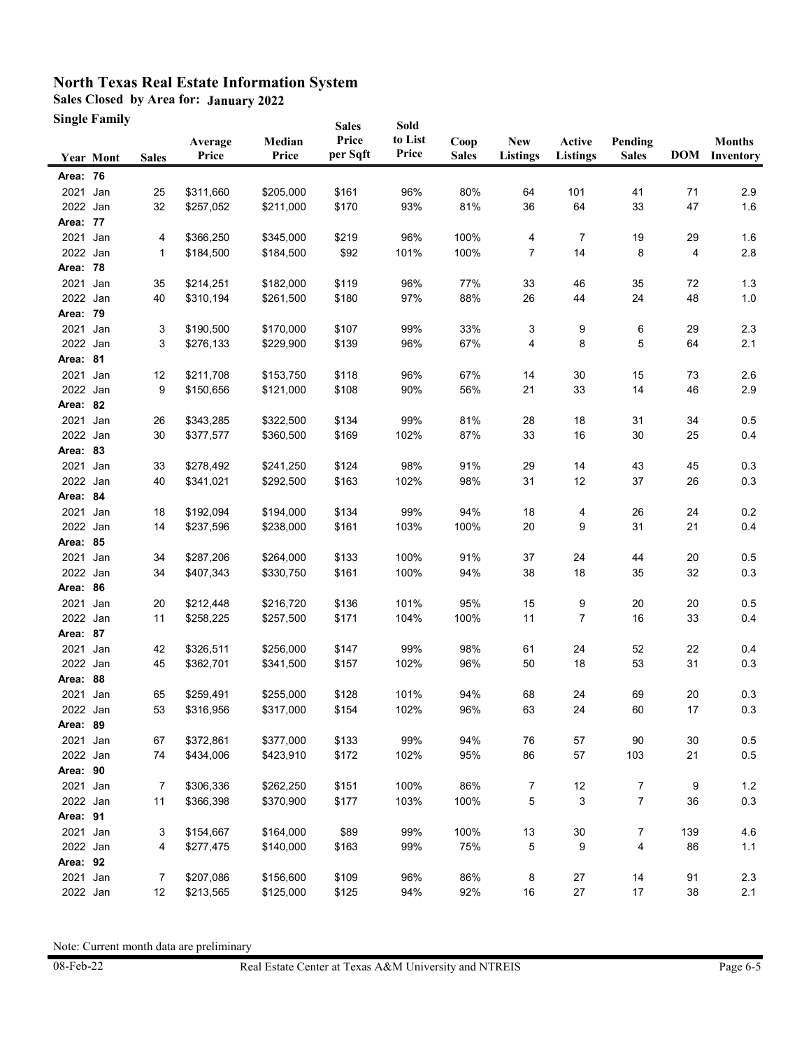# North Texas Real Estate Information System

**Sales Closed by Area for: January 2022**

**Single Family**

| Year | Mont | Sales | Average Price | Median Price | Sales Price per Sqft | Sold to List Price | Coop Sales | New Listings | Active Listings | Pending Sales | DOM | Months Inventory |
|---|---|---|---|---|---|---|---|---|---|---|---|---|
| **Area: 76** | | | | | | | | | | | | |
| 2021 | Jan | 25 | $311,660 | $205,000 | $161 | 96% | 80% | 64 | 101 | 41 | 71 | 2.9 |
| 2022 | Jan | 32 | $257,052 | $211,000 | $170 | 93% | 81% | 36 | 64 | 33 | 47 | 1.6 |
| **Area: 77** | | | | | | | | | | | | |
| 2021 | Jan | 4 | $366,250 | $345,000 | $219 | 96% | 100% | 4 | 7 | 19 | 29 | 1.6 |
| 2022 | Jan | 1 | $184,500 | $184,500 | $92 | 101% | 100% | 7 | 14 | 8 | 4 | 2.8 |
| **Area: 78** | | | | | | | | | | | | |
| 2021 | Jan | 35 | $214,251 | $182,000 | $119 | 96% | 77% | 33 | 46 | 35 | 72 | 1.3 |
| 2022 | Jan | 40 | $310,194 | $261,500 | $180 | 97% | 88% | 26 | 44 | 24 | 48 | 1.0 |
| **Area: 79** | | | | | | | | | | | | |
| 2021 | Jan | 3 | $190,500 | $170,000 | $107 | 99% | 33% | 3 | 9 | 6 | 29 | 2.3 |
| 2022 | Jan | 3 | $276,133 | $229,900 | $139 | 96% | 67% | 4 | 8 | 5 | 64 | 2.1 |
| **Area: 81** | | | | | | | | | | | | |
| 2021 | Jan | 12 | $211,708 | $153,750 | $118 | 96% | 67% | 14 | 30 | 15 | 73 | 2.6 |
| 2022 | Jan | 9 | $150,656 | $121,000 | $108 | 90% | 56% | 21 | 33 | 14 | 46 | 2.9 |
| **Area: 82** | | | | | | | | | | | | |
| 2021 | Jan | 26 | $343,285 | $322,500 | $134 | 99% | 81% | 28 | 18 | 31 | 34 | 0.5 |
| 2022 | Jan | 30 | $377,577 | $360,500 | $169 | 102% | 87% | 33 | 16 | 30 | 25 | 0.4 |
| **Area: 83** | | | | | | | | | | | | |
| 2021 | Jan | 33 | $278,492 | $241,250 | $124 | 98% | 91% | 29 | 14 | 43 | 45 | 0.3 |
| 2022 | Jan | 40 | $341,021 | $292,500 | $163 | 102% | 98% | 31 | 12 | 37 | 26 | 0.3 |
| **Area: 84** | | | | | | | | | | | | |
| 2021 | Jan | 18 | $192,094 | $194,000 | $134 | 99% | 94% | 18 | 4 | 26 | 24 | 0.2 |
| 2022 | Jan | 14 | $237,596 | $238,000 | $161 | 103% | 100% | 20 | 9 | 31 | 21 | 0.4 |
| **Area: 85** | | | | | | | | | | | | |
| 2021 | Jan | 34 | $287,206 | $264,000 | $133 | 100% | 91% | 37 | 24 | 44 | 20 | 0.5 |
| 2022 | Jan | 34 | $407,343 | $330,750 | $161 | 100% | 94% | 38 | 18 | 35 | 32 | 0.3 |
| **Area: 86** | | | | | | | | | | | | |
| 2021 | Jan | 20 | $212,448 | $216,720 | $136 | 101% | 95% | 15 | 9 | 20 | 20 | 0.5 |
| 2022 | Jan | 11 | $258,225 | $257,500 | $171 | 104% | 100% | 11 | 7 | 16 | 33 | 0.4 |
| **Area: 87** | | | | | | | | | | | | |
| 2021 | Jan | 42 | $326,511 | $256,000 | $147 | 99% | 98% | 61 | 24 | 52 | 22 | 0.4 |
| 2022 | Jan | 45 | $362,701 | $341,500 | $157 | 102% | 96% | 50 | 18 | 53 | 31 | 0.3 |
| **Area: 88** | | | | | | | | | | | | |
| 2021 | Jan | 65 | $259,491 | $255,000 | $128 | 101% | 94% | 68 | 24 | 69 | 20 | 0.3 |
| 2022 | Jan | 53 | $316,956 | $317,000 | $154 | 102% | 96% | 63 | 24 | 60 | 17 | 0.3 |
| **Area: 89** | | | | | | | | | | | | |
| 2021 | Jan | 67 | $372,861 | $377,000 | $133 | 99% | 94% | 76 | 57 | 90 | 30 | 0.5 |
| 2022 | Jan | 74 | $434,006 | $423,910 | $172 | 102% | 95% | 86 | 57 | 103 | 21 | 0.5 |
| **Area: 90** | | | | | | | | | | | | |
| 2021 | Jan | 7 | $306,336 | $262,250 | $151 | 100% | 86% | 7 | 12 | 7 | 9 | 1.2 |
| 2022 | Jan | 11 | $366,398 | $370,900 | $177 | 103% | 100% | 5 | 3 | 7 | 36 | 0.3 |
| **Area: 91** | | | | | | | | | | | | |
| 2021 | Jan | 3 | $154,667 | $164,000 | $89 | 99% | 100% | 13 | 30 | 7 | 139 | 4.6 |
| 2022 | Jan | 4 | $277,475 | $140,000 | $163 | 99% | 75% | 5 | 9 | 4 | 86 | 1.1 |
| **Area: 92** | | | | | | | | | | | | |
| 2021 | Jan | 7 | $207,086 | $156,600 | $109 | 96% | 86% | 8 | 27 | 14 | 91 | 2.3 |
| 2022 | Jan | 12 | $213,565 | $125,000 | $125 | 94% | 92% | 16 | 27 | 17 | 38 | 2.1 |

Note: Current month data are preliminary

08-Feb-22 Real Estate Center at Texas A&M University and NTREIS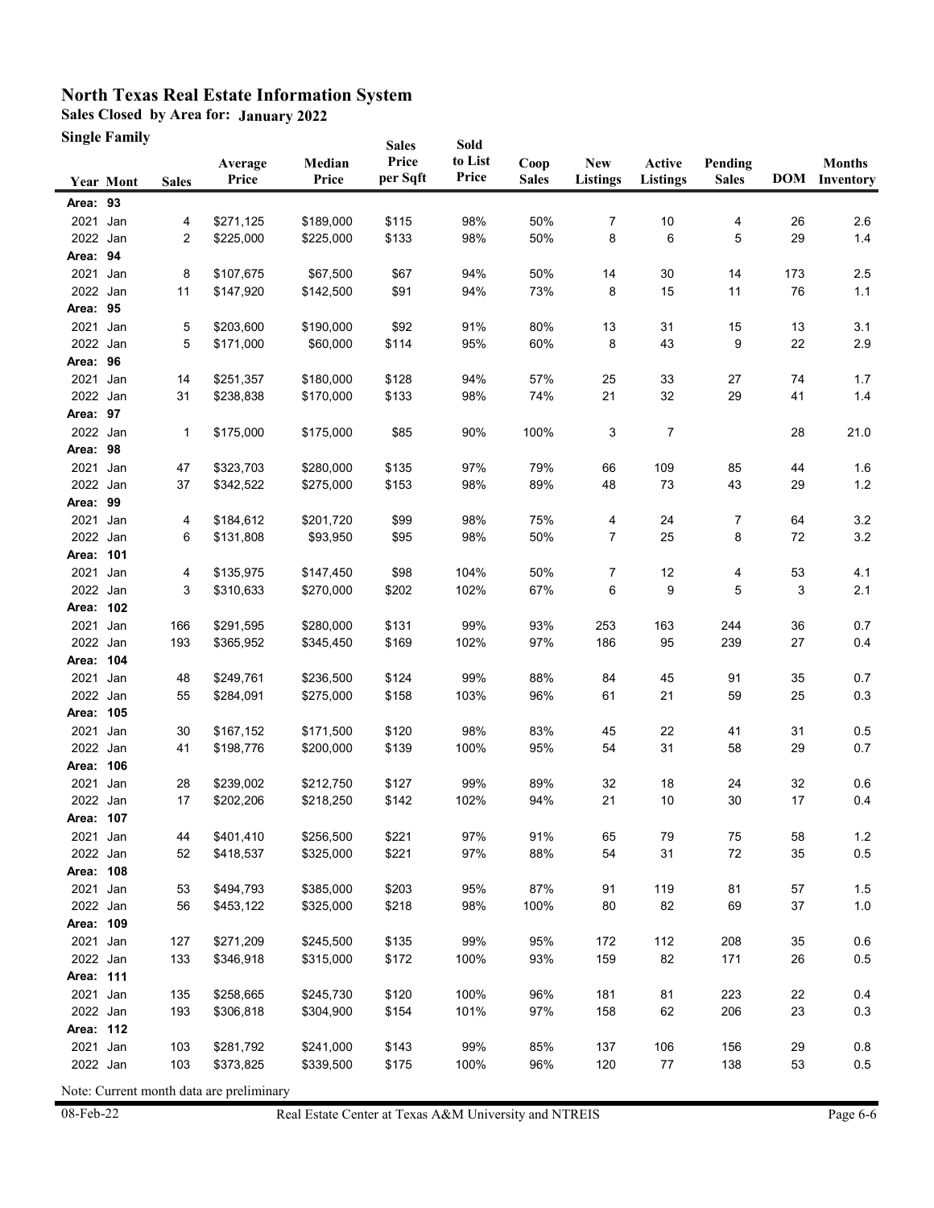# North Texas Real Estate Information System

**Sales Closed by Area for: January 2022**

**Single Family**

| Year | Mont | Sales | Average Price | Median Price | Sales Price per Sqft | Sold to List Price | Coop Sales | New Listings | Active Listings | Pending Sales | DOM | Months Inventory |
|---|---|---|---|---|---|---|---|---|---|---|---|---|
| **Area: 93** | | | | | | | | | | | | |
| 2021 | Jan | 4 | $271,125 | $189,000 | $115 | 98% | 50% | 7 | 10 | 4 | 26 | 2.6 |
| 2022 | Jan | 2 | $225,000 | $225,000 | $133 | 98% | 50% | 8 | 6 | 5 | 29 | 1.4 |
| **Area: 94** | | | | | | | | | | | | |
| 2021 | Jan | 8 | $107,675 | $67,500 | $67 | 94% | 50% | 14 | 30 | 14 | 173 | 2.5 |
| 2022 | Jan | 11 | $147,920 | $142,500 | $91 | 94% | 73% | 8 | 15 | 11 | 76 | 1.1 |
| **Area: 95** | | | | | | | | | | | | |
| 2021 | Jan | 5 | $203,600 | $190,000 | $92 | 91% | 80% | 13 | 31 | 15 | 13 | 3.1 |
| 2022 | Jan | 5 | $171,000 | $60,000 | $114 | 95% | 60% | 8 | 43 | 9 | 22 | 2.9 |
| **Area: 96** | | | | | | | | | | | | |
| 2021 | Jan | 14 | $251,357 | $180,000 | $128 | 94% | 57% | 25 | 33 | 27 | 74 | 1.7 |
| 2022 | Jan | 31 | $238,838 | $170,000 | $133 | 98% | 74% | 21 | 32 | 29 | 41 | 1.4 |
| **Area: 97** | | | | | | | | | | | | |
| 2022 | Jan | 1 | $175,000 | $175,000 | $85 | 90% | 100% | 3 | 7 | | 28 | 21.0 |
| **Area: 98** | | | | | | | | | | | | |
| 2021 | Jan | 47 | $323,703 | $280,000 | $135 | 97% | 79% | 66 | 109 | 85 | 44 | 1.6 |
| 2022 | Jan | 37 | $342,522 | $275,000 | $153 | 98% | 89% | 48 | 73 | 43 | 29 | 1.2 |
| **Area: 99** | | | | | | | | | | | | |
| 2021 | Jan | 4 | $184,612 | $201,720 | $99 | 98% | 75% | 4 | 24 | 7 | 64 | 3.2 |
| 2022 | Jan | 6 | $131,808 | $93,950 | $95 | 98% | 50% | 7 | 25 | 8 | 72 | 3.2 |
| **Area: 101** | | | | | | | | | | | | |
| 2021 | Jan | 4 | $135,975 | $147,450 | $98 | 104% | 50% | 7 | 12 | 4 | 53 | 4.1 |
| 2022 | Jan | 3 | $310,633 | $270,000 | $202 | 102% | 67% | 6 | 9 | 5 | 3 | 2.1 |
| **Area: 102** | | | | | | | | | | | | |
| 2021 | Jan | 166 | $291,595 | $280,000 | $131 | 99% | 93% | 253 | 163 | 244 | 36 | 0.7 |
| 2022 | Jan | 193 | $365,952 | $345,450 | $169 | 102% | 97% | 186 | 95 | 239 | 27 | 0.4 |
| **Area: 104** | | | | | | | | | | | | |
| 2021 | Jan | 48 | $249,761 | $236,500 | $124 | 99% | 88% | 84 | 45 | 91 | 35 | 0.7 |
| 2022 | Jan | 55 | $284,091 | $275,000 | $158 | 103% | 96% | 61 | 21 | 59 | 25 | 0.3 |
| **Area: 105** | | | | | | | | | | | | |
| 2021 | Jan | 30 | $167,152 | $171,500 | $120 | 98% | 83% | 45 | 22 | 41 | 31 | 0.5 |
| 2022 | Jan | 41 | $198,776 | $200,000 | $139 | 100% | 95% | 54 | 31 | 58 | 29 | 0.7 |
| **Area: 106** | | | | | | | | | | | | |
| 2021 | Jan | 28 | $239,002 | $212,750 | $127 | 99% | 89% | 32 | 18 | 24 | 32 | 0.6 |
| 2022 | Jan | 17 | $202,206 | $218,250 | $142 | 102% | 94% | 21 | 10 | 30 | 17 | 0.4 |
| **Area: 107** | | | | | | | | | | | | |
| 2021 | Jan | 44 | $401,410 | $256,500 | $221 | 97% | 91% | 65 | 79 | 75 | 58 | 1.2 |
| 2022 | Jan | 52 | $418,537 | $325,000 | $221 | 97% | 88% | 54 | 31 | 72 | 35 | 0.5 |
| **Area: 108** | | | | | | | | | | | | |
| 2021 | Jan | 53 | $494,793 | $385,000 | $203 | 95% | 87% | 91 | 119 | 81 | 57 | 1.5 |
| 2022 | Jan | 56 | $453,122 | $325,000 | $218 | 98% | 100% | 80 | 82 | 69 | 37 | 1.0 |
| **Area: 109** | | | | | | | | | | | | |
| 2021 | Jan | 127 | $271,209 | $245,500 | $135 | 99% | 95% | 172 | 112 | 208 | 35 | 0.6 |
| 2022 | Jan | 133 | $346,918 | $315,000 | $172 | 100% | 93% | 159 | 82 | 171 | 26 | 0.5 |
| **Area: 111** | | | | | | | | | | | | |
| 2021 | Jan | 135 | $258,665 | $245,730 | $120 | 100% | 96% | 181 | 81 | 223 | 22 | 0.4 |
| 2022 | Jan | 193 | $306,818 | $304,900 | $154 | 101% | 97% | 158 | 62 | 206 | 23 | 0.3 |
| **Area: 112** | | | | | | | | | | | | |
| 2021 | Jan | 103 | $281,792 | $241,000 | $143 | 99% | 85% | 137 | 106 | 156 | 29 | 0.8 |
| 2022 | Jan | 103 | $373,825 | $339,500 | $175 | 100% | 96% | 120 | 77 | 138 | 53 | 0.5 |

Note: Current month data are preliminary

08-Feb-22 Real Estate Center at Texas A&M University and NTREIS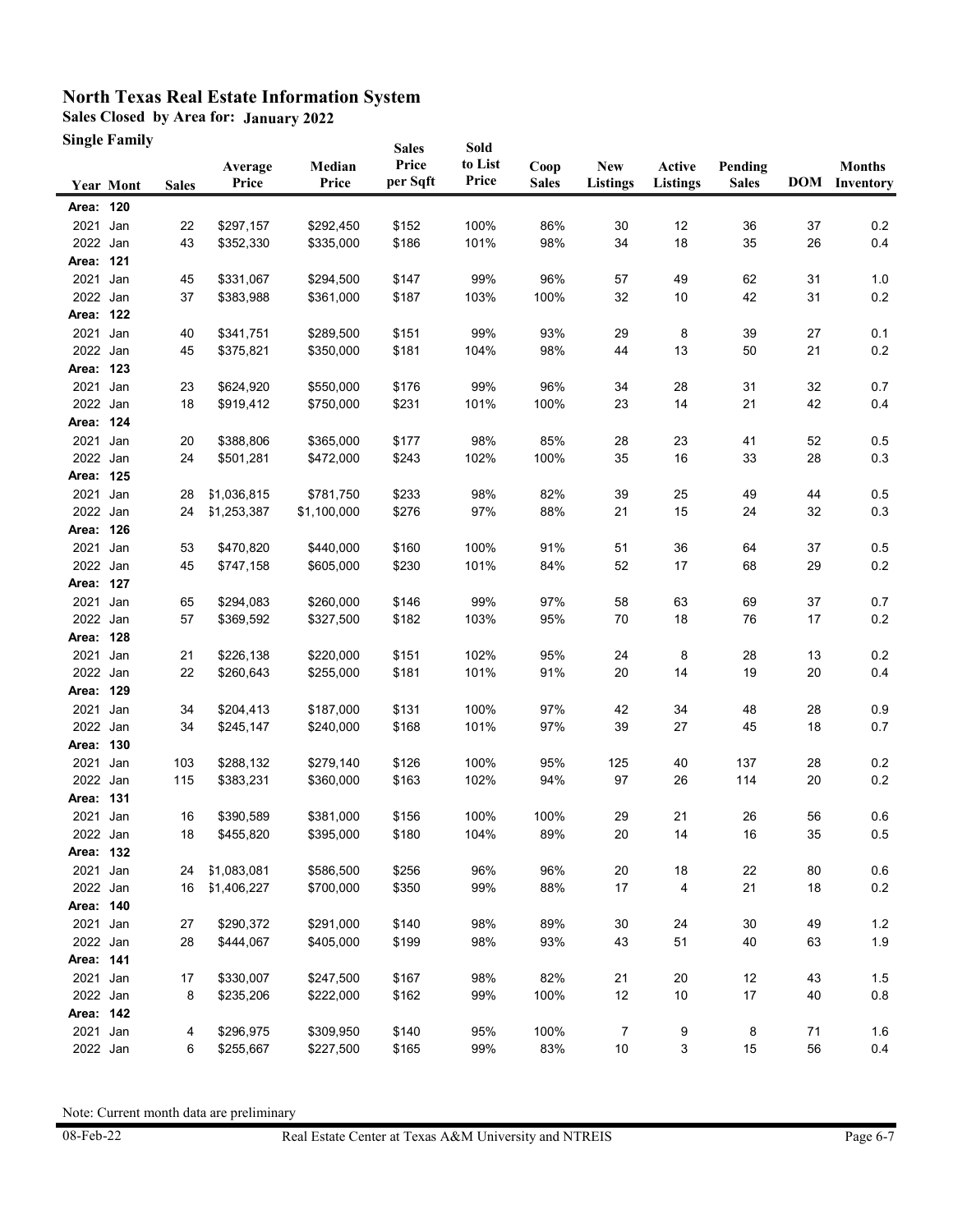# North Texas Real Estate Information System

**Sales Closed by Area for: January 2022**

**Single Family**

| Year | Mont | Sales | Average Price | Median Price | Sales Price per Sqft | Sold to List Price | Coop Sales | New Listings | Active Listings | Pending Sales | DOM | Months Inventory |
|---|---|---|---|---|---|---|---|---|---|---|---|---|
| **Area: 120** | | | | | | | | | | | | |
| 2021 | Jan | 22 | $297,157 | $292,450 | $152 | 100% | 86% | 30 | 12 | 36 | 37 | 0.2 |
| 2022 | Jan | 43 | $352,330 | $335,000 | $186 | 101% | 98% | 34 | 18 | 35 | 26 | 0.4 |
| **Area: 121** | | | | | | | | | | | | |
| 2021 | Jan | 45 | $331,067 | $294,500 | $147 | 99% | 96% | 57 | 49 | 62 | 31 | 1.0 |
| 2022 | Jan | 37 | $383,988 | $361,000 | $187 | 103% | 100% | 32 | 10 | 42 | 31 | 0.2 |
| **Area: 122** | | | | | | | | | | | | |
| 2021 | Jan | 40 | $341,751 | $289,500 | $151 | 99% | 93% | 29 | 8 | 39 | 27 | 0.1 |
| 2022 | Jan | 45 | $375,821 | $350,000 | $181 | 104% | 98% | 44 | 13 | 50 | 21 | 0.2 |
| **Area: 123** | | | | | | | | | | | | |
| 2021 | Jan | 23 | $624,920 | $550,000 | $176 | 99% | 96% | 34 | 28 | 31 | 32 | 0.7 |
| 2022 | Jan | 18 | $919,412 | $750,000 | $231 | 101% | 100% | 23 | 14 | 21 | 42 | 0.4 |
| **Area: 124** | | | | | | | | | | | | |
| 2021 | Jan | 20 | $388,806 | $365,000 | $177 | 98% | 85% | 28 | 23 | 41 | 52 | 0.5 |
| 2022 | Jan | 24 | $501,281 | $472,000 | $243 | 102% | 100% | 35 | 16 | 33 | 28 | 0.3 |
| **Area: 125** | | | | | | | | | | | | |
| 2021 | Jan | 28 | $1,036,815 | $781,750 | $233 | 98% | 82% | 39 | 25 | 49 | 44 | 0.5 |
| 2022 | Jan | 24 | $1,253,387 | $1,100,000 | $276 | 97% | 88% | 21 | 15 | 24 | 32 | 0.3 |
| **Area: 126** | | | | | | | | | | | | |
| 2021 | Jan | 53 | $470,820 | $440,000 | $160 | 100% | 91% | 51 | 36 | 64 | 37 | 0.5 |
| 2022 | Jan | 45 | $747,158 | $605,000 | $230 | 101% | 84% | 52 | 17 | 68 | 29 | 0.2 |
| **Area: 127** | | | | | | | | | | | | |
| 2021 | Jan | 65 | $294,083 | $260,000 | $146 | 99% | 97% | 58 | 63 | 69 | 37 | 0.7 |
| 2022 | Jan | 57 | $369,592 | $327,500 | $182 | 103% | 95% | 70 | 18 | 76 | 17 | 0.2 |
| **Area: 128** | | | | | | | | | | | | |
| 2021 | Jan | 21 | $226,138 | $220,000 | $151 | 102% | 95% | 24 | 8 | 28 | 13 | 0.2 |
| 2022 | Jan | 22 | $260,643 | $255,000 | $181 | 101% | 91% | 20 | 14 | 19 | 20 | 0.4 |
| **Area: 129** | | | | | | | | | | | | |
| 2021 | Jan | 34 | $204,413 | $187,000 | $131 | 100% | 97% | 42 | 34 | 48 | 28 | 0.9 |
| 2022 | Jan | 34 | $245,147 | $240,000 | $168 | 101% | 97% | 39 | 27 | 45 | 18 | 0.7 |
| **Area: 130** | | | | | | | | | | | | |
| 2021 | Jan | 103 | $288,132 | $279,140 | $126 | 100% | 95% | 125 | 40 | 137 | 28 | 0.2 |
| 2022 | Jan | 115 | $383,231 | $360,000 | $163 | 102% | 94% | 97 | 26 | 114 | 20 | 0.2 |
| **Area: 131** | | | | | | | | | | | | |
| 2021 | Jan | 16 | $390,589 | $381,000 | $156 | 100% | 100% | 29 | 21 | 26 | 56 | 0.6 |
| 2022 | Jan | 18 | $455,820 | $395,000 | $180 | 104% | 89% | 20 | 14 | 16 | 35 | 0.5 |
| **Area: 132** | | | | | | | | | | | | |
| 2021 | Jan | 24 | $1,083,081 | $586,500 | $256 | 96% | 96% | 20 | 18 | 22 | 80 | 0.6 |
| 2022 | Jan | 16 | $1,406,227 | $700,000 | $350 | 99% | 88% | 17 | 4 | 21 | 18 | 0.2 |
| **Area: 140** | | | | | | | | | | | | |
| 2021 | Jan | 27 | $290,372 | $291,000 | $140 | 98% | 89% | 30 | 24 | 30 | 49 | 1.2 |
| 2022 | Jan | 28 | $444,067 | $405,000 | $199 | 98% | 93% | 43 | 51 | 40 | 63 | 1.9 |
| **Area: 141** | | | | | | | | | | | | |
| 2021 | Jan | 17 | $330,007 | $247,500 | $167 | 98% | 82% | 21 | 20 | 12 | 43 | 1.5 |
| 2022 | Jan | 8 | $235,206 | $222,000 | $162 | 99% | 100% | 12 | 10 | 17 | 40 | 0.8 |
| **Area: 142** | | | | | | | | | | | | |
| 2021 | Jan | 4 | $296,975 | $309,950 | $140 | 95% | 100% | 7 | 9 | 8 | 71 | 1.6 |
| 2022 | Jan | 6 | $255,667 | $227,500 | $165 | 99% | 83% | 10 | 3 | 15 | 56 | 0.4 |

Note: Current month data are preliminary

08-Feb-22 Real Estate Center at Texas A&M University and NTREIS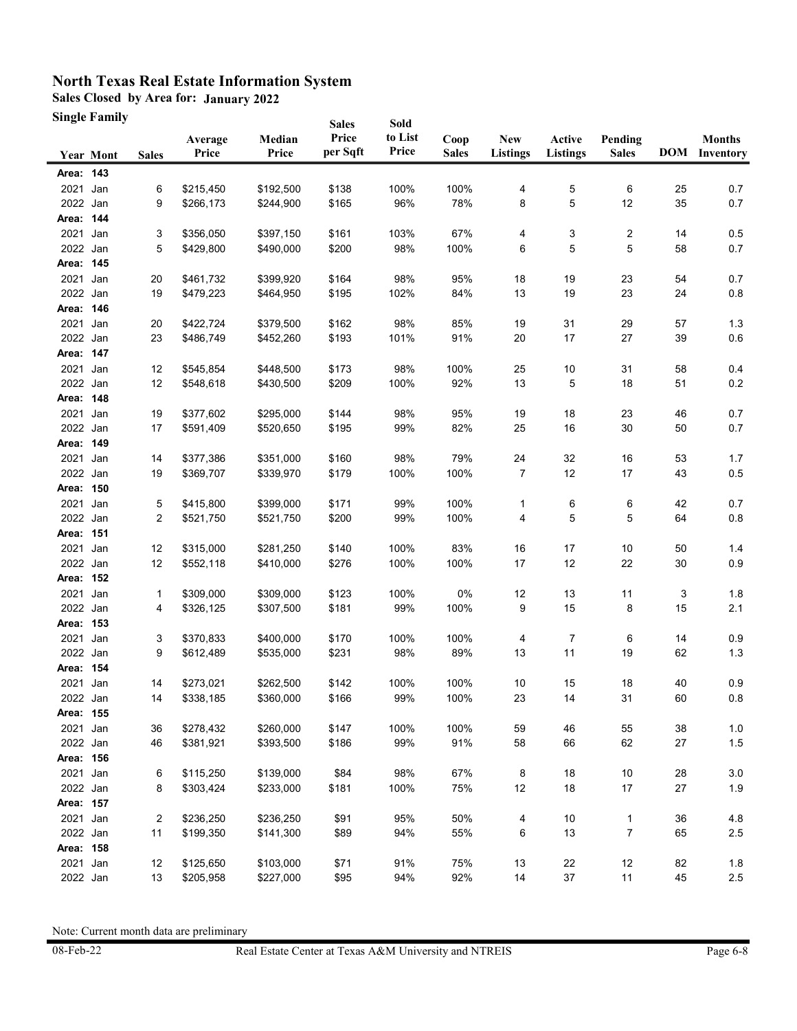# North Texas Real Estate Information System

**Sales Closed by Area for: January 2022**

**Single Family**

| Year | Mont | Sales | Average Price | Median Price | Sales Price per Sqft | Sold to List Price | Coop Sales | New Listings | Active Listings | Pending Sales | DOM | Months Inventory |
|---|---|---|---|---|---|---|---|---|---|---|---|---|
| **Area: 143** | | | | | | | | | | | | |
| 2021 | Jan | 6 | $215,450 | $192,500 | $138 | 100% | 100% | 4 | 5 | 6 | 25 | 0.7 |
| 2022 | Jan | 9 | $266,173 | $244,900 | $165 | 96% | 78% | 8 | 5 | 12 | 35 | 0.7 |
| **Area: 144** | | | | | | | | | | | | |
| 2021 | Jan | 3 | $356,050 | $397,150 | $161 | 103% | 67% | 4 | 3 | 2 | 14 | 0.5 |
| 2022 | Jan | 5 | $429,800 | $490,000 | $200 | 98% | 100% | 6 | 5 | 5 | 58 | 0.7 |
| **Area: 145** | | | | | | | | | | | | |
| 2021 | Jan | 20 | $461,732 | $399,920 | $164 | 98% | 95% | 18 | 19 | 23 | 54 | 0.7 |
| 2022 | Jan | 19 | $479,223 | $464,950 | $195 | 102% | 84% | 13 | 19 | 23 | 24 | 0.8 |
| **Area: 146** | | | | | | | | | | | | |
| 2021 | Jan | 20 | $422,724 | $379,500 | $162 | 98% | 85% | 19 | 31 | 29 | 57 | 1.3 |
| 2022 | Jan | 23 | $486,749 | $452,260 | $193 | 101% | 91% | 20 | 17 | 27 | 39 | 0.6 |
| **Area: 147** | | | | | | | | | | | | |
| 2021 | Jan | 12 | $545,854 | $448,500 | $173 | 98% | 100% | 25 | 10 | 31 | 58 | 0.4 |
| 2022 | Jan | 12 | $548,618 | $430,500 | $209 | 100% | 92% | 13 | 5 | 18 | 51 | 0.2 |
| **Area: 148** | | | | | | | | | | | | |
| 2021 | Jan | 19 | $377,602 | $295,000 | $144 | 98% | 95% | 19 | 18 | 23 | 46 | 0.7 |
| 2022 | Jan | 17 | $591,409 | $520,650 | $195 | 99% | 82% | 25 | 16 | 30 | 50 | 0.7 |
| **Area: 149** | | | | | | | | | | | | |
| 2021 | Jan | 14 | $377,386 | $351,000 | $160 | 98% | 79% | 24 | 32 | 16 | 53 | 1.7 |
| 2022 | Jan | 19 | $369,707 | $339,970 | $179 | 100% | 100% | 7 | 12 | 17 | 43 | 0.5 |
| **Area: 150** | | | | | | | | | | | | |
| 2021 | Jan | 5 | $415,800 | $399,000 | $171 | 99% | 100% | 1 | 6 | 6 | 42 | 0.7 |
| 2022 | Jan | 2 | $521,750 | $521,750 | $200 | 99% | 100% | 4 | 5 | 5 | 64 | 0.8 |
| **Area: 151** | | | | | | | | | | | | |
| 2021 | Jan | 12 | $315,000 | $281,250 | $140 | 100% | 83% | 16 | 17 | 10 | 50 | 1.4 |
| 2022 | Jan | 12 | $552,118 | $410,000 | $276 | 100% | 100% | 17 | 12 | 22 | 30 | 0.9 |
| **Area: 152** | | | | | | | | | | | | |
| 2021 | Jan | 1 | $309,000 | $309,000 | $123 | 100% | 0% | 12 | 13 | 11 | 3 | 1.8 |
| 2022 | Jan | 4 | $326,125 | $307,500 | $181 | 99% | 100% | 9 | 15 | 8 | 15 | 2.1 |
| **Area: 153** | | | | | | | | | | | | |
| 2021 | Jan | 3 | $370,833 | $400,000 | $170 | 100% | 100% | 4 | 7 | 6 | 14 | 0.9 |
| 2022 | Jan | 9 | $612,489 | $535,000 | $231 | 98% | 89% | 13 | 11 | 19 | 62 | 1.3 |
| **Area: 154** | | | | | | | | | | | | |
| 2021 | Jan | 14 | $273,021 | $262,500 | $142 | 100% | 100% | 10 | 15 | 18 | 40 | 0.9 |
| 2022 | Jan | 14 | $338,185 | $360,000 | $166 | 99% | 100% | 23 | 14 | 31 | 60 | 0.8 |
| **Area: 155** | | | | | | | | | | | | |
| 2021 | Jan | 36 | $278,432 | $260,000 | $147 | 100% | 100% | 59 | 46 | 55 | 38 | 1.0 |
| 2022 | Jan | 46 | $381,921 | $393,500 | $186 | 99% | 91% | 58 | 66 | 62 | 27 | 1.5 |
| **Area: 156** | | | | | | | | | | | | |
| 2021 | Jan | 6 | $115,250 | $139,000 | $84 | 98% | 67% | 8 | 18 | 10 | 28 | 3.0 |
| 2022 | Jan | 8 | $303,424 | $233,000 | $181 | 100% | 75% | 12 | 18 | 17 | 27 | 1.9 |
| **Area: 157** | | | | | | | | | | | | |
| 2021 | Jan | 2 | $236,250 | $236,250 | $91 | 95% | 50% | 4 | 10 | 1 | 36 | 4.8 |
| 2022 | Jan | 11 | $199,350 | $141,300 | $89 | 94% | 55% | 6 | 13 | 7 | 65 | 2.5 |
| **Area: 158** | | | | | | | | | | | | |
| 2021 | Jan | 12 | $125,650 | $103,000 | $71 | 91% | 75% | 13 | 22 | 12 | 82 | 1.8 |
| 2022 | Jan | 13 | $205,958 | $227,000 | $95 | 94% | 92% | 14 | 37 | 11 | 45 | 2.5 |

Note: Current month data are preliminary

08-Feb-22 Real Estate Center at Texas A&M University and NTREIS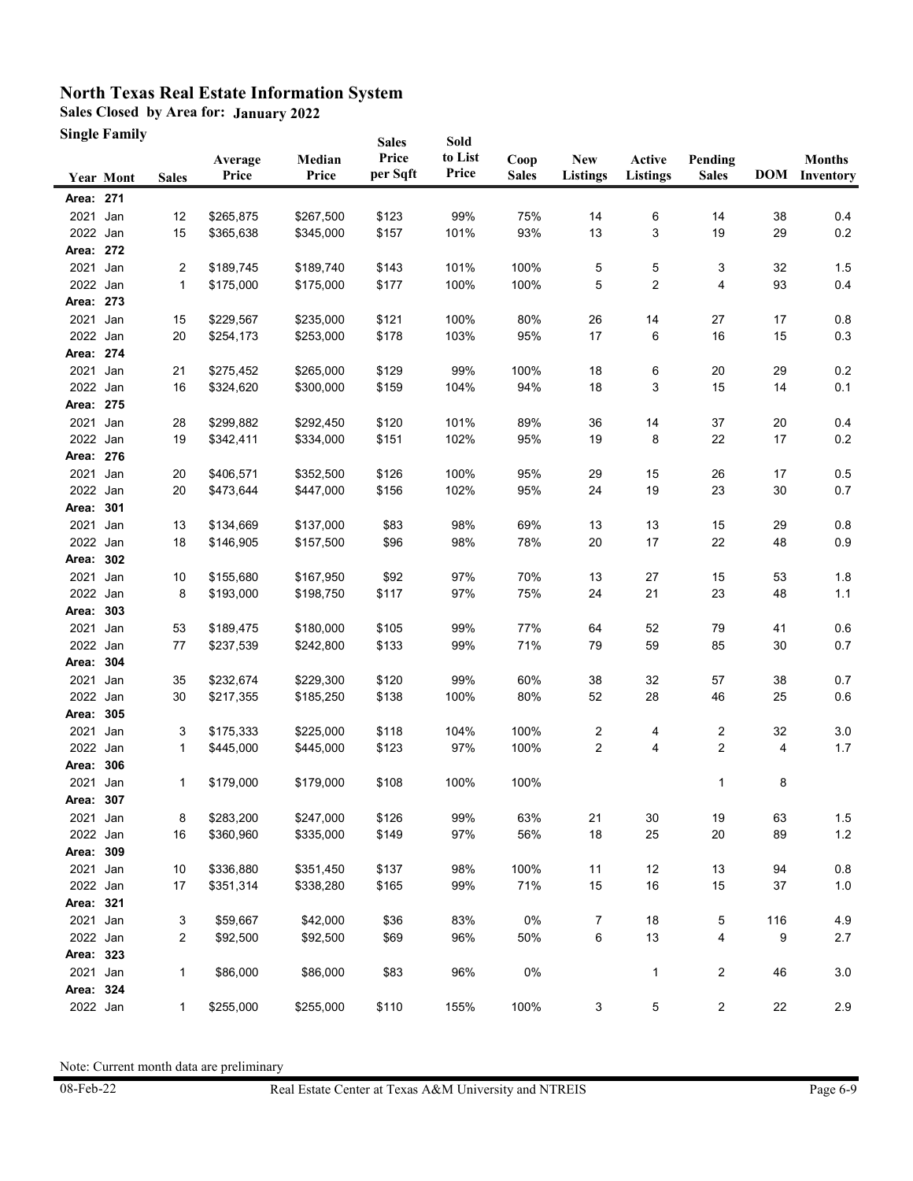# North Texas Real Estate Information System

**Sales Closed by Area for: January 2022**

**Single Family**

| Year | Mont | Sales | Average Price | Median Price | Sales Price per Sqft | Sold to List Price | Coop Sales | New Listings | Active Listings | Pending Sales | DOM | Months Inventory |
|---|---|---|---|---|---|---|---|---|---|---|---|---|
| **Area: 271** | | | | | | | | | | | | |
| 2021 | Jan | 12 | $265,875 | $267,500 | $123 | 99% | 75% | 14 | 6 | 14 | 38 | 0.4 |
| 2022 | Jan | 15 | $365,638 | $345,000 | $157 | 101% | 93% | 13 | 3 | 19 | 29 | 0.2 |
| **Area: 272** | | | | | | | | | | | | |
| 2021 | Jan | 2 | $189,745 | $189,740 | $143 | 101% | 100% | 5 | 5 | 3 | 32 | 1.5 |
| 2022 | Jan | 1 | $175,000 | $175,000 | $177 | 100% | 100% | 5 | 2 | 4 | 93 | 0.4 |
| **Area: 273** | | | | | | | | | | | | |
| 2021 | Jan | 15 | $229,567 | $235,000 | $121 | 100% | 80% | 26 | 14 | 27 | 17 | 0.8 |
| 2022 | Jan | 20 | $254,173 | $253,000 | $178 | 103% | 95% | 17 | 6 | 16 | 15 | 0.3 |
| **Area: 274** | | | | | | | | | | | | |
| 2021 | Jan | 21 | $275,452 | $265,000 | $129 | 99% | 100% | 18 | 6 | 20 | 29 | 0.2 |
| 2022 | Jan | 16 | $324,620 | $300,000 | $159 | 104% | 94% | 18 | 3 | 15 | 14 | 0.1 |
| **Area: 275** | | | | | | | | | | | | |
| 2021 | Jan | 28 | $299,882 | $292,450 | $120 | 101% | 89% | 36 | 14 | 37 | 20 | 0.4 |
| 2022 | Jan | 19 | $342,411 | $334,000 | $151 | 102% | 95% | 19 | 8 | 22 | 17 | 0.2 |
| **Area: 276** | | | | | | | | | | | | |
| 2021 | Jan | 20 | $406,571 | $352,500 | $126 | 100% | 95% | 29 | 15 | 26 | 17 | 0.5 |
| 2022 | Jan | 20 | $473,644 | $447,000 | $156 | 102% | 95% | 24 | 19 | 23 | 30 | 0.7 |
| **Area: 301** | | | | | | | | | | | | |
| 2021 | Jan | 13 | $134,669 | $137,000 | $83 | 98% | 69% | 13 | 13 | 15 | 29 | 0.8 |
| 2022 | Jan | 18 | $146,905 | $157,500 | $96 | 98% | 78% | 20 | 17 | 22 | 48 | 0.9 |
| **Area: 302** | | | | | | | | | | | | |
| 2021 | Jan | 10 | $155,680 | $167,950 | $92 | 97% | 70% | 13 | 27 | 15 | 53 | 1.8 |
| 2022 | Jan | 8 | $193,000 | $198,750 | $117 | 97% | 75% | 24 | 21 | 23 | 48 | 1.1 |
| **Area: 303** | | | | | | | | | | | | |
| 2021 | Jan | 53 | $189,475 | $180,000 | $105 | 99% | 77% | 64 | 52 | 79 | 41 | 0.6 |
| 2022 | Jan | 77 | $237,539 | $242,800 | $133 | 99% | 71% | 79 | 59 | 85 | 30 | 0.7 |
| **Area: 304** | | | | | | | | | | | | |
| 2021 | Jan | 35 | $232,674 | $229,300 | $120 | 99% | 60% | 38 | 32 | 57 | 38 | 0.7 |
| 2022 | Jan | 30 | $217,355 | $185,250 | $138 | 100% | 80% | 52 | 28 | 46 | 25 | 0.6 |
| **Area: 305** | | | | | | | | | | | | |
| 2021 | Jan | 3 | $175,333 | $225,000 | $118 | 104% | 100% | 2 | 4 | 2 | 32 | 3.0 |
| 2022 | Jan | 1 | $445,000 | $445,000 | $123 | 97% | 100% | 2 | 4 | 2 | 4 | 1.7 |
| **Area: 306** | | | | | | | | | | | | |
| 2021 | Jan | 1 | $179,000 | $179,000 | $108 | 100% | 100% | | | 1 | 8 | |
| **Area: 307** | | | | | | | | | | | | |
| 2021 | Jan | 8 | $283,200 | $247,000 | $126 | 99% | 63% | 21 | 30 | 19 | 63 | 1.5 |
| 2022 | Jan | 16 | $360,960 | $335,000 | $149 | 97% | 56% | 18 | 25 | 20 | 89 | 1.2 |
| **Area: 309** | | | | | | | | | | | | |
| 2021 | Jan | 10 | $336,880 | $351,450 | $137 | 98% | 100% | 11 | 12 | 13 | 94 | 0.8 |
| 2022 | Jan | 17 | $351,314 | $338,280 | $165 | 99% | 71% | 15 | 16 | 15 | 37 | 1.0 |
| **Area: 321** | | | | | | | | | | | | |
| 2021 | Jan | 3 | $59,667 | $42,000 | $36 | 83% | 0% | 7 | 18 | 5 | 116 | 4.9 |
| 2022 | Jan | 2 | $92,500 | $92,500 | $69 | 96% | 50% | 6 | 13 | 4 | 9 | 2.7 |
| **Area: 323** | | | | | | | | | | | | |
| 2021 | Jan | 1 | $86,000 | $86,000 | $83 | 96% | 0% | | 1 | 2 | 46 | 3.0 |
| **Area: 324** | | | | | | | | | | | | |
| 2022 | Jan | 1 | $255,000 | $255,000 | $110 | 155% | 100% | 3 | 5 | 2 | 22 | 2.9 |

Note: Current month data are preliminary

08-Feb-22 Real Estate Center at Texas A&M University and NTREIS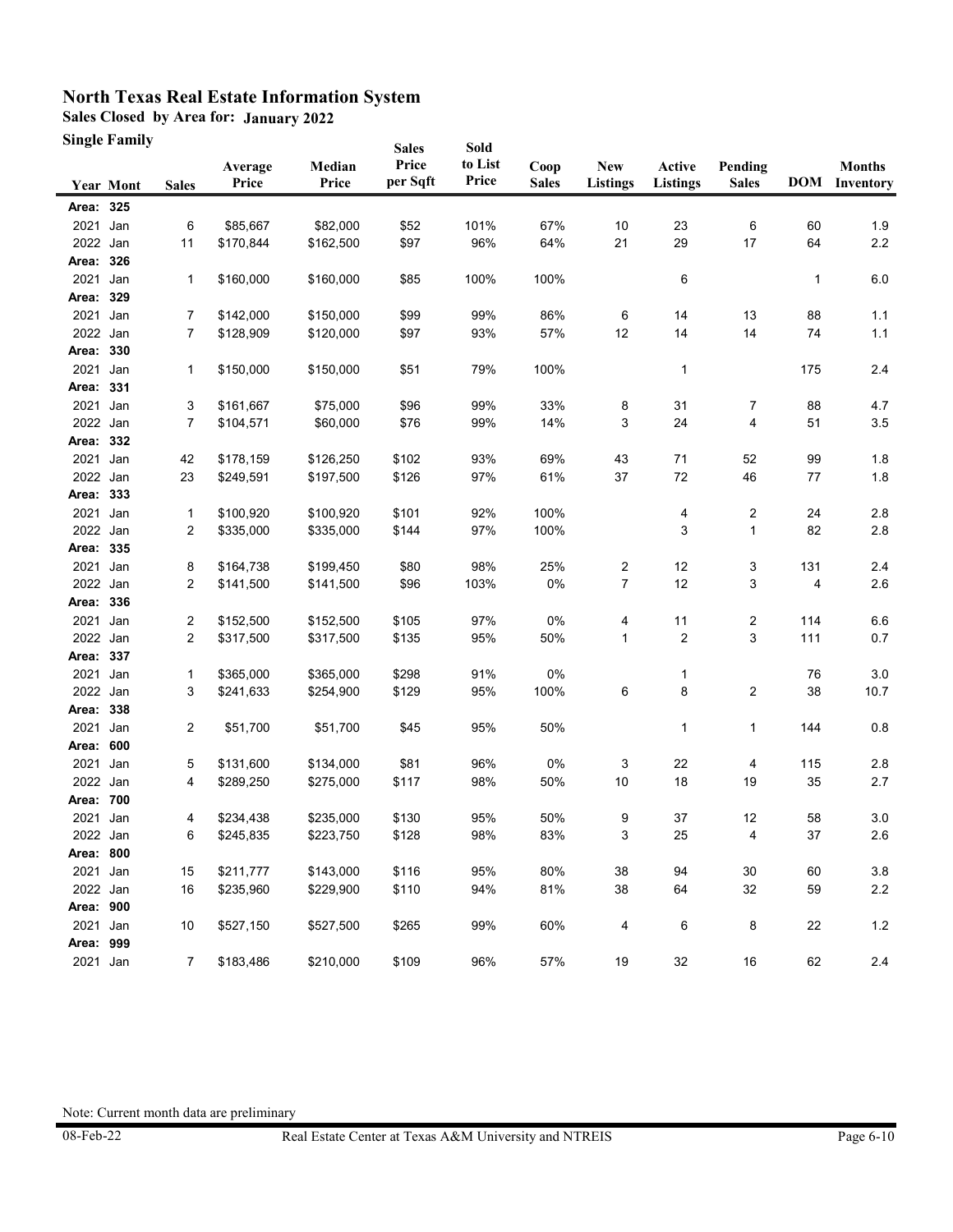# North Texas Real Estate Information System

**Sales Closed by Area for: January 2022**

**Single Family**

| Year | Mont | Sales | Average Price | Median Price | Sales Price per Sqft | Sold to List Price | Coop Sales | New Listings | Active Listings | Pending Sales | DOM | Months Inventory |
|---|---|---|---|---|---|---|---|---|---|---|---|---|
| **Area: 325** | | | | | | | | | | | | |
| 2021 | Jan | 6 | $85,667 | $82,000 | $52 | 101% | 67% | 10 | 23 | 6 | 60 | 1.9 |
| 2022 | Jan | 11 | $170,844 | $162,500 | $97 | 96% | 64% | 21 | 29 | 17 | 64 | 2.2 |
| **Area: 326** | | | | | | | | | | | | |
| 2021 | Jan | 1 | $160,000 | $160,000 | $85 | 100% | 100% | | 6 | | 1 | 6.0 |
| **Area: 329** | | | | | | | | | | | | |
| 2021 | Jan | 7 | $142,000 | $150,000 | $99 | 99% | 86% | 6 | 14 | 13 | 88 | 1.1 |
| 2022 | Jan | 7 | $128,909 | $120,000 | $97 | 93% | 57% | 12 | 14 | 14 | 74 | 1.1 |
| **Area: 330** | | | | | | | | | | | | |
| 2021 | Jan | 1 | $150,000 | $150,000 | $51 | 79% | 100% | | 1 | | 175 | 2.4 |
| **Area: 331** | | | | | | | | | | | | |
| 2021 | Jan | 3 | $161,667 | $75,000 | $96 | 99% | 33% | 8 | 31 | 7 | 88 | 4.7 |
| 2022 | Jan | 7 | $104,571 | $60,000 | $76 | 99% | 14% | 3 | 24 | 4 | 51 | 3.5 |
| **Area: 332** | | | | | | | | | | | | |
| 2021 | Jan | 42 | $178,159 | $126,250 | $102 | 93% | 69% | 43 | 71 | 52 | 99 | 1.8 |
| 2022 | Jan | 23 | $249,591 | $197,500 | $126 | 97% | 61% | 37 | 72 | 46 | 77 | 1.8 |
| **Area: 333** | | | | | | | | | | | | |
| 2021 | Jan | 1 | $100,920 | $100,920 | $101 | 92% | 100% | | 4 | 2 | 24 | 2.8 |
| 2022 | Jan | 2 | $335,000 | $335,000 | $144 | 97% | 100% | | 3 | 1 | 82 | 2.8 |
| **Area: 335** | | | | | | | | | | | | |
| 2021 | Jan | 8 | $164,738 | $199,450 | $80 | 98% | 25% | 2 | 12 | 3 | 131 | 2.4 |
| 2022 | Jan | 2 | $141,500 | $141,500 | $96 | 103% | 0% | 7 | 12 | 3 | 4 | 2.6 |
| **Area: 336** | | | | | | | | | | | | |
| 2021 | Jan | 2 | $152,500 | $152,500 | $105 | 97% | 0% | 4 | 11 | 2 | 114 | 6.6 |
| 2022 | Jan | 2 | $317,500 | $317,500 | $135 | 95% | 50% | 1 | 2 | 3 | 111 | 0.7 |
| **Area: 337** | | | | | | | | | | | | |
| 2021 | Jan | 1 | $365,000 | $365,000 | $298 | 91% | 0% | | 1 | | 76 | 3.0 |
| 2022 | Jan | 3 | $241,633 | $254,900 | $129 | 95% | 100% | 6 | 8 | 2 | 38 | 10.7 |
| **Area: 338** | | | | | | | | | | | | |
| 2021 | Jan | 2 | $51,700 | $51,700 | $45 | 95% | 50% | | 1 | 1 | 144 | 0.8 |
| **Area: 600** | | | | | | | | | | | | |
| 2021 | Jan | 5 | $131,600 | $134,000 | $81 | 96% | 0% | 3 | 22 | 4 | 115 | 2.8 |
| 2022 | Jan | 4 | $289,250 | $275,000 | $117 | 98% | 50% | 10 | 18 | 19 | 35 | 2.7 |
| **Area: 700** | | | | | | | | | | | | |
| 2021 | Jan | 4 | $234,438 | $235,000 | $130 | 95% | 50% | 9 | 37 | 12 | 58 | 3.0 |
| 2022 | Jan | 6 | $245,835 | $223,750 | $128 | 98% | 83% | 3 | 25 | 4 | 37 | 2.6 |
| **Area: 800** | | | | | | | | | | | | |
| 2021 | Jan | 15 | $211,777 | $143,000 | $116 | 95% | 80% | 38 | 94 | 30 | 60 | 3.8 |
| 2022 | Jan | 16 | $235,960 | $229,900 | $110 | 94% | 81% | 38 | 64 | 32 | 59 | 2.2 |
| **Area: 900** | | | | | | | | | | | | |
| 2021 | Jan | 10 | $527,150 | $527,500 | $265 | 99% | 60% | 4 | 6 | 8 | 22 | 1.2 |
| **Area: 999** | | | | | | | | | | | | |
| 2021 | Jan | 7 | $183,486 | $210,000 | $109 | 96% | 57% | 19 | 32 | 16 | 62 | 2.4 |

Note: Current month data are preliminary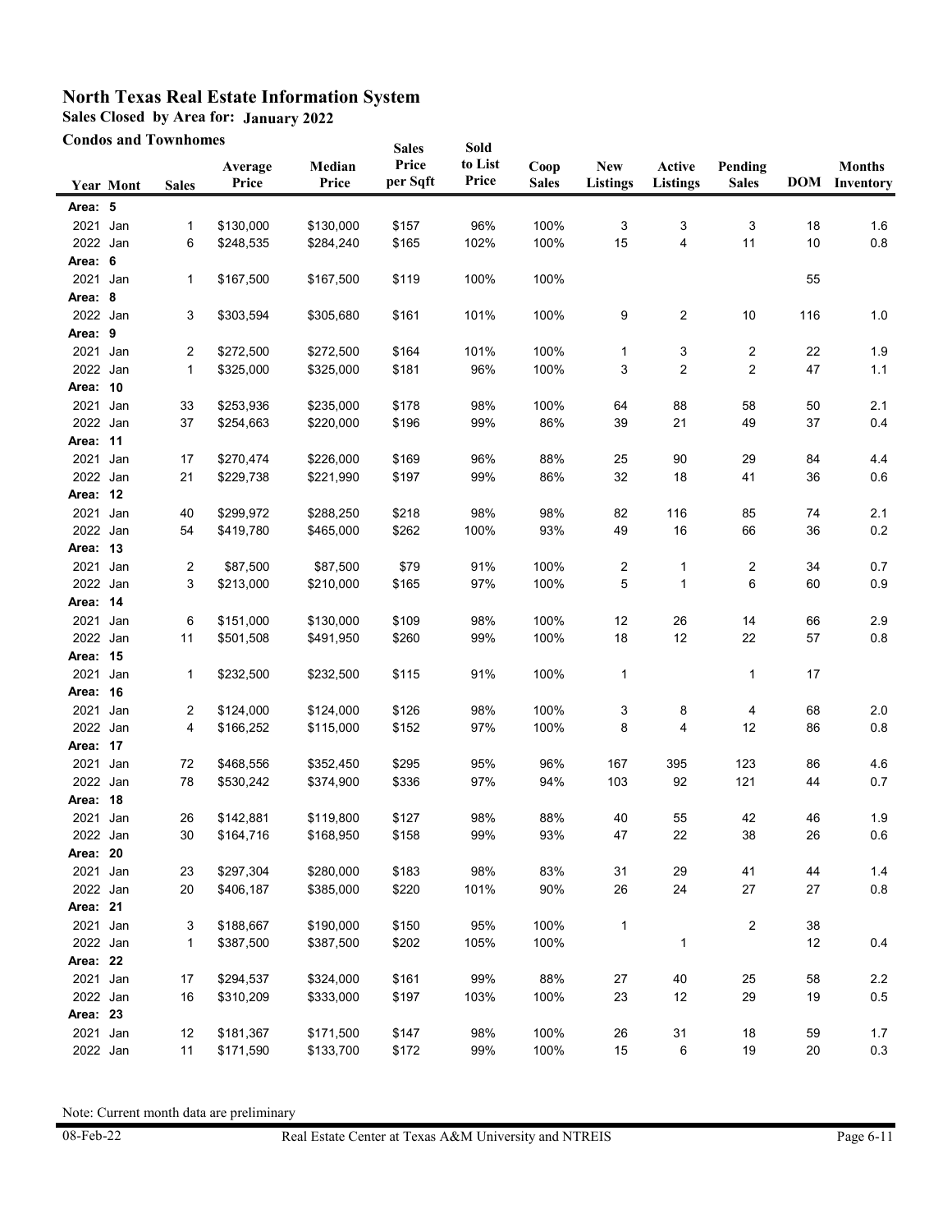# North Texas Real Estate Information System

**Sales Closed by Area for: January 2022**

**Condos and Townhomes**

| Year | Mont | Sales | Average Price | Median Price | Sales Price per Sqft | Sold to List Price | Coop Sales | New Listings | Active Listings | Pending Sales | DOM | Months Inventory |
|---|---|---|---|---|---|---|---|---|---|---|---|---|
| **Area: 5** | | | | | | | | | | | | |
| 2021 | Jan | 1 | $130,000 | $130,000 | $157 | 96% | 100% | 3 | 3 | 3 | 18 | 1.6 |
| 2022 | Jan | 6 | $248,535 | $284,240 | $165 | 102% | 100% | 15 | 4 | 11 | 10 | 0.8 |
| **Area: 6** | | | | | | | | | | | | |
| 2021 | Jan | 1 | $167,500 | $167,500 | $119 | 100% | 100% | | | | 55 | |
| **Area: 8** | | | | | | | | | | | | |
| 2022 | Jan | 3 | $303,594 | $305,680 | $161 | 101% | 100% | 9 | 2 | 10 | 116 | 1.0 |
| **Area: 9** | | | | | | | | | | | | |
| 2021 | Jan | 2 | $272,500 | $272,500 | $164 | 101% | 100% | 1 | 3 | 2 | 22 | 1.9 |
| 2022 | Jan | 1 | $325,000 | $325,000 | $181 | 96% | 100% | 3 | 2 | 2 | 47 | 1.1 |
| **Area: 10** | | | | | | | | | | | | |
| 2021 | Jan | 33 | $253,936 | $235,000 | $178 | 98% | 100% | 64 | 88 | 58 | 50 | 2.1 |
| 2022 | Jan | 37 | $254,663 | $220,000 | $196 | 99% | 86% | 39 | 21 | 49 | 37 | 0.4 |
| **Area: 11** | | | | | | | | | | | | |
| 2021 | Jan | 17 | $270,474 | $226,000 | $169 | 96% | 88% | 25 | 90 | 29 | 84 | 4.4 |
| 2022 | Jan | 21 | $229,738 | $221,990 | $197 | 99% | 86% | 32 | 18 | 41 | 36 | 0.6 |
| **Area: 12** | | | | | | | | | | | | |
| 2021 | Jan | 40 | $299,972 | $288,250 | $218 | 98% | 98% | 82 | 116 | 85 | 74 | 2.1 |
| 2022 | Jan | 54 | $419,780 | $465,000 | $262 | 100% | 93% | 49 | 16 | 66 | 36 | 0.2 |
| **Area: 13** | | | | | | | | | | | | |
| 2021 | Jan | 2 | $87,500 | $87,500 | $79 | 91% | 100% | 2 | 1 | 2 | 34 | 0.7 |
| 2022 | Jan | 3 | $213,000 | $210,000 | $165 | 97% | 100% | 5 | 1 | 6 | 60 | 0.9 |
| **Area: 14** | | | | | | | | | | | | |
| 2021 | Jan | 6 | $151,000 | $130,000 | $109 | 98% | 100% | 12 | 26 | 14 | 66 | 2.9 |
| 2022 | Jan | 11 | $501,508 | $491,950 | $260 | 99% | 100% | 18 | 12 | 22 | 57 | 0.8 |
| **Area: 15** | | | | | | | | | | | | |
| 2021 | Jan | 1 | $232,500 | $232,500 | $115 | 91% | 100% | 1 | | 1 | 17 | |
| **Area: 16** | | | | | | | | | | | | |
| 2021 | Jan | 2 | $124,000 | $124,000 | $126 | 98% | 100% | 3 | 8 | 4 | 68 | 2.0 |
| 2022 | Jan | 4 | $166,252 | $115,000 | $152 | 97% | 100% | 8 | 4 | 12 | 86 | 0.8 |
| **Area: 17** | | | | | | | | | | | | |
| 2021 | Jan | 72 | $468,556 | $352,450 | $295 | 95% | 96% | 167 | 395 | 123 | 86 | 4.6 |
| 2022 | Jan | 78 | $530,242 | $374,900 | $336 | 97% | 94% | 103 | 92 | 121 | 44 | 0.7 |
| **Area: 18** | | | | | | | | | | | | |
| 2021 | Jan | 26 | $142,881 | $119,800 | $127 | 98% | 88% | 40 | 55 | 42 | 46 | 1.9 |
| 2022 | Jan | 30 | $164,716 | $168,950 | $158 | 99% | 93% | 47 | 22 | 38 | 26 | 0.6 |
| **Area: 20** | | | | | | | | | | | | |
| 2021 | Jan | 23 | $297,304 | $280,000 | $183 | 98% | 83% | 31 | 29 | 41 | 44 | 1.4 |
| 2022 | Jan | 20 | $406,187 | $385,000 | $220 | 101% | 90% | 26 | 24 | 27 | 27 | 0.8 |
| **Area: 21** | | | | | | | | | | | | |
| 2021 | Jan | 3 | $188,667 | $190,000 | $150 | 95% | 100% | 1 | | 2 | 38 | |
| 2022 | Jan | 1 | $387,500 | $387,500 | $202 | 105% | 100% | | 1 | | 12 | 0.4 |
| **Area: 22** | | | | | | | | | | | | |
| 2021 | Jan | 17 | $294,537 | $324,000 | $161 | 99% | 88% | 27 | 40 | 25 | 58 | 2.2 |
| 2022 | Jan | 16 | $310,209 | $333,000 | $197 | 103% | 100% | 23 | 12 | 29 | 19 | 0.5 |
| **Area: 23** | | | | | | | | | | | | |
| 2021 | Jan | 12 | $181,367 | $171,500 | $147 | 98% | 100% | 26 | 31 | 18 | 59 | 1.7 |
| 2022 | Jan | 11 | $171,590 | $133,700 | $172 | 99% | 100% | 15 | 6 | 19 | 20 | 0.3 |

Note: Current month data are preliminary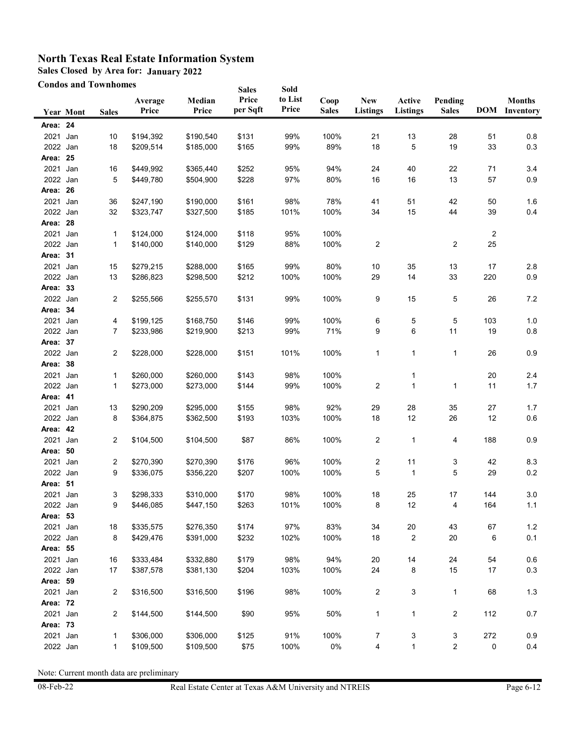# North Texas Real Estate Information System

**Sales Closed by Area for: January 2022**

**Condos and Townhomes**

| Year | Mont | Sales | Average Price | Median Price | Sales Price per Sqft | Sold to List Price | Coop Sales | New Listings | Active Listings | Pending Sales | DOM | Months Inventory |
|---|---|---|---|---|---|---|---|---|---|---|---|---|
| **Area: 24** | | | | | | | | | | | | |
| 2021 | Jan | 10 | $194,392 | $190,540 | $131 | 99% | 100% | 21 | 13 | 28 | 51 | 0.8 |
| 2022 | Jan | 18 | $209,514 | $185,000 | $165 | 99% | 89% | 18 | 5 | 19 | 33 | 0.3 |
| **Area: 25** | | | | | | | | | | | | |
| 2021 | Jan | 16 | $449,992 | $365,440 | $252 | 95% | 94% | 24 | 40 | 22 | 71 | 3.4 |
| 2022 | Jan | 5 | $449,780 | $504,900 | $228 | 97% | 80% | 16 | 16 | 13 | 57 | 0.9 |
| **Area: 26** | | | | | | | | | | | | |
| 2021 | Jan | 36 | $247,190 | $190,000 | $161 | 98% | 78% | 41 | 51 | 42 | 50 | 1.6 |
| 2022 | Jan | 32 | $323,747 | $327,500 | $185 | 101% | 100% | 34 | 15 | 44 | 39 | 0.4 |
| **Area: 28** | | | | | | | | | | | | |
| 2021 | Jan | 1 | $124,000 | $124,000 | $118 | 95% | 100% | | | | 2 | |
| 2022 | Jan | 1 | $140,000 | $140,000 | $129 | 88% | 100% | 2 | | 2 | 25 | |
| **Area: 31** | | | | | | | | | | | | |
| 2021 | Jan | 15 | $279,215 | $288,000 | $165 | 99% | 80% | 10 | 35 | 13 | 17 | 2.8 |
| 2022 | Jan | 13 | $286,823 | $298,500 | $212 | 100% | 100% | 29 | 14 | 33 | 220 | 0.9 |
| **Area: 33** | | | | | | | | | | | | |
| 2022 | Jan | 2 | $255,566 | $255,570 | $131 | 99% | 100% | 9 | 15 | 5 | 26 | 7.2 |
| **Area: 34** | | | | | | | | | | | | |
| 2021 | Jan | 4 | $199,125 | $168,750 | $146 | 99% | 100% | 6 | 5 | 5 | 103 | 1.0 |
| 2022 | Jan | 7 | $233,986 | $219,900 | $213 | 99% | 71% | 9 | 6 | 11 | 19 | 0.8 |
| **Area: 37** | | | | | | | | | | | | |
| 2022 | Jan | 2 | $228,000 | $228,000 | $151 | 101% | 100% | 1 | 1 | 1 | 26 | 0.9 |
| **Area: 38** | | | | | | | | | | | | |
| 2021 | Jan | 1 | $260,000 | $260,000 | $143 | 98% | 100% | | 1 | | 20 | 2.4 |
| 2022 | Jan | 1 | $273,000 | $273,000 | $144 | 99% | 100% | 2 | 1 | 1 | 11 | 1.7 |
| **Area: 41** | | | | | | | | | | | | |
| 2021 | Jan | 13 | $290,209 | $295,000 | $155 | 98% | 92% | 29 | 28 | 35 | 27 | 1.7 |
| 2022 | Jan | 8 | $364,875 | $362,500 | $193 | 103% | 100% | 18 | 12 | 26 | 12 | 0.6 |
| **Area: 42** | | | | | | | | | | | | |
| 2021 | Jan | 2 | $104,500 | $104,500 | $87 | 86% | 100% | 2 | 1 | 4 | 188 | 0.9 |
| **Area: 50** | | | | | | | | | | | | |
| 2021 | Jan | 2 | $270,390 | $270,390 | $176 | 96% | 100% | 2 | 11 | 3 | 42 | 8.3 |
| 2022 | Jan | 9 | $336,075 | $356,220 | $207 | 100% | 100% | 5 | 1 | 5 | 29 | 0.2 |
| **Area: 51** | | | | | | | | | | | | |
| 2021 | Jan | 3 | $298,333 | $310,000 | $170 | 98% | 100% | 18 | 25 | 17 | 144 | 3.0 |
| 2022 | Jan | 9 | $446,085 | $447,150 | $263 | 101% | 100% | 8 | 12 | 4 | 164 | 1.1 |
| **Area: 53** | | | | | | | | | | | | |
| 2021 | Jan | 18 | $335,575 | $276,350 | $174 | 97% | 83% | 34 | 20 | 43 | 67 | 1.2 |
| 2022 | Jan | 8 | $429,476 | $391,000 | $232 | 102% | 100% | 18 | 2 | 20 | 6 | 0.1 |
| **Area: 55** | | | | | | | | | | | | |
| 2021 | Jan | 16 | $333,484 | $332,880 | $179 | 98% | 94% | 20 | 14 | 24 | 54 | 0.6 |
| 2022 | Jan | 17 | $387,578 | $381,130 | $204 | 103% | 100% | 24 | 8 | 15 | 17 | 0.3 |
| **Area: 59** | | | | | | | | | | | | |
| 2021 | Jan | 2 | $316,500 | $316,500 | $196 | 98% | 100% | 2 | 3 | 1 | 68 | 1.3 |
| **Area: 72** | | | | | | | | | | | | |
| 2021 | Jan | 2 | $144,500 | $144,500 | $90 | 95% | 50% | 1 | 1 | 2 | 112 | 0.7 |
| **Area: 73** | | | | | | | | | | | | |
| 2021 | Jan | 1 | $306,000 | $306,000 | $125 | 91% | 100% | 7 | 3 | 3 | 272 | 0.9 |
| 2022 | Jan | 1 | $109,500 | $109,500 | $75 | 100% | 0% | 4 | 1 | 2 | 0 | 0.4 |

Note: Current month data are preliminary

08-Feb-22 Real Estate Center at Texas A&M University and NTREIS Page 6-12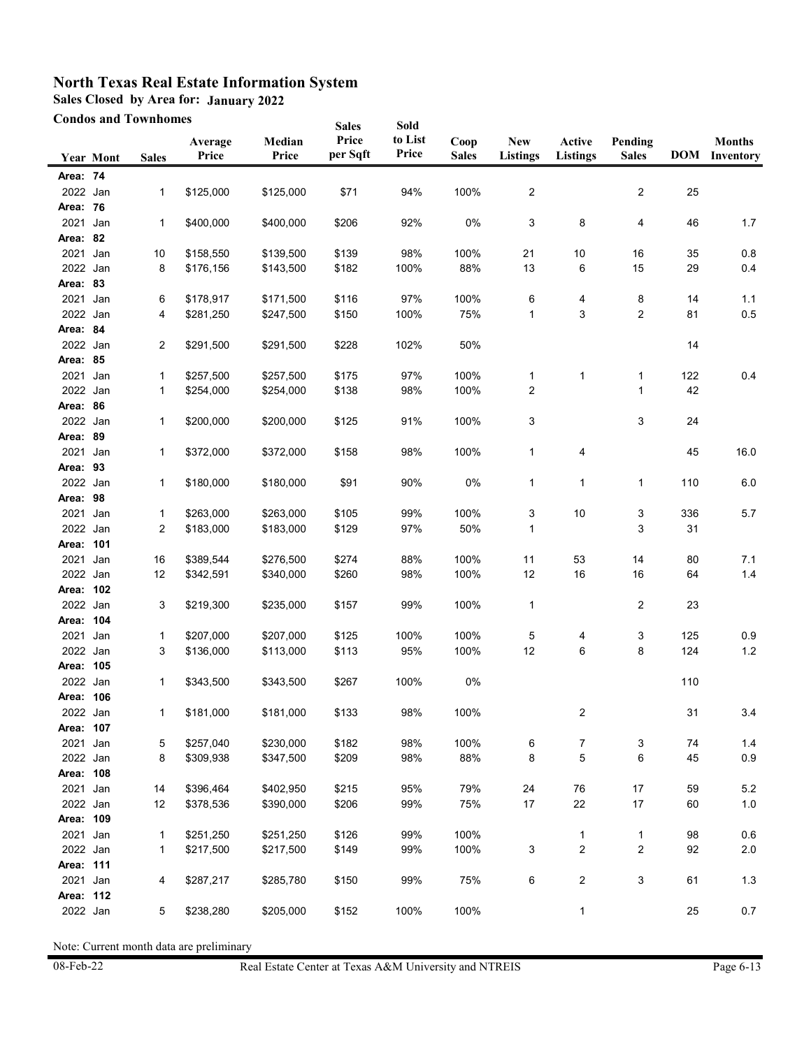# North Texas Real Estate Information System

**Sales Closed by Area for: January 2022**

**Condos and Townhomes**

| Year | Mont | Sales | Average Price | Median Price | Sales Price per Sqft | Sold to List Price | Coop Sales | New Listings | Active Listings | Pending Sales | DOM | Months Inventory |
|---|---|---|---|---|---|---|---|---|---|---|---|---|
| **Area: 74** | | | | | | | | | | | | |
| 2022 | Jan | 1 | $125,000 | $125,000 | $71 | 94% | 100% | 2 | | 2 | 25 | |
| **Area: 76** | | | | | | | | | | | | |
| 2021 | Jan | 1 | $400,000 | $400,000 | $206 | 92% | 0% | 3 | 8 | 4 | 46 | 1.7 |
| **Area: 82** | | | | | | | | | | | | |
| 2021 | Jan | 10 | $158,550 | $139,500 | $139 | 98% | 100% | 21 | 10 | 16 | 35 | 0.8 |
| 2022 | Jan | 8 | $176,156 | $143,500 | $182 | 100% | 88% | 13 | 6 | 15 | 29 | 0.4 |
| **Area: 83** | | | | | | | | | | | | |
| 2021 | Jan | 6 | $178,917 | $171,500 | $116 | 97% | 100% | 6 | 4 | 8 | 14 | 1.1 |
| 2022 | Jan | 4 | $281,250 | $247,500 | $150 | 100% | 75% | 1 | 3 | 2 | 81 | 0.5 |
| **Area: 84** | | | | | | | | | | | | |
| 2022 | Jan | 2 | $291,500 | $291,500 | $228 | 102% | 50% | | | | 14 | |
| **Area: 85** | | | | | | | | | | | | |
| 2021 | Jan | 1 | $257,500 | $257,500 | $175 | 97% | 100% | 1 | 1 | 1 | 122 | 0.4 |
| 2022 | Jan | 1 | $254,000 | $254,000 | $138 | 98% | 100% | 2 | | 1 | 42 | |
| **Area: 86** | | | | | | | | | | | | |
| 2022 | Jan | 1 | $200,000 | $200,000 | $125 | 91% | 100% | 3 | | 3 | 24 | |
| **Area: 89** | | | | | | | | | | | | |
| 2021 | Jan | 1 | $372,000 | $372,000 | $158 | 98% | 100% | 1 | 4 | | 45 | 16.0 |
| **Area: 93** | | | | | | | | | | | | |
| 2022 | Jan | 1 | $180,000 | $180,000 | $91 | 90% | 0% | 1 | 1 | 1 | 110 | 6.0 |
| **Area: 98** | | | | | | | | | | | | |
| 2021 | Jan | 1 | $263,000 | $263,000 | $105 | 99% | 100% | 3 | 10 | 3 | 336 | 5.7 |
| 2022 | Jan | 2 | $183,000 | $183,000 | $129 | 97% | 50% | 1 | | 3 | 31 | |
| **Area: 101** | | | | | | | | | | | | |
| 2021 | Jan | 16 | $389,544 | $276,500 | $274 | 88% | 100% | 11 | 53 | 14 | 80 | 7.1 |
| 2022 | Jan | 12 | $342,591 | $340,000 | $260 | 98% | 100% | 12 | 16 | 16 | 64 | 1.4 |
| **Area: 102** | | | | | | | | | | | | |
| 2022 | Jan | 3 | $219,300 | $235,000 | $157 | 99% | 100% | 1 | | 2 | 23 | |
| **Area: 104** | | | | | | | | | | | | |
| 2021 | Jan | 1 | $207,000 | $207,000 | $125 | 100% | 100% | 5 | 4 | 3 | 125 | 0.9 |
| 2022 | Jan | 3 | $136,000 | $113,000 | $113 | 95% | 100% | 12 | 6 | 8 | 124 | 1.2 |
| **Area: 105** | | | | | | | | | | | | |
| 2022 | Jan | 1 | $343,500 | $343,500 | $267 | 100% | 0% | | | | 110 | |
| **Area: 106** | | | | | | | | | | | | |
| 2022 | Jan | 1 | $181,000 | $181,000 | $133 | 98% | 100% | | 2 | | 31 | 3.4 |
| **Area: 107** | | | | | | | | | | | | |
| 2021 | Jan | 5 | $257,040 | $230,000 | $182 | 98% | 100% | 6 | 7 | 3 | 74 | 1.4 |
| 2022 | Jan | 8 | $309,938 | $347,500 | $209 | 98% | 88% | 8 | 5 | 6 | 45 | 0.9 |
| **Area: 108** | | | | | | | | | | | | |
| 2021 | Jan | 14 | $396,464 | $402,950 | $215 | 95% | 79% | 24 | 76 | 17 | 59 | 5.2 |
| 2022 | Jan | 12 | $378,536 | $390,000 | $206 | 99% | 75% | 17 | 22 | 17 | 60 | 1.0 |
| **Area: 109** | | | | | | | | | | | | |
| 2021 | Jan | 1 | $251,250 | $251,250 | $126 | 99% | 100% | | 1 | 1 | 98 | 0.6 |
| 2022 | Jan | 1 | $217,500 | $217,500 | $149 | 99% | 100% | 3 | 2 | 2 | 92 | 2.0 |
| **Area: 111** | | | | | | | | | | | | |
| 2021 | Jan | 4 | $287,217 | $285,780 | $150 | 99% | 75% | 6 | 2 | 3 | 61 | 1.3 |
| **Area: 112** | | | | | | | | | | | | |
| 2022 | Jan | 5 | $238,280 | $205,000 | $152 | 100% | 100% | | 1 | | 25 | 0.7 |

Note: Current month data are preliminary

08-Feb-22 Real Estate Center at Texas A&M University and NTREIS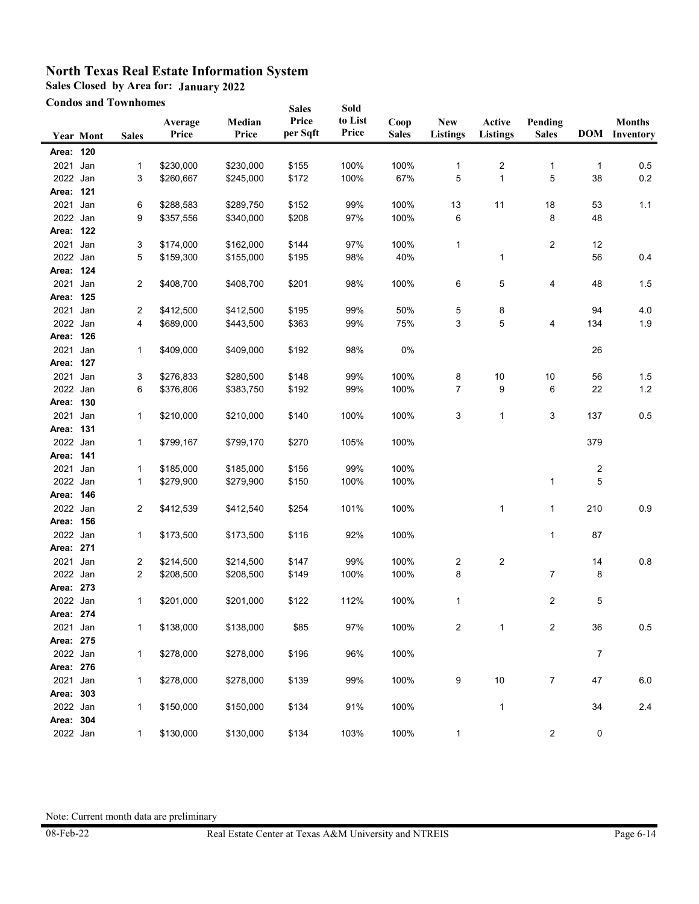# North Texas Real Estate Information System

**Sales Closed by Area for: January 2022**

**Condos and Townhomes**

| Year | Mont | Sales | Average Price | Median Price | Sales Price per Sqft | Sold to List Price | Coop Sales | New Listings | Active Listings | Pending Sales | DOM | Months Inventory |
|---|---|---|---|---|---|---|---|---|---|---|---|---|
| **Area: 120** | | | | | | | | | | | | |
| 2021 | Jan | 1 | $230,000 | $230,000 | $155 | 100% | 100% | 1 | 2 | 1 | 1 | 0.5 |
| 2022 | Jan | 3 | $260,667 | $245,000 | $172 | 100% | 67% | 5 | 1 | 5 | 38 | 0.2 |
| **Area: 121** | | | | | | | | | | | | |
| 2021 | Jan | 6 | $288,583 | $289,750 | $152 | 99% | 100% | 13 | 11 | 18 | 53 | 1.1 |
| 2022 | Jan | 9 | $357,556 | $340,000 | $208 | 97% | 100% | 6 | | 8 | 48 | |
| **Area: 122** | | | | | | | | | | | | |
| 2021 | Jan | 3 | $174,000 | $162,000 | $144 | 97% | 100% | 1 | | 2 | 12 | |
| 2022 | Jan | 5 | $159,300 | $155,000 | $195 | 98% | 40% | | 1 | | 56 | 0.4 |
| **Area: 124** | | | | | | | | | | | | |
| 2021 | Jan | 2 | $408,700 | $408,700 | $201 | 98% | 100% | 6 | 5 | 4 | 48 | 1.5 |
| **Area: 125** | | | | | | | | | | | | |
| 2021 | Jan | 2 | $412,500 | $412,500 | $195 | 99% | 50% | 5 | 8 | | 94 | 4.0 |
| 2022 | Jan | 4 | $689,000 | $443,500 | $363 | 99% | 75% | 3 | 5 | 4 | 134 | 1.9 |
| **Area: 126** | | | | | | | | | | | | |
| 2021 | Jan | 1 | $409,000 | $409,000 | $192 | 98% | 0% | | | | 26 | |
| **Area: 127** | | | | | | | | | | | | |
| 2021 | Jan | 3 | $276,833 | $280,500 | $148 | 99% | 100% | 8 | 10 | 10 | 56 | 1.5 |
| 2022 | Jan | 6 | $376,806 | $383,750 | $192 | 99% | 100% | 7 | 9 | 6 | 22 | 1.2 |
| **Area: 130** | | | | | | | | | | | | |
| 2021 | Jan | 1 | $210,000 | $210,000 | $140 | 100% | 100% | 3 | 1 | 3 | 137 | 0.5 |
| **Area: 131** | | | | | | | | | | | | |
| 2022 | Jan | 1 | $799,167 | $799,170 | $270 | 105% | 100% | | | | 379 | |
| **Area: 141** | | | | | | | | | | | | |
| 2021 | Jan | 1 | $185,000 | $185,000 | $156 | 99% | 100% | | | | 2 | |
| 2022 | Jan | 1 | $279,900 | $279,900 | $150 | 100% | 100% | | | 1 | 5 | |
| **Area: 146** | | | | | | | | | | | | |
| 2022 | Jan | 2 | $412,539 | $412,540 | $254 | 101% | 100% | | 1 | 1 | 210 | 0.9 |
| **Area: 156** | | | | | | | | | | | | |
| 2022 | Jan | 1 | $173,500 | $173,500 | $116 | 92% | 100% | | | 1 | 87 | |
| **Area: 271** | | | | | | | | | | | | |
| 2021 | Jan | 2 | $214,500 | $214,500 | $147 | 99% | 100% | 2 | 2 | | 14 | 0.8 |
| 2022 | Jan | 2 | $208,500 | $208,500 | $149 | 100% | 100% | 8 | | 7 | 8 | |
| **Area: 273** | | | | | | | | | | | | |
| 2022 | Jan | 1 | $201,000 | $201,000 | $122 | 112% | 100% | 1 | | 2 | 5 | |
| **Area: 274** | | | | | | | | | | | | |
| 2021 | Jan | 1 | $138,000 | $138,000 | $85 | 97% | 100% | 2 | 1 | 2 | 36 | 0.5 |
| **Area: 275** | | | | | | | | | | | | |
| 2022 | Jan | 1 | $278,000 | $278,000 | $196 | 96% | 100% | | | | 7 | |
| **Area: 276** | | | | | | | | | | | | |
| 2021 | Jan | 1 | $278,000 | $278,000 | $139 | 99% | 100% | 9 | 10 | 7 | 47 | 6.0 |
| **Area: 303** | | | | | | | | | | | | |
| 2022 | Jan | 1 | $150,000 | $150,000 | $134 | 91% | 100% | | 1 | | 34 | 2.4 |
| **Area: 304** | | | | | | | | | | | | |
| 2022 | Jan | 1 | $130,000 | $130,000 | $134 | 103% | 100% | 1 | | 2 | 0 | |

Note: Current month data are preliminary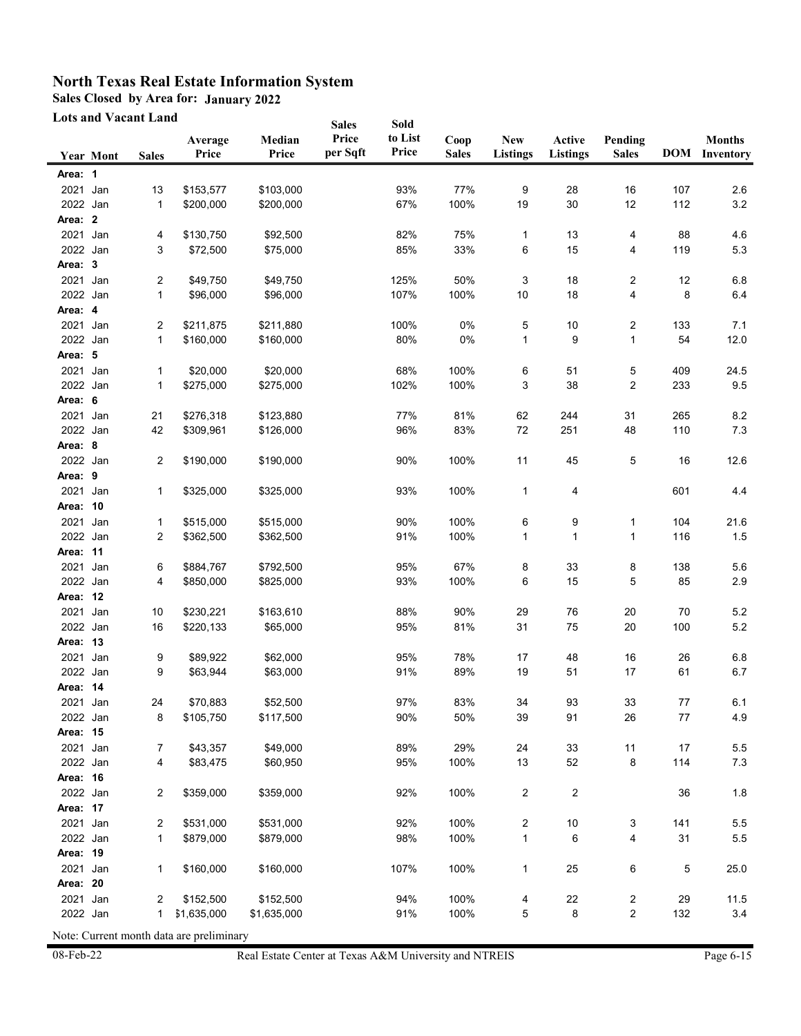# North Texas Real Estate Information System

**Sales Closed by Area for: January 2022**

**Lots and Vacant Land**

| Year | Mont | Sales | Average Price | Median Price | Sales Price per Sqft | Sold to List Price | Coop Sales | New Listings | Active Listings | Pending Sales | DOM | Months Inventory |
|---|---|---|---|---|---|---|---|---|---|---|---|---|
| **Area: 1** | | | | | | | | | | | | |
| 2021 | Jan | 13 | $153,577 | $103,000 | | 93% | 77% | 9 | 28 | 16 | 107 | 2.6 |
| 2022 | Jan | 1 | $200,000 | $200,000 | | 67% | 100% | 19 | 30 | 12 | 112 | 3.2 |
| **Area: 2** | | | | | | | | | | | | |
| 2021 | Jan | 4 | $130,750 | $92,500 | | 82% | 75% | 1 | 13 | 4 | 88 | 4.6 |
| 2022 | Jan | 3 | $72,500 | $75,000 | | 85% | 33% | 6 | 15 | 4 | 119 | 5.3 |
| **Area: 3** | | | | | | | | | | | | |
| 2021 | Jan | 2 | $49,750 | $49,750 | | 125% | 50% | 3 | 18 | 2 | 12 | 6.8 |
| 2022 | Jan | 1 | $96,000 | $96,000 | | 107% | 100% | 10 | 18 | 4 | 8 | 6.4 |
| **Area: 4** | | | | | | | | | | | | |
| 2021 | Jan | 2 | $211,875 | $211,880 | | 100% | 0% | 5 | 10 | 2 | 133 | 7.1 |
| 2022 | Jan | 1 | $160,000 | $160,000 | | 80% | 0% | 1 | 9 | 1 | 54 | 12.0 |
| **Area: 5** | | | | | | | | | | | | |
| 2021 | Jan | 1 | $20,000 | $20,000 | | 68% | 100% | 6 | 51 | 5 | 409 | 24.5 |
| 2022 | Jan | 1 | $275,000 | $275,000 | | 102% | 100% | 3 | 38 | 2 | 233 | 9.5 |
| **Area: 6** | | | | | | | | | | | | |
| 2021 | Jan | 21 | $276,318 | $123,880 | | 77% | 81% | 62 | 244 | 31 | 265 | 8.2 |
| 2022 | Jan | 42 | $309,961 | $126,000 | | 96% | 83% | 72 | 251 | 48 | 110 | 7.3 |
| **Area: 8** | | | | | | | | | | | | |
| 2022 | Jan | 2 | $190,000 | $190,000 | | 90% | 100% | 11 | 45 | 5 | 16 | 12.6 |
| **Area: 9** | | | | | | | | | | | | |
| 2021 | Jan | 1 | $325,000 | $325,000 | | 93% | 100% | 1 | 4 | | 601 | 4.4 |
| **Area: 10** | | | | | | | | | | | | |
| 2021 | Jan | 1 | $515,000 | $515,000 | | 90% | 100% | 6 | 9 | 1 | 104 | 21.6 |
| 2022 | Jan | 2 | $362,500 | $362,500 | | 91% | 100% | 1 | 1 | 1 | 116 | 1.5 |
| **Area: 11** | | | | | | | | | | | | |
| 2021 | Jan | 6 | $884,767 | $792,500 | | 95% | 67% | 8 | 33 | 8 | 138 | 5.6 |
| 2022 | Jan | 4 | $850,000 | $825,000 | | 93% | 100% | 6 | 15 | 5 | 85 | 2.9 |
| **Area: 12** | | | | | | | | | | | | |
| 2021 | Jan | 10 | $230,221 | $163,610 | | 88% | 90% | 29 | 76 | 20 | 70 | 5.2 |
| 2022 | Jan | 16 | $220,133 | $65,000 | | 95% | 81% | 31 | 75 | 20 | 100 | 5.2 |
| **Area: 13** | | | | | | | | | | | | |
| 2021 | Jan | 9 | $89,922 | $62,000 | | 95% | 78% | 17 | 48 | 16 | 26 | 6.8 |
| 2022 | Jan | 9 | $63,944 | $63,000 | | 91% | 89% | 19 | 51 | 17 | 61 | 6.7 |
| **Area: 14** | | | | | | | | | | | | |
| 2021 | Jan | 24 | $70,883 | $52,500 | | 97% | 83% | 34 | 93 | 33 | 77 | 6.1 |
| 2022 | Jan | 8 | $105,750 | $117,500 | | 90% | 50% | 39 | 91 | 26 | 77 | 4.9 |
| **Area: 15** | | | | | | | | | | | | |
| 2021 | Jan | 7 | $43,357 | $49,000 | | 89% | 29% | 24 | 33 | 11 | 17 | 5.5 |
| 2022 | Jan | 4 | $83,475 | $60,950 | | 95% | 100% | 13 | 52 | 8 | 114 | 7.3 |
| **Area: 16** | | | | | | | | | | | | |
| 2022 | Jan | 2 | $359,000 | $359,000 | | 92% | 100% | 2 | 2 | | 36 | 1.8 |
| **Area: 17** | | | | | | | | | | | | |
| 2021 | Jan | 2 | $531,000 | $531,000 | | 92% | 100% | 2 | 10 | 3 | 141 | 5.5 |
| 2022 | Jan | 1 | $879,000 | $879,000 | | 98% | 100% | 1 | 6 | 4 | 31 | 5.5 |
| **Area: 19** | | | | | | | | | | | | |
| 2021 | Jan | 1 | $160,000 | $160,000 | | 107% | 100% | 1 | 25 | 6 | 5 | 25.0 |
| **Area: 20** | | | | | | | | | | | | |
| 2021 | Jan | 2 | $152,500 | $152,500 | | 94% | 100% | 4 | 22 | 2 | 29 | 11.5 |
| 2022 | Jan | 1 | $1,635,000 | $1,635,000 | | 91% | 100% | 5 | 8 | 2 | 132 | 3.4 |

Note: Current month data are preliminary

08-Feb-22 Real Estate Center at Texas A&M University and NTREIS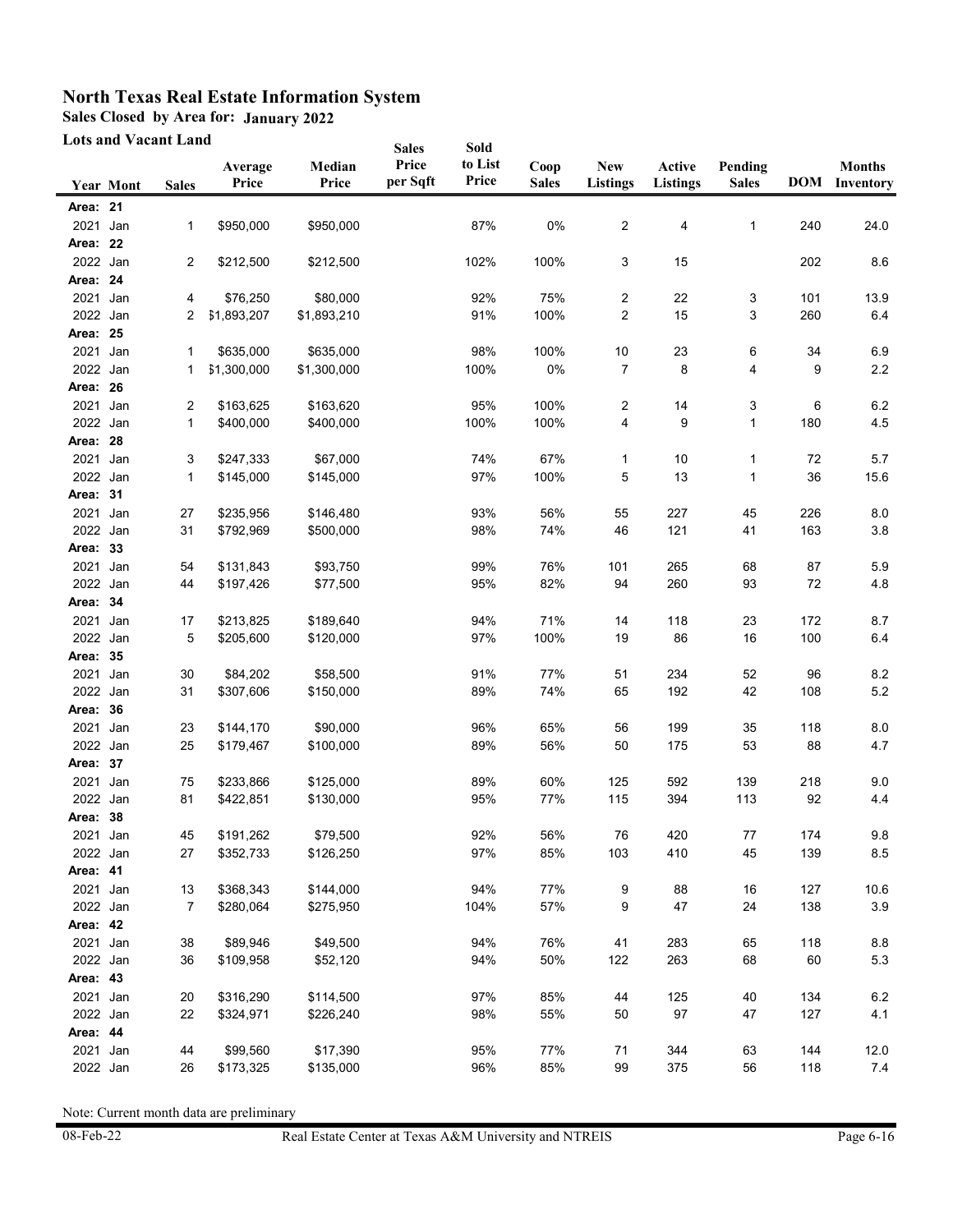# North Texas Real Estate Information System

**Sales Closed by Area for: January 2022**

**Lots and Vacant Land**

| Year | Mont | Sales | Average Price | Median Price | Sales Price per Sqft | Sold to List Price | Coop Sales | New Listings | Active Listings | Pending Sales | DOM | Months Inventory |
|---|---|---|---|---|---|---|---|---|---|---|---|---|
| **Area: 21** | | | | | | | | | | | | |
| 2021 | Jan | 1 | $950,000 | $950,000 | | 87% | 0% | 2 | 4 | 1 | 240 | 24.0 |
| **Area: 22** | | | | | | | | | | | | |
| 2022 | Jan | 2 | $212,500 | $212,500 | | 102% | 100% | 3 | 15 | | 202 | 8.6 |
| **Area: 24** | | | | | | | | | | | | |
| 2021 | Jan | 4 | $76,250 | $80,000 | | 92% | 75% | 2 | 22 | 3 | 101 | 13.9 |
| 2022 | Jan | 2 | $1,893,207 | $1,893,210 | | 91% | 100% | 2 | 15 | 3 | 260 | 6.4 |
| **Area: 25** | | | | | | | | | | | | |
| 2021 | Jan | 1 | $635,000 | $635,000 | | 98% | 100% | 10 | 23 | 6 | 34 | 6.9 |
| 2022 | Jan | 1 | $1,300,000 | $1,300,000 | | 100% | 0% | 7 | 8 | 4 | 9 | 2.2 |
| **Area: 26** | | | | | | | | | | | | |
| 2021 | Jan | 2 | $163,625 | $163,620 | | 95% | 100% | 2 | 14 | 3 | 6 | 6.2 |
| 2022 | Jan | 1 | $400,000 | $400,000 | | 100% | 100% | 4 | 9 | 1 | 180 | 4.5 |
| **Area: 28** | | | | | | | | | | | | |
| 2021 | Jan | 3 | $247,333 | $67,000 | | 74% | 67% | 1 | 10 | 1 | 72 | 5.7 |
| 2022 | Jan | 1 | $145,000 | $145,000 | | 97% | 100% | 5 | 13 | 1 | 36 | 15.6 |
| **Area: 31** | | | | | | | | | | | | |
| 2021 | Jan | 27 | $235,956 | $146,480 | | 93% | 56% | 55 | 227 | 45 | 226 | 8.0 |
| 2022 | Jan | 31 | $792,969 | $500,000 | | 98% | 74% | 46 | 121 | 41 | 163 | 3.8 |
| **Area: 33** | | | | | | | | | | | | |
| 2021 | Jan | 54 | $131,843 | $93,750 | | 99% | 76% | 101 | 265 | 68 | 87 | 5.9 |
| 2022 | Jan | 44 | $197,426 | $77,500 | | 95% | 82% | 94 | 260 | 93 | 72 | 4.8 |
| **Area: 34** | | | | | | | | | | | | |
| 2021 | Jan | 17 | $213,825 | $189,640 | | 94% | 71% | 14 | 118 | 23 | 172 | 8.7 |
| 2022 | Jan | 5 | $205,600 | $120,000 | | 97% | 100% | 19 | 86 | 16 | 100 | 6.4 |
| **Area: 35** | | | | | | | | | | | | |
| 2021 | Jan | 30 | $84,202 | $58,500 | | 91% | 77% | 51 | 234 | 52 | 96 | 8.2 |
| 2022 | Jan | 31 | $307,606 | $150,000 | | 89% | 74% | 65 | 192 | 42 | 108 | 5.2 |
| **Area: 36** | | | | | | | | | | | | |
| 2021 | Jan | 23 | $144,170 | $90,000 | | 96% | 65% | 56 | 199 | 35 | 118 | 8.0 |
| 2022 | Jan | 25 | $179,467 | $100,000 | | 89% | 56% | 50 | 175 | 53 | 88 | 4.7 |
| **Area: 37** | | | | | | | | | | | | |
| 2021 | Jan | 75 | $233,866 | $125,000 | | 89% | 60% | 125 | 592 | 139 | 218 | 9.0 |
| 2022 | Jan | 81 | $422,851 | $130,000 | | 95% | 77% | 115 | 394 | 113 | 92 | 4.4 |
| **Area: 38** | | | | | | | | | | | | |
| 2021 | Jan | 45 | $191,262 | $79,500 | | 92% | 56% | 76 | 420 | 77 | 174 | 9.8 |
| 2022 | Jan | 27 | $352,733 | $126,250 | | 97% | 85% | 103 | 410 | 45 | 139 | 8.5 |
| **Area: 41** | | | | | | | | | | | | |
| 2021 | Jan | 13 | $368,343 | $144,000 | | 94% | 77% | 9 | 88 | 16 | 127 | 10.6 |
| 2022 | Jan | 7 | $280,064 | $275,950 | | 104% | 57% | 9 | 47 | 24 | 138 | 3.9 |
| **Area: 42** | | | | | | | | | | | | |
| 2021 | Jan | 38 | $89,946 | $49,500 | | 94% | 76% | 41 | 283 | 65 | 118 | 8.8 |
| 2022 | Jan | 36 | $109,958 | $52,120 | | 94% | 50% | 122 | 263 | 68 | 60 | 5.3 |
| **Area: 43** | | | | | | | | | | | | |
| 2021 | Jan | 20 | $316,290 | $114,500 | | 97% | 85% | 44 | 125 | 40 | 134 | 6.2 |
| 2022 | Jan | 22 | $324,971 | $226,240 | | 98% | 55% | 50 | 97 | 47 | 127 | 4.1 |
| **Area: 44** | | | | | | | | | | | | |
| 2021 | Jan | 44 | $99,560 | $17,390 | | 95% | 77% | 71 | 344 | 63 | 144 | 12.0 |
| 2022 | Jan | 26 | $173,325 | $135,000 | | 96% | 85% | 99 | 375 | 56 | 118 | 7.4 |

Note: Current month data are preliminary

08-Feb-22 Real Estate Center at Texas A&M University and NTREIS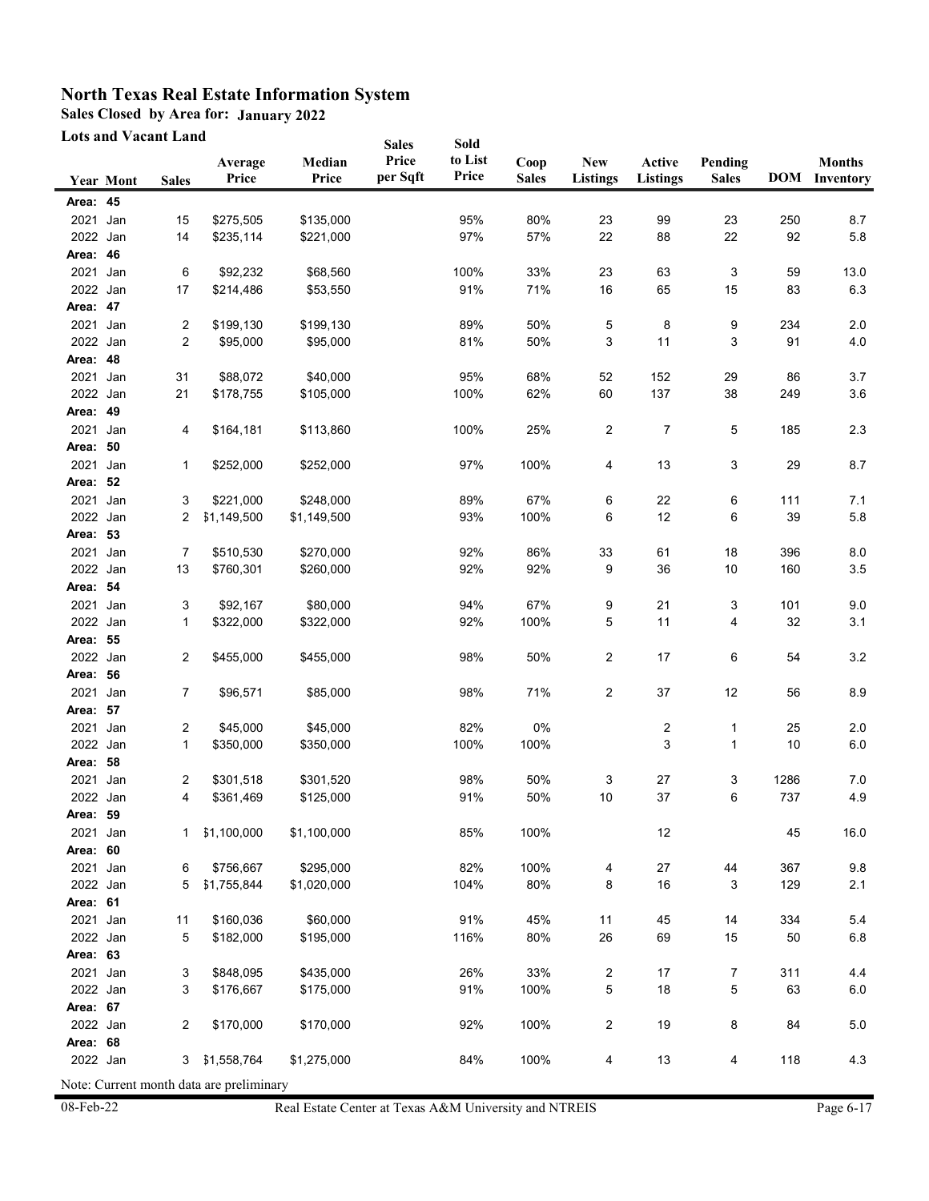# North Texas Real Estate Information System

**Sales Closed by Area for: January 2022**

**Lots and Vacant Land**

| Year | Mont | Sales | Average Price | Median Price | Sales Price per Sqft | Sold to List Price | Coop Sales | New Listings | Active Listings | Pending Sales | DOM | Months Inventory |
|---|---|---|---|---|---|---|---|---|---|---|---|---|
| **Area: 45** | | | | | | | | | | | | |
| 2021 | Jan | 15 | $275,505 | $135,000 | | 95% | 80% | 23 | 99 | 23 | 250 | 8.7 |
| 2022 | Jan | 14 | $235,114 | $221,000 | | 97% | 57% | 22 | 88 | 22 | 92 | 5.8 |
| **Area: 46** | | | | | | | | | | | | |
| 2021 | Jan | 6 | $92,232 | $68,560 | | 100% | 33% | 23 | 63 | 3 | 59 | 13.0 |
| 2022 | Jan | 17 | $214,486 | $53,550 | | 91% | 71% | 16 | 65 | 15 | 83 | 6.3 |
| **Area: 47** | | | | | | | | | | | | |
| 2021 | Jan | 2 | $199,130 | $199,130 | | 89% | 50% | 5 | 8 | 9 | 234 | 2.0 |
| 2022 | Jan | 2 | $95,000 | $95,000 | | 81% | 50% | 3 | 11 | 3 | 91 | 4.0 |
| **Area: 48** | | | | | | | | | | | | |
| 2021 | Jan | 31 | $88,072 | $40,000 | | 95% | 68% | 52 | 152 | 29 | 86 | 3.7 |
| 2022 | Jan | 21 | $178,755 | $105,000 | | 100% | 62% | 60 | 137 | 38 | 249 | 3.6 |
| **Area: 49** | | | | | | | | | | | | |
| 2021 | Jan | 4 | $164,181 | $113,860 | | 100% | 25% | 2 | 7 | 5 | 185 | 2.3 |
| **Area: 50** | | | | | | | | | | | | |
| 2021 | Jan | 1 | $252,000 | $252,000 | | 97% | 100% | 4 | 13 | 3 | 29 | 8.7 |
| **Area: 52** | | | | | | | | | | | | |
| 2021 | Jan | 3 | $221,000 | $248,000 | | 89% | 67% | 6 | 22 | 6 | 111 | 7.1 |
| 2022 | Jan | 2 | $1,149,500 | $1,149,500 | | 93% | 100% | 6 | 12 | 6 | 39 | 5.8 |
| **Area: 53** | | | | | | | | | | | | |
| 2021 | Jan | 7 | $510,530 | $270,000 | | 92% | 86% | 33 | 61 | 18 | 396 | 8.0 |
| 2022 | Jan | 13 | $760,301 | $260,000 | | 92% | 92% | 9 | 36 | 10 | 160 | 3.5 |
| **Area: 54** | | | | | | | | | | | | |
| 2021 | Jan | 3 | $92,167 | $80,000 | | 94% | 67% | 9 | 21 | 3 | 101 | 9.0 |
| 2022 | Jan | 1 | $322,000 | $322,000 | | 92% | 100% | 5 | 11 | 4 | 32 | 3.1 |
| **Area: 55** | | | | | | | | | | | | |
| 2022 | Jan | 2 | $455,000 | $455,000 | | 98% | 50% | 2 | 17 | 6 | 54 | 3.2 |
| **Area: 56** | | | | | | | | | | | | |
| 2021 | Jan | 7 | $96,571 | $85,000 | | 98% | 71% | 2 | 37 | 12 | 56 | 8.9 |
| **Area: 57** | | | | | | | | | | | | |
| 2021 | Jan | 2 | $45,000 | $45,000 | | 82% | 0% | | 2 | 1 | 25 | 2.0 |
| 2022 | Jan | 1 | $350,000 | $350,000 | | 100% | 100% | | 3 | 1 | 10 | 6.0 |
| **Area: 58** | | | | | | | | | | | | |
| 2021 | Jan | 2 | $301,518 | $301,520 | | 98% | 50% | 3 | 27 | 3 | 1286 | 7.0 |
| 2022 | Jan | 4 | $361,469 | $125,000 | | 91% | 50% | 10 | 37 | 6 | 737 | 4.9 |
| **Area: 59** | | | | | | | | | | | | |
| 2021 | Jan | 1 | $1,100,000 | $1,100,000 | | 85% | 100% | | 12 | | 45 | 16.0 |
| **Area: 60** | | | | | | | | | | | | |
| 2021 | Jan | 6 | $756,667 | $295,000 | | 82% | 100% | 4 | 27 | 44 | 367 | 9.8 |
| 2022 | Jan | 5 | $1,755,844 | $1,020,000 | | 104% | 80% | 8 | 16 | 3 | 129 | 2.1 |
| **Area: 61** | | | | | | | | | | | | |
| 2021 | Jan | 11 | $160,036 | $60,000 | | 91% | 45% | 11 | 45 | 14 | 334 | 5.4 |
| 2022 | Jan | 5 | $182,000 | $195,000 | | 116% | 80% | 26 | 69 | 15 | 50 | 6.8 |
| **Area: 63** | | | | | | | | | | | | |
| 2021 | Jan | 3 | $848,095 | $435,000 | | 26% | 33% | 2 | 17 | 7 | 311 | 4.4 |
| 2022 | Jan | 3 | $176,667 | $175,000 | | 91% | 100% | 5 | 18 | 5 | 63 | 6.0 |
| **Area: 67** | | | | | | | | | | | | |
| 2022 | Jan | 2 | $170,000 | $170,000 | | 92% | 100% | 2 | 19 | 8 | 84 | 5.0 |
| **Area: 68** | | | | | | | | | | | | |
| 2022 | Jan | 3 | $1,558,764 | $1,275,000 | | 84% | 100% | 4 | 13 | 4 | 118 | 4.3 |

Note: Current month data are preliminary

08-Feb-22 Real Estate Center at Texas A&M University and NTREIS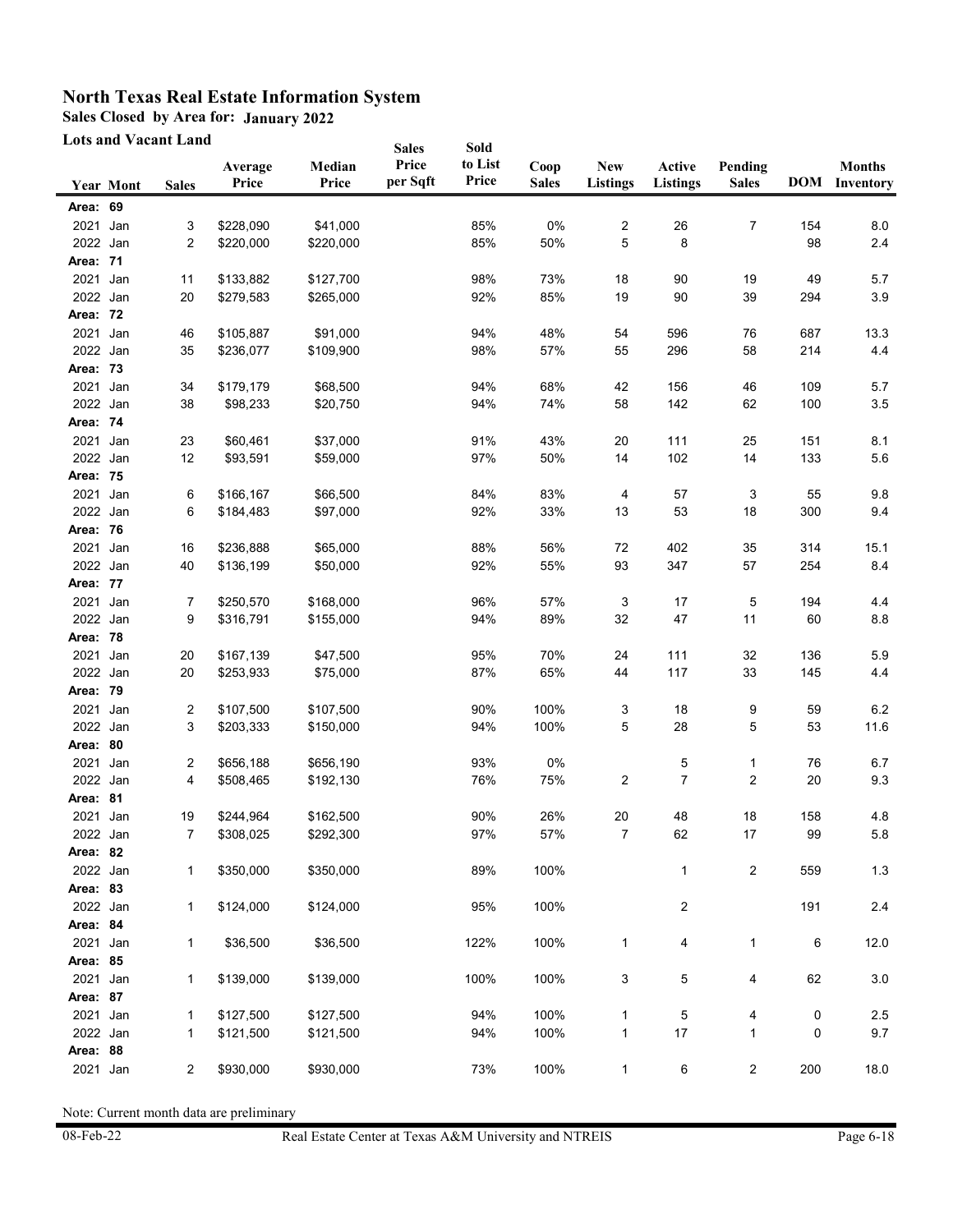# North Texas Real Estate Information System

**Sales Closed by Area for: January 2022**

**Lots and Vacant Land**

| Year | Mont | Sales | Average Price | Median Price | Sales Price per Sqft | Sold to List Price | Coop Sales | New Listings | Active Listings | Pending Sales | DOM | Months Inventory |
|---|---|---|---|---|---|---|---|---|---|---|---|---|
| **Area: 69** | | | | | | | | | | | | |
| 2021 | Jan | 3 | $228,090 | $41,000 | | 85% | 0% | 2 | 26 | 7 | 154 | 8.0 |
| 2022 | Jan | 2 | $220,000 | $220,000 | | 85% | 50% | 5 | 8 | | 98 | 2.4 |
| **Area: 71** | | | | | | | | | | | | |
| 2021 | Jan | 11 | $133,882 | $127,700 | | 98% | 73% | 18 | 90 | 19 | 49 | 5.7 |
| 2022 | Jan | 20 | $279,583 | $265,000 | | 92% | 85% | 19 | 90 | 39 | 294 | 3.9 |
| **Area: 72** | | | | | | | | | | | | |
| 2021 | Jan | 46 | $105,887 | $91,000 | | 94% | 48% | 54 | 596 | 76 | 687 | 13.3 |
| 2022 | Jan | 35 | $236,077 | $109,900 | | 98% | 57% | 55 | 296 | 58 | 214 | 4.4 |
| **Area: 73** | | | | | | | | | | | | |
| 2021 | Jan | 34 | $179,179 | $68,500 | | 94% | 68% | 42 | 156 | 46 | 109 | 5.7 |
| 2022 | Jan | 38 | $98,233 | $20,750 | | 94% | 74% | 58 | 142 | 62 | 100 | 3.5 |
| **Area: 74** | | | | | | | | | | | | |
| 2021 | Jan | 23 | $60,461 | $37,000 | | 91% | 43% | 20 | 111 | 25 | 151 | 8.1 |
| 2022 | Jan | 12 | $93,591 | $59,000 | | 97% | 50% | 14 | 102 | 14 | 133 | 5.6 |
| **Area: 75** | | | | | | | | | | | | |
| 2021 | Jan | 6 | $166,167 | $66,500 | | 84% | 83% | 4 | 57 | 3 | 55 | 9.8 |
| 2022 | Jan | 6 | $184,483 | $97,000 | | 92% | 33% | 13 | 53 | 18 | 300 | 9.4 |
| **Area: 76** | | | | | | | | | | | | |
| 2021 | Jan | 16 | $236,888 | $65,000 | | 88% | 56% | 72 | 402 | 35 | 314 | 15.1 |
| 2022 | Jan | 40 | $136,199 | $50,000 | | 92% | 55% | 93 | 347 | 57 | 254 | 8.4 |
| **Area: 77** | | | | | | | | | | | | |
| 2021 | Jan | 7 | $250,570 | $168,000 | | 96% | 57% | 3 | 17 | 5 | 194 | 4.4 |
| 2022 | Jan | 9 | $316,791 | $155,000 | | 94% | 89% | 32 | 47 | 11 | 60 | 8.8 |
| **Area: 78** | | | | | | | | | | | | |
| 2021 | Jan | 20 | $167,139 | $47,500 | | 95% | 70% | 24 | 111 | 32 | 136 | 5.9 |
| 2022 | Jan | 20 | $253,933 | $75,000 | | 87% | 65% | 44 | 117 | 33 | 145 | 4.4 |
| **Area: 79** | | | | | | | | | | | | |
| 2021 | Jan | 2 | $107,500 | $107,500 | | 90% | 100% | 3 | 18 | 9 | 59 | 6.2 |
| 2022 | Jan | 3 | $203,333 | $150,000 | | 94% | 100% | 5 | 28 | 5 | 53 | 11.6 |
| **Area: 80** | | | | | | | | | | | | |
| 2021 | Jan | 2 | $656,188 | $656,190 | | 93% | 0% | | 5 | 1 | 76 | 6.7 |
| 2022 | Jan | 4 | $508,465 | $192,130 | | 76% | 75% | 2 | 7 | 2 | 20 | 9.3 |
| **Area: 81** | | | | | | | | | | | | |
| 2021 | Jan | 19 | $244,964 | $162,500 | | 90% | 26% | 20 | 48 | 18 | 158 | 4.8 |
| 2022 | Jan | 7 | $308,025 | $292,300 | | 97% | 57% | 7 | 62 | 17 | 99 | 5.8 |
| **Area: 82** | | | | | | | | | | | | |
| 2022 | Jan | 1 | $350,000 | $350,000 | | 89% | 100% | | 1 | 2 | 559 | 1.3 |
| **Area: 83** | | | | | | | | | | | | |
| 2022 | Jan | 1 | $124,000 | $124,000 | | 95% | 100% | | 2 | | 191 | 2.4 |
| **Area: 84** | | | | | | | | | | | | |
| 2021 | Jan | 1 | $36,500 | $36,500 | | 122% | 100% | 1 | 4 | 1 | 6 | 12.0 |
| **Area: 85** | | | | | | | | | | | | |
| 2021 | Jan | 1 | $139,000 | $139,000 | | 100% | 100% | 3 | 5 | 4 | 62 | 3.0 |
| **Area: 87** | | | | | | | | | | | | |
| 2021 | Jan | 1 | $127,500 | $127,500 | | 94% | 100% | 1 | 5 | 4 | 0 | 2.5 |
| 2022 | Jan | 1 | $121,500 | $121,500 | | 94% | 100% | 1 | 17 | 1 | 0 | 9.7 |
| **Area: 88** | | | | | | | | | | | | |
| 2021 | Jan | 2 | $930,000 | $930,000 | | 73% | 100% | 1 | 6 | 2 | 200 | 18.0 |

Note: Current month data are preliminary

08-Feb-22 Real Estate Center at Texas A&M University and NTREIS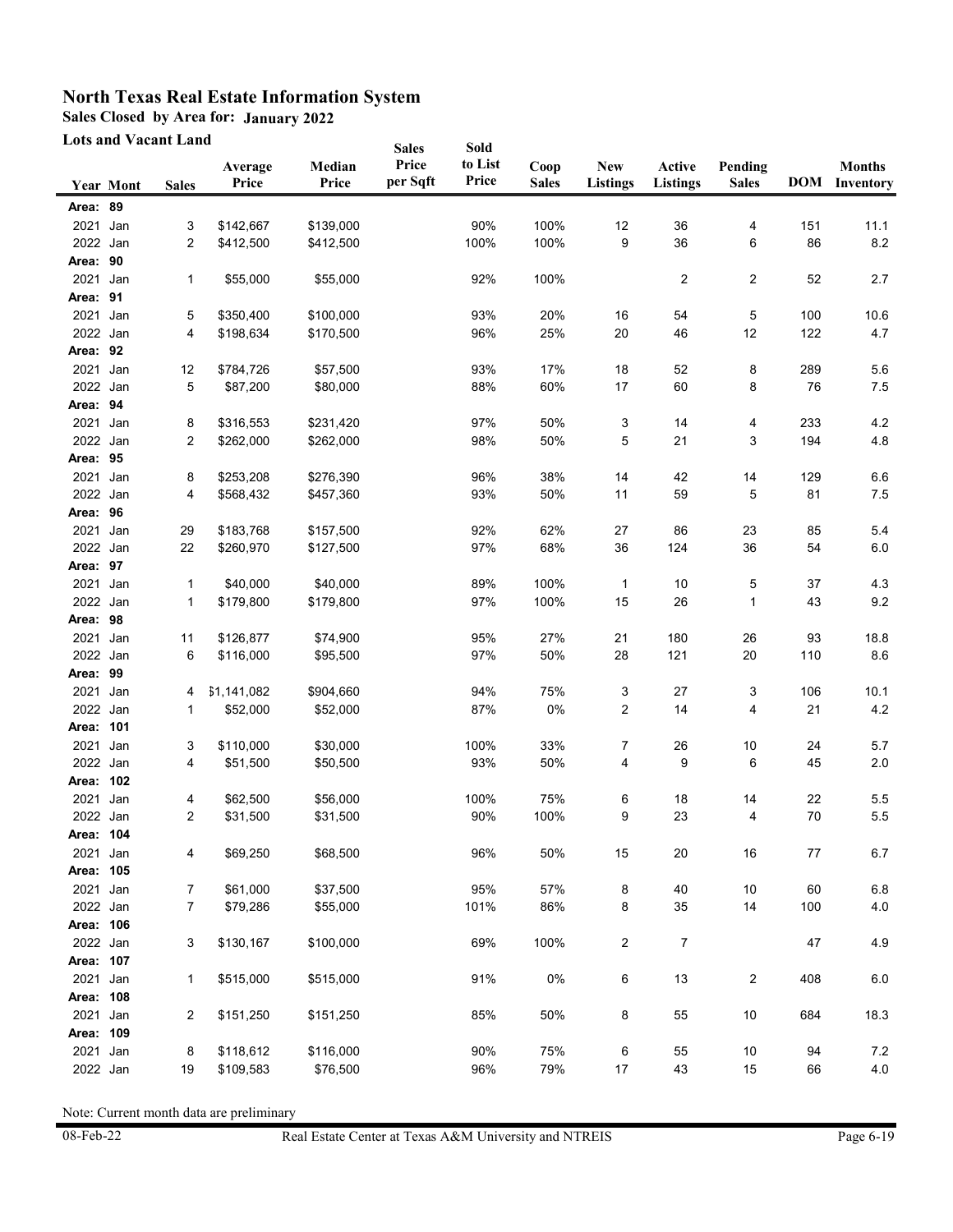# North Texas Real Estate Information System

**Sales Closed by Area for: January 2022**

**Lots and Vacant Land**

| Year | Mont | Sales | Average Price | Median Price | Sales Price per Sqft | Sold to List Price | Coop Sales | New Listings | Active Listings | Pending Sales | DOM | Months Inventory |
|---|---|---|---|---|---|---|---|---|---|---|---|---|
| **Area: 89** | | | | | | | | | | | | |
| 2021 | Jan | 3 | $142,667 | $139,000 | | 90% | 100% | 12 | 36 | 4 | 151 | 11.1 |
| 2022 | Jan | 2 | $412,500 | $412,500 | | 100% | 100% | 9 | 36 | 6 | 86 | 8.2 |
| **Area: 90** | | | | | | | | | | | | |
| 2021 | Jan | 1 | $55,000 | $55,000 | | 92% | 100% | | 2 | 2 | 52 | 2.7 |
| **Area: 91** | | | | | | | | | | | | |
| 2021 | Jan | 5 | $350,400 | $100,000 | | 93% | 20% | 16 | 54 | 5 | 100 | 10.6 |
| 2022 | Jan | 4 | $198,634 | $170,500 | | 96% | 25% | 20 | 46 | 12 | 122 | 4.7 |
| **Area: 92** | | | | | | | | | | | | |
| 2021 | Jan | 12 | $784,726 | $57,500 | | 93% | 17% | 18 | 52 | 8 | 289 | 5.6 |
| 2022 | Jan | 5 | $87,200 | $80,000 | | 88% | 60% | 17 | 60 | 8 | 76 | 7.5 |
| **Area: 94** | | | | | | | | | | | | |
| 2021 | Jan | 8 | $316,553 | $231,420 | | 97% | 50% | 3 | 14 | 4 | 233 | 4.2 |
| 2022 | Jan | 2 | $262,000 | $262,000 | | 98% | 50% | 5 | 21 | 3 | 194 | 4.8 |
| **Area: 95** | | | | | | | | | | | | |
| 2021 | Jan | 8 | $253,208 | $276,390 | | 96% | 38% | 14 | 42 | 14 | 129 | 6.6 |
| 2022 | Jan | 4 | $568,432 | $457,360 | | 93% | 50% | 11 | 59 | 5 | 81 | 7.5 |
| **Area: 96** | | | | | | | | | | | | |
| 2021 | Jan | 29 | $183,768 | $157,500 | | 92% | 62% | 27 | 86 | 23 | 85 | 5.4 |
| 2022 | Jan | 22 | $260,970 | $127,500 | | 97% | 68% | 36 | 124 | 36 | 54 | 6.0 |
| **Area: 97** | | | | | | | | | | | | |
| 2021 | Jan | 1 | $40,000 | $40,000 | | 89% | 100% | 1 | 10 | 5 | 37 | 4.3 |
| 2022 | Jan | 1 | $179,800 | $179,800 | | 97% | 100% | 15 | 26 | 1 | 43 | 9.2 |
| **Area: 98** | | | | | | | | | | | | |
| 2021 | Jan | 11 | $126,877 | $74,900 | | 95% | 27% | 21 | 180 | 26 | 93 | 18.8 |
| 2022 | Jan | 6 | $116,000 | $95,500 | | 97% | 50% | 28 | 121 | 20 | 110 | 8.6 |
| **Area: 99** | | | | | | | | | | | | |
| 2021 | Jan | 4 | $1,141,082 | $904,660 | | 94% | 75% | 3 | 27 | 3 | 106 | 10.1 |
| 2022 | Jan | 1 | $52,000 | $52,000 | | 87% | 0% | 2 | 14 | 4 | 21 | 4.2 |
| **Area: 101** | | | | | | | | | | | | |
| 2021 | Jan | 3 | $110,000 | $30,000 | | 100% | 33% | 7 | 26 | 10 | 24 | 5.7 |
| 2022 | Jan | 4 | $51,500 | $50,500 | | 93% | 50% | 4 | 9 | 6 | 45 | 2.0 |
| **Area: 102** | | | | | | | | | | | | |
| 2021 | Jan | 4 | $62,500 | $56,000 | | 100% | 75% | 6 | 18 | 14 | 22 | 5.5 |
| 2022 | Jan | 2 | $31,500 | $31,500 | | 90% | 100% | 9 | 23 | 4 | 70 | 5.5 |
| **Area: 104** | | | | | | | | | | | | |
| 2021 | Jan | 4 | $69,250 | $68,500 | | 96% | 50% | 15 | 20 | 16 | 77 | 6.7 |
| **Area: 105** | | | | | | | | | | | | |
| 2021 | Jan | 7 | $61,000 | $37,500 | | 95% | 57% | 8 | 40 | 10 | 60 | 6.8 |
| 2022 | Jan | 7 | $79,286 | $55,000 | | 101% | 86% | 8 | 35 | 14 | 100 | 4.0 |
| **Area: 106** | | | | | | | | | | | | |
| 2022 | Jan | 3 | $130,167 | $100,000 | | 69% | 100% | 2 | 7 | | 47 | 4.9 |
| **Area: 107** | | | | | | | | | | | | |
| 2021 | Jan | 1 | $515,000 | $515,000 | | 91% | 0% | 6 | 13 | 2 | 408 | 6.0 |
| **Area: 108** | | | | | | | | | | | | |
| 2021 | Jan | 2 | $151,250 | $151,250 | | 85% | 50% | 8 | 55 | 10 | 684 | 18.3 |
| **Area: 109** | | | | | | | | | | | | |
| 2021 | Jan | 8 | $118,612 | $116,000 | | 90% | 75% | 6 | 55 | 10 | 94 | 7.2 |
| 2022 | Jan | 19 | $109,583 | $76,500 | | 96% | 79% | 17 | 43 | 15 | 66 | 4.0 |

Note: Current month data are preliminary

08-Feb-22 Real Estate Center at Texas A&M University and NTREIS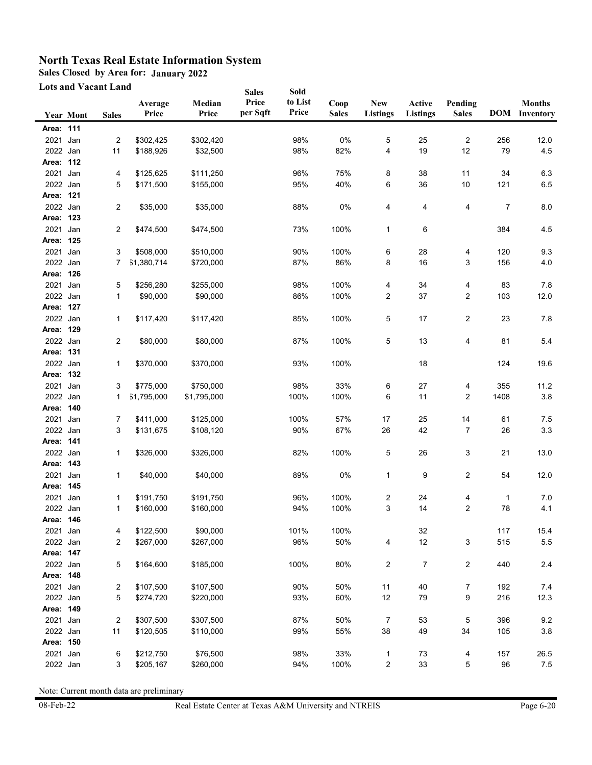# North Texas Real Estate Information System

**Sales Closed by Area for: January 2022**

**Lots and Vacant Land**

| Year | Mont | Sales | Average Price | Median Price | Sales Price per Sqft | Sold to List Price | Coop Sales | New Listings | Active Listings | Pending Sales | DOM | Months Inventory |
|---|---|---|---|---|---|---|---|---|---|---|---|---|
| **Area: 111** | | | | | | | | | | | | |
| 2021 | Jan | 2 | $302,425 | $302,420 | | 98% | 0% | 5 | 25 | 2 | 256 | 12.0 |
| 2022 | Jan | 11 | $188,926 | $32,500 | | 98% | 82% | 4 | 19 | 12 | 79 | 4.5 |
| **Area: 112** | | | | | | | | | | | | |
| 2021 | Jan | 4 | $125,625 | $111,250 | | 96% | 75% | 8 | 38 | 11 | 34 | 6.3 |
| 2022 | Jan | 5 | $171,500 | $155,000 | | 95% | 40% | 6 | 36 | 10 | 121 | 6.5 |
| **Area: 121** | | | | | | | | | | | | |
| 2022 | Jan | 2 | $35,000 | $35,000 | | 88% | 0% | 4 | 4 | 4 | 7 | 8.0 |
| **Area: 123** | | | | | | | | | | | | |
| 2021 | Jan | 2 | $474,500 | $474,500 | | 73% | 100% | 1 | 6 | | 384 | 4.5 |
| **Area: 125** | | | | | | | | | | | | |
| 2021 | Jan | 3 | $508,000 | $510,000 | | 90% | 100% | 6 | 28 | 4 | 120 | 9.3 |
| 2022 | Jan | 7 | $1,380,714 | $720,000 | | 87% | 86% | 8 | 16 | 3 | 156 | 4.0 |
| **Area: 126** | | | | | | | | | | | | |
| 2021 | Jan | 5 | $256,280 | $255,000 | | 98% | 100% | 4 | 34 | 4 | 83 | 7.8 |
| 2022 | Jan | 1 | $90,000 | $90,000 | | 86% | 100% | 2 | 37 | 2 | 103 | 12.0 |
| **Area: 127** | | | | | | | | | | | | |
| 2022 | Jan | 1 | $117,420 | $117,420 | | 85% | 100% | 5 | 17 | 2 | 23 | 7.8 |
| **Area: 129** | | | | | | | | | | | | |
| 2022 | Jan | 2 | $80,000 | $80,000 | | 87% | 100% | 5 | 13 | 4 | 81 | 5.4 |
| **Area: 131** | | | | | | | | | | | | |
| 2022 | Jan | 1 | $370,000 | $370,000 | | 93% | 100% | | 18 | | 124 | 19.6 |
| **Area: 132** | | | | | | | | | | | | |
| 2021 | Jan | 3 | $775,000 | $750,000 | | 98% | 33% | 6 | 27 | 4 | 355 | 11.2 |
| 2022 | Jan | 1 | $1,795,000 | $1,795,000 | | 100% | 100% | 6 | 11 | 2 | 1408 | 3.8 |
| **Area: 140** | | | | | | | | | | | | |
| 2021 | Jan | 7 | $411,000 | $125,000 | | 100% | 57% | 17 | 25 | 14 | 61 | 7.5 |
| 2022 | Jan | 3 | $131,675 | $108,120 | | 90% | 67% | 26 | 42 | 7 | 26 | 3.3 |
| **Area: 141** | | | | | | | | | | | | |
| 2022 | Jan | 1 | $326,000 | $326,000 | | 82% | 100% | 5 | 26 | 3 | 21 | 13.0 |
| **Area: 143** | | | | | | | | | | | | |
| 2021 | Jan | 1 | $40,000 | $40,000 | | 89% | 0% | 1 | 9 | 2 | 54 | 12.0 |
| **Area: 145** | | | | | | | | | | | | |
| 2021 | Jan | 1 | $191,750 | $191,750 | | 96% | 100% | 2 | 24 | 4 | 1 | 7.0 |
| 2022 | Jan | 1 | $160,000 | $160,000 | | 94% | 100% | 3 | 14 | 2 | 78 | 4.1 |
| **Area: 146** | | | | | | | | | | | | |
| 2021 | Jan | 4 | $122,500 | $90,000 | | 101% | 100% | | 32 | | 117 | 15.4 |
| 2022 | Jan | 2 | $267,000 | $267,000 | | 96% | 50% | 4 | 12 | 3 | 515 | 5.5 |
| **Area: 147** | | | | | | | | | | | | |
| 2022 | Jan | 5 | $164,600 | $185,000 | | 100% | 80% | 2 | 7 | 2 | 440 | 2.4 |
| **Area: 148** | | | | | | | | | | | | |
| 2021 | Jan | 2 | $107,500 | $107,500 | | 90% | 50% | 11 | 40 | 7 | 192 | 7.4 |
| 2022 | Jan | 5 | $274,720 | $220,000 | | 93% | 60% | 12 | 79 | 9 | 216 | 12.3 |
| **Area: 149** | | | | | | | | | | | | |
| 2021 | Jan | 2 | $307,500 | $307,500 | | 87% | 50% | 7 | 53 | 5 | 396 | 9.2 |
| 2022 | Jan | 11 | $120,505 | $110,000 | | 99% | 55% | 38 | 49 | 34 | 105 | 3.8 |
| **Area: 150** | | | | | | | | | | | | |
| 2021 | Jan | 6 | $212,750 | $76,500 | | 98% | 33% | 1 | 73 | 4 | 157 | 26.5 |
| 2022 | Jan | 3 | $205,167 | $260,000 | | 94% | 100% | 2 | 33 | 5 | 96 | 7.5 |

Note: Current month data are preliminary

08-Feb-22 Real Estate Center at Texas A&M University and NTREIS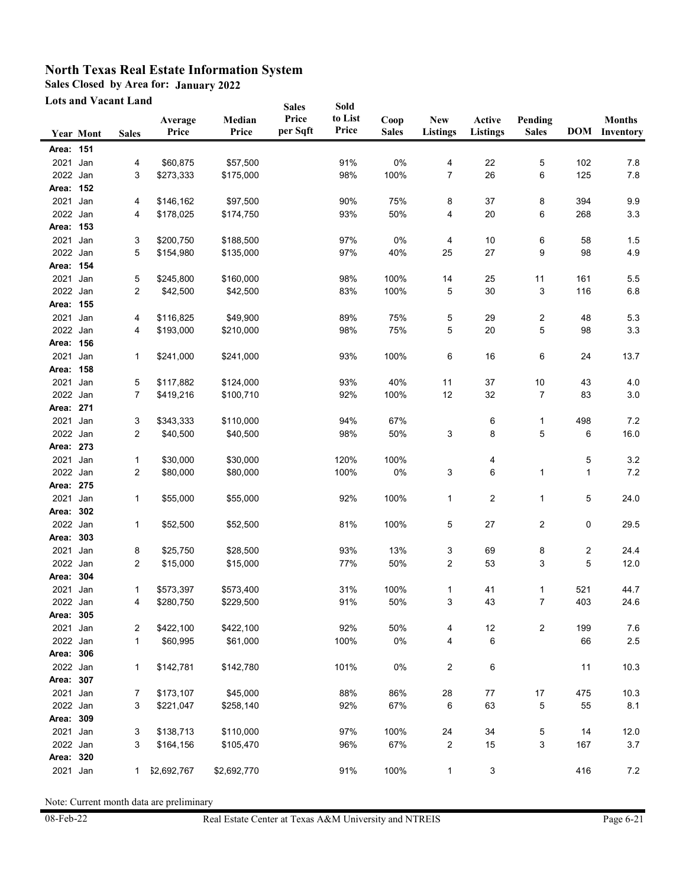# North Texas Real Estate Information System

**Sales Closed by Area for: January 2022**

**Lots and Vacant Land**

| Year | Mont | Sales | Average Price | Median Price | Sales Price per Sqft | Sold to List Price | Coop Sales | New Listings | Active Listings | Pending Sales | DOM | Months Inventory |
|---|---|---|---|---|---|---|---|---|---|---|---|---|
| **Area: 151** | | | | | | | | | | | | |
| 2021 | Jan | 4 | $60,875 | $57,500 | | 91% | 0% | 4 | 22 | 5 | 102 | 7.8 |
| 2022 | Jan | 3 | $273,333 | $175,000 | | 98% | 100% | 7 | 26 | 6 | 125 | 7.8 |
| **Area: 152** | | | | | | | | | | | | |
| 2021 | Jan | 4 | $146,162 | $97,500 | | 90% | 75% | 8 | 37 | 8 | 394 | 9.9 |
| 2022 | Jan | 4 | $178,025 | $174,750 | | 93% | 50% | 4 | 20 | 6 | 268 | 3.3 |
| **Area: 153** | | | | | | | | | | | | |
| 2021 | Jan | 3 | $200,750 | $188,500 | | 97% | 0% | 4 | 10 | 6 | 58 | 1.5 |
| 2022 | Jan | 5 | $154,980 | $135,000 | | 97% | 40% | 25 | 27 | 9 | 98 | 4.9 |
| **Area: 154** | | | | | | | | | | | | |
| 2021 | Jan | 5 | $245,800 | $160,000 | | 98% | 100% | 14 | 25 | 11 | 161 | 5.5 |
| 2022 | Jan | 2 | $42,500 | $42,500 | | 83% | 100% | 5 | 30 | 3 | 116 | 6.8 |
| **Area: 155** | | | | | | | | | | | | |
| 2021 | Jan | 4 | $116,825 | $49,900 | | 89% | 75% | 5 | 29 | 2 | 48 | 5.3 |
| 2022 | Jan | 4 | $193,000 | $210,000 | | 98% | 75% | 5 | 20 | 5 | 98 | 3.3 |
| **Area: 156** | | | | | | | | | | | | |
| 2021 | Jan | 1 | $241,000 | $241,000 | | 93% | 100% | 6 | 16 | 6 | 24 | 13.7 |
| **Area: 158** | | | | | | | | | | | | |
| 2021 | Jan | 5 | $117,882 | $124,000 | | 93% | 40% | 11 | 37 | 10 | 43 | 4.0 |
| 2022 | Jan | 7 | $419,216 | $100,710 | | 92% | 100% | 12 | 32 | 7 | 83 | 3.0 |
| **Area: 271** | | | | | | | | | | | | |
| 2021 | Jan | 3 | $343,333 | $110,000 | | 94% | 67% | | 6 | 1 | 498 | 7.2 |
| 2022 | Jan | 2 | $40,500 | $40,500 | | 98% | 50% | 3 | 8 | 5 | 6 | 16.0 |
| **Area: 273** | | | | | | | | | | | | |
| 2021 | Jan | 1 | $30,000 | $30,000 | | 120% | 100% | | 4 | | 5 | 3.2 |
| 2022 | Jan | 2 | $80,000 | $80,000 | | 100% | 0% | 3 | 6 | 1 | 1 | 7.2 |
| **Area: 275** | | | | | | | | | | | | |
| 2021 | Jan | 1 | $55,000 | $55,000 | | 92% | 100% | 1 | 2 | 1 | 5 | 24.0 |
| **Area: 302** | | | | | | | | | | | | |
| 2022 | Jan | 1 | $52,500 | $52,500 | | 81% | 100% | 5 | 27 | 2 | 0 | 29.5 |
| **Area: 303** | | | | | | | | | | | | |
| 2021 | Jan | 8 | $25,750 | $28,500 | | 93% | 13% | 3 | 69 | 8 | 2 | 24.4 |
| 2022 | Jan | 2 | $15,000 | $15,000 | | 77% | 50% | 2 | 53 | 3 | 5 | 12.0 |
| **Area: 304** | | | | | | | | | | | | |
| 2021 | Jan | 1 | $573,397 | $573,400 | | 31% | 100% | 1 | 41 | 1 | 521 | 44.7 |
| 2022 | Jan | 4 | $280,750 | $229,500 | | 91% | 50% | 3 | 43 | 7 | 403 | 24.6 |
| **Area: 305** | | | | | | | | | | | | |
| 2021 | Jan | 2 | $422,100 | $422,100 | | 92% | 50% | 4 | 12 | 2 | 199 | 7.6 |
| 2022 | Jan | 1 | $60,995 | $61,000 | | 100% | 0% | 4 | 6 | | 66 | 2.5 |
| **Area: 306** | | | | | | | | | | | | |
| 2022 | Jan | 1 | $142,781 | $142,780 | | 101% | 0% | 2 | 6 | | 11 | 10.3 |
| **Area: 307** | | | | | | | | | | | | |
| 2021 | Jan | 7 | $173,107 | $45,000 | | 88% | 86% | 28 | 77 | 17 | 475 | 10.3 |
| 2022 | Jan | 3 | $221,047 | $258,140 | | 92% | 67% | 6 | 63 | 5 | 55 | 8.1 |
| **Area: 309** | | | | | | | | | | | | |
| 2021 | Jan | 3 | $138,713 | $110,000 | | 97% | 100% | 24 | 34 | 5 | 14 | 12.0 |
| 2022 | Jan | 3 | $164,156 | $105,470 | | 96% | 67% | 2 | 15 | 3 | 167 | 3.7 |
| **Area: 320** | | | | | | | | | | | | |
| 2021 | Jan | 1 | $2,692,767 | $2,692,770 | | 91% | 100% | 1 | 3 | | 416 | 7.2 |

Note: Current month data are preliminary

08-Feb-22 Real Estate Center at Texas A&M University and NTREIS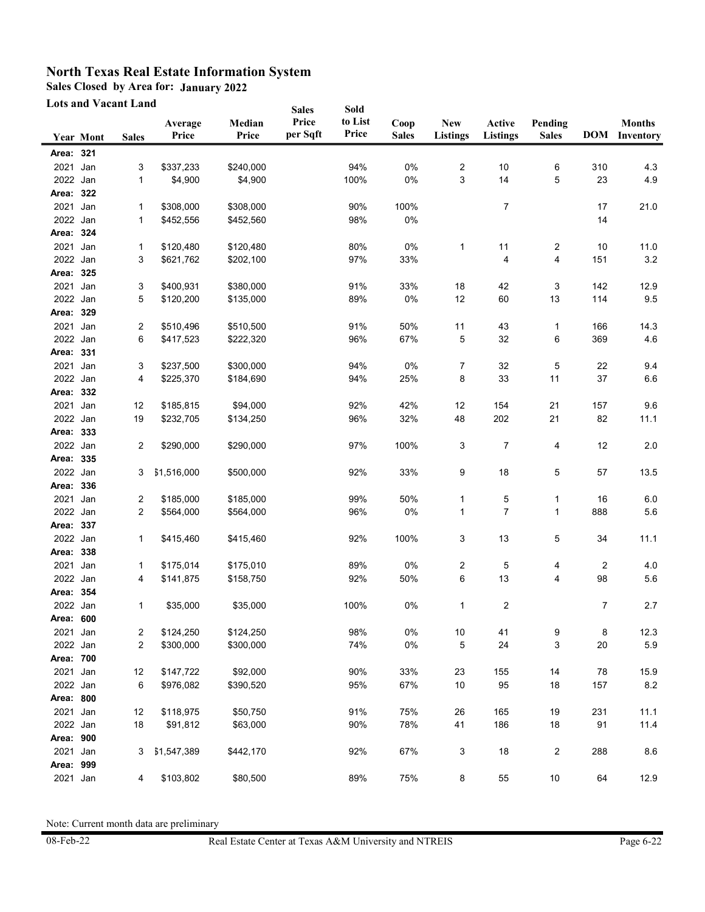# North Texas Real Estate Information System

**Sales Closed by Area for: January 2022**

**Lots and Vacant Land**

| Year | Mont | Sales | Average Price | Median Price | Sales Price per Sqft | Sold to List Price | Coop Sales | New Listings | Active Listings | Pending Sales | DOM | Months Inventory |
|---|---|---|---|---|---|---|---|---|---|---|---|---|
| **Area: 321** | | | | | | | | | | | | |
| 2021 | Jan | 3 | $337,233 | $240,000 | | 94% | 0% | 2 | 10 | 6 | 310 | 4.3 |
| 2022 | Jan | 1 | $4,900 | $4,900 | | 100% | 0% | 3 | 14 | 5 | 23 | 4.9 |
| **Area: 322** | | | | | | | | | | | | |
| 2021 | Jan | 1 | $308,000 | $308,000 | | 90% | 100% | | 7 | | 17 | 21.0 |
| 2022 | Jan | 1 | $452,556 | $452,560 | | 98% | 0% | | | | 14 | |
| **Area: 324** | | | | | | | | | | | | |
| 2021 | Jan | 1 | $120,480 | $120,480 | | 80% | 0% | 1 | 11 | 2 | 10 | 11.0 |
| 2022 | Jan | 3 | $621,762 | $202,100 | | 97% | 33% | | 4 | 4 | 151 | 3.2 |
| **Area: 325** | | | | | | | | | | | | |
| 2021 | Jan | 3 | $400,931 | $380,000 | | 91% | 33% | 18 | 42 | 3 | 142 | 12.9 |
| 2022 | Jan | 5 | $120,200 | $135,000 | | 89% | 0% | 12 | 60 | 13 | 114 | 9.5 |
| **Area: 329** | | | | | | | | | | | | |
| 2021 | Jan | 2 | $510,496 | $510,500 | | 91% | 50% | 11 | 43 | 1 | 166 | 14.3 |
| 2022 | Jan | 6 | $417,523 | $222,320 | | 96% | 67% | 5 | 32 | 6 | 369 | 4.6 |
| **Area: 331** | | | | | | | | | | | | |
| 2021 | Jan | 3 | $237,500 | $300,000 | | 94% | 0% | 7 | 32 | 5 | 22 | 9.4 |
| 2022 | Jan | 4 | $225,370 | $184,690 | | 94% | 25% | 8 | 33 | 11 | 37 | 6.6 |
| **Area: 332** | | | | | | | | | | | | |
| 2021 | Jan | 12 | $185,815 | $94,000 | | 92% | 42% | 12 | 154 | 21 | 157 | 9.6 |
| 2022 | Jan | 19 | $232,705 | $134,250 | | 96% | 32% | 48 | 202 | 21 | 82 | 11.1 |
| **Area: 333** | | | | | | | | | | | | |
| 2022 | Jan | 2 | $290,000 | $290,000 | | 97% | 100% | 3 | 7 | 4 | 12 | 2.0 |
| **Area: 335** | | | | | | | | | | | | |
| 2022 | Jan | 3 | $1,516,000 | $500,000 | | 92% | 33% | 9 | 18 | 5 | 57 | 13.5 |
| **Area: 336** | | | | | | | | | | | | |
| 2021 | Jan | 2 | $185,000 | $185,000 | | 99% | 50% | 1 | 5 | 1 | 16 | 6.0 |
| 2022 | Jan | 2 | $564,000 | $564,000 | | 96% | 0% | 1 | 7 | 1 | 888 | 5.6 |
| **Area: 337** | | | | | | | | | | | | |
| 2022 | Jan | 1 | $415,460 | $415,460 | | 92% | 100% | 3 | 13 | 5 | 34 | 11.1 |
| **Area: 338** | | | | | | | | | | | | |
| 2021 | Jan | 1 | $175,014 | $175,010 | | 89% | 0% | 2 | 5 | 4 | 2 | 4.0 |
| 2022 | Jan | 4 | $141,875 | $158,750 | | 92% | 50% | 6 | 13 | 4 | 98 | 5.6 |
| **Area: 354** | | | | | | | | | | | | |
| 2022 | Jan | 1 | $35,000 | $35,000 | | 100% | 0% | 1 | 2 | | 7 | 2.7 |
| **Area: 600** | | | | | | | | | | | | |
| 2021 | Jan | 2 | $124,250 | $124,250 | | 98% | 0% | 10 | 41 | 9 | 8 | 12.3 |
| 2022 | Jan | 2 | $300,000 | $300,000 | | 74% | 0% | 5 | 24 | 3 | 20 | 5.9 |
| **Area: 700** | | | | | | | | | | | | |
| 2021 | Jan | 12 | $147,722 | $92,000 | | 90% | 33% | 23 | 155 | 14 | 78 | 15.9 |
| 2022 | Jan | 6 | $976,082 | $390,520 | | 95% | 67% | 10 | 95 | 18 | 157 | 8.2 |
| **Area: 800** | | | | | | | | | | | | |
| 2021 | Jan | 12 | $118,975 | $50,750 | | 91% | 75% | 26 | 165 | 19 | 231 | 11.1 |
| 2022 | Jan | 18 | $91,812 | $63,000 | | 90% | 78% | 41 | 186 | 18 | 91 | 11.4 |
| **Area: 900** | | | | | | | | | | | | |
| 2021 | Jan | 3 | $1,547,389 | $442,170 | | 92% | 67% | 3 | 18 | 2 | 288 | 8.6 |
| **Area: 999** | | | | | | | | | | | | |
| 2021 | Jan | 4 | $103,802 | $80,500 | | 89% | 75% | 8 | 55 | 10 | 64 | 12.9 |

Note: Current month data are preliminary

08-Feb-22 Real Estate Center at Texas A&M University and NTREIS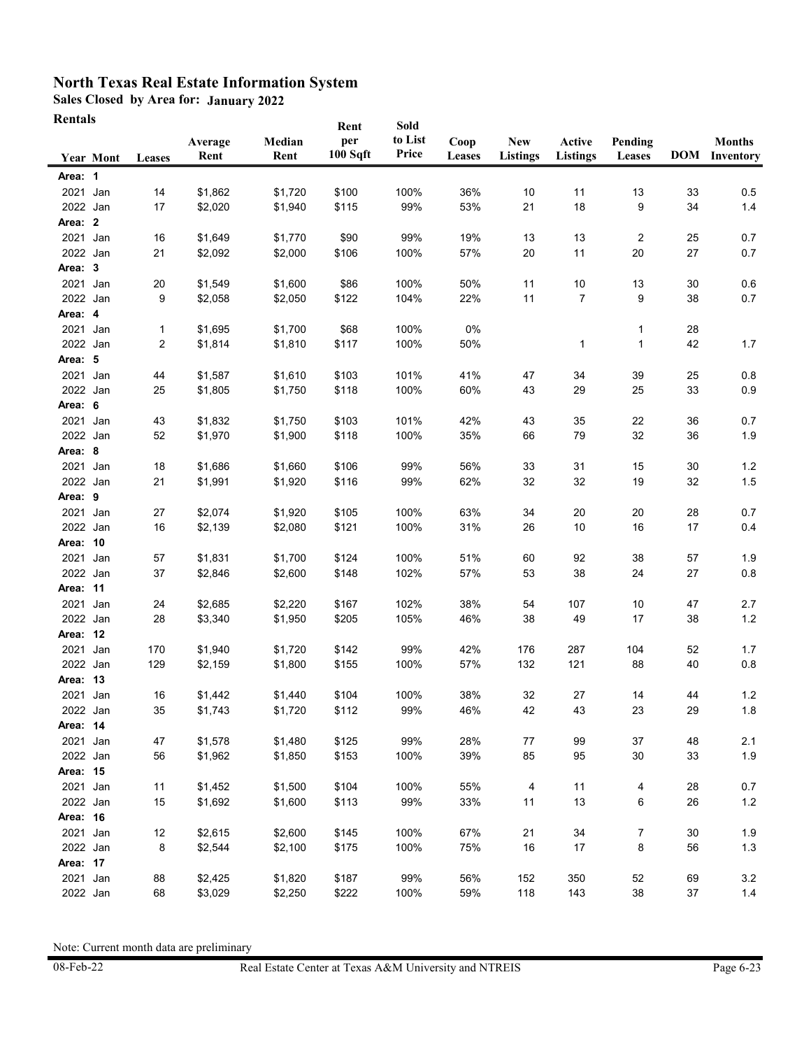# North Texas Real Estate Information System

**Sales Closed by Area for: January 2022**

**Rentals**

| Year | Mont | Leases | Average Rent | Median Rent | Rent per 100 Sqft | Sold to List Price | Coop Leases | New Listings | Active Listings | Pending Leases | DOM | Months Inventory |
|---|---|---|---|---|---|---|---|---|---|---|---|---|
| **Area: 1** | | | | | | | | | | | | |
| 2021 | Jan | 14 | $1,862 | $1,720 | $100 | 100% | 36% | 10 | 11 | 13 | 33 | 0.5 |
| 2022 | Jan | 17 | $2,020 | $1,940 | $115 | 99% | 53% | 21 | 18 | 9 | 34 | 1.4 |
| **Area: 2** | | | | | | | | | | | | |
| 2021 | Jan | 16 | $1,649 | $1,770 | $90 | 99% | 19% | 13 | 13 | 2 | 25 | 0.7 |
| 2022 | Jan | 21 | $2,092 | $2,000 | $106 | 100% | 57% | 20 | 11 | 20 | 27 | 0.7 |
| **Area: 3** | | | | | | | | | | | | |
| 2021 | Jan | 20 | $1,549 | $1,600 | $86 | 100% | 50% | 11 | 10 | 13 | 30 | 0.6 |
| 2022 | Jan | 9 | $2,058 | $2,050 | $122 | 104% | 22% | 11 | 7 | 9 | 38 | 0.7 |
| **Area: 4** | | | | | | | | | | | | |
| 2021 | Jan | 1 | $1,695 | $1,700 | $68 | 100% | 0% | | | 1 | 28 | |
| 2022 | Jan | 2 | $1,814 | $1,810 | $117 | 100% | 50% | | 1 | 1 | 42 | 1.7 |
| **Area: 5** | | | | | | | | | | | | |
| 2021 | Jan | 44 | $1,587 | $1,610 | $103 | 101% | 41% | 47 | 34 | 39 | 25 | 0.8 |
| 2022 | Jan | 25 | $1,805 | $1,750 | $118 | 100% | 60% | 43 | 29 | 25 | 33 | 0.9 |
| **Area: 6** | | | | | | | | | | | | |
| 2021 | Jan | 43 | $1,832 | $1,750 | $103 | 101% | 42% | 43 | 35 | 22 | 36 | 0.7 |
| 2022 | Jan | 52 | $1,970 | $1,900 | $118 | 100% | 35% | 66 | 79 | 32 | 36 | 1.9 |
| **Area: 8** | | | | | | | | | | | | |
| 2021 | Jan | 18 | $1,686 | $1,660 | $106 | 99% | 56% | 33 | 31 | 15 | 30 | 1.2 |
| 2022 | Jan | 21 | $1,991 | $1,920 | $116 | 99% | 62% | 32 | 32 | 19 | 32 | 1.5 |
| **Area: 9** | | | | | | | | | | | | |
| 2021 | Jan | 27 | $2,074 | $1,920 | $105 | 100% | 63% | 34 | 20 | 20 | 28 | 0.7 |
| 2022 | Jan | 16 | $2,139 | $2,080 | $121 | 100% | 31% | 26 | 10 | 16 | 17 | 0.4 |
| **Area: 10** | | | | | | | | | | | | |
| 2021 | Jan | 57 | $1,831 | $1,700 | $124 | 100% | 51% | 60 | 92 | 38 | 57 | 1.9 |
| 2022 | Jan | 37 | $2,846 | $2,600 | $148 | 102% | 57% | 53 | 38 | 24 | 27 | 0.8 |
| **Area: 11** | | | | | | | | | | | | |
| 2021 | Jan | 24 | $2,685 | $2,220 | $167 | 102% | 38% | 54 | 107 | 10 | 47 | 2.7 |
| 2022 | Jan | 28 | $3,340 | $1,950 | $205 | 105% | 46% | 38 | 49 | 17 | 38 | 1.2 |
| **Area: 12** | | | | | | | | | | | | |
| 2021 | Jan | 170 | $1,940 | $1,720 | $142 | 99% | 42% | 176 | 287 | 104 | 52 | 1.7 |
| 2022 | Jan | 129 | $2,159 | $1,800 | $155 | 100% | 57% | 132 | 121 | 88 | 40 | 0.8 |
| **Area: 13** | | | | | | | | | | | | |
| 2021 | Jan | 16 | $1,442 | $1,440 | $104 | 100% | 38% | 32 | 27 | 14 | 44 | 1.2 |
| 2022 | Jan | 35 | $1,743 | $1,720 | $112 | 99% | 46% | 42 | 43 | 23 | 29 | 1.8 |
| **Area: 14** | | | | | | | | | | | | |
| 2021 | Jan | 47 | $1,578 | $1,480 | $125 | 99% | 28% | 77 | 99 | 37 | 48 | 2.1 |
| 2022 | Jan | 56 | $1,962 | $1,850 | $153 | 100% | 39% | 85 | 95 | 30 | 33 | 1.9 |
| **Area: 15** | | | | | | | | | | | | |
| 2021 | Jan | 11 | $1,452 | $1,500 | $104 | 100% | 55% | 4 | 11 | 4 | 28 | 0.7 |
| 2022 | Jan | 15 | $1,692 | $1,600 | $113 | 99% | 33% | 11 | 13 | 6 | 26 | 1.2 |
| **Area: 16** | | | | | | | | | | | | |
| 2021 | Jan | 12 | $2,615 | $2,600 | $145 | 100% | 67% | 21 | 34 | 7 | 30 | 1.9 |
| 2022 | Jan | 8 | $2,544 | $2,100 | $175 | 100% | 75% | 16 | 17 | 8 | 56 | 1.3 |
| **Area: 17** | | | | | | | | | | | | |
| 2021 | Jan | 88 | $2,425 | $1,820 | $187 | 99% | 56% | 152 | 350 | 52 | 69 | 3.2 |
| 2022 | Jan | 68 | $3,029 | $2,250 | $222 | 100% | 59% | 118 | 143 | 38 | 37 | 1.4 |

Note: Current month data are preliminary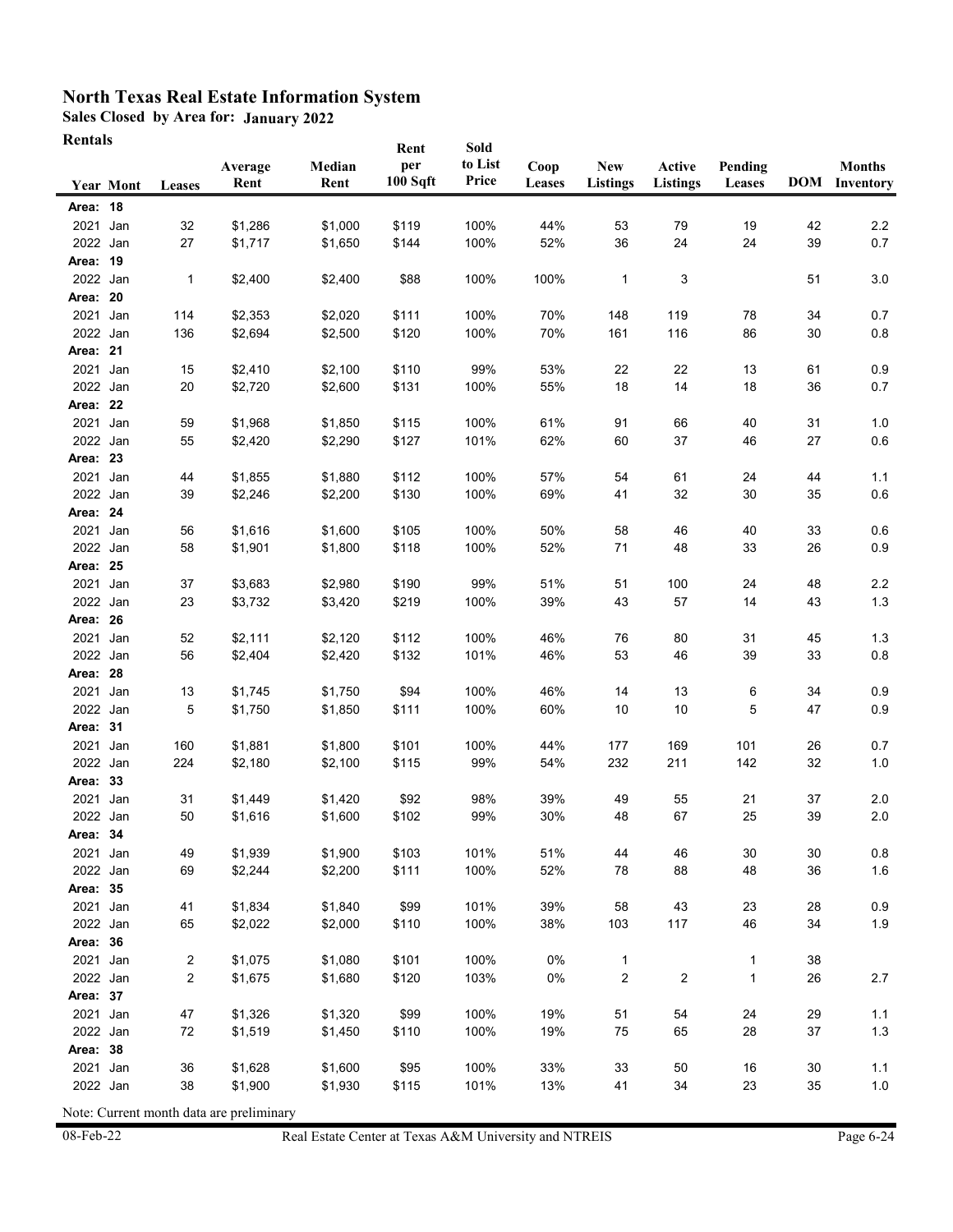# North Texas Real Estate Information System

**Sales Closed by Area for: January 2022**

**Rentals**

| Year | Mont | Leases | Average Rent | Median Rent | Rent per 100 Sqft | Sold to List Price | Coop Leases | New Listings | Active Listings | Pending Leases | DOM | Months Inventory |
|---|---|---|---|---|---|---|---|---|---|---|---|---|
| **Area: 18** | | | | | | | | | | | | |
| 2021 | Jan | 32 | $1,286 | $1,000 | $119 | 100% | 44% | 53 | 79 | 19 | 42 | 2.2 |
| 2022 | Jan | 27 | $1,717 | $1,650 | $144 | 100% | 52% | 36 | 24 | 24 | 39 | 0.7 |
| **Area: 19** | | | | | | | | | | | | |
| 2022 | Jan | 1 | $2,400 | $2,400 | $88 | 100% | 100% | 1 | 3 | | 51 | 3.0 |
| **Area: 20** | | | | | | | | | | | | |
| 2021 | Jan | 114 | $2,353 | $2,020 | $111 | 100% | 70% | 148 | 119 | 78 | 34 | 0.7 |
| 2022 | Jan | 136 | $2,694 | $2,500 | $120 | 100% | 70% | 161 | 116 | 86 | 30 | 0.8 |
| **Area: 21** | | | | | | | | | | | | |
| 2021 | Jan | 15 | $2,410 | $2,100 | $110 | 99% | 53% | 22 | 22 | 13 | 61 | 0.9 |
| 2022 | Jan | 20 | $2,720 | $2,600 | $131 | 100% | 55% | 18 | 14 | 18 | 36 | 0.7 |
| **Area: 22** | | | | | | | | | | | | |
| 2021 | Jan | 59 | $1,968 | $1,850 | $115 | 100% | 61% | 91 | 66 | 40 | 31 | 1.0 |
| 2022 | Jan | 55 | $2,420 | $2,290 | $127 | 101% | 62% | 60 | 37 | 46 | 27 | 0.6 |
| **Area: 23** | | | | | | | | | | | | |
| 2021 | Jan | 44 | $1,855 | $1,880 | $112 | 100% | 57% | 54 | 61 | 24 | 44 | 1.1 |
| 2022 | Jan | 39 | $2,246 | $2,200 | $130 | 100% | 69% | 41 | 32 | 30 | 35 | 0.6 |
| **Area: 24** | | | | | | | | | | | | |
| 2021 | Jan | 56 | $1,616 | $1,600 | $105 | 100% | 50% | 58 | 46 | 40 | 33 | 0.6 |
| 2022 | Jan | 58 | $1,901 | $1,800 | $118 | 100% | 52% | 71 | 48 | 33 | 26 | 0.9 |
| **Area: 25** | | | | | | | | | | | | |
| 2021 | Jan | 37 | $3,683 | $2,980 | $190 | 99% | 51% | 51 | 100 | 24 | 48 | 2.2 |
| 2022 | Jan | 23 | $3,732 | $3,420 | $219 | 100% | 39% | 43 | 57 | 14 | 43 | 1.3 |
| **Area: 26** | | | | | | | | | | | | |
| 2021 | Jan | 52 | $2,111 | $2,120 | $112 | 100% | 46% | 76 | 80 | 31 | 45 | 1.3 |
| 2022 | Jan | 56 | $2,404 | $2,420 | $132 | 101% | 46% | 53 | 46 | 39 | 33 | 0.8 |
| **Area: 28** | | | | | | | | | | | | |
| 2021 | Jan | 13 | $1,745 | $1,750 | $94 | 100% | 46% | 14 | 13 | 6 | 34 | 0.9 |
| 2022 | Jan | 5 | $1,750 | $1,850 | $111 | 100% | 60% | 10 | 10 | 5 | 47 | 0.9 |
| **Area: 31** | | | | | | | | | | | | |
| 2021 | Jan | 160 | $1,881 | $1,800 | $101 | 100% | 44% | 177 | 169 | 101 | 26 | 0.7 |
| 2022 | Jan | 224 | $2,180 | $2,100 | $115 | 99% | 54% | 232 | 211 | 142 | 32 | 1.0 |
| **Area: 33** | | | | | | | | | | | | |
| 2021 | Jan | 31 | $1,449 | $1,420 | $92 | 98% | 39% | 49 | 55 | 21 | 37 | 2.0 |
| 2022 | Jan | 50 | $1,616 | $1,600 | $102 | 99% | 30% | 48 | 67 | 25 | 39 | 2.0 |
| **Area: 34** | | | | | | | | | | | | |
| 2021 | Jan | 49 | $1,939 | $1,900 | $103 | 101% | 51% | 44 | 46 | 30 | 30 | 0.8 |
| 2022 | Jan | 69 | $2,244 | $2,200 | $111 | 100% | 52% | 78 | 88 | 48 | 36 | 1.6 |
| **Area: 35** | | | | | | | | | | | | |
| 2021 | Jan | 41 | $1,834 | $1,840 | $99 | 101% | 39% | 58 | 43 | 23 | 28 | 0.9 |
| 2022 | Jan | 65 | $2,022 | $2,000 | $110 | 100% | 38% | 103 | 117 | 46 | 34 | 1.9 |
| **Area: 36** | | | | | | | | | | | | |
| 2021 | Jan | 2 | $1,075 | $1,080 | $101 | 100% | 0% | 1 | | 1 | 38 | |
| 2022 | Jan | 2 | $1,675 | $1,680 | $120 | 103% | 0% | 2 | 2 | 1 | 26 | 2.7 |
| **Area: 37** | | | | | | | | | | | | |
| 2021 | Jan | 47 | $1,326 | $1,320 | $99 | 100% | 19% | 51 | 54 | 24 | 29 | 1.1 |
| 2022 | Jan | 72 | $1,519 | $1,450 | $110 | 100% | 19% | 75 | 65 | 28 | 37 | 1.3 |
| **Area: 38** | | | | | | | | | | | | |
| 2021 | Jan | 36 | $1,628 | $1,600 | $95 | 100% | 33% | 33 | 50 | 16 | 30 | 1.1 |
| 2022 | Jan | 38 | $1,900 | $1,930 | $115 | 101% | 13% | 41 | 34 | 23 | 35 | 1.0 |

Note: Current month data are preliminary

08-Feb-22 Real Estate Center at Texas A&M University and NTREIS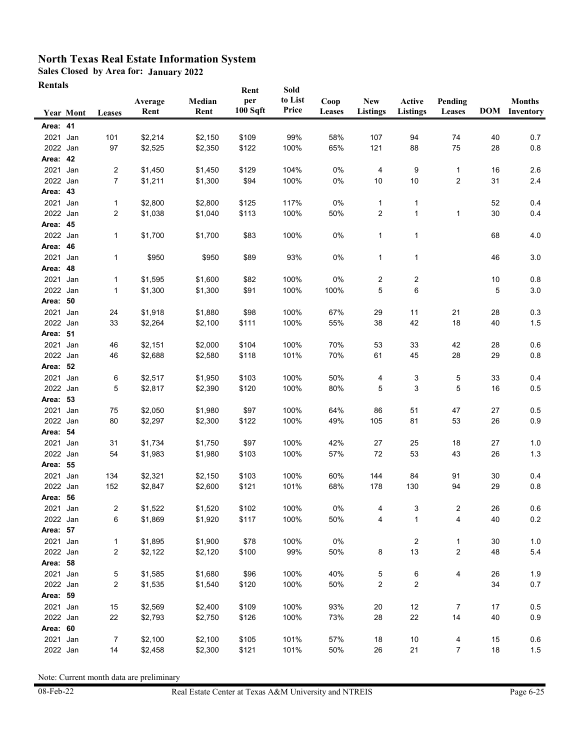**North Texas Real Estate Information System**

**Sales Closed by Area for: January 2022**

**Rentals**

| Year | Mont | Leases | Average Rent | Median Rent | Rent per 100 Sqft | Sold to List Price | Coop Leases | New Listings | Active Listings | Pending Leases | DOM | Months Inventory |
|---|---|---|---|---|---|---|---|---|---|---|---|---|
| **Area: 41** | | | | | | | | | | | | |
| 2021 | Jan | 101 | $2,214 | $2,150 | $109 | 99% | 58% | 107 | 94 | 74 | 40 | 0.7 |
| 2022 | Jan | 97 | $2,525 | $2,350 | $122 | 100% | 65% | 121 | 88 | 75 | 28 | 0.8 |
| **Area: 42** | | | | | | | | | | | | |
| 2021 | Jan | 2 | $1,450 | $1,450 | $129 | 104% | 0% | 4 | 9 | 1 | 16 | 2.6 |
| 2022 | Jan | 7 | $1,211 | $1,300 | $94 | 100% | 0% | 10 | 10 | 2 | 31 | 2.4 |
| **Area: 43** | | | | | | | | | | | | |
| 2021 | Jan | 1 | $2,800 | $2,800 | $125 | 117% | 0% | 1 | 1 | | 52 | 0.4 |
| 2022 | Jan | 2 | $1,038 | $1,040 | $113 | 100% | 50% | 2 | 1 | 1 | 30 | 0.4 |
| **Area: 45** | | | | | | | | | | | | |
| 2022 | Jan | 1 | $1,700 | $1,700 | $83 | 100% | 0% | 1 | 1 | | 68 | 4.0 |
| **Area: 46** | | | | | | | | | | | | |
| 2021 | Jan | 1 | $950 | $950 | $89 | 93% | 0% | 1 | 1 | | 46 | 3.0 |
| **Area: 48** | | | | | | | | | | | | |
| 2021 | Jan | 1 | $1,595 | $1,600 | $82 | 100% | 0% | 2 | 2 | | 10 | 0.8 |
| 2022 | Jan | 1 | $1,300 | $1,300 | $91 | 100% | 100% | 5 | 6 | | 5 | 3.0 |
| **Area: 50** | | | | | | | | | | | | |
| 2021 | Jan | 24 | $1,918 | $1,880 | $98 | 100% | 67% | 29 | 11 | 21 | 28 | 0.3 |
| 2022 | Jan | 33 | $2,264 | $2,100 | $111 | 100% | 55% | 38 | 42 | 18 | 40 | 1.5 |
| **Area: 51** | | | | | | | | | | | | |
| 2021 | Jan | 46 | $2,151 | $2,000 | $104 | 100% | 70% | 53 | 33 | 42 | 28 | 0.6 |
| 2022 | Jan | 46 | $2,688 | $2,580 | $118 | 101% | 70% | 61 | 45 | 28 | 29 | 0.8 |
| **Area: 52** | | | | | | | | | | | | |
| 2021 | Jan | 6 | $2,517 | $1,950 | $103 | 100% | 50% | 4 | 3 | 5 | 33 | 0.4 |
| 2022 | Jan | 5 | $2,817 | $2,390 | $120 | 100% | 80% | 5 | 3 | 5 | 16 | 0.5 |
| **Area: 53** | | | | | | | | | | | | |
| 2021 | Jan | 75 | $2,050 | $1,980 | $97 | 100% | 64% | 86 | 51 | 47 | 27 | 0.5 |
| 2022 | Jan | 80 | $2,297 | $2,300 | $122 | 100% | 49% | 105 | 81 | 53 | 26 | 0.9 |
| **Area: 54** | | | | | | | | | | | | |
| 2021 | Jan | 31 | $1,734 | $1,750 | $97 | 100% | 42% | 27 | 25 | 18 | 27 | 1.0 |
| 2022 | Jan | 54 | $1,983 | $1,980 | $103 | 100% | 57% | 72 | 53 | 43 | 26 | 1.3 |
| **Area: 55** | | | | | | | | | | | | |
| 2021 | Jan | 134 | $2,321 | $2,150 | $103 | 100% | 60% | 144 | 84 | 91 | 30 | 0.4 |
| 2022 | Jan | 152 | $2,847 | $2,600 | $121 | 101% | 68% | 178 | 130 | 94 | 29 | 0.8 |
| **Area: 56** | | | | | | | | | | | | |
| 2021 | Jan | 2 | $1,522 | $1,520 | $102 | 100% | 0% | 4 | 3 | 2 | 26 | 0.6 |
| 2022 | Jan | 6 | $1,869 | $1,920 | $117 | 100% | 50% | 4 | 1 | 4 | 40 | 0.2 |
| **Area: 57** | | | | | | | | | | | | |
| 2021 | Jan | 1 | $1,895 | $1,900 | $78 | 100% | 0% | | 2 | 1 | 30 | 1.0 |
| 2022 | Jan | 2 | $2,122 | $2,120 | $100 | 99% | 50% | 8 | 13 | 2 | 48 | 5.4 |
| **Area: 58** | | | | | | | | | | | | |
| 2021 | Jan | 5 | $1,585 | $1,680 | $96 | 100% | 40% | 5 | 6 | 4 | 26 | 1.9 |
| 2022 | Jan | 2 | $1,535 | $1,540 | $120 | 100% | 50% | 2 | 2 | | 34 | 0.7 |
| **Area: 59** | | | | | | | | | | | | |
| 2021 | Jan | 15 | $2,569 | $2,400 | $109 | 100% | 93% | 20 | 12 | 7 | 17 | 0.5 |
| 2022 | Jan | 22 | $2,793 | $2,750 | $126 | 100% | 73% | 28 | 22 | 14 | 40 | 0.9 |
| **Area: 60** | | | | | | | | | | | | |
| 2021 | Jan | 7 | $2,100 | $2,100 | $105 | 101% | 57% | 18 | 10 | 4 | 15 | 0.6 |
| 2022 | Jan | 14 | $2,458 | $2,300 | $121 | 101% | 50% | 26 | 21 | 7 | 18 | 1.5 |

Note: Current month data are preliminary

08-Feb-22 Real Estate Center at Texas A&M University and NTREIS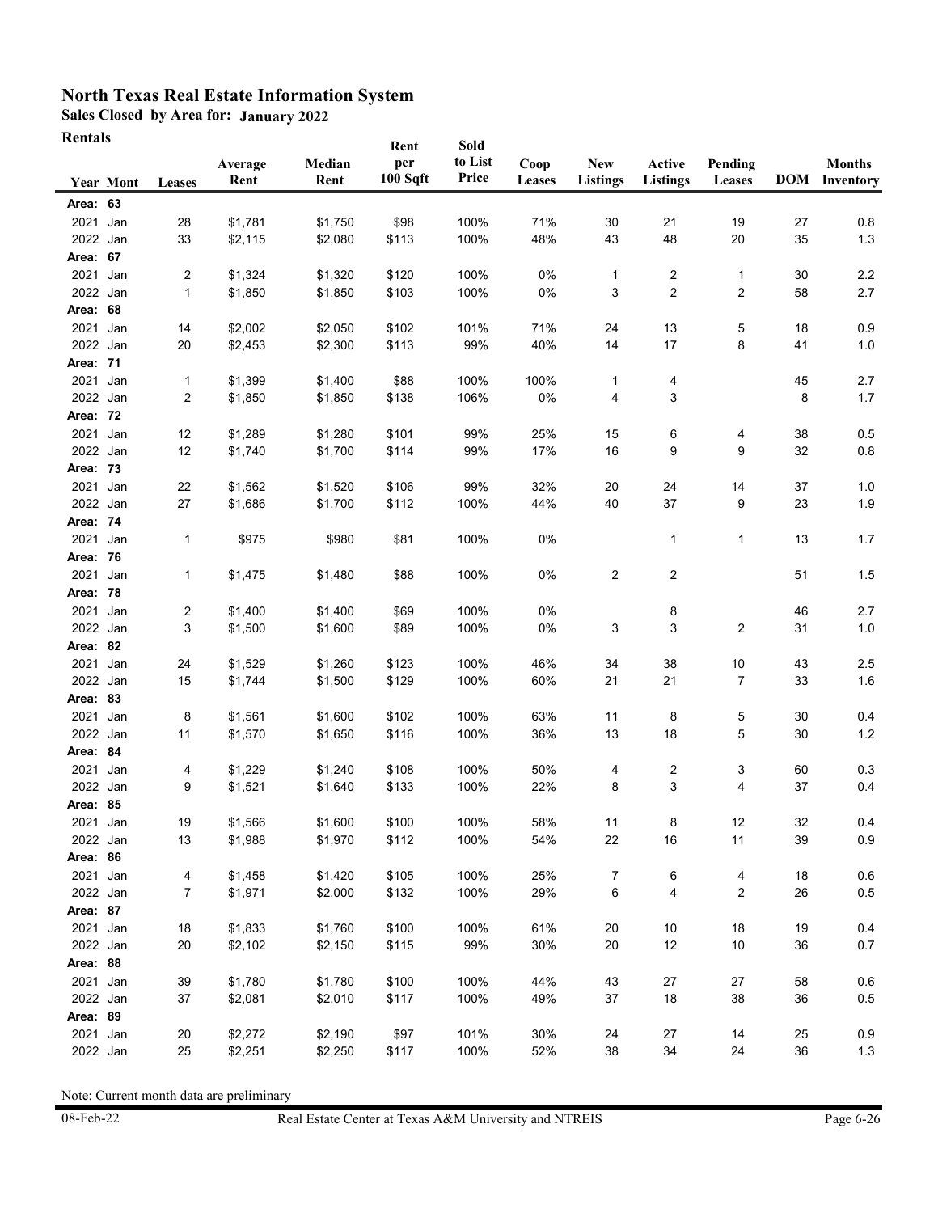# North Texas Real Estate Information System

**Sales Closed by Area for: January 2022**

**Rentals**

| Year | Mont | Leases | Average Rent | Median Rent | Rent per 100 Sqft | Sold to List Price | Coop Leases | New Listings | Active Listings | Pending Leases | DOM | Months Inventory |
|---|---|---|---|---|---|---|---|---|---|---|---|---|
| **Area: 63** | | | | | | | | | | | | |
| 2021 | Jan | 28 | $1,781 | $1,750 | $98 | 100% | 71% | 30 | 21 | 19 | 27 | 0.8 |
| 2022 | Jan | 33 | $2,115 | $2,080 | $113 | 100% | 48% | 43 | 48 | 20 | 35 | 1.3 |
| **Area: 67** | | | | | | | | | | | | |
| 2021 | Jan | 2 | $1,324 | $1,320 | $120 | 100% | 0% | 1 | 2 | 1 | 30 | 2.2 |
| 2022 | Jan | 1 | $1,850 | $1,850 | $103 | 100% | 0% | 3 | 2 | 2 | 58 | 2.7 |
| **Area: 68** | | | | | | | | | | | | |
| 2021 | Jan | 14 | $2,002 | $2,050 | $102 | 101% | 71% | 24 | 13 | 5 | 18 | 0.9 |
| 2022 | Jan | 20 | $2,453 | $2,300 | $113 | 99% | 40% | 14 | 17 | 8 | 41 | 1.0 |
| **Area: 71** | | | | | | | | | | | | |
| 2021 | Jan | 1 | $1,399 | $1,400 | $88 | 100% | 100% | 1 | 4 | | 45 | 2.7 |
| 2022 | Jan | 2 | $1,850 | $1,850 | $138 | 106% | 0% | 4 | 3 | | 8 | 1.7 |
| **Area: 72** | | | | | | | | | | | | |
| 2021 | Jan | 12 | $1,289 | $1,280 | $101 | 99% | 25% | 15 | 6 | 4 | 38 | 0.5 |
| 2022 | Jan | 12 | $1,740 | $1,700 | $114 | 99% | 17% | 16 | 9 | 9 | 32 | 0.8 |
| **Area: 73** | | | | | | | | | | | | |
| 2021 | Jan | 22 | $1,562 | $1,520 | $106 | 99% | 32% | 20 | 24 | 14 | 37 | 1.0 |
| 2022 | Jan | 27 | $1,686 | $1,700 | $112 | 100% | 44% | 40 | 37 | 9 | 23 | 1.9 |
| **Area: 74** | | | | | | | | | | | | |
| 2021 | Jan | 1 | $975 | $980 | $81 | 100% | 0% | | 1 | 1 | 13 | 1.7 |
| **Area: 76** | | | | | | | | | | | | |
| 2021 | Jan | 1 | $1,475 | $1,480 | $88 | 100% | 0% | 2 | 2 | | 51 | 1.5 |
| **Area: 78** | | | | | | | | | | | | |
| 2021 | Jan | 2 | $1,400 | $1,400 | $69 | 100% | 0% | | 8 | | 46 | 2.7 |
| 2022 | Jan | 3 | $1,500 | $1,600 | $89 | 100% | 0% | 3 | 3 | 2 | 31 | 1.0 |
| **Area: 82** | | | | | | | | | | | | |
| 2021 | Jan | 24 | $1,529 | $1,260 | $123 | 100% | 46% | 34 | 38 | 10 | 43 | 2.5 |
| 2022 | Jan | 15 | $1,744 | $1,500 | $129 | 100% | 60% | 21 | 21 | 7 | 33 | 1.6 |
| **Area: 83** | | | | | | | | | | | | |
| 2021 | Jan | 8 | $1,561 | $1,600 | $102 | 100% | 63% | 11 | 8 | 5 | 30 | 0.4 |
| 2022 | Jan | 11 | $1,570 | $1,650 | $116 | 100% | 36% | 13 | 18 | 5 | 30 | 1.2 |
| **Area: 84** | | | | | | | | | | | | |
| 2021 | Jan | 4 | $1,229 | $1,240 | $108 | 100% | 50% | 4 | 2 | 3 | 60 | 0.3 |
| 2022 | Jan | 9 | $1,521 | $1,640 | $133 | 100% | 22% | 8 | 3 | 4 | 37 | 0.4 |
| **Area: 85** | | | | | | | | | | | | |
| 2021 | Jan | 19 | $1,566 | $1,600 | $100 | 100% | 58% | 11 | 8 | 12 | 32 | 0.4 |
| 2022 | Jan | 13 | $1,988 | $1,970 | $112 | 100% | 54% | 22 | 16 | 11 | 39 | 0.9 |
| **Area: 86** | | | | | | | | | | | | |
| 2021 | Jan | 4 | $1,458 | $1,420 | $105 | 100% | 25% | 7 | 6 | 4 | 18 | 0.6 |
| 2022 | Jan | 7 | $1,971 | $2,000 | $132 | 100% | 29% | 6 | 4 | 2 | 26 | 0.5 |
| **Area: 87** | | | | | | | | | | | | |
| 2021 | Jan | 18 | $1,833 | $1,760 | $100 | 100% | 61% | 20 | 10 | 18 | 19 | 0.4 |
| 2022 | Jan | 20 | $2,102 | $2,150 | $115 | 99% | 30% | 20 | 12 | 10 | 36 | 0.7 |
| **Area: 88** | | | | | | | | | | | | |
| 2021 | Jan | 39 | $1,780 | $1,780 | $100 | 100% | 44% | 43 | 27 | 27 | 58 | 0.6 |
| 2022 | Jan | 37 | $2,081 | $2,010 | $117 | 100% | 49% | 37 | 18 | 38 | 36 | 0.5 |
| **Area: 89** | | | | | | | | | | | | |
| 2021 | Jan | 20 | $2,272 | $2,190 | $97 | 101% | 30% | 24 | 27 | 14 | 25 | 0.9 |
| 2022 | Jan | 25 | $2,251 | $2,250 | $117 | 100% | 52% | 38 | 34 | 24 | 36 | 1.3 |

Note: Current month data are preliminary

08-Feb-22 Real Estate Center at Texas A&M University and NTREIS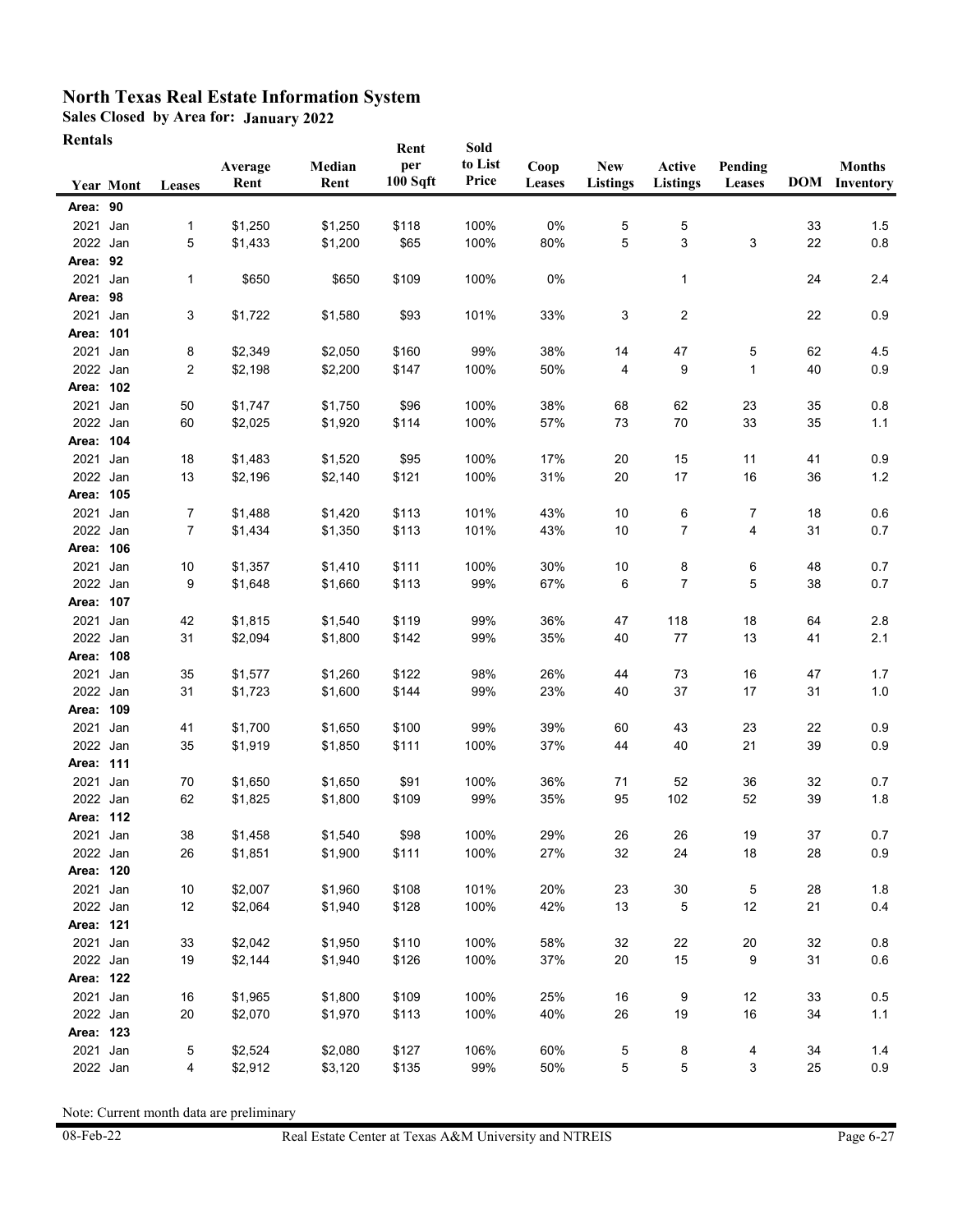# North Texas Real Estate Information System

**Sales Closed by Area for: January 2022**

**Rentals**

| Year | Mont | Leases | Average Rent | Median Rent | Rent per 100 Sqft | Sold to List Price | Coop Leases | New Listings | Active Listings | Pending Leases | DOM | Months Inventory |
|---|---|---|---|---|---|---|---|---|---|---|---|---|
| **Area: 90** | | | | | | | | | | | | |
| 2021 | Jan | 1 | $1,250 | $1,250 | $118 | 100% | 0% | 5 | 5 | | 33 | 1.5 |
| 2022 | Jan | 5 | $1,433 | $1,200 | $65 | 100% | 80% | 5 | 3 | 3 | 22 | 0.8 |
| **Area: 92** | | | | | | | | | | | | |
| 2021 | Jan | 1 | $650 | $650 | $109 | 100% | 0% | | 1 | | 24 | 2.4 |
| **Area: 98** | | | | | | | | | | | | |
| 2021 | Jan | 3 | $1,722 | $1,580 | $93 | 101% | 33% | 3 | 2 | | 22 | 0.9 |
| **Area: 101** | | | | | | | | | | | | |
| 2021 | Jan | 8 | $2,349 | $2,050 | $160 | 99% | 38% | 14 | 47 | 5 | 62 | 4.5 |
| 2022 | Jan | 2 | $2,198 | $2,200 | $147 | 100% | 50% | 4 | 9 | 1 | 40 | 0.9 |
| **Area: 102** | | | | | | | | | | | | |
| 2021 | Jan | 50 | $1,747 | $1,750 | $96 | 100% | 38% | 68 | 62 | 23 | 35 | 0.8 |
| 2022 | Jan | 60 | $2,025 | $1,920 | $114 | 100% | 57% | 73 | 70 | 33 | 35 | 1.1 |
| **Area: 104** | | | | | | | | | | | | |
| 2021 | Jan | 18 | $1,483 | $1,520 | $95 | 100% | 17% | 20 | 15 | 11 | 41 | 0.9 |
| 2022 | Jan | 13 | $2,196 | $2,140 | $121 | 100% | 31% | 20 | 17 | 16 | 36 | 1.2 |
| **Area: 105** | | | | | | | | | | | | |
| 2021 | Jan | 7 | $1,488 | $1,420 | $113 | 101% | 43% | 10 | 6 | 7 | 18 | 0.6 |
| 2022 | Jan | 7 | $1,434 | $1,350 | $113 | 101% | 43% | 10 | 7 | 4 | 31 | 0.7 |
| **Area: 106** | | | | | | | | | | | | |
| 2021 | Jan | 10 | $1,357 | $1,410 | $111 | 100% | 30% | 10 | 8 | 6 | 48 | 0.7 |
| 2022 | Jan | 9 | $1,648 | $1,660 | $113 | 99% | 67% | 6 | 7 | 5 | 38 | 0.7 |
| **Area: 107** | | | | | | | | | | | | |
| 2021 | Jan | 42 | $1,815 | $1,540 | $119 | 99% | 36% | 47 | 118 | 18 | 64 | 2.8 |
| 2022 | Jan | 31 | $2,094 | $1,800 | $142 | 99% | 35% | 40 | 77 | 13 | 41 | 2.1 |
| **Area: 108** | | | | | | | | | | | | |
| 2021 | Jan | 35 | $1,577 | $1,260 | $122 | 98% | 26% | 44 | 73 | 16 | 47 | 1.7 |
| 2022 | Jan | 31 | $1,723 | $1,600 | $144 | 99% | 23% | 40 | 37 | 17 | 31 | 1.0 |
| **Area: 109** | | | | | | | | | | | | |
| 2021 | Jan | 41 | $1,700 | $1,650 | $100 | 99% | 39% | 60 | 43 | 23 | 22 | 0.9 |
| 2022 | Jan | 35 | $1,919 | $1,850 | $111 | 100% | 37% | 44 | 40 | 21 | 39 | 0.9 |
| **Area: 111** | | | | | | | | | | | | |
| 2021 | Jan | 70 | $1,650 | $1,650 | $91 | 100% | 36% | 71 | 52 | 36 | 32 | 0.7 |
| 2022 | Jan | 62 | $1,825 | $1,800 | $109 | 99% | 35% | 95 | 102 | 52 | 39 | 1.8 |
| **Area: 112** | | | | | | | | | | | | |
| 2021 | Jan | 38 | $1,458 | $1,540 | $98 | 100% | 29% | 26 | 26 | 19 | 37 | 0.7 |
| 2022 | Jan | 26 | $1,851 | $1,900 | $111 | 100% | 27% | 32 | 24 | 18 | 28 | 0.9 |
| **Area: 120** | | | | | | | | | | | | |
| 2021 | Jan | 10 | $2,007 | $1,960 | $108 | 101% | 20% | 23 | 30 | 5 | 28 | 1.8 |
| 2022 | Jan | 12 | $2,064 | $1,940 | $128 | 100% | 42% | 13 | 5 | 12 | 21 | 0.4 |
| **Area: 121** | | | | | | | | | | | | |
| 2021 | Jan | 33 | $2,042 | $1,950 | $110 | 100% | 58% | 32 | 22 | 20 | 32 | 0.8 |
| 2022 | Jan | 19 | $2,144 | $1,940 | $126 | 100% | 37% | 20 | 15 | 9 | 31 | 0.6 |
| **Area: 122** | | | | | | | | | | | | |
| 2021 | Jan | 16 | $1,965 | $1,800 | $109 | 100% | 25% | 16 | 9 | 12 | 33 | 0.5 |
| 2022 | Jan | 20 | $2,070 | $1,970 | $113 | 100% | 40% | 26 | 19 | 16 | 34 | 1.1 |
| **Area: 123** | | | | | | | | | | | | |
| 2021 | Jan | 5 | $2,524 | $2,080 | $127 | 106% | 60% | 5 | 8 | 4 | 34 | 1.4 |
| 2022 | Jan | 4 | $2,912 | $3,120 | $135 | 99% | 50% | 5 | 5 | 3 | 25 | 0.9 |

Note: Current month data are preliminary

08-Feb-22 — Real Estate Center at Texas A&M University and NTREIS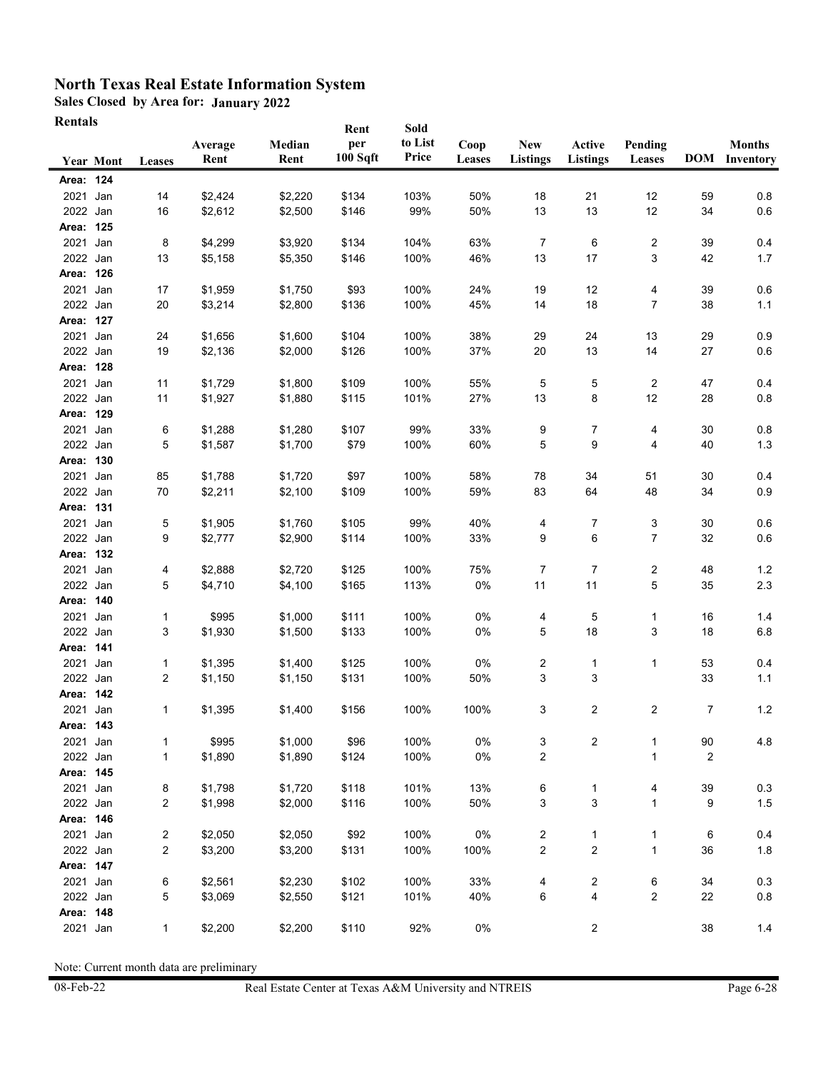# North Texas Real Estate Information System

**Sales Closed by Area for: January 2022**

**Rentals**

| Year | Mont | Leases | Average Rent | Median Rent | Rent per 100 Sqft | Sold to List Price | Coop Leases | New Listings | Active Listings | Pending Leases | DOM | Months Inventory |
|---|---|---|---|---|---|---|---|---|---|---|---|---|
| **Area: 124** | | | | | | | | | | | | |
| 2021 | Jan | 14 | $2,424 | $2,220 | $134 | 103% | 50% | 18 | 21 | 12 | 59 | 0.8 |
| 2022 | Jan | 16 | $2,612 | $2,500 | $146 | 99% | 50% | 13 | 13 | 12 | 34 | 0.6 |
| **Area: 125** | | | | | | | | | | | | |
| 2021 | Jan | 8 | $4,299 | $3,920 | $134 | 104% | 63% | 7 | 6 | 2 | 39 | 0.4 |
| 2022 | Jan | 13 | $5,158 | $5,350 | $146 | 100% | 46% | 13 | 17 | 3 | 42 | 1.7 |
| **Area: 126** | | | | | | | | | | | | |
| 2021 | Jan | 17 | $1,959 | $1,750 | $93 | 100% | 24% | 19 | 12 | 4 | 39 | 0.6 |
| 2022 | Jan | 20 | $3,214 | $2,800 | $136 | 100% | 45% | 14 | 18 | 7 | 38 | 1.1 |
| **Area: 127** | | | | | | | | | | | | |
| 2021 | Jan | 24 | $1,656 | $1,600 | $104 | 100% | 38% | 29 | 24 | 13 | 29 | 0.9 |
| 2022 | Jan | 19 | $2,136 | $2,000 | $126 | 100% | 37% | 20 | 13 | 14 | 27 | 0.6 |
| **Area: 128** | | | | | | | | | | | | |
| 2021 | Jan | 11 | $1,729 | $1,800 | $109 | 100% | 55% | 5 | 5 | 2 | 47 | 0.4 |
| 2022 | Jan | 11 | $1,927 | $1,880 | $115 | 101% | 27% | 13 | 8 | 12 | 28 | 0.8 |
| **Area: 129** | | | | | | | | | | | | |
| 2021 | Jan | 6 | $1,288 | $1,280 | $107 | 99% | 33% | 9 | 7 | 4 | 30 | 0.8 |
| 2022 | Jan | 5 | $1,587 | $1,700 | $79 | 100% | 60% | 5 | 9 | 4 | 40 | 1.3 |
| **Area: 130** | | | | | | | | | | | | |
| 2021 | Jan | 85 | $1,788 | $1,720 | $97 | 100% | 58% | 78 | 34 | 51 | 30 | 0.4 |
| 2022 | Jan | 70 | $2,211 | $2,100 | $109 | 100% | 59% | 83 | 64 | 48 | 34 | 0.9 |
| **Area: 131** | | | | | | | | | | | | |
| 2021 | Jan | 5 | $1,905 | $1,760 | $105 | 99% | 40% | 4 | 7 | 3 | 30 | 0.6 |
| 2022 | Jan | 9 | $2,777 | $2,900 | $114 | 100% | 33% | 9 | 6 | 7 | 32 | 0.6 |
| **Area: 132** | | | | | | | | | | | | |
| 2021 | Jan | 4 | $2,888 | $2,720 | $125 | 100% | 75% | 7 | 7 | 2 | 48 | 1.2 |
| 2022 | Jan | 5 | $4,710 | $4,100 | $165 | 113% | 0% | 11 | 11 | 5 | 35 | 2.3 |
| **Area: 140** | | | | | | | | | | | | |
| 2021 | Jan | 1 | $995 | $1,000 | $111 | 100% | 0% | 4 | 5 | 1 | 16 | 1.4 |
| 2022 | Jan | 3 | $1,930 | $1,500 | $133 | 100% | 0% | 5 | 18 | 3 | 18 | 6.8 |
| **Area: 141** | | | | | | | | | | | | |
| 2021 | Jan | 1 | $1,395 | $1,400 | $125 | 100% | 0% | 2 | 1 | 1 | 53 | 0.4 |
| 2022 | Jan | 2 | $1,150 | $1,150 | $131 | 100% | 50% | 3 | 3 | | 33 | 1.1 |
| **Area: 142** | | | | | | | | | | | | |
| 2021 | Jan | 1 | $1,395 | $1,400 | $156 | 100% | 100% | 3 | 2 | 2 | 7 | 1.2 |
| **Area: 143** | | | | | | | | | | | | |
| 2021 | Jan | 1 | $995 | $1,000 | $96 | 100% | 0% | 3 | 2 | 1 | 90 | 4.8 |
| 2022 | Jan | 1 | $1,890 | $1,890 | $124 | 100% | 0% | 2 | | 1 | 2 | |
| **Area: 145** | | | | | | | | | | | | |
| 2021 | Jan | 8 | $1,798 | $1,720 | $118 | 101% | 13% | 6 | 1 | 4 | 39 | 0.3 |
| 2022 | Jan | 2 | $1,998 | $2,000 | $116 | 100% | 50% | 3 | 3 | 1 | 9 | 1.5 |
| **Area: 146** | | | | | | | | | | | | |
| 2021 | Jan | 2 | $2,050 | $2,050 | $92 | 100% | 0% | 2 | 1 | 1 | 6 | 0.4 |
| 2022 | Jan | 2 | $3,200 | $3,200 | $131 | 100% | 100% | 2 | 2 | 1 | 36 | 1.8 |
| **Area: 147** | | | | | | | | | | | | |
| 2021 | Jan | 6 | $2,561 | $2,230 | $102 | 100% | 33% | 4 | 2 | 6 | 34 | 0.3 |
| 2022 | Jan | 5 | $3,069 | $2,550 | $121 | 101% | 40% | 6 | 4 | 2 | 22 | 0.8 |
| **Area: 148** | | | | | | | | | | | | |
| 2021 | Jan | 1 | $2,200 | $2,200 | $110 | 92% | 0% | | 2 | | 38 | 1.4 |

Note: Current month data are preliminary

08-Feb-22 Real Estate Center at Texas A&M University and NTREIS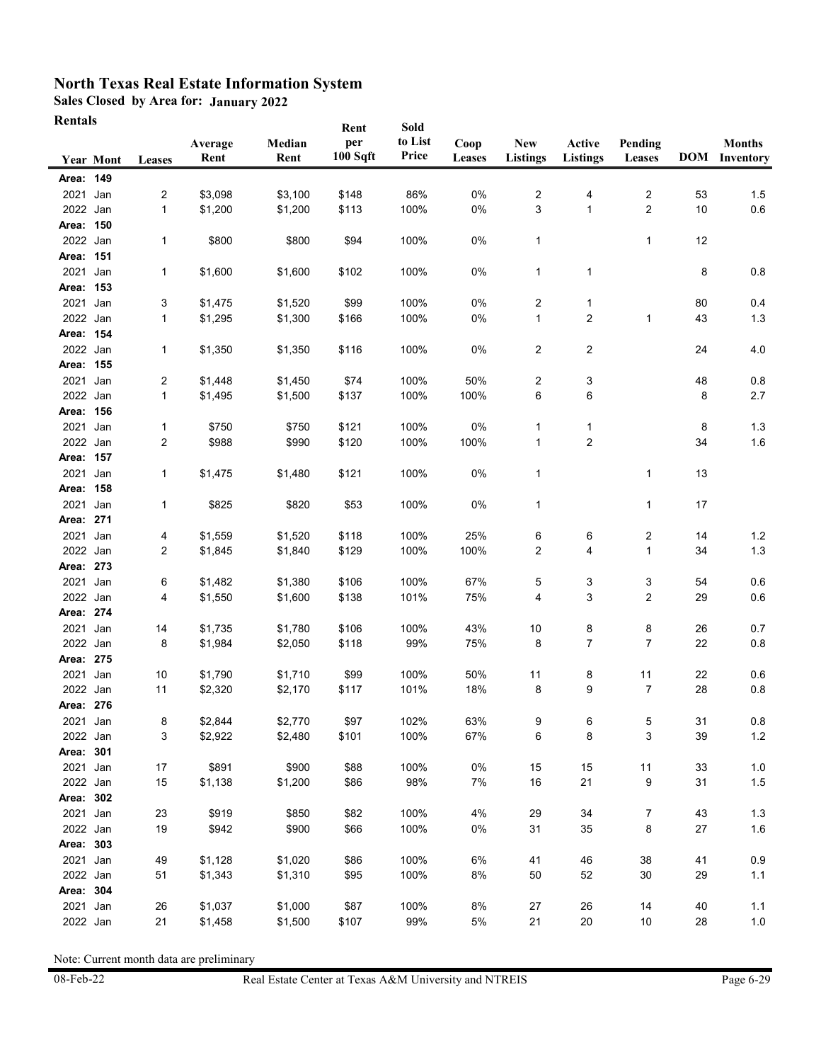# North Texas Real Estate Information System

**Sales Closed by Area for: January 2022**

**Rentals**

| Year | Mont | Leases | Average Rent | Median Rent | Rent per 100 Sqft | Sold to List Price | Coop Leases | New Listings | Active Listings | Pending Leases | DOM | Months Inventory |
|---|---|---|---|---|---|---|---|---|---|---|---|---|
| **Area: 149** | | | | | | | | | | | | |
| 2021 | Jan | 2 | $3,098 | $3,100 | $148 | 86% | 0% | 2 | 4 | 2 | 53 | 1.5 |
| 2022 | Jan | 1 | $1,200 | $1,200 | $113 | 100% | 0% | 3 | 1 | 2 | 10 | 0.6 |
| **Area: 150** | | | | | | | | | | | | |
| 2022 | Jan | 1 | $800 | $800 | $94 | 100% | 0% | 1 | | 1 | 12 | |
| **Area: 151** | | | | | | | | | | | | |
| 2021 | Jan | 1 | $1,600 | $1,600 | $102 | 100% | 0% | 1 | 1 | | 8 | 0.8 |
| **Area: 153** | | | | | | | | | | | | |
| 2021 | Jan | 3 | $1,475 | $1,520 | $99 | 100% | 0% | 2 | 1 | | 80 | 0.4 |
| 2022 | Jan | 1 | $1,295 | $1,300 | $166 | 100% | 0% | 1 | 2 | 1 | 43 | 1.3 |
| **Area: 154** | | | | | | | | | | | | |
| 2022 | Jan | 1 | $1,350 | $1,350 | $116 | 100% | 0% | 2 | 2 | | 24 | 4.0 |
| **Area: 155** | | | | | | | | | | | | |
| 2021 | Jan | 2 | $1,448 | $1,450 | $74 | 100% | 50% | 2 | 3 | | 48 | 0.8 |
| 2022 | Jan | 1 | $1,495 | $1,500 | $137 | 100% | 100% | 6 | 6 | | 8 | 2.7 |
| **Area: 156** | | | | | | | | | | | | |
| 2021 | Jan | 1 | $750 | $750 | $121 | 100% | 0% | 1 | 1 | | 8 | 1.3 |
| 2022 | Jan | 2 | $988 | $990 | $120 | 100% | 100% | 1 | 2 | | 34 | 1.6 |
| **Area: 157** | | | | | | | | | | | | |
| 2021 | Jan | 1 | $1,475 | $1,480 | $121 | 100% | 0% | 1 | | 1 | 13 | |
| **Area: 158** | | | | | | | | | | | | |
| 2021 | Jan | 1 | $825 | $820 | $53 | 100% | 0% | 1 | | 1 | 17 | |
| **Area: 271** | | | | | | | | | | | | |
| 2021 | Jan | 4 | $1,559 | $1,520 | $118 | 100% | 25% | 6 | 6 | 2 | 14 | 1.2 |
| 2022 | Jan | 2 | $1,845 | $1,840 | $129 | 100% | 100% | 2 | 4 | 1 | 34 | 1.3 |
| **Area: 273** | | | | | | | | | | | | |
| 2021 | Jan | 6 | $1,482 | $1,380 | $106 | 100% | 67% | 5 | 3 | 3 | 54 | 0.6 |
| 2022 | Jan | 4 | $1,550 | $1,600 | $138 | 101% | 75% | 4 | 3 | 2 | 29 | 0.6 |
| **Area: 274** | | | | | | | | | | | | |
| 2021 | Jan | 14 | $1,735 | $1,780 | $106 | 100% | 43% | 10 | 8 | 8 | 26 | 0.7 |
| 2022 | Jan | 8 | $1,984 | $2,050 | $118 | 99% | 75% | 8 | 7 | 7 | 22 | 0.8 |
| **Area: 275** | | | | | | | | | | | | |
| 2021 | Jan | 10 | $1,790 | $1,710 | $99 | 100% | 50% | 11 | 8 | 11 | 22 | 0.6 |
| 2022 | Jan | 11 | $2,320 | $2,170 | $117 | 101% | 18% | 8 | 9 | 7 | 28 | 0.8 |
| **Area: 276** | | | | | | | | | | | | |
| 2021 | Jan | 8 | $2,844 | $2,770 | $97 | 102% | 63% | 9 | 6 | 5 | 31 | 0.8 |
| 2022 | Jan | 3 | $2,922 | $2,480 | $101 | 100% | 67% | 6 | 8 | 3 | 39 | 1.2 |
| **Area: 301** | | | | | | | | | | | | |
| 2021 | Jan | 17 | $891 | $900 | $88 | 100% | 0% | 15 | 15 | 11 | 33 | 1.0 |
| 2022 | Jan | 15 | $1,138 | $1,200 | $86 | 98% | 7% | 16 | 21 | 9 | 31 | 1.5 |
| **Area: 302** | | | | | | | | | | | | |
| 2021 | Jan | 23 | $919 | $850 | $82 | 100% | 4% | 29 | 34 | 7 | 43 | 1.3 |
| 2022 | Jan | 19 | $942 | $900 | $66 | 100% | 0% | 31 | 35 | 8 | 27 | 1.6 |
| **Area: 303** | | | | | | | | | | | | |
| 2021 | Jan | 49 | $1,128 | $1,020 | $86 | 100% | 6% | 41 | 46 | 38 | 41 | 0.9 |
| 2022 | Jan | 51 | $1,343 | $1,310 | $95 | 100% | 8% | 50 | 52 | 30 | 29 | 1.1 |
| **Area: 304** | | | | | | | | | | | | |
| 2021 | Jan | 26 | $1,037 | $1,000 | $87 | 100% | 8% | 27 | 26 | 14 | 40 | 1.1 |
| 2022 | Jan | 21 | $1,458 | $1,500 | $107 | 99% | 5% | 21 | 20 | 10 | 28 | 1.0 |

Note: Current month data are preliminary

08-Feb-22 Real Estate Center at Texas A&M University and NTREIS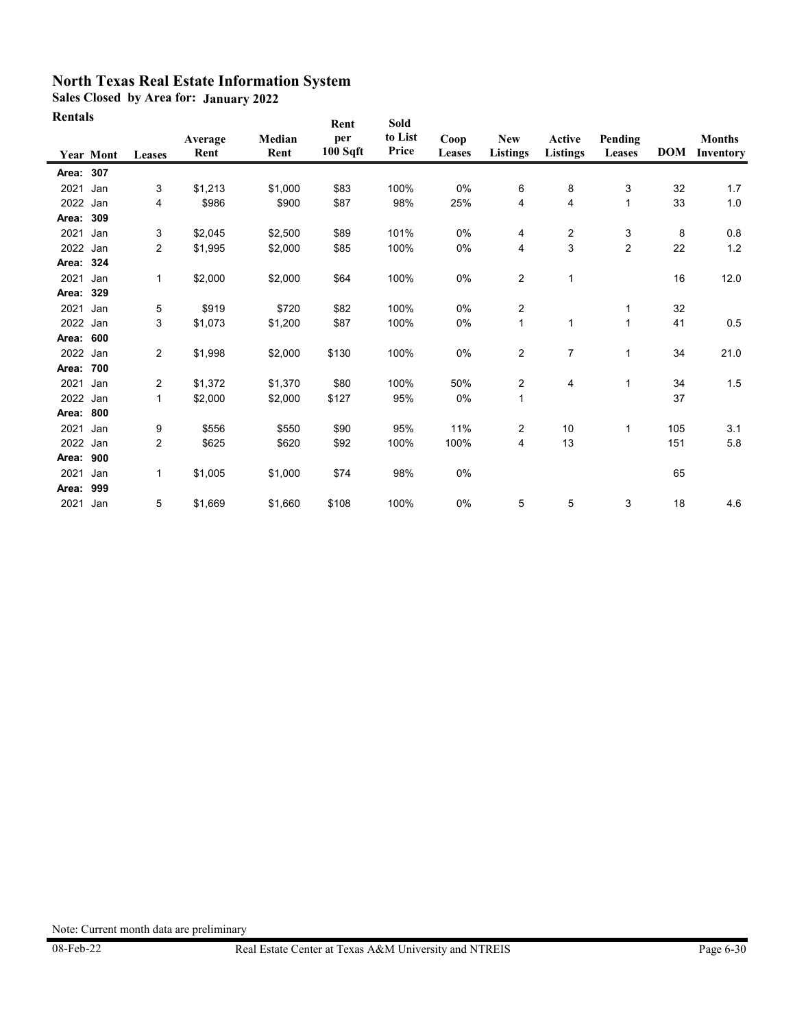# North Texas Real Estate Information System

**Sales Closed by Area for: January 2022**

**Rentals**

| Year | Mont | Leases | Average Rent | Median Rent | Rent per 100 Sqft | Sold to List Price | Coop Leases | New Listings | Active Listings | Pending Leases | DOM | Months Inventory |
|---|---|---|---|---|---|---|---|---|---|---|---|---|
| **Area: 307** | | | | | | | | | | | | |
| 2021 | Jan | 3 | $1,213 | $1,000 | $83 | 100% | 0% | 6 | 8 | 3 | 32 | 1.7 |
| 2022 | Jan | 4 | $986 | $900 | $87 | 98% | 25% | 4 | 4 | 1 | 33 | 1.0 |
| **Area: 309** | | | | | | | | | | | | |
| 2021 | Jan | 3 | $2,045 | $2,500 | $89 | 101% | 0% | 4 | 2 | 3 | 8 | 0.8 |
| 2022 | Jan | 2 | $1,995 | $2,000 | $85 | 100% | 0% | 4 | 3 | 2 | 22 | 1.2 |
| **Area: 324** | | | | | | | | | | | | |
| 2021 | Jan | 1 | $2,000 | $2,000 | $64 | 100% | 0% | 2 | 1 | | 16 | 12.0 |
| **Area: 329** | | | | | | | | | | | | |
| 2021 | Jan | 5 | $919 | $720 | $82 | 100% | 0% | 2 | | 1 | 32 | |
| 2022 | Jan | 3 | $1,073 | $1,200 | $87 | 100% | 0% | 1 | 1 | 1 | 41 | 0.5 |
| **Area: 600** | | | | | | | | | | | | |
| 2022 | Jan | 2 | $1,998 | $2,000 | $130 | 100% | 0% | 2 | 7 | 1 | 34 | 21.0 |
| **Area: 700** | | | | | | | | | | | | |
| 2021 | Jan | 2 | $1,372 | $1,370 | $80 | 100% | 50% | 2 | 4 | 1 | 34 | 1.5 |
| 2022 | Jan | 1 | $2,000 | $2,000 | $127 | 95% | 0% | 1 | | | 37 | |
| **Area: 800** | | | | | | | | | | | | |
| 2021 | Jan | 9 | $556 | $550 | $90 | 95% | 11% | 2 | 10 | 1 | 105 | 3.1 |
| 2022 | Jan | 2 | $625 | $620 | $92 | 100% | 100% | 4 | 13 | | 151 | 5.8 |
| **Area: 900** | | | | | | | | | | | | |
| 2021 | Jan | 1 | $1,005 | $1,000 | $74 | 98% | 0% | | | | 65 | |
| **Area: 999** | | | | | | | | | | | | |
| 2021 | Jan | 5 | $1,669 | $1,660 | $108 | 100% | 0% | 5 | 5 | 3 | 18 | 4.6 |

Note: Current month data are preliminary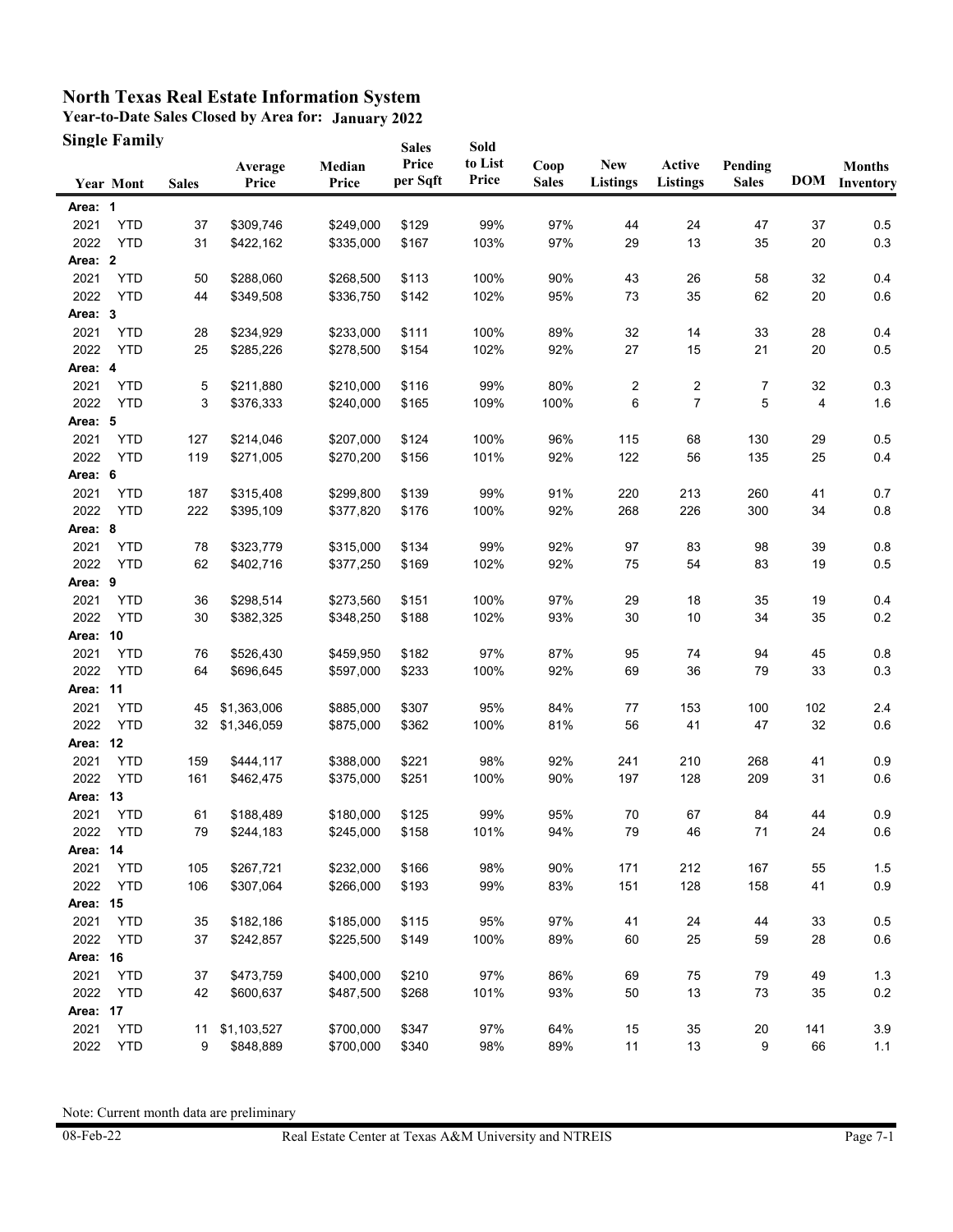# North Texas Real Estate Information System

## Year-to-Date Sales Closed by Area for: January 2022

### Single Family

| Year | Mont | Sales | Average Price | Median Price | Sales Price per Sqft | Sold to List Price | Coop Sales | New Listings | Active Listings | Pending Sales | DOM | Months Inventory |
|---|---|---|---|---|---|---|---|---|---|---|---|---|
| **Area: 1** | | | | | | | | | | | | |
| 2021 | YTD | 37 | $309,746 | $249,000 | $129 | 99% | 97% | 44 | 24 | 47 | 37 | 0.5 |
| 2022 | YTD | 31 | $422,162 | $335,000 | $167 | 103% | 97% | 29 | 13 | 35 | 20 | 0.3 |
| **Area: 2** | | | | | | | | | | | | |
| 2021 | YTD | 50 | $288,060 | $268,500 | $113 | 100% | 90% | 43 | 26 | 58 | 32 | 0.4 |
| 2022 | YTD | 44 | $349,508 | $336,750 | $142 | 102% | 95% | 73 | 35 | 62 | 20 | 0.6 |
| **Area: 3** | | | | | | | | | | | | |
| 2021 | YTD | 28 | $234,929 | $233,000 | $111 | 100% | 89% | 32 | 14 | 33 | 28 | 0.4 |
| 2022 | YTD | 25 | $285,226 | $278,500 | $154 | 102% | 92% | 27 | 15 | 21 | 20 | 0.5 |
| **Area: 4** | | | | | | | | | | | | |
| 2021 | YTD | 5 | $211,880 | $210,000 | $116 | 99% | 80% | 2 | 2 | 7 | 32 | 0.3 |
| 2022 | YTD | 3 | $376,333 | $240,000 | $165 | 109% | 100% | 6 | 7 | 5 | 4 | 1.6 |
| **Area: 5** | | | | | | | | | | | | |
| 2021 | YTD | 127 | $214,046 | $207,000 | $124 | 100% | 96% | 115 | 68 | 130 | 29 | 0.5 |
| 2022 | YTD | 119 | $271,005 | $270,200 | $156 | 101% | 92% | 122 | 56 | 135 | 25 | 0.4 |
| **Area: 6** | | | | | | | | | | | | |
| 2021 | YTD | 187 | $315,408 | $299,800 | $139 | 99% | 91% | 220 | 213 | 260 | 41 | 0.7 |
| 2022 | YTD | 222 | $395,109 | $377,820 | $176 | 100% | 92% | 268 | 226 | 300 | 34 | 0.8 |
| **Area: 8** | | | | | | | | | | | | |
| 2021 | YTD | 78 | $323,779 | $315,000 | $134 | 99% | 92% | 97 | 83 | 98 | 39 | 0.8 |
| 2022 | YTD | 62 | $402,716 | $377,250 | $169 | 102% | 92% | 75 | 54 | 83 | 19 | 0.5 |
| **Area: 9** | | | | | | | | | | | | |
| 2021 | YTD | 36 | $298,514 | $273,560 | $151 | 100% | 97% | 29 | 18 | 35 | 19 | 0.4 |
| 2022 | YTD | 30 | $382,325 | $348,250 | $188 | 102% | 93% | 30 | 10 | 34 | 35 | 0.2 |
| **Area: 10** | | | | | | | | | | | | |
| 2021 | YTD | 76 | $526,430 | $459,950 | $182 | 97% | 87% | 95 | 74 | 94 | 45 | 0.8 |
| 2022 | YTD | 64 | $696,645 | $597,000 | $233 | 100% | 92% | 69 | 36 | 79 | 33 | 0.3 |
| **Area: 11** | | | | | | | | | | | | |
| 2021 | YTD | 45 | $1,363,006 | $885,000 | $307 | 95% | 84% | 77 | 153 | 100 | 102 | 2.4 |
| 2022 | YTD | 32 | $1,346,059 | $875,000 | $362 | 100% | 81% | 56 | 41 | 47 | 32 | 0.6 |
| **Area: 12** | | | | | | | | | | | | |
| 2021 | YTD | 159 | $444,117 | $388,000 | $221 | 98% | 92% | 241 | 210 | 268 | 41 | 0.9 |
| 2022 | YTD | 161 | $462,475 | $375,000 | $251 | 100% | 90% | 197 | 128 | 209 | 31 | 0.6 |
| **Area: 13** | | | | | | | | | | | | |
| 2021 | YTD | 61 | $188,489 | $180,000 | $125 | 99% | 95% | 70 | 67 | 84 | 44 | 0.9 |
| 2022 | YTD | 79 | $244,183 | $245,000 | $158 | 101% | 94% | 79 | 46 | 71 | 24 | 0.6 |
| **Area: 14** | | | | | | | | | | | | |
| 2021 | YTD | 105 | $267,721 | $232,000 | $166 | 98% | 90% | 171 | 212 | 167 | 55 | 1.5 |
| 2022 | YTD | 106 | $307,064 | $266,000 | $193 | 99% | 83% | 151 | 128 | 158 | 41 | 0.9 |
| **Area: 15** | | | | | | | | | | | | |
| 2021 | YTD | 35 | $182,186 | $185,000 | $115 | 95% | 97% | 41 | 24 | 44 | 33 | 0.5 |
| 2022 | YTD | 37 | $242,857 | $225,500 | $149 | 100% | 89% | 60 | 25 | 59 | 28 | 0.6 |
| **Area: 16** | | | | | | | | | | | | |
| 2021 | YTD | 37 | $473,759 | $400,000 | $210 | 97% | 86% | 69 | 75 | 79 | 49 | 1.3 |
| 2022 | YTD | 42 | $600,637 | $487,500 | $268 | 101% | 93% | 50 | 13 | 73 | 35 | 0.2 |
| **Area: 17** | | | | | | | | | | | | |
| 2021 | YTD | 11 | $1,103,527 | $700,000 | $347 | 97% | 64% | 15 | 35 | 20 | 141 | 3.9 |
| 2022 | YTD | 9 | $848,889 | $700,000 | $340 | 98% | 89% | 11 | 13 | 9 | 66 | 1.1 |

Note: Current month data are preliminary

08-Feb-22 Real Estate Center at Texas A&M University and NTREIS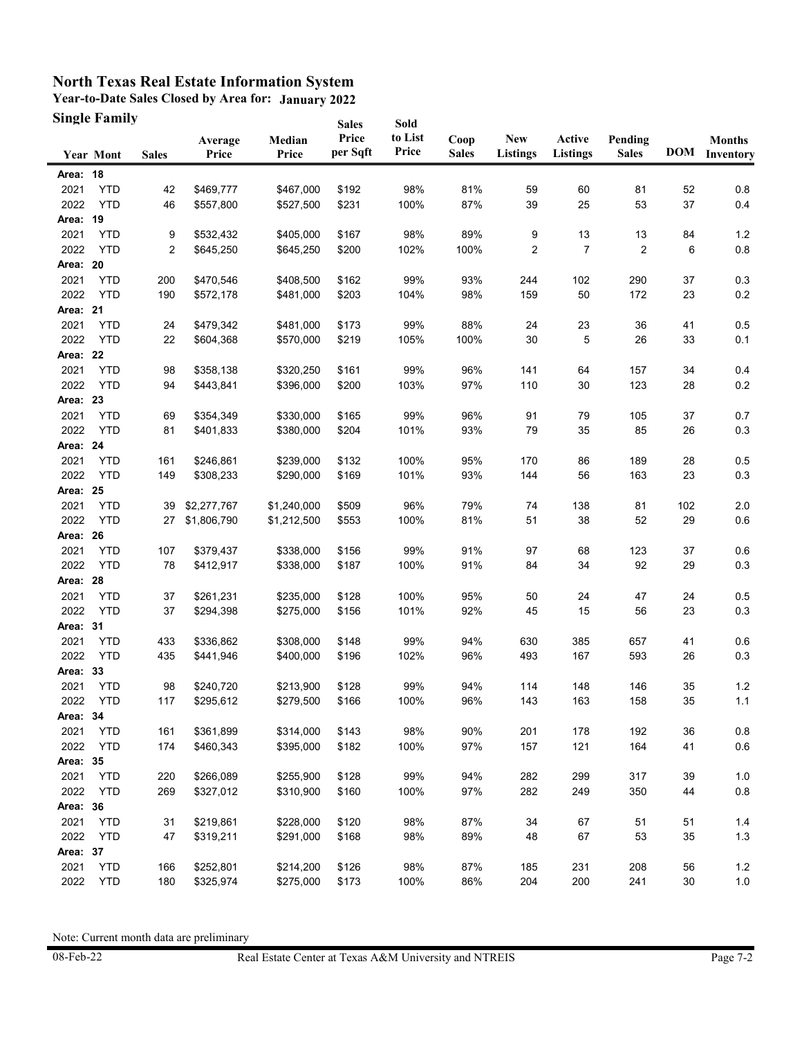# North Texas Real Estate Information System

**Year-to-Date Sales Closed by Area for: January 2022**

**Single Family**

| Year | Mont | Sales | Average Price | Median Price | Sales Price per Sqft | Sold to List Price | Coop Sales | New Listings | Active Listings | Pending Sales | DOM | Months Inventory |
|---|---|---|---|---|---|---|---|---|---|---|---|---|
| **Area: 18** | | | | | | | | | | | | |
| 2021 | YTD | 42 | $469,777 | $467,000 | $192 | 98% | 81% | 59 | 60 | 81 | 52 | 0.8 |
| 2022 | YTD | 46 | $557,800 | $527,500 | $231 | 100% | 87% | 39 | 25 | 53 | 37 | 0.4 |
| **Area: 19** | | | | | | | | | | | | |
| 2021 | YTD | 9 | $532,432 | $405,000 | $167 | 98% | 89% | 9 | 13 | 13 | 84 | 1.2 |
| 2022 | YTD | 2 | $645,250 | $645,250 | $200 | 102% | 100% | 2 | 7 | 2 | 6 | 0.8 |
| **Area: 20** | | | | | | | | | | | | |
| 2021 | YTD | 200 | $470,546 | $408,500 | $162 | 99% | 93% | 244 | 102 | 290 | 37 | 0.3 |
| 2022 | YTD | 190 | $572,178 | $481,000 | $203 | 104% | 98% | 159 | 50 | 172 | 23 | 0.2 |
| **Area: 21** | | | | | | | | | | | | |
| 2021 | YTD | 24 | $479,342 | $481,000 | $173 | 99% | 88% | 24 | 23 | 36 | 41 | 0.5 |
| 2022 | YTD | 22 | $604,368 | $570,000 | $219 | 105% | 100% | 30 | 5 | 26 | 33 | 0.1 |
| **Area: 22** | | | | | | | | | | | | |
| 2021 | YTD | 98 | $358,138 | $320,250 | $161 | 99% | 96% | 141 | 64 | 157 | 34 | 0.4 |
| 2022 | YTD | 94 | $443,841 | $396,000 | $200 | 103% | 97% | 110 | 30 | 123 | 28 | 0.2 |
| **Area: 23** | | | | | | | | | | | | |
| 2021 | YTD | 69 | $354,349 | $330,000 | $165 | 99% | 96% | 91 | 79 | 105 | 37 | 0.7 |
| 2022 | YTD | 81 | $401,833 | $380,000 | $204 | 101% | 93% | 79 | 35 | 85 | 26 | 0.3 |
| **Area: 24** | | | | | | | | | | | | |
| 2021 | YTD | 161 | $246,861 | $239,000 | $132 | 100% | 95% | 170 | 86 | 189 | 28 | 0.5 |
| 2022 | YTD | 149 | $308,233 | $290,000 | $169 | 101% | 93% | 144 | 56 | 163 | 23 | 0.3 |
| **Area: 25** | | | | | | | | | | | | |
| 2021 | YTD | 39 | $2,277,767 | $1,240,000 | $509 | 96% | 79% | 74 | 138 | 81 | 102 | 2.0 |
| 2022 | YTD | 27 | $1,806,790 | $1,212,500 | $553 | 100% | 81% | 51 | 38 | 52 | 29 | 0.6 |
| **Area: 26** | | | | | | | | | | | | |
| 2021 | YTD | 107 | $379,437 | $338,000 | $156 | 99% | 91% | 97 | 68 | 123 | 37 | 0.6 |
| 2022 | YTD | 78 | $412,917 | $338,000 | $187 | 100% | 91% | 84 | 34 | 92 | 29 | 0.3 |
| **Area: 28** | | | | | | | | | | | | |
| 2021 | YTD | 37 | $261,231 | $235,000 | $128 | 100% | 95% | 50 | 24 | 47 | 24 | 0.5 |
| 2022 | YTD | 37 | $294,398 | $275,000 | $156 | 101% | 92% | 45 | 15 | 56 | 23 | 0.3 |
| **Area: 31** | | | | | | | | | | | | |
| 2021 | YTD | 433 | $336,862 | $308,000 | $148 | 99% | 94% | 630 | 385 | 657 | 41 | 0.6 |
| 2022 | YTD | 435 | $441,946 | $400,000 | $196 | 102% | 96% | 493 | 167 | 593 | 26 | 0.3 |
| **Area: 33** | | | | | | | | | | | | |
| 2021 | YTD | 98 | $240,720 | $213,900 | $128 | 99% | 94% | 114 | 148 | 146 | 35 | 1.2 |
| 2022 | YTD | 117 | $295,612 | $279,500 | $166 | 100% | 96% | 143 | 163 | 158 | 35 | 1.1 |
| **Area: 34** | | | | | | | | | | | | |
| 2021 | YTD | 161 | $361,899 | $314,000 | $143 | 98% | 90% | 201 | 178 | 192 | 36 | 0.8 |
| 2022 | YTD | 174 | $460,343 | $395,000 | $182 | 100% | 97% | 157 | 121 | 164 | 41 | 0.6 |
| **Area: 35** | | | | | | | | | | | | |
| 2021 | YTD | 220 | $266,089 | $255,900 | $128 | 99% | 94% | 282 | 299 | 317 | 39 | 1.0 |
| 2022 | YTD | 269 | $327,012 | $310,900 | $160 | 100% | 97% | 282 | 249 | 350 | 44 | 0.8 |
| **Area: 36** | | | | | | | | | | | | |
| 2021 | YTD | 31 | $219,861 | $228,000 | $120 | 98% | 87% | 34 | 67 | 51 | 51 | 1.4 |
| 2022 | YTD | 47 | $319,211 | $291,000 | $168 | 98% | 89% | 48 | 67 | 53 | 35 | 1.3 |
| **Area: 37** | | | | | | | | | | | | |
| 2021 | YTD | 166 | $252,801 | $214,200 | $126 | 98% | 87% | 185 | 231 | 208 | 56 | 1.2 |
| 2022 | YTD | 180 | $325,974 | $275,000 | $173 | 100% | 86% | 204 | 200 | 241 | 30 | 1.0 |

Note: Current month data are preliminary

08-Feb-22 Real Estate Center at Texas A&M University and NTREIS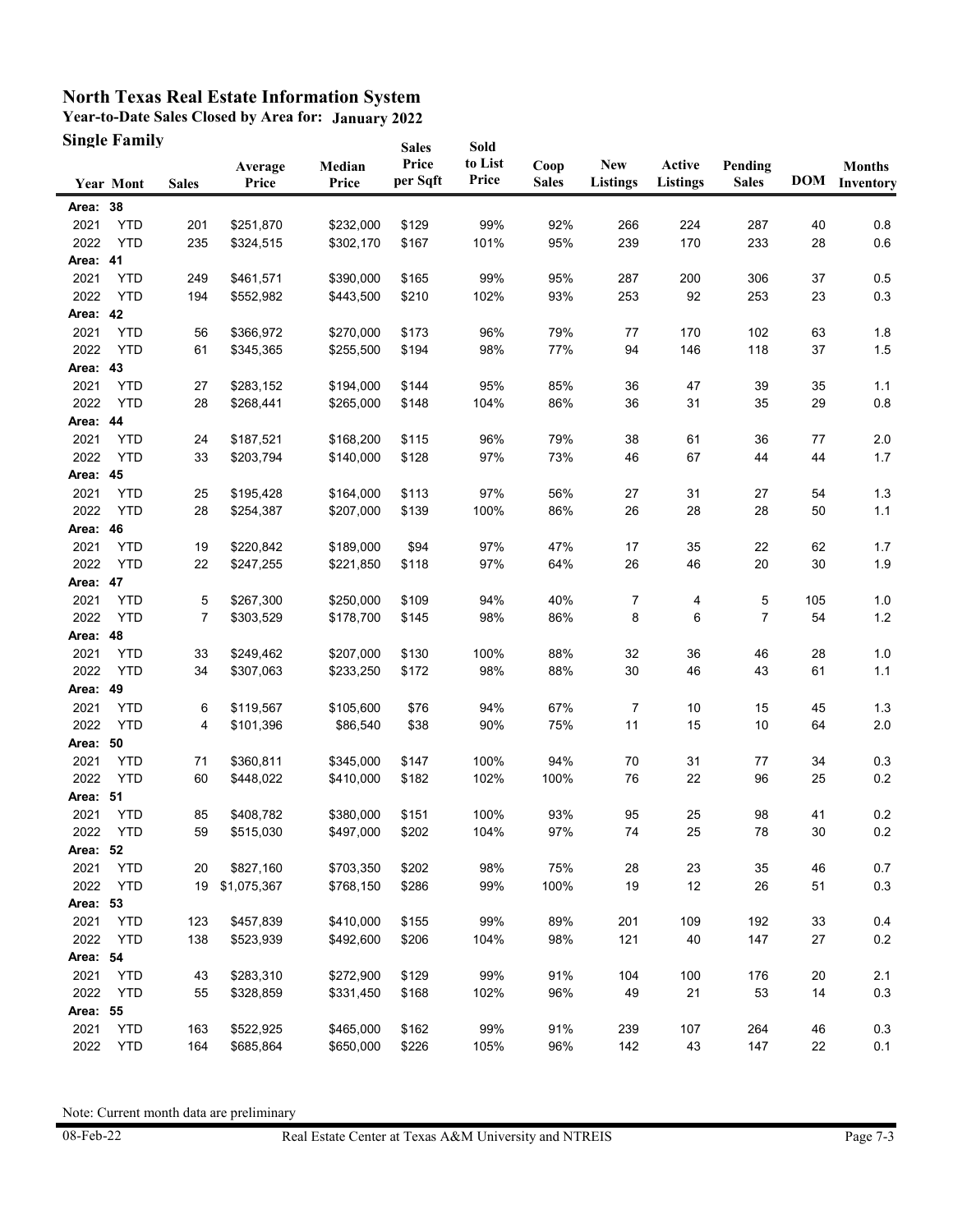# North Texas Real Estate Information System

**Year-to-Date Sales Closed by Area for: January 2022**

**Single Family**

| Year | Mont | Sales | Average Price | Median Price | Sales Price per Sqft | Sold to List Price | Coop Sales | New Listings | Active Listings | Pending Sales | DOM | Months Inventory |
|---|---|---|---|---|---|---|---|---|---|---|---|---|
| **Area: 38** | | | | | | | | | | | | |
| 2021 | YTD | 201 | $251,870 | $232,000 | $129 | 99% | 92% | 266 | 224 | 287 | 40 | 0.8 |
| 2022 | YTD | 235 | $324,515 | $302,170 | $167 | 101% | 95% | 239 | 170 | 233 | 28 | 0.6 |
| **Area: 41** | | | | | | | | | | | | |
| 2021 | YTD | 249 | $461,571 | $390,000 | $165 | 99% | 95% | 287 | 200 | 306 | 37 | 0.5 |
| 2022 | YTD | 194 | $552,982 | $443,500 | $210 | 102% | 93% | 253 | 92 | 253 | 23 | 0.3 |
| **Area: 42** | | | | | | | | | | | | |
| 2021 | YTD | 56 | $366,972 | $270,000 | $173 | 96% | 79% | 77 | 170 | 102 | 63 | 1.8 |
| 2022 | YTD | 61 | $345,365 | $255,500 | $194 | 98% | 77% | 94 | 146 | 118 | 37 | 1.5 |
| **Area: 43** | | | | | | | | | | | | |
| 2021 | YTD | 27 | $283,152 | $194,000 | $144 | 95% | 85% | 36 | 47 | 39 | 35 | 1.1 |
| 2022 | YTD | 28 | $268,441 | $265,000 | $148 | 104% | 86% | 36 | 31 | 35 | 29 | 0.8 |
| **Area: 44** | | | | | | | | | | | | |
| 2021 | YTD | 24 | $187,521 | $168,200 | $115 | 96% | 79% | 38 | 61 | 36 | 77 | 2.0 |
| 2022 | YTD | 33 | $203,794 | $140,000 | $128 | 97% | 73% | 46 | 67 | 44 | 44 | 1.7 |
| **Area: 45** | | | | | | | | | | | | |
| 2021 | YTD | 25 | $195,428 | $164,000 | $113 | 97% | 56% | 27 | 31 | 27 | 54 | 1.3 |
| 2022 | YTD | 28 | $254,387 | $207,000 | $139 | 100% | 86% | 26 | 28 | 28 | 50 | 1.1 |
| **Area: 46** | | | | | | | | | | | | |
| 2021 | YTD | 19 | $220,842 | $189,000 | $94 | 97% | 47% | 17 | 35 | 22 | 62 | 1.7 |
| 2022 | YTD | 22 | $247,255 | $221,850 | $118 | 97% | 64% | 26 | 46 | 20 | 30 | 1.9 |
| **Area: 47** | | | | | | | | | | | | |
| 2021 | YTD | 5 | $267,300 | $250,000 | $109 | 94% | 40% | 7 | 4 | 5 | 105 | 1.0 |
| 2022 | YTD | 7 | $303,529 | $178,700 | $145 | 98% | 86% | 8 | 6 | 7 | 54 | 1.2 |
| **Area: 48** | | | | | | | | | | | | |
| 2021 | YTD | 33 | $249,462 | $207,000 | $130 | 100% | 88% | 32 | 36 | 46 | 28 | 1.0 |
| 2022 | YTD | 34 | $307,063 | $233,250 | $172 | 98% | 88% | 30 | 46 | 43 | 61 | 1.1 |
| **Area: 49** | | | | | | | | | | | | |
| 2021 | YTD | 6 | $119,567 | $105,600 | $76 | 94% | 67% | 7 | 10 | 15 | 45 | 1.3 |
| 2022 | YTD | 4 | $101,396 | $86,540 | $38 | 90% | 75% | 11 | 15 | 10 | 64 | 2.0 |
| **Area: 50** | | | | | | | | | | | | |
| 2021 | YTD | 71 | $360,811 | $345,000 | $147 | 100% | 94% | 70 | 31 | 77 | 34 | 0.3 |
| 2022 | YTD | 60 | $448,022 | $410,000 | $182 | 102% | 100% | 76 | 22 | 96 | 25 | 0.2 |
| **Area: 51** | | | | | | | | | | | | |
| 2021 | YTD | 85 | $408,782 | $380,000 | $151 | 100% | 93% | 95 | 25 | 98 | 41 | 0.2 |
| 2022 | YTD | 59 | $515,030 | $497,000 | $202 | 104% | 97% | 74 | 25 | 78 | 30 | 0.2 |
| **Area: 52** | | | | | | | | | | | | |
| 2021 | YTD | 20 | $827,160 | $703,350 | $202 | 98% | 75% | 28 | 23 | 35 | 46 | 0.7 |
| 2022 | YTD | 19 | $1,075,367 | $768,150 | $286 | 99% | 100% | 19 | 12 | 26 | 51 | 0.3 |
| **Area: 53** | | | | | | | | | | | | |
| 2021 | YTD | 123 | $457,839 | $410,000 | $155 | 99% | 89% | 201 | 109 | 192 | 33 | 0.4 |
| 2022 | YTD | 138 | $523,939 | $492,600 | $206 | 104% | 98% | 121 | 40 | 147 | 27 | 0.2 |
| **Area: 54** | | | | | | | | | | | | |
| 2021 | YTD | 43 | $283,310 | $272,900 | $129 | 99% | 91% | 104 | 100 | 176 | 20 | 2.1 |
| 2022 | YTD | 55 | $328,859 | $331,450 | $168 | 102% | 96% | 49 | 21 | 53 | 14 | 0.3 |
| **Area: 55** | | | | | | | | | | | | |
| 2021 | YTD | 163 | $522,925 | $465,000 | $162 | 99% | 91% | 239 | 107 | 264 | 46 | 0.3 |
| 2022 | YTD | 164 | $685,864 | $650,000 | $226 | 105% | 96% | 142 | 43 | 147 | 22 | 0.1 |

Note: Current month data are preliminary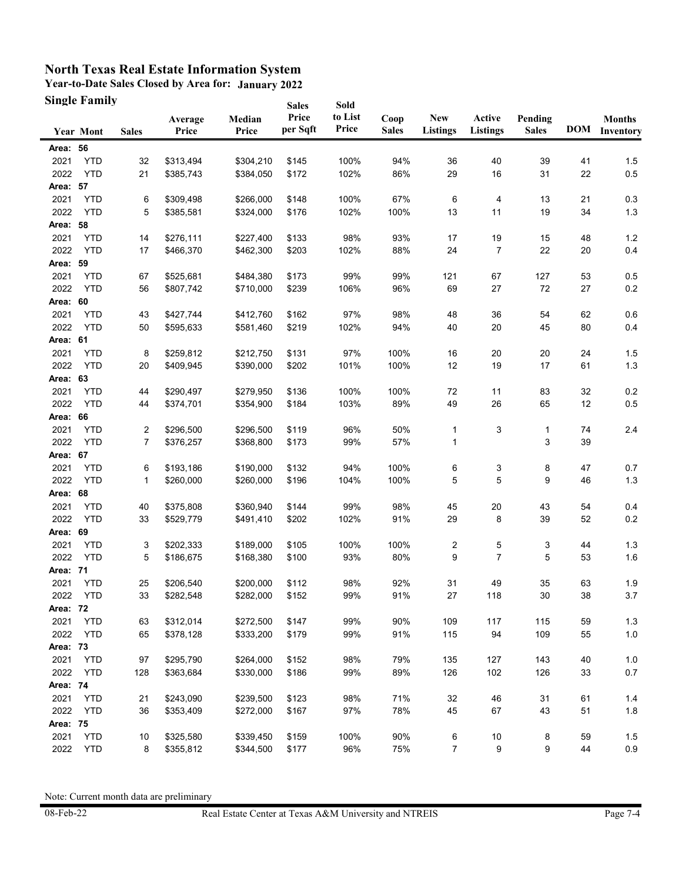# North Texas Real Estate Information System

**Year-to-Date Sales Closed by Area for: January 2022**

**Single Family**

| Year | Mont | Sales | Average Price | Median Price | Sales Price per Sqft | Sold to List Price | Coop Sales | New Listings | Active Listings | Pending Sales | DOM | Months Inventory |
|---|---|---|---|---|---|---|---|---|---|---|---|---|
| **Area: 56** | | | | | | | | | | | | |
| 2021 | YTD | 32 | $313,494 | $304,210 | $145 | 100% | 94% | 36 | 40 | 39 | 41 | 1.5 |
| 2022 | YTD | 21 | $385,743 | $384,050 | $172 | 102% | 86% | 29 | 16 | 31 | 22 | 0.5 |
| **Area: 57** | | | | | | | | | | | | |
| 2021 | YTD | 6 | $309,498 | $266,000 | $148 | 100% | 67% | 6 | 4 | 13 | 21 | 0.3 |
| 2022 | YTD | 5 | $385,581 | $324,000 | $176 | 102% | 100% | 13 | 11 | 19 | 34 | 1.3 |
| **Area: 58** | | | | | | | | | | | | |
| 2021 | YTD | 14 | $276,111 | $227,400 | $133 | 98% | 93% | 17 | 19 | 15 | 48 | 1.2 |
| 2022 | YTD | 17 | $466,370 | $462,300 | $203 | 102% | 88% | 24 | 7 | 22 | 20 | 0.4 |
| **Area: 59** | | | | | | | | | | | | |
| 2021 | YTD | 67 | $525,681 | $484,380 | $173 | 99% | 99% | 121 | 67 | 127 | 53 | 0.5 |
| 2022 | YTD | 56 | $807,742 | $710,000 | $239 | 106% | 96% | 69 | 27 | 72 | 27 | 0.2 |
| **Area: 60** | | | | | | | | | | | | |
| 2021 | YTD | 43 | $427,744 | $412,760 | $162 | 97% | 98% | 48 | 36 | 54 | 62 | 0.6 |
| 2022 | YTD | 50 | $595,633 | $581,460 | $219 | 102% | 94% | 40 | 20 | 45 | 80 | 0.4 |
| **Area: 61** | | | | | | | | | | | | |
| 2021 | YTD | 8 | $259,812 | $212,750 | $131 | 97% | 100% | 16 | 20 | 20 | 24 | 1.5 |
| 2022 | YTD | 20 | $409,945 | $390,000 | $202 | 101% | 100% | 12 | 19 | 17 | 61 | 1.3 |
| **Area: 63** | | | | | | | | | | | | |
| 2021 | YTD | 44 | $290,497 | $279,950 | $136 | 100% | 100% | 72 | 11 | 83 | 32 | 0.2 |
| 2022 | YTD | 44 | $374,701 | $354,900 | $184 | 103% | 89% | 49 | 26 | 65 | 12 | 0.5 |
| **Area: 66** | | | | | | | | | | | | |
| 2021 | YTD | 2 | $296,500 | $296,500 | $119 | 96% | 50% | 1 | 3 | 1 | 74 | 2.4 |
| 2022 | YTD | 7 | $376,257 | $368,800 | $173 | 99% | 57% | 1 | | 3 | 39 | |
| **Area: 67** | | | | | | | | | | | | |
| 2021 | YTD | 6 | $193,186 | $190,000 | $132 | 94% | 100% | 6 | 3 | 8 | 47 | 0.7 |
| 2022 | YTD | 1 | $260,000 | $260,000 | $196 | 104% | 100% | 5 | 5 | 9 | 46 | 1.3 |
| **Area: 68** | | | | | | | | | | | | |
| 2021 | YTD | 40 | $375,808 | $360,940 | $144 | 99% | 98% | 45 | 20 | 43 | 54 | 0.4 |
| 2022 | YTD | 33 | $529,779 | $491,410 | $202 | 102% | 91% | 29 | 8 | 39 | 52 | 0.2 |
| **Area: 69** | | | | | | | | | | | | |
| 2021 | YTD | 3 | $202,333 | $189,000 | $105 | 100% | 100% | 2 | 5 | 3 | 44 | 1.3 |
| 2022 | YTD | 5 | $186,675 | $168,380 | $100 | 93% | 80% | 9 | 7 | 5 | 53 | 1.6 |
| **Area: 71** | | | | | | | | | | | | |
| 2021 | YTD | 25 | $206,540 | $200,000 | $112 | 98% | 92% | 31 | 49 | 35 | 63 | 1.9 |
| 2022 | YTD | 33 | $282,548 | $282,000 | $152 | 99% | 91% | 27 | 118 | 30 | 38 | 3.7 |
| **Area: 72** | | | | | | | | | | | | |
| 2021 | YTD | 63 | $312,014 | $272,500 | $147 | 99% | 90% | 109 | 117 | 115 | 59 | 1.3 |
| 2022 | YTD | 65 | $378,128 | $333,200 | $179 | 99% | 91% | 115 | 94 | 109 | 55 | 1.0 |
| **Area: 73** | | | | | | | | | | | | |
| 2021 | YTD | 97 | $295,790 | $264,000 | $152 | 98% | 79% | 135 | 127 | 143 | 40 | 1.0 |
| 2022 | YTD | 128 | $363,684 | $330,000 | $186 | 99% | 89% | 126 | 102 | 126 | 33 | 0.7 |
| **Area: 74** | | | | | | | | | | | | |
| 2021 | YTD | 21 | $243,090 | $239,500 | $123 | 98% | 71% | 32 | 46 | 31 | 61 | 1.4 |
| 2022 | YTD | 36 | $353,409 | $272,000 | $167 | 97% | 78% | 45 | 67 | 43 | 51 | 1.8 |
| **Area: 75** | | | | | | | | | | | | |
| 2021 | YTD | 10 | $325,580 | $339,450 | $159 | 100% | 90% | 6 | 10 | 8 | 59 | 1.5 |
| 2022 | YTD | 8 | $355,812 | $344,500 | $177 | 96% | 75% | 7 | 9 | 9 | 44 | 0.9 |

Note: Current month data are preliminary

08-Feb-22 Real Estate Center at Texas A&M University and NTREIS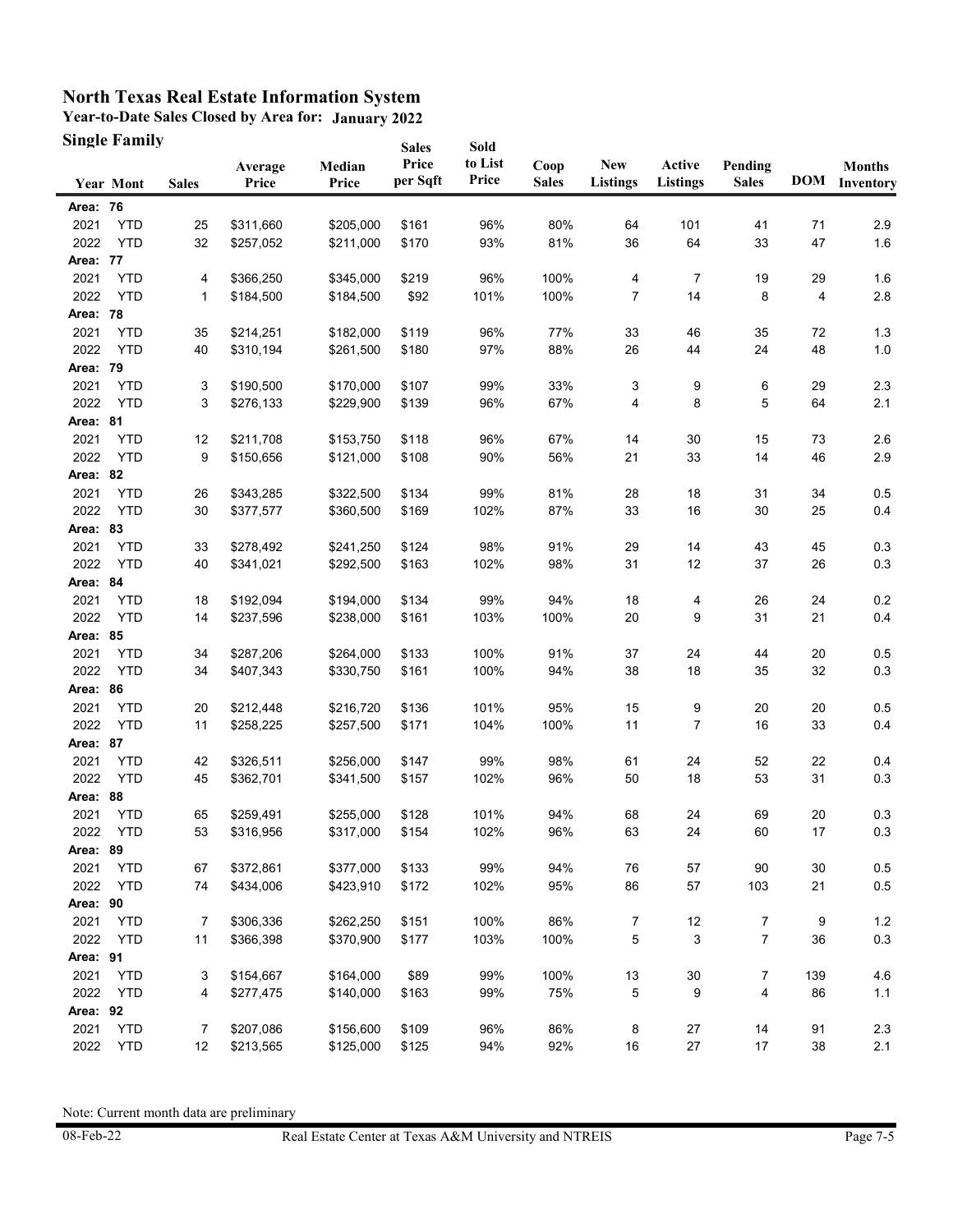# North Texas Real Estate Information System

**Year-to-Date Sales Closed by Area for: January 2022**

**Single Family**

| Year | Mont | Sales | Average Price | Median Price | Sales Price per Sqft | Sold to List Price | Coop Sales | New Listings | Active Listings | Pending Sales | DOM | Months Inventory |
|---|---|---|---|---|---|---|---|---|---|---|---|---|
| **Area: 76** | | | | | | | | | | | | |
| 2021 | YTD | 25 | $311,660 | $205,000 | $161 | 96% | 80% | 64 | 101 | 41 | 71 | 2.9 |
| 2022 | YTD | 32 | $257,052 | $211,000 | $170 | 93% | 81% | 36 | 64 | 33 | 47 | 1.6 |
| **Area: 77** | | | | | | | | | | | | |
| 2021 | YTD | 4 | $366,250 | $345,000 | $219 | 96% | 100% | 4 | 7 | 19 | 29 | 1.6 |
| 2022 | YTD | 1 | $184,500 | $184,500 | $92 | 101% | 100% | 7 | 14 | 8 | 4 | 2.8 |
| **Area: 78** | | | | | | | | | | | | |
| 2021 | YTD | 35 | $214,251 | $182,000 | $119 | 96% | 77% | 33 | 46 | 35 | 72 | 1.3 |
| 2022 | YTD | 40 | $310,194 | $261,500 | $180 | 97% | 88% | 26 | 44 | 24 | 48 | 1.0 |
| **Area: 79** | | | | | | | | | | | | |
| 2021 | YTD | 3 | $190,500 | $170,000 | $107 | 99% | 33% | 3 | 9 | 6 | 29 | 2.3 |
| 2022 | YTD | 3 | $276,133 | $229,900 | $139 | 96% | 67% | 4 | 8 | 5 | 64 | 2.1 |
| **Area: 81** | | | | | | | | | | | | |
| 2021 | YTD | 12 | $211,708 | $153,750 | $118 | 96% | 67% | 14 | 30 | 15 | 73 | 2.6 |
| 2022 | YTD | 9 | $150,656 | $121,000 | $108 | 90% | 56% | 21 | 33 | 14 | 46 | 2.9 |
| **Area: 82** | | | | | | | | | | | | |
| 2021 | YTD | 26 | $343,285 | $322,500 | $134 | 99% | 81% | 28 | 18 | 31 | 34 | 0.5 |
| 2022 | YTD | 30 | $377,577 | $360,500 | $169 | 102% | 87% | 33 | 16 | 30 | 25 | 0.4 |
| **Area: 83** | | | | | | | | | | | | |
| 2021 | YTD | 33 | $278,492 | $241,250 | $124 | 98% | 91% | 29 | 14 | 43 | 45 | 0.3 |
| 2022 | YTD | 40 | $341,021 | $292,500 | $163 | 102% | 98% | 31 | 12 | 37 | 26 | 0.3 |
| **Area: 84** | | | | | | | | | | | | |
| 2021 | YTD | 18 | $192,094 | $194,000 | $134 | 99% | 94% | 18 | 4 | 26 | 24 | 0.2 |
| 2022 | YTD | 14 | $237,596 | $238,000 | $161 | 103% | 100% | 20 | 9 | 31 | 21 | 0.4 |
| **Area: 85** | | | | | | | | | | | | |
| 2021 | YTD | 34 | $287,206 | $264,000 | $133 | 100% | 91% | 37 | 24 | 44 | 20 | 0.5 |
| 2022 | YTD | 34 | $407,343 | $330,750 | $161 | 100% | 94% | 38 | 18 | 35 | 32 | 0.3 |
| **Area: 86** | | | | | | | | | | | | |
| 2021 | YTD | 20 | $212,448 | $216,720 | $136 | 101% | 95% | 15 | 9 | 20 | 20 | 0.5 |
| 2022 | YTD | 11 | $258,225 | $257,500 | $171 | 104% | 100% | 11 | 7 | 16 | 33 | 0.4 |
| **Area: 87** | | | | | | | | | | | | |
| 2021 | YTD | 42 | $326,511 | $256,000 | $147 | 99% | 98% | 61 | 24 | 52 | 22 | 0.4 |
| 2022 | YTD | 45 | $362,701 | $341,500 | $157 | 102% | 96% | 50 | 18 | 53 | 31 | 0.3 |
| **Area: 88** | | | | | | | | | | | | |
| 2021 | YTD | 65 | $259,491 | $255,000 | $128 | 101% | 94% | 68 | 24 | 69 | 20 | 0.3 |
| 2022 | YTD | 53 | $316,956 | $317,000 | $154 | 102% | 96% | 63 | 24 | 60 | 17 | 0.3 |
| **Area: 89** | | | | | | | | | | | | |
| 2021 | YTD | 67 | $372,861 | $377,000 | $133 | 99% | 94% | 76 | 57 | 90 | 30 | 0.5 |
| 2022 | YTD | 74 | $434,006 | $423,910 | $172 | 102% | 95% | 86 | 57 | 103 | 21 | 0.5 |
| **Area: 90** | | | | | | | | | | | | |
| 2021 | YTD | 7 | $306,336 | $262,250 | $151 | 100% | 86% | 7 | 12 | 7 | 9 | 1.2 |
| 2022 | YTD | 11 | $366,398 | $370,900 | $177 | 103% | 100% | 5 | 3 | 7 | 36 | 0.3 |
| **Area: 91** | | | | | | | | | | | | |
| 2021 | YTD | 3 | $154,667 | $164,000 | $89 | 99% | 100% | 13 | 30 | 7 | 139 | 4.6 |
| 2022 | YTD | 4 | $277,475 | $140,000 | $163 | 99% | 75% | 5 | 9 | 4 | 86 | 1.1 |
| **Area: 92** | | | | | | | | | | | | |
| 2021 | YTD | 7 | $207,086 | $156,600 | $109 | 96% | 86% | 8 | 27 | 14 | 91 | 2.3 |
| 2022 | YTD | 12 | $213,565 | $125,000 | $125 | 94% | 92% | 16 | 27 | 17 | 38 | 2.1 |

Note: Current month data are preliminary

08-Feb-22 Real Estate Center at Texas A&M University and NTREIS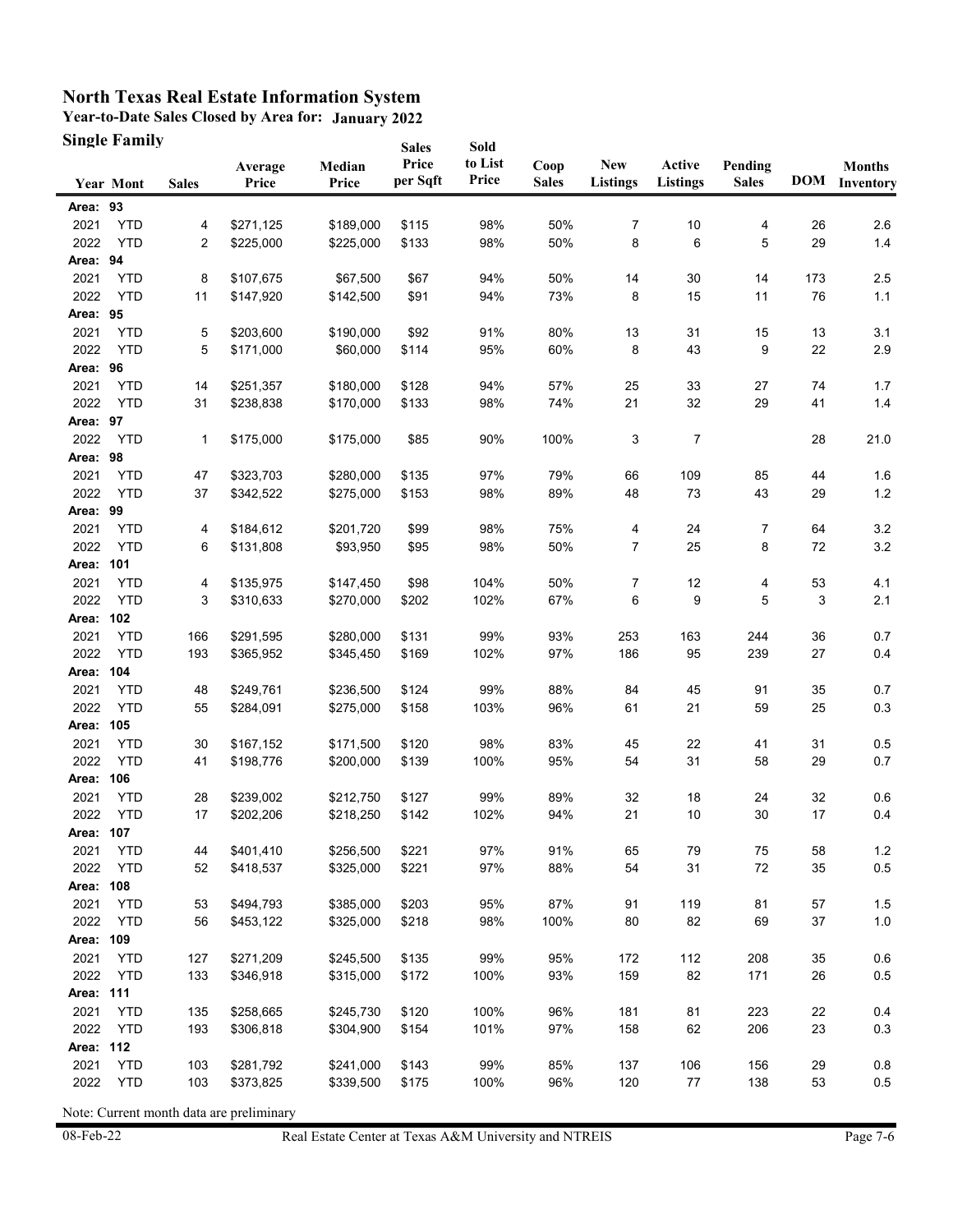# North Texas Real Estate Information System

**Year-to-Date Sales Closed by Area for: January 2022**

**Single Family**

| Year | Mont | Sales | Average Price | Median Price | Sales Price per Sqft | Sold to List Price | Coop Sales | New Listings | Active Listings | Pending Sales | DOM | Months Inventory |
|---|---|---|---|---|---|---|---|---|---|---|---|---|
| **Area: 93** | | | | | | | | | | | | |
| 2021 | YTD | 4 | $271,125 | $189,000 | $115 | 98% | 50% | 7 | 10 | 4 | 26 | 2.6 |
| 2022 | YTD | 2 | $225,000 | $225,000 | $133 | 98% | 50% | 8 | 6 | 5 | 29 | 1.4 |
| **Area: 94** | | | | | | | | | | | | |
| 2021 | YTD | 8 | $107,675 | $67,500 | $67 | 94% | 50% | 14 | 30 | 14 | 173 | 2.5 |
| 2022 | YTD | 11 | $147,920 | $142,500 | $91 | 94% | 73% | 8 | 15 | 11 | 76 | 1.1 |
| **Area: 95** | | | | | | | | | | | | |
| 2021 | YTD | 5 | $203,600 | $190,000 | $92 | 91% | 80% | 13 | 31 | 15 | 13 | 3.1 |
| 2022 | YTD | 5 | $171,000 | $60,000 | $114 | 95% | 60% | 8 | 43 | 9 | 22 | 2.9 |
| **Area: 96** | | | | | | | | | | | | |
| 2021 | YTD | 14 | $251,357 | $180,000 | $128 | 94% | 57% | 25 | 33 | 27 | 74 | 1.7 |
| 2022 | YTD | 31 | $238,838 | $170,000 | $133 | 98% | 74% | 21 | 32 | 29 | 41 | 1.4 |
| **Area: 97** | | | | | | | | | | | | |
| 2022 | YTD | 1 | $175,000 | $175,000 | $85 | 90% | 100% | 3 | 7 | | 28 | 21.0 |
| **Area: 98** | | | | | | | | | | | | |
| 2021 | YTD | 47 | $323,703 | $280,000 | $135 | 97% | 79% | 66 | 109 | 85 | 44 | 1.6 |
| 2022 | YTD | 37 | $342,522 | $275,000 | $153 | 98% | 89% | 48 | 73 | 43 | 29 | 1.2 |
| **Area: 99** | | | | | | | | | | | | |
| 2021 | YTD | 4 | $184,612 | $201,720 | $99 | 98% | 75% | 4 | 24 | 7 | 64 | 3.2 |
| 2022 | YTD | 6 | $131,808 | $93,950 | $95 | 98% | 50% | 7 | 25 | 8 | 72 | 3.2 |
| **Area: 101** | | | | | | | | | | | | |
| 2021 | YTD | 4 | $135,975 | $147,450 | $98 | 104% | 50% | 7 | 12 | 4 | 53 | 4.1 |
| 2022 | YTD | 3 | $310,633 | $270,000 | $202 | 102% | 67% | 6 | 9 | 5 | 3 | 2.1 |
| **Area: 102** | | | | | | | | | | | | |
| 2021 | YTD | 166 | $291,595 | $280,000 | $131 | 99% | 93% | 253 | 163 | 244 | 36 | 0.7 |
| 2022 | YTD | 193 | $365,952 | $345,450 | $169 | 102% | 97% | 186 | 95 | 239 | 27 | 0.4 |
| **Area: 104** | | | | | | | | | | | | |
| 2021 | YTD | 48 | $249,761 | $236,500 | $124 | 99% | 88% | 84 | 45 | 91 | 35 | 0.7 |
| 2022 | YTD | 55 | $284,091 | $275,000 | $158 | 103% | 96% | 61 | 21 | 59 | 25 | 0.3 |
| **Area: 105** | | | | | | | | | | | | |
| 2021 | YTD | 30 | $167,152 | $171,500 | $120 | 98% | 83% | 45 | 22 | 41 | 31 | 0.5 |
| 2022 | YTD | 41 | $198,776 | $200,000 | $139 | 100% | 95% | 54 | 31 | 58 | 29 | 0.7 |
| **Area: 106** | | | | | | | | | | | | |
| 2021 | YTD | 28 | $239,002 | $212,750 | $127 | 99% | 89% | 32 | 18 | 24 | 32 | 0.6 |
| 2022 | YTD | 17 | $202,206 | $218,250 | $142 | 102% | 94% | 21 | 10 | 30 | 17 | 0.4 |
| **Area: 107** | | | | | | | | | | | | |
| 2021 | YTD | 44 | $401,410 | $256,500 | $221 | 97% | 91% | 65 | 79 | 75 | 58 | 1.2 |
| 2022 | YTD | 52 | $418,537 | $325,000 | $221 | 97% | 88% | 54 | 31 | 72 | 35 | 0.5 |
| **Area: 108** | | | | | | | | | | | | |
| 2021 | YTD | 53 | $494,793 | $385,000 | $203 | 95% | 87% | 91 | 119 | 81 | 57 | 1.5 |
| 2022 | YTD | 56 | $453,122 | $325,000 | $218 | 98% | 100% | 80 | 82 | 69 | 37 | 1.0 |
| **Area: 109** | | | | | | | | | | | | |
| 2021 | YTD | 127 | $271,209 | $245,500 | $135 | 99% | 95% | 172 | 112 | 208 | 35 | 0.6 |
| 2022 | YTD | 133 | $346,918 | $315,000 | $172 | 100% | 93% | 159 | 82 | 171 | 26 | 0.5 |
| **Area: 111** | | | | | | | | | | | | |
| 2021 | YTD | 135 | $258,665 | $245,730 | $120 | 100% | 96% | 181 | 81 | 223 | 22 | 0.4 |
| 2022 | YTD | 193 | $306,818 | $304,900 | $154 | 101% | 97% | 158 | 62 | 206 | 23 | 0.3 |
| **Area: 112** | | | | | | | | | | | | |
| 2021 | YTD | 103 | $281,792 | $241,000 | $143 | 99% | 85% | 137 | 106 | 156 | 29 | 0.8 |
| 2022 | YTD | 103 | $373,825 | $339,500 | $175 | 100% | 96% | 120 | 77 | 138 | 53 | 0.5 |

Note: Current month data are preliminary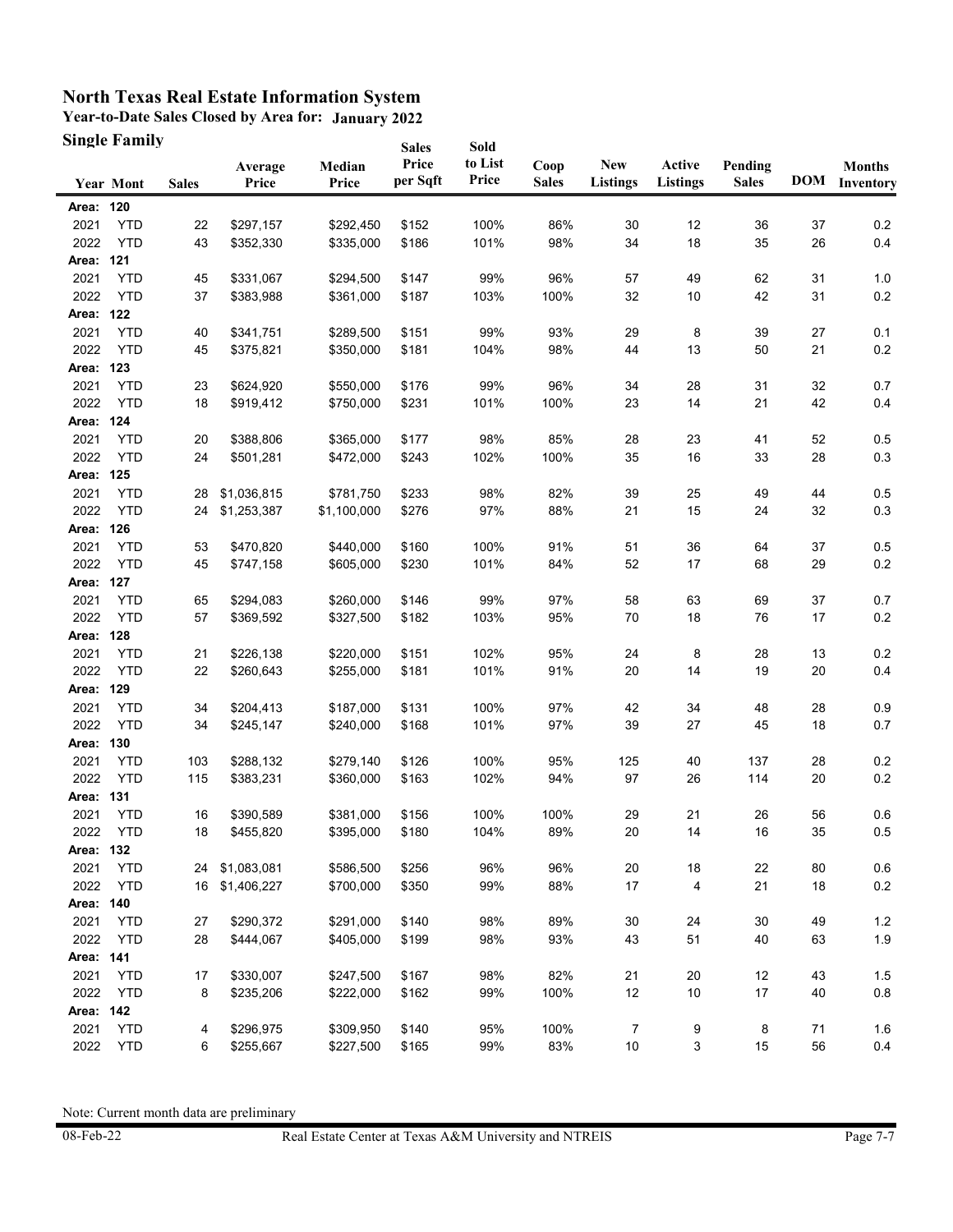# North Texas Real Estate Information System

**Year-to-Date Sales Closed by Area for: January 2022**

**Single Family**

| Year | Mont | Sales | Average Price | Median Price | Sales Price per Sqft | Sold to List Price | Coop Sales | New Listings | Active Listings | Pending Sales | DOM | Months Inventory |
|---|---|---|---|---|---|---|---|---|---|---|---|---|
| **Area: 120** | | | | | | | | | | | | |
| 2021 | YTD | 22 | $297,157 | $292,450 | $152 | 100% | 86% | 30 | 12 | 36 | 37 | 0.2 |
| 2022 | YTD | 43 | $352,330 | $335,000 | $186 | 101% | 98% | 34 | 18 | 35 | 26 | 0.4 |
| **Area: 121** | | | | | | | | | | | | |
| 2021 | YTD | 45 | $331,067 | $294,500 | $147 | 99% | 96% | 57 | 49 | 62 | 31 | 1.0 |
| 2022 | YTD | 37 | $383,988 | $361,000 | $187 | 103% | 100% | 32 | 10 | 42 | 31 | 0.2 |
| **Area: 122** | | | | | | | | | | | | |
| 2021 | YTD | 40 | $341,751 | $289,500 | $151 | 99% | 93% | 29 | 8 | 39 | 27 | 0.1 |
| 2022 | YTD | 45 | $375,821 | $350,000 | $181 | 104% | 98% | 44 | 13 | 50 | 21 | 0.2 |
| **Area: 123** | | | | | | | | | | | | |
| 2021 | YTD | 23 | $624,920 | $550,000 | $176 | 99% | 96% | 34 | 28 | 31 | 32 | 0.7 |
| 2022 | YTD | 18 | $919,412 | $750,000 | $231 | 101% | 100% | 23 | 14 | 21 | 42 | 0.4 |
| **Area: 124** | | | | | | | | | | | | |
| 2021 | YTD | 20 | $388,806 | $365,000 | $177 | 98% | 85% | 28 | 23 | 41 | 52 | 0.5 |
| 2022 | YTD | 24 | $501,281 | $472,000 | $243 | 102% | 100% | 35 | 16 | 33 | 28 | 0.3 |
| **Area: 125** | | | | | | | | | | | | |
| 2021 | YTD | 28 | $1,036,815 | $781,750 | $233 | 98% | 82% | 39 | 25 | 49 | 44 | 0.5 |
| 2022 | YTD | 24 | $1,253,387 | $1,100,000 | $276 | 97% | 88% | 21 | 15 | 24 | 32 | 0.3 |
| **Area: 126** | | | | | | | | | | | | |
| 2021 | YTD | 53 | $470,820 | $440,000 | $160 | 100% | 91% | 51 | 36 | 64 | 37 | 0.5 |
| 2022 | YTD | 45 | $747,158 | $605,000 | $230 | 101% | 84% | 52 | 17 | 68 | 29 | 0.2 |
| **Area: 127** | | | | | | | | | | | | |
| 2021 | YTD | 65 | $294,083 | $260,000 | $146 | 99% | 97% | 58 | 63 | 69 | 37 | 0.7 |
| 2022 | YTD | 57 | $369,592 | $327,500 | $182 | 103% | 95% | 70 | 18 | 76 | 17 | 0.2 |
| **Area: 128** | | | | | | | | | | | | |
| 2021 | YTD | 21 | $226,138 | $220,000 | $151 | 102% | 95% | 24 | 8 | 28 | 13 | 0.2 |
| 2022 | YTD | 22 | $260,643 | $255,000 | $181 | 101% | 91% | 20 | 14 | 19 | 20 | 0.4 |
| **Area: 129** | | | | | | | | | | | | |
| 2021 | YTD | 34 | $204,413 | $187,000 | $131 | 100% | 97% | 42 | 34 | 48 | 28 | 0.9 |
| 2022 | YTD | 34 | $245,147 | $240,000 | $168 | 101% | 97% | 39 | 27 | 45 | 18 | 0.7 |
| **Area: 130** | | | | | | | | | | | | |
| 2021 | YTD | 103 | $288,132 | $279,140 | $126 | 100% | 95% | 125 | 40 | 137 | 28 | 0.2 |
| 2022 | YTD | 115 | $383,231 | $360,000 | $163 | 102% | 94% | 97 | 26 | 114 | 20 | 0.2 |
| **Area: 131** | | | | | | | | | | | | |
| 2021 | YTD | 16 | $390,589 | $381,000 | $156 | 100% | 100% | 29 | 21 | 26 | 56 | 0.6 |
| 2022 | YTD | 18 | $455,820 | $395,000 | $180 | 104% | 89% | 20 | 14 | 16 | 35 | 0.5 |
| **Area: 132** | | | | | | | | | | | | |
| 2021 | YTD | 24 | $1,083,081 | $586,500 | $256 | 96% | 96% | 20 | 18 | 22 | 80 | 0.6 |
| 2022 | YTD | 16 | $1,406,227 | $700,000 | $350 | 99% | 88% | 17 | 4 | 21 | 18 | 0.2 |
| **Area: 140** | | | | | | | | | | | | |
| 2021 | YTD | 27 | $290,372 | $291,000 | $140 | 98% | 89% | 30 | 24 | 30 | 49 | 1.2 |
| 2022 | YTD | 28 | $444,067 | $405,000 | $199 | 98% | 93% | 43 | 51 | 40 | 63 | 1.9 |
| **Area: 141** | | | | | | | | | | | | |
| 2021 | YTD | 17 | $330,007 | $247,500 | $167 | 98% | 82% | 21 | 20 | 12 | 43 | 1.5 |
| 2022 | YTD | 8 | $235,206 | $222,000 | $162 | 99% | 100% | 12 | 10 | 17 | 40 | 0.8 |
| **Area: 142** | | | | | | | | | | | | |
| 2021 | YTD | 4 | $296,975 | $309,950 | $140 | 95% | 100% | 7 | 9 | 8 | 71 | 1.6 |
| 2022 | YTD | 6 | $255,667 | $227,500 | $165 | 99% | 83% | 10 | 3 | 15 | 56 | 0.4 |

Note: Current month data are preliminary

08-Feb-22 Real Estate Center at Texas A&M University and NTREIS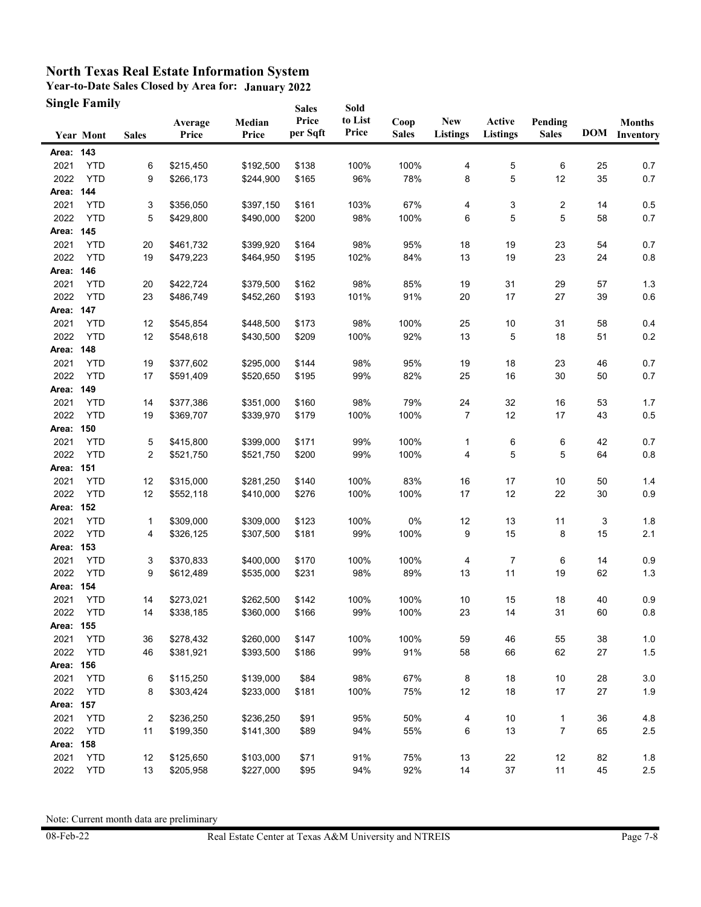# North Texas Real Estate Information System

**Year-to-Date Sales Closed by Area for: January 2022**

**Single Family**

| Year | Mont | Sales | Average Price | Median Price | Sales Price per Sqft | Sold to List Price | Coop Sales | New Listings | Active Listings | Pending Sales | DOM | Months Inventory |
|---|---|---|---|---|---|---|---|---|---|---|---|---|
| **Area: 143** | | | | | | | | | | | | |
| 2021 | YTD | 6 | $215,450 | $192,500 | $138 | 100% | 100% | 4 | 5 | 6 | 25 | 0.7 |
| 2022 | YTD | 9 | $266,173 | $244,900 | $165 | 96% | 78% | 8 | 5 | 12 | 35 | 0.7 |
| **Area: 144** | | | | | | | | | | | | |
| 2021 | YTD | 3 | $356,050 | $397,150 | $161 | 103% | 67% | 4 | 3 | 2 | 14 | 0.5 |
| 2022 | YTD | 5 | $429,800 | $490,000 | $200 | 98% | 100% | 6 | 5 | 5 | 58 | 0.7 |
| **Area: 145** | | | | | | | | | | | | |
| 2021 | YTD | 20 | $461,732 | $399,920 | $164 | 98% | 95% | 18 | 19 | 23 | 54 | 0.7 |
| 2022 | YTD | 19 | $479,223 | $464,950 | $195 | 102% | 84% | 13 | 19 | 23 | 24 | 0.8 |
| **Area: 146** | | | | | | | | | | | | |
| 2021 | YTD | 20 | $422,724 | $379,500 | $162 | 98% | 85% | 19 | 31 | 29 | 57 | 1.3 |
| 2022 | YTD | 23 | $486,749 | $452,260 | $193 | 101% | 91% | 20 | 17 | 27 | 39 | 0.6 |
| **Area: 147** | | | | | | | | | | | | |
| 2021 | YTD | 12 | $545,854 | $448,500 | $173 | 98% | 100% | 25 | 10 | 31 | 58 | 0.4 |
| 2022 | YTD | 12 | $548,618 | $430,500 | $209 | 100% | 92% | 13 | 5 | 18 | 51 | 0.2 |
| **Area: 148** | | | | | | | | | | | | |
| 2021 | YTD | 19 | $377,602 | $295,000 | $144 | 98% | 95% | 19 | 18 | 23 | 46 | 0.7 |
| 2022 | YTD | 17 | $591,409 | $520,650 | $195 | 99% | 82% | 25 | 16 | 30 | 50 | 0.7 |
| **Area: 149** | | | | | | | | | | | | |
| 2021 | YTD | 14 | $377,386 | $351,000 | $160 | 98% | 79% | 24 | 32 | 16 | 53 | 1.7 |
| 2022 | YTD | 19 | $369,707 | $339,970 | $179 | 100% | 100% | 7 | 12 | 17 | 43 | 0.5 |
| **Area: 150** | | | | | | | | | | | | |
| 2021 | YTD | 5 | $415,800 | $399,000 | $171 | 99% | 100% | 1 | 6 | 6 | 42 | 0.7 |
| 2022 | YTD | 2 | $521,750 | $521,750 | $200 | 99% | 100% | 4 | 5 | 5 | 64 | 0.8 |
| **Area: 151** | | | | | | | | | | | | |
| 2021 | YTD | 12 | $315,000 | $281,250 | $140 | 100% | 83% | 16 | 17 | 10 | 50 | 1.4 |
| 2022 | YTD | 12 | $552,118 | $410,000 | $276 | 100% | 100% | 17 | 12 | 22 | 30 | 0.9 |
| **Area: 152** | | | | | | | | | | | | |
| 2021 | YTD | 1 | $309,000 | $309,000 | $123 | 100% | 0% | 12 | 13 | 11 | 3 | 1.8 |
| 2022 | YTD | 4 | $326,125 | $307,500 | $181 | 99% | 100% | 9 | 15 | 8 | 15 | 2.1 |
| **Area: 153** | | | | | | | | | | | | |
| 2021 | YTD | 3 | $370,833 | $400,000 | $170 | 100% | 100% | 4 | 7 | 6 | 14 | 0.9 |
| 2022 | YTD | 9 | $612,489 | $535,000 | $231 | 98% | 89% | 13 | 11 | 19 | 62 | 1.3 |
| **Area: 154** | | | | | | | | | | | | |
| 2021 | YTD | 14 | $273,021 | $262,500 | $142 | 100% | 100% | 10 | 15 | 18 | 40 | 0.9 |
| 2022 | YTD | 14 | $338,185 | $360,000 | $166 | 99% | 100% | 23 | 14 | 31 | 60 | 0.8 |
| **Area: 155** | | | | | | | | | | | | |
| 2021 | YTD | 36 | $278,432 | $260,000 | $147 | 100% | 100% | 59 | 46 | 55 | 38 | 1.0 |
| 2022 | YTD | 46 | $381,921 | $393,500 | $186 | 99% | 91% | 58 | 66 | 62 | 27 | 1.5 |
| **Area: 156** | | | | | | | | | | | | |
| 2021 | YTD | 6 | $115,250 | $139,000 | $84 | 98% | 67% | 8 | 18 | 10 | 28 | 3.0 |
| 2022 | YTD | 8 | $303,424 | $233,000 | $181 | 100% | 75% | 12 | 18 | 17 | 27 | 1.9 |
| **Area: 157** | | | | | | | | | | | | |
| 2021 | YTD | 2 | $236,250 | $236,250 | $91 | 95% | 50% | 4 | 10 | 1 | 36 | 4.8 |
| 2022 | YTD | 11 | $199,350 | $141,300 | $89 | 94% | 55% | 6 | 13 | 7 | 65 | 2.5 |
| **Area: 158** | | | | | | | | | | | | |
| 2021 | YTD | 12 | $125,650 | $103,000 | $71 | 91% | 75% | 13 | 22 | 12 | 82 | 1.8 |
| 2022 | YTD | 13 | $205,958 | $227,000 | $95 | 94% | 92% | 14 | 37 | 11 | 45 | 2.5 |

Note: Current month data are preliminary

08-Feb-22 Real Estate Center at Texas A&M University and NTREIS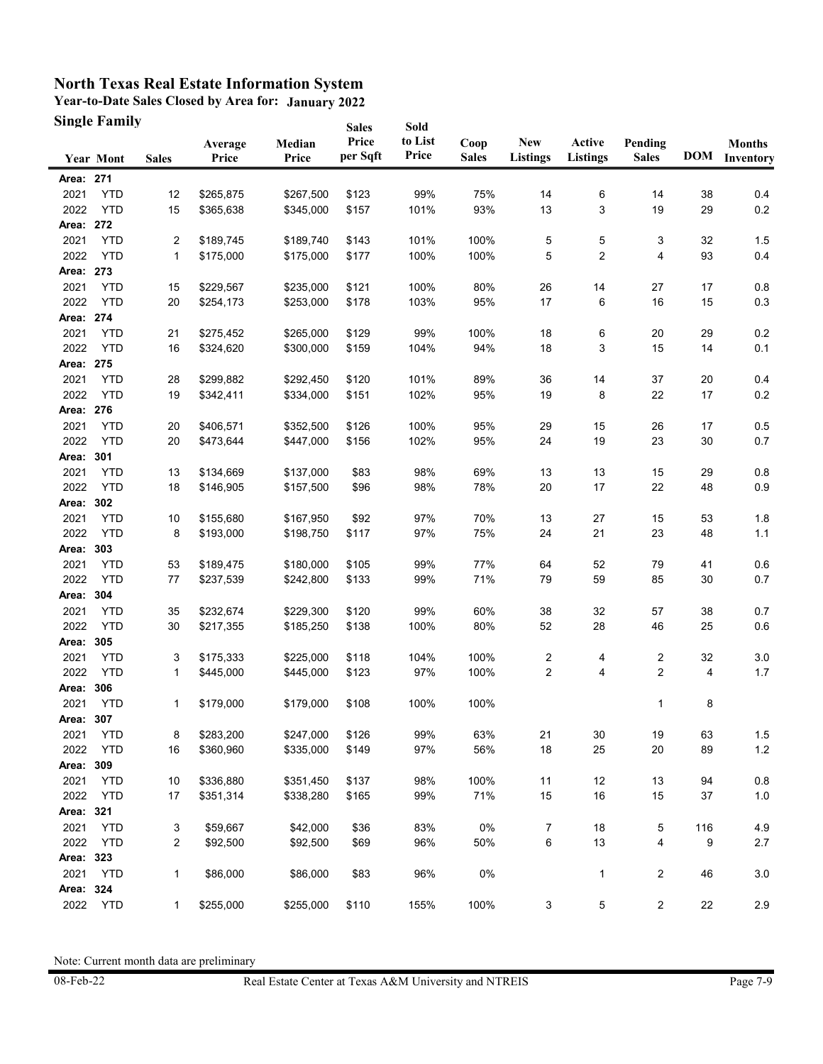# North Texas Real Estate Information System

**Year-to-Date Sales Closed by Area for: January 2022**

**Single Family**

| Year | Mont | Sales | Average Price | Median Price | Sales Price per Sqft | Sold to List Price | Coop Sales | New Listings | Active Listings | Pending Sales | DOM | Months Inventory |
|---|---|---|---|---|---|---|---|---|---|---|---|---|
| **Area: 271** | | | | | | | | | | | | |
| 2021 | YTD | 12 | $265,875 | $267,500 | $123 | 99% | 75% | 14 | 6 | 14 | 38 | 0.4 |
| 2022 | YTD | 15 | $365,638 | $345,000 | $157 | 101% | 93% | 13 | 3 | 19 | 29 | 0.2 |
| **Area: 272** | | | | | | | | | | | | |
| 2021 | YTD | 2 | $189,745 | $189,740 | $143 | 101% | 100% | 5 | 5 | 3 | 32 | 1.5 |
| 2022 | YTD | 1 | $175,000 | $175,000 | $177 | 100% | 100% | 5 | 2 | 4 | 93 | 0.4 |
| **Area: 273** | | | | | | | | | | | | |
| 2021 | YTD | 15 | $229,567 | $235,000 | $121 | 100% | 80% | 26 | 14 | 27 | 17 | 0.8 |
| 2022 | YTD | 20 | $254,173 | $253,000 | $178 | 103% | 95% | 17 | 6 | 16 | 15 | 0.3 |
| **Area: 274** | | | | | | | | | | | | |
| 2021 | YTD | 21 | $275,452 | $265,000 | $129 | 99% | 100% | 18 | 6 | 20 | 29 | 0.2 |
| 2022 | YTD | 16 | $324,620 | $300,000 | $159 | 104% | 94% | 18 | 3 | 15 | 14 | 0.1 |
| **Area: 275** | | | | | | | | | | | | |
| 2021 | YTD | 28 | $299,882 | $292,450 | $120 | 101% | 89% | 36 | 14 | 37 | 20 | 0.4 |
| 2022 | YTD | 19 | $342,411 | $334,000 | $151 | 102% | 95% | 19 | 8 | 22 | 17 | 0.2 |
| **Area: 276** | | | | | | | | | | | | |
| 2021 | YTD | 20 | $406,571 | $352,500 | $126 | 100% | 95% | 29 | 15 | 26 | 17 | 0.5 |
| 2022 | YTD | 20 | $473,644 | $447,000 | $156 | 102% | 95% | 24 | 19 | 23 | 30 | 0.7 |
| **Area: 301** | | | | | | | | | | | | |
| 2021 | YTD | 13 | $134,669 | $137,000 | $83 | 98% | 69% | 13 | 13 | 15 | 29 | 0.8 |
| 2022 | YTD | 18 | $146,905 | $157,500 | $96 | 98% | 78% | 20 | 17 | 22 | 48 | 0.9 |
| **Area: 302** | | | | | | | | | | | | |
| 2021 | YTD | 10 | $155,680 | $167,950 | $92 | 97% | 70% | 13 | 27 | 15 | 53 | 1.8 |
| 2022 | YTD | 8 | $193,000 | $198,750 | $117 | 97% | 75% | 24 | 21 | 23 | 48 | 1.1 |
| **Area: 303** | | | | | | | | | | | | |
| 2021 | YTD | 53 | $189,475 | $180,000 | $105 | 99% | 77% | 64 | 52 | 79 | 41 | 0.6 |
| 2022 | YTD | 77 | $237,539 | $242,800 | $133 | 99% | 71% | 79 | 59 | 85 | 30 | 0.7 |
| **Area: 304** | | | | | | | | | | | | |
| 2021 | YTD | 35 | $232,674 | $229,300 | $120 | 99% | 60% | 38 | 32 | 57 | 38 | 0.7 |
| 2022 | YTD | 30 | $217,355 | $185,250 | $138 | 100% | 80% | 52 | 28 | 46 | 25 | 0.6 |
| **Area: 305** | | | | | | | | | | | | |
| 2021 | YTD | 3 | $175,333 | $225,000 | $118 | 104% | 100% | 2 | 4 | 2 | 32 | 3.0 |
| 2022 | YTD | 1 | $445,000 | $445,000 | $123 | 97% | 100% | 2 | 4 | 2 | 4 | 1.7 |
| **Area: 306** | | | | | | | | | | | | |
| 2021 | YTD | 1 | $179,000 | $179,000 | $108 | 100% | 100% | | | 1 | 8 | |
| **Area: 307** | | | | | | | | | | | | |
| 2021 | YTD | 8 | $283,200 | $247,000 | $126 | 99% | 63% | 21 | 30 | 19 | 63 | 1.5 |
| 2022 | YTD | 16 | $360,960 | $335,000 | $149 | 97% | 56% | 18 | 25 | 20 | 89 | 1.2 |
| **Area: 309** | | | | | | | | | | | | |
| 2021 | YTD | 10 | $336,880 | $351,450 | $137 | 98% | 100% | 11 | 12 | 13 | 94 | 0.8 |
| 2022 | YTD | 17 | $351,314 | $338,280 | $165 | 99% | 71% | 15 | 16 | 15 | 37 | 1.0 |
| **Area: 321** | | | | | | | | | | | | |
| 2021 | YTD | 3 | $59,667 | $42,000 | $36 | 83% | 0% | 7 | 18 | 5 | 116 | 4.9 |
| 2022 | YTD | 2 | $92,500 | $92,500 | $69 | 96% | 50% | 6 | 13 | 4 | 9 | 2.7 |
| **Area: 323** | | | | | | | | | | | | |
| 2021 | YTD | 1 | $86,000 | $86,000 | $83 | 96% | 0% | | 1 | 2 | 46 | 3.0 |
| **Area: 324** | | | | | | | | | | | | |
| 2022 | YTD | 1 | $255,000 | $255,000 | $110 | 155% | 100% | 3 | 5 | 2 | 22 | 2.9 |

Note: Current month data are preliminary

08-Feb-22 Real Estate Center at Texas A&M University and NTREIS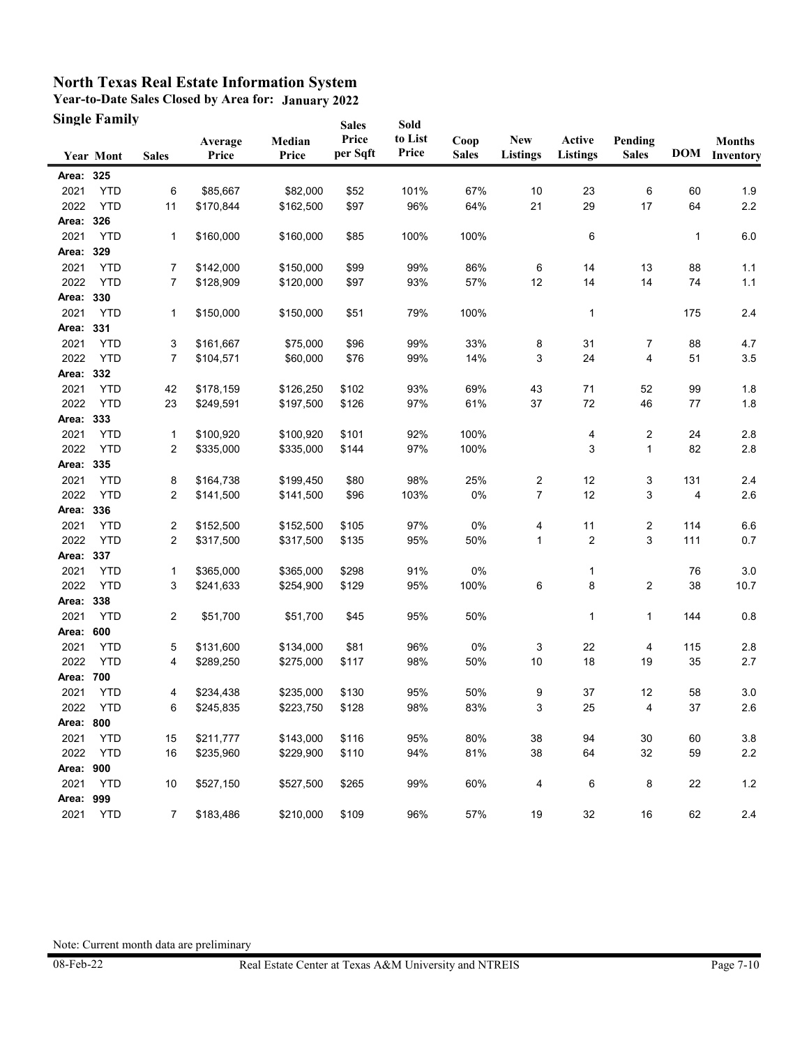# North Texas Real Estate Information System

**Year-to-Date Sales Closed by Area for: January 2022**

**Single Family**

| Year | Mont | Sales | Average Price | Median Price | Sales Price per Sqft | Sold to List Price | Coop Sales | New Listings | Active Listings | Pending Sales | DOM | Months Inventory |
|---|---|---|---|---|---|---|---|---|---|---|---|---|
| **Area: 325** | | | | | | | | | | | | |
| 2021 | YTD | 6 | $85,667 | $82,000 | $52 | 101% | 67% | 10 | 23 | 6 | 60 | 1.9 |
| 2022 | YTD | 11 | $170,844 | $162,500 | $97 | 96% | 64% | 21 | 29 | 17 | 64 | 2.2 |
| **Area: 326** | | | | | | | | | | | | |
| 2021 | YTD | 1 | $160,000 | $160,000 | $85 | 100% | 100% | | 6 | | 1 | 6.0 |
| **Area: 329** | | | | | | | | | | | | |
| 2021 | YTD | 7 | $142,000 | $150,000 | $99 | 99% | 86% | 6 | 14 | 13 | 88 | 1.1 |
| 2022 | YTD | 7 | $128,909 | $120,000 | $97 | 93% | 57% | 12 | 14 | 14 | 74 | 1.1 |
| **Area: 330** | | | | | | | | | | | | |
| 2021 | YTD | 1 | $150,000 | $150,000 | $51 | 79% | 100% | | 1 | | 175 | 2.4 |
| **Area: 331** | | | | | | | | | | | | |
| 2021 | YTD | 3 | $161,667 | $75,000 | $96 | 99% | 33% | 8 | 31 | 7 | 88 | 4.7 |
| 2022 | YTD | 7 | $104,571 | $60,000 | $76 | 99% | 14% | 3 | 24 | 4 | 51 | 3.5 |
| **Area: 332** | | | | | | | | | | | | |
| 2021 | YTD | 42 | $178,159 | $126,250 | $102 | 93% | 69% | 43 | 71 | 52 | 99 | 1.8 |
| 2022 | YTD | 23 | $249,591 | $197,500 | $126 | 97% | 61% | 37 | 72 | 46 | 77 | 1.8 |
| **Area: 333** | | | | | | | | | | | | |
| 2021 | YTD | 1 | $100,920 | $100,920 | $101 | 92% | 100% | | 4 | 2 | 24 | 2.8 |
| 2022 | YTD | 2 | $335,000 | $335,000 | $144 | 97% | 100% | | 3 | 1 | 82 | 2.8 |
| **Area: 335** | | | | | | | | | | | | |
| 2021 | YTD | 8 | $164,738 | $199,450 | $80 | 98% | 25% | 2 | 12 | 3 | 131 | 2.4 |
| 2022 | YTD | 2 | $141,500 | $141,500 | $96 | 103% | 0% | 7 | 12 | 3 | 4 | 2.6 |
| **Area: 336** | | | | | | | | | | | | |
| 2021 | YTD | 2 | $152,500 | $152,500 | $105 | 97% | 0% | 4 | 11 | 2 | 114 | 6.6 |
| 2022 | YTD | 2 | $317,500 | $317,500 | $135 | 95% | 50% | 1 | 2 | 3 | 111 | 0.7 |
| **Area: 337** | | | | | | | | | | | | |
| 2021 | YTD | 1 | $365,000 | $365,000 | $298 | 91% | 0% | | 1 | | 76 | 3.0 |
| 2022 | YTD | 3 | $241,633 | $254,900 | $129 | 95% | 100% | 6 | 8 | 2 | 38 | 10.7 |
| **Area: 338** | | | | | | | | | | | | |
| 2021 | YTD | 2 | $51,700 | $51,700 | $45 | 95% | 50% | | 1 | 1 | 144 | 0.8 |
| **Area: 600** | | | | | | | | | | | | |
| 2021 | YTD | 5 | $131,600 | $134,000 | $81 | 96% | 0% | 3 | 22 | 4 | 115 | 2.8 |
| 2022 | YTD | 4 | $289,250 | $275,000 | $117 | 98% | 50% | 10 | 18 | 19 | 35 | 2.7 |
| **Area: 700** | | | | | | | | | | | | |
| 2021 | YTD | 4 | $234,438 | $235,000 | $130 | 95% | 50% | 9 | 37 | 12 | 58 | 3.0 |
| 2022 | YTD | 6 | $245,835 | $223,750 | $128 | 98% | 83% | 3 | 25 | 4 | 37 | 2.6 |
| **Area: 800** | | | | | | | | | | | | |
| 2021 | YTD | 15 | $211,777 | $143,000 | $116 | 95% | 80% | 38 | 94 | 30 | 60 | 3.8 |
| 2022 | YTD | 16 | $235,960 | $229,900 | $110 | 94% | 81% | 38 | 64 | 32 | 59 | 2.2 |
| **Area: 900** | | | | | | | | | | | | |
| 2021 | YTD | 10 | $527,150 | $527,500 | $265 | 99% | 60% | 4 | 6 | 8 | 22 | 1.2 |
| **Area: 999** | | | | | | | | | | | | |
| 2021 | YTD | 7 | $183,486 | $210,000 | $109 | 96% | 57% | 19 | 32 | 16 | 62 | 2.4 |

Note: Current month data are preliminary

08-Feb-22 Real Estate Center at Texas A&M University and NTREIS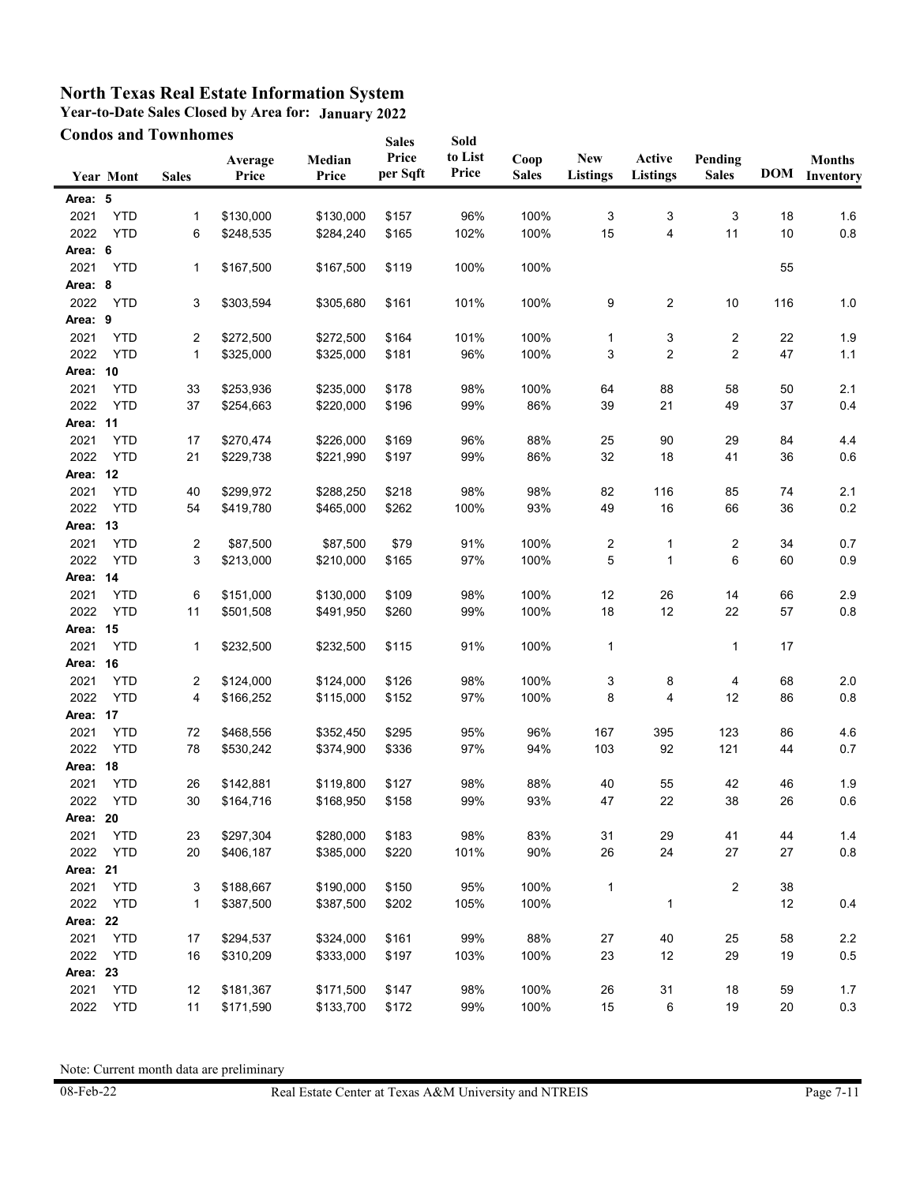# North Texas Real Estate Information System

**Year-to-Date Sales Closed by Area for: January 2022**

**Condos and Townhomes**

| Year | Mont | Sales | Average Price | Median Price | Sales Price per Sqft | Sold to List Price | Coop Sales | New Listings | Active Listings | Pending Sales | DOM | Months Inventory |
|---|---|---|---|---|---|---|---|---|---|---|---|---|
| **Area: 5** | | | | | | | | | | | | |
| 2021 | YTD | 1 | $130,000 | $130,000 | $157 | 96% | 100% | 3 | 3 | 3 | 18 | 1.6 |
| 2022 | YTD | 6 | $248,535 | $284,240 | $165 | 102% | 100% | 15 | 4 | 11 | 10 | 0.8 |
| **Area: 6** | | | | | | | | | | | | |
| 2021 | YTD | 1 | $167,500 | $167,500 | $119 | 100% | 100% | | | | 55 | |
| **Area: 8** | | | | | | | | | | | | |
| 2022 | YTD | 3 | $303,594 | $305,680 | $161 | 101% | 100% | 9 | 2 | 10 | 116 | 1.0 |
| **Area: 9** | | | | | | | | | | | | |
| 2021 | YTD | 2 | $272,500 | $272,500 | $164 | 101% | 100% | 1 | 3 | 2 | 22 | 1.9 |
| 2022 | YTD | 1 | $325,000 | $325,000 | $181 | 96% | 100% | 3 | 2 | 2 | 47 | 1.1 |
| **Area: 10** | | | | | | | | | | | | |
| 2021 | YTD | 33 | $253,936 | $235,000 | $178 | 98% | 100% | 64 | 88 | 58 | 50 | 2.1 |
| 2022 | YTD | 37 | $254,663 | $220,000 | $196 | 99% | 86% | 39 | 21 | 49 | 37 | 0.4 |
| **Area: 11** | | | | | | | | | | | | |
| 2021 | YTD | 17 | $270,474 | $226,000 | $169 | 96% | 88% | 25 | 90 | 29 | 84 | 4.4 |
| 2022 | YTD | 21 | $229,738 | $221,990 | $197 | 99% | 86% | 32 | 18 | 41 | 36 | 0.6 |
| **Area: 12** | | | | | | | | | | | | |
| 2021 | YTD | 40 | $299,972 | $288,250 | $218 | 98% | 98% | 82 | 116 | 85 | 74 | 2.1 |
| 2022 | YTD | 54 | $419,780 | $465,000 | $262 | 100% | 93% | 49 | 16 | 66 | 36 | 0.2 |
| **Area: 13** | | | | | | | | | | | | |
| 2021 | YTD | 2 | $87,500 | $87,500 | $79 | 91% | 100% | 2 | 1 | 2 | 34 | 0.7 |
| 2022 | YTD | 3 | $213,000 | $210,000 | $165 | 97% | 100% | 5 | 1 | 6 | 60 | 0.9 |
| **Area: 14** | | | | | | | | | | | | |
| 2021 | YTD | 6 | $151,000 | $130,000 | $109 | 98% | 100% | 12 | 26 | 14 | 66 | 2.9 |
| 2022 | YTD | 11 | $501,508 | $491,950 | $260 | 99% | 100% | 18 | 12 | 22 | 57 | 0.8 |
| **Area: 15** | | | | | | | | | | | | |
| 2021 | YTD | 1 | $232,500 | $232,500 | $115 | 91% | 100% | 1 | | 1 | 17 | |
| **Area: 16** | | | | | | | | | | | | |
| 2021 | YTD | 2 | $124,000 | $124,000 | $126 | 98% | 100% | 3 | 8 | 4 | 68 | 2.0 |
| 2022 | YTD | 4 | $166,252 | $115,000 | $152 | 97% | 100% | 8 | 4 | 12 | 86 | 0.8 |
| **Area: 17** | | | | | | | | | | | | |
| 2021 | YTD | 72 | $468,556 | $352,450 | $295 | 95% | 96% | 167 | 395 | 123 | 86 | 4.6 |
| 2022 | YTD | 78 | $530,242 | $374,900 | $336 | 97% | 94% | 103 | 92 | 121 | 44 | 0.7 |
| **Area: 18** | | | | | | | | | | | | |
| 2021 | YTD | 26 | $142,881 | $119,800 | $127 | 98% | 88% | 40 | 55 | 42 | 46 | 1.9 |
| 2022 | YTD | 30 | $164,716 | $168,950 | $158 | 99% | 93% | 47 | 22 | 38 | 26 | 0.6 |
| **Area: 20** | | | | | | | | | | | | |
| 2021 | YTD | 23 | $297,304 | $280,000 | $183 | 98% | 83% | 31 | 29 | 41 | 44 | 1.4 |
| 2022 | YTD | 20 | $406,187 | $385,000 | $220 | 101% | 90% | 26 | 24 | 27 | 27 | 0.8 |
| **Area: 21** | | | | | | | | | | | | |
| 2021 | YTD | 3 | $188,667 | $190,000 | $150 | 95% | 100% | 1 | | 2 | 38 | |
| 2022 | YTD | 1 | $387,500 | $387,500 | $202 | 105% | 100% | | 1 | | 12 | 0.4 |
| **Area: 22** | | | | | | | | | | | | |
| 2021 | YTD | 17 | $294,537 | $324,000 | $161 | 99% | 88% | 27 | 40 | 25 | 58 | 2.2 |
| 2022 | YTD | 16 | $310,209 | $333,000 | $197 | 103% | 100% | 23 | 12 | 29 | 19 | 0.5 |
| **Area: 23** | | | | | | | | | | | | |
| 2021 | YTD | 12 | $181,367 | $171,500 | $147 | 98% | 100% | 26 | 31 | 18 | 59 | 1.7 |
| 2022 | YTD | 11 | $171,590 | $133,700 | $172 | 99% | 100% | 15 | 6 | 19 | 20 | 0.3 |

Note: Current month data are preliminary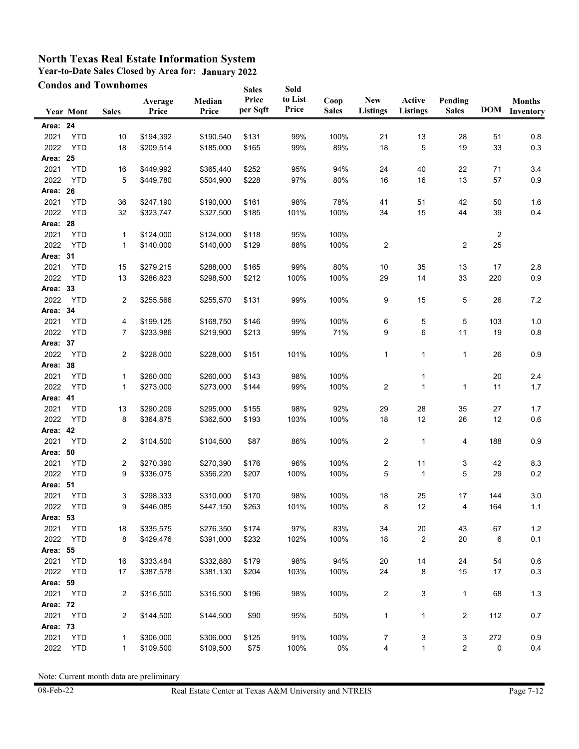# North Texas Real Estate Information System

**Year-to-Date Sales Closed by Area for: January 2022**

**Condos and Townhomes**

| Year | Mont | Sales | Average Price | Median Price | Sales Price per Sqft | Sold to List Price | Coop Sales | New Listings | Active Listings | Pending Sales | DOM | Months Inventory |
|---|---|---|---|---|---|---|---|---|---|---|---|---|
| **Area: 24** | | | | | | | | | | | | |
| 2021 | YTD | 10 | $194,392 | $190,540 | $131 | 99% | 100% | 21 | 13 | 28 | 51 | 0.8 |
| 2022 | YTD | 18 | $209,514 | $185,000 | $165 | 99% | 89% | 18 | 5 | 19 | 33 | 0.3 |
| **Area: 25** | | | | | | | | | | | | |
| 2021 | YTD | 16 | $449,992 | $365,440 | $252 | 95% | 94% | 24 | 40 | 22 | 71 | 3.4 |
| 2022 | YTD | 5 | $449,780 | $504,900 | $228 | 97% | 80% | 16 | 16 | 13 | 57 | 0.9 |
| **Area: 26** | | | | | | | | | | | | |
| 2021 | YTD | 36 | $247,190 | $190,000 | $161 | 98% | 78% | 41 | 51 | 42 | 50 | 1.6 |
| 2022 | YTD | 32 | $323,747 | $327,500 | $185 | 101% | 100% | 34 | 15 | 44 | 39 | 0.4 |
| **Area: 28** | | | | | | | | | | | | |
| 2021 | YTD | 1 | $124,000 | $124,000 | $118 | 95% | 100% | | | | 2 | |
| 2022 | YTD | 1 | $140,000 | $140,000 | $129 | 88% | 100% | 2 | | 2 | 25 | |
| **Area: 31** | | | | | | | | | | | | |
| 2021 | YTD | 15 | $279,215 | $288,000 | $165 | 99% | 80% | 10 | 35 | 13 | 17 | 2.8 |
| 2022 | YTD | 13 | $286,823 | $298,500 | $212 | 100% | 100% | 29 | 14 | 33 | 220 | 0.9 |
| **Area: 33** | | | | | | | | | | | | |
| 2022 | YTD | 2 | $255,566 | $255,570 | $131 | 99% | 100% | 9 | 15 | 5 | 26 | 7.2 |
| **Area: 34** | | | | | | | | | | | | |
| 2021 | YTD | 4 | $199,125 | $168,750 | $146 | 99% | 100% | 6 | 5 | 5 | 103 | 1.0 |
| 2022 | YTD | 7 | $233,986 | $219,900 | $213 | 99% | 71% | 9 | 6 | 11 | 19 | 0.8 |
| **Area: 37** | | | | | | | | | | | | |
| 2022 | YTD | 2 | $228,000 | $228,000 | $151 | 101% | 100% | 1 | 1 | 1 | 26 | 0.9 |
| **Area: 38** | | | | | | | | | | | | |
| 2021 | YTD | 1 | $260,000 | $260,000 | $143 | 98% | 100% | | 1 | | 20 | 2.4 |
| 2022 | YTD | 1 | $273,000 | $273,000 | $144 | 99% | 100% | 2 | 1 | 1 | 11 | 1.7 |
| **Area: 41** | | | | | | | | | | | | |
| 2021 | YTD | 13 | $290,209 | $295,000 | $155 | 98% | 92% | 29 | 28 | 35 | 27 | 1.7 |
| 2022 | YTD | 8 | $364,875 | $362,500 | $193 | 103% | 100% | 18 | 12 | 26 | 12 | 0.6 |
| **Area: 42** | | | | | | | | | | | | |
| 2021 | YTD | 2 | $104,500 | $104,500 | $87 | 86% | 100% | 2 | 1 | 4 | 188 | 0.9 |
| **Area: 50** | | | | | | | | | | | | |
| 2021 | YTD | 2 | $270,390 | $270,390 | $176 | 96% | 100% | 2 | 11 | 3 | 42 | 8.3 |
| 2022 | YTD | 9 | $336,075 | $356,220 | $207 | 100% | 100% | 5 | 1 | 5 | 29 | 0.2 |
| **Area: 51** | | | | | | | | | | | | |
| 2021 | YTD | 3 | $298,333 | $310,000 | $170 | 98% | 100% | 18 | 25 | 17 | 144 | 3.0 |
| 2022 | YTD | 9 | $446,085 | $447,150 | $263 | 101% | 100% | 8 | 12 | 4 | 164 | 1.1 |
| **Area: 53** | | | | | | | | | | | | |
| 2021 | YTD | 18 | $335,575 | $276,350 | $174 | 97% | 83% | 34 | 20 | 43 | 67 | 1.2 |
| 2022 | YTD | 8 | $429,476 | $391,000 | $232 | 102% | 100% | 18 | 2 | 20 | 6 | 0.1 |
| **Area: 55** | | | | | | | | | | | | |
| 2021 | YTD | 16 | $333,484 | $332,880 | $179 | 98% | 94% | 20 | 14 | 24 | 54 | 0.6 |
| 2022 | YTD | 17 | $387,578 | $381,130 | $204 | 103% | 100% | 24 | 8 | 15 | 17 | 0.3 |
| **Area: 59** | | | | | | | | | | | | |
| 2021 | YTD | 2 | $316,500 | $316,500 | $196 | 98% | 100% | 2 | 3 | 1 | 68 | 1.3 |
| **Area: 72** | | | | | | | | | | | | |
| 2021 | YTD | 2 | $144,500 | $144,500 | $90 | 95% | 50% | 1 | 1 | 2 | 112 | 0.7 |
| **Area: 73** | | | | | | | | | | | | |
| 2021 | YTD | 1 | $306,000 | $306,000 | $125 | 91% | 100% | 7 | 3 | 3 | 272 | 0.9 |
| 2022 | YTD | 1 | $109,500 | $109,500 | $75 | 100% | 0% | 4 | 1 | 2 | 0 | 0.4 |

Note: Current month data are preliminary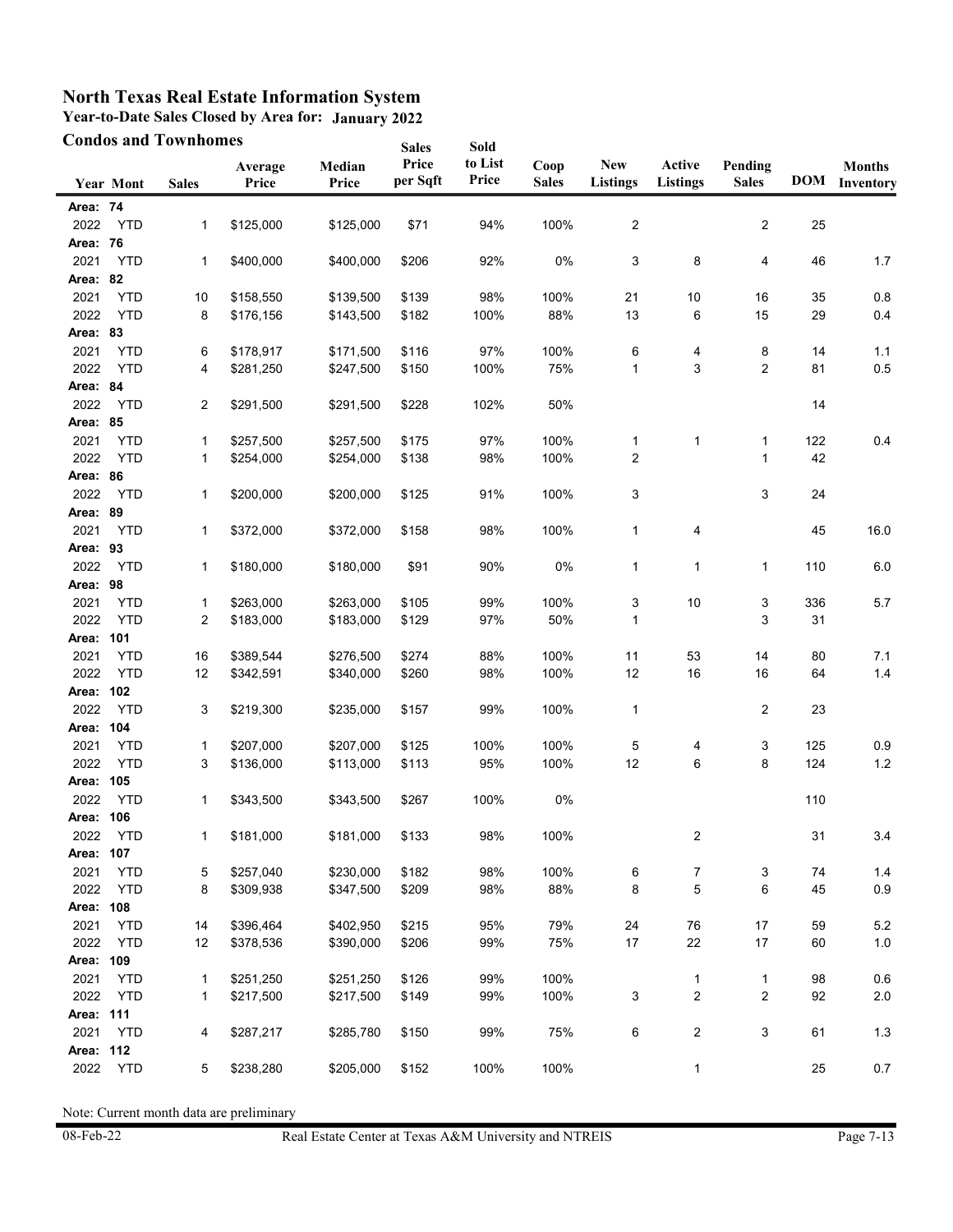# North Texas Real Estate Information System

**Year-to-Date Sales Closed by Area for: January 2022**

**Condos and Townhomes**

| Year | Mont | Sales | Average Price | Median Price | Sales Price per Sqft | Sold to List Price | Coop Sales | New Listings | Active Listings | Pending Sales | DOM | Months Inventory |
|---|---|---|---|---|---|---|---|---|---|---|---|---|
| **Area: 74** | | | | | | | | | | | | |
| 2022 | YTD | 1 | $125,000 | $125,000 | $71 | 94% | 100% | 2 | | 2 | 25 | |
| **Area: 76** | | | | | | | | | | | | |
| 2021 | YTD | 1 | $400,000 | $400,000 | $206 | 92% | 0% | 3 | 8 | 4 | 46 | 1.7 |
| **Area: 82** | | | | | | | | | | | | |
| 2021 | YTD | 10 | $158,550 | $139,500 | $139 | 98% | 100% | 21 | 10 | 16 | 35 | 0.8 |
| 2022 | YTD | 8 | $176,156 | $143,500 | $182 | 100% | 88% | 13 | 6 | 15 | 29 | 0.4 |
| **Area: 83** | | | | | | | | | | | | |
| 2021 | YTD | 6 | $178,917 | $171,500 | $116 | 97% | 100% | 6 | 4 | 8 | 14 | 1.1 |
| 2022 | YTD | 4 | $281,250 | $247,500 | $150 | 100% | 75% | 1 | 3 | 2 | 81 | 0.5 |
| **Area: 84** | | | | | | | | | | | | |
| 2022 | YTD | 2 | $291,500 | $291,500 | $228 | 102% | 50% | | | | 14 | |
| **Area: 85** | | | | | | | | | | | | |
| 2021 | YTD | 1 | $257,500 | $257,500 | $175 | 97% | 100% | 1 | 1 | 1 | 122 | 0.4 |
| 2022 | YTD | 1 | $254,000 | $254,000 | $138 | 98% | 100% | 2 | | 1 | 42 | |
| **Area: 86** | | | | | | | | | | | | |
| 2022 | YTD | 1 | $200,000 | $200,000 | $125 | 91% | 100% | 3 | | 3 | 24 | |
| **Area: 89** | | | | | | | | | | | | |
| 2021 | YTD | 1 | $372,000 | $372,000 | $158 | 98% | 100% | 1 | 4 | | 45 | 16.0 |
| **Area: 93** | | | | | | | | | | | | |
| 2022 | YTD | 1 | $180,000 | $180,000 | $91 | 90% | 0% | 1 | 1 | 1 | 110 | 6.0 |
| **Area: 98** | | | | | | | | | | | | |
| 2021 | YTD | 1 | $263,000 | $263,000 | $105 | 99% | 100% | 3 | 10 | 3 | 336 | 5.7 |
| 2022 | YTD | 2 | $183,000 | $183,000 | $129 | 97% | 50% | 1 | | 3 | 31 | |
| **Area: 101** | | | | | | | | | | | | |
| 2021 | YTD | 16 | $389,544 | $276,500 | $274 | 88% | 100% | 11 | 53 | 14 | 80 | 7.1 |
| 2022 | YTD | 12 | $342,591 | $340,000 | $260 | 98% | 100% | 12 | 16 | 16 | 64 | 1.4 |
| **Area: 102** | | | | | | | | | | | | |
| 2022 | YTD | 3 | $219,300 | $235,000 | $157 | 99% | 100% | 1 | | 2 | 23 | |
| **Area: 104** | | | | | | | | | | | | |
| 2021 | YTD | 1 | $207,000 | $207,000 | $125 | 100% | 100% | 5 | 4 | 3 | 125 | 0.9 |
| 2022 | YTD | 3 | $136,000 | $113,000 | $113 | 95% | 100% | 12 | 6 | 8 | 124 | 1.2 |
| **Area: 105** | | | | | | | | | | | | |
| 2022 | YTD | 1 | $343,500 | $343,500 | $267 | 100% | 0% | | | | 110 | |
| **Area: 106** | | | | | | | | | | | | |
| 2022 | YTD | 1 | $181,000 | $181,000 | $133 | 98% | 100% | | 2 | | 31 | 3.4 |
| **Area: 107** | | | | | | | | | | | | |
| 2021 | YTD | 5 | $257,040 | $230,000 | $182 | 98% | 100% | 6 | 7 | 3 | 74 | 1.4 |
| 2022 | YTD | 8 | $309,938 | $347,500 | $209 | 98% | 88% | 8 | 5 | 6 | 45 | 0.9 |
| **Area: 108** | | | | | | | | | | | | |
| 2021 | YTD | 14 | $396,464 | $402,950 | $215 | 95% | 79% | 24 | 76 | 17 | 59 | 5.2 |
| 2022 | YTD | 12 | $378,536 | $390,000 | $206 | 99% | 75% | 17 | 22 | 17 | 60 | 1.0 |
| **Area: 109** | | | | | | | | | | | | |
| 2021 | YTD | 1 | $251,250 | $251,250 | $126 | 99% | 100% | | 1 | 1 | 98 | 0.6 |
| 2022 | YTD | 1 | $217,500 | $217,500 | $149 | 99% | 100% | 3 | 2 | 2 | 92 | 2.0 |
| **Area: 111** | | | | | | | | | | | | |
| 2021 | YTD | 4 | $287,217 | $285,780 | $150 | 99% | 75% | 6 | 2 | 3 | 61 | 1.3 |
| **Area: 112** | | | | | | | | | | | | |
| 2022 | YTD | 5 | $238,280 | $205,000 | $152 | 100% | 100% | | 1 | | 25 | 0.7 |

Note: Current month data are preliminary

08-Feb-22 Real Estate Center at Texas A&M University and NTREIS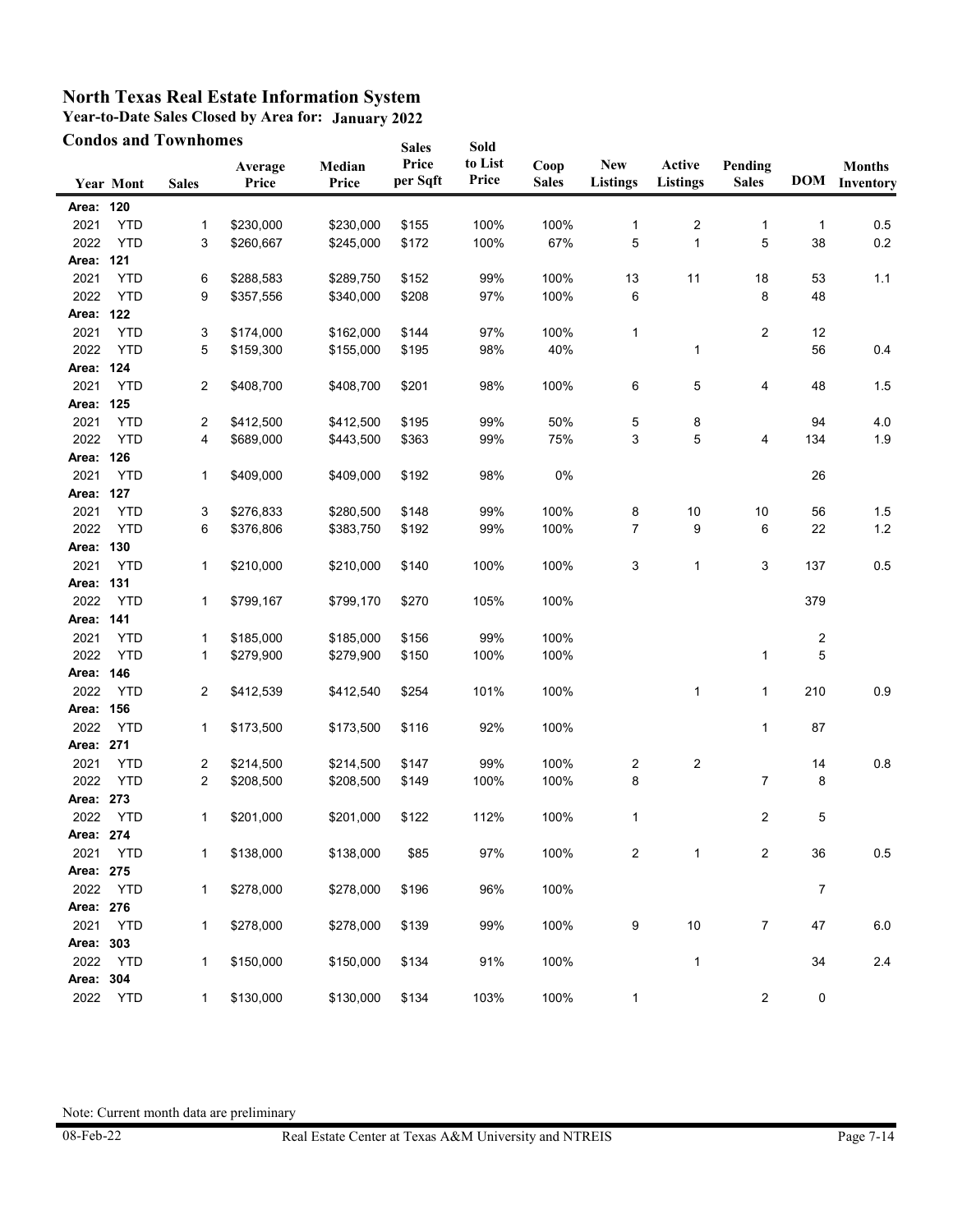# North Texas Real Estate Information System

**Year-to-Date Sales Closed by Area for: January 2022**

**Condos and Townhomes**

| Year | Mont | Sales | Average Price | Median Price | Sales Price per Sqft | Sold to List Price | Coop Sales | New Listings | Active Listings | Pending Sales | DOM | Months Inventory |
|---|---|---|---|---|---|---|---|---|---|---|---|---|
| **Area: 120** | | | | | | | | | | | | |
| 2021 | YTD | 1 | $230,000 | $230,000 | $155 | 100% | 100% | 1 | 2 | 1 | 1 | 0.5 |
| 2022 | YTD | 3 | $260,667 | $245,000 | $172 | 100% | 67% | 5 | 1 | 5 | 38 | 0.2 |
| **Area: 121** | | | | | | | | | | | | |
| 2021 | YTD | 6 | $288,583 | $289,750 | $152 | 99% | 100% | 13 | 11 | 18 | 53 | 1.1 |
| 2022 | YTD | 9 | $357,556 | $340,000 | $208 | 97% | 100% | 6 | | 8 | 48 | |
| **Area: 122** | | | | | | | | | | | | |
| 2021 | YTD | 3 | $174,000 | $162,000 | $144 | 97% | 100% | 1 | | 2 | 12 | |
| 2022 | YTD | 5 | $159,300 | $155,000 | $195 | 98% | 40% | | 1 | | 56 | 0.4 |
| **Area: 124** | | | | | | | | | | | | |
| 2021 | YTD | 2 | $408,700 | $408,700 | $201 | 98% | 100% | 6 | 5 | 4 | 48 | 1.5 |
| **Area: 125** | | | | | | | | | | | | |
| 2021 | YTD | 2 | $412,500 | $412,500 | $195 | 99% | 50% | 5 | 8 | | 94 | 4.0 |
| 2022 | YTD | 4 | $689,000 | $443,500 | $363 | 99% | 75% | 3 | 5 | 4 | 134 | 1.9 |
| **Area: 126** | | | | | | | | | | | | |
| 2021 | YTD | 1 | $409,000 | $409,000 | $192 | 98% | 0% | | | | 26 | |
| **Area: 127** | | | | | | | | | | | | |
| 2021 | YTD | 3 | $276,833 | $280,500 | $148 | 99% | 100% | 8 | 10 | 10 | 56 | 1.5 |
| 2022 | YTD | 6 | $376,806 | $383,750 | $192 | 99% | 100% | 7 | 9 | 6 | 22 | 1.2 |
| **Area: 130** | | | | | | | | | | | | |
| 2021 | YTD | 1 | $210,000 | $210,000 | $140 | 100% | 100% | 3 | 1 | 3 | 137 | 0.5 |
| **Area: 131** | | | | | | | | | | | | |
| 2022 | YTD | 1 | $799,167 | $799,170 | $270 | 105% | 100% | | | | 379 | |
| **Area: 141** | | | | | | | | | | | | |
| 2021 | YTD | 1 | $185,000 | $185,000 | $156 | 99% | 100% | | | | 2 | |
| 2022 | YTD | 1 | $279,900 | $279,900 | $150 | 100% | 100% | | | 1 | 5 | |
| **Area: 146** | | | | | | | | | | | | |
| 2022 | YTD | 2 | $412,539 | $412,540 | $254 | 101% | 100% | | 1 | 1 | 210 | 0.9 |
| **Area: 156** | | | | | | | | | | | | |
| 2022 | YTD | 1 | $173,500 | $173,500 | $116 | 92% | 100% | | | 1 | 87 | |
| **Area: 271** | | | | | | | | | | | | |
| 2021 | YTD | 2 | $214,500 | $214,500 | $147 | 99% | 100% | 2 | 2 | | 14 | 0.8 |
| 2022 | YTD | 2 | $208,500 | $208,500 | $149 | 100% | 100% | 8 | | 7 | 8 | |
| **Area: 273** | | | | | | | | | | | | |
| 2022 | YTD | 1 | $201,000 | $201,000 | $122 | 112% | 100% | 1 | | 2 | 5 | |
| **Area: 274** | | | | | | | | | | | | |
| 2021 | YTD | 1 | $138,000 | $138,000 | $85 | 97% | 100% | 2 | 1 | 2 | 36 | 0.5 |
| **Area: 275** | | | | | | | | | | | | |
| 2022 | YTD | 1 | $278,000 | $278,000 | $196 | 96% | 100% | | | | 7 | |
| **Area: 276** | | | | | | | | | | | | |
| 2021 | YTD | 1 | $278,000 | $278,000 | $139 | 99% | 100% | 9 | 10 | 7 | 47 | 6.0 |
| **Area: 303** | | | | | | | | | | | | |
| 2022 | YTD | 1 | $150,000 | $150,000 | $134 | 91% | 100% | | 1 | | 34 | 2.4 |
| **Area: 304** | | | | | | | | | | | | |
| 2022 | YTD | 1 | $130,000 | $130,000 | $134 | 103% | 100% | 1 | | 2 | 0 | |

Note: Current month data are preliminary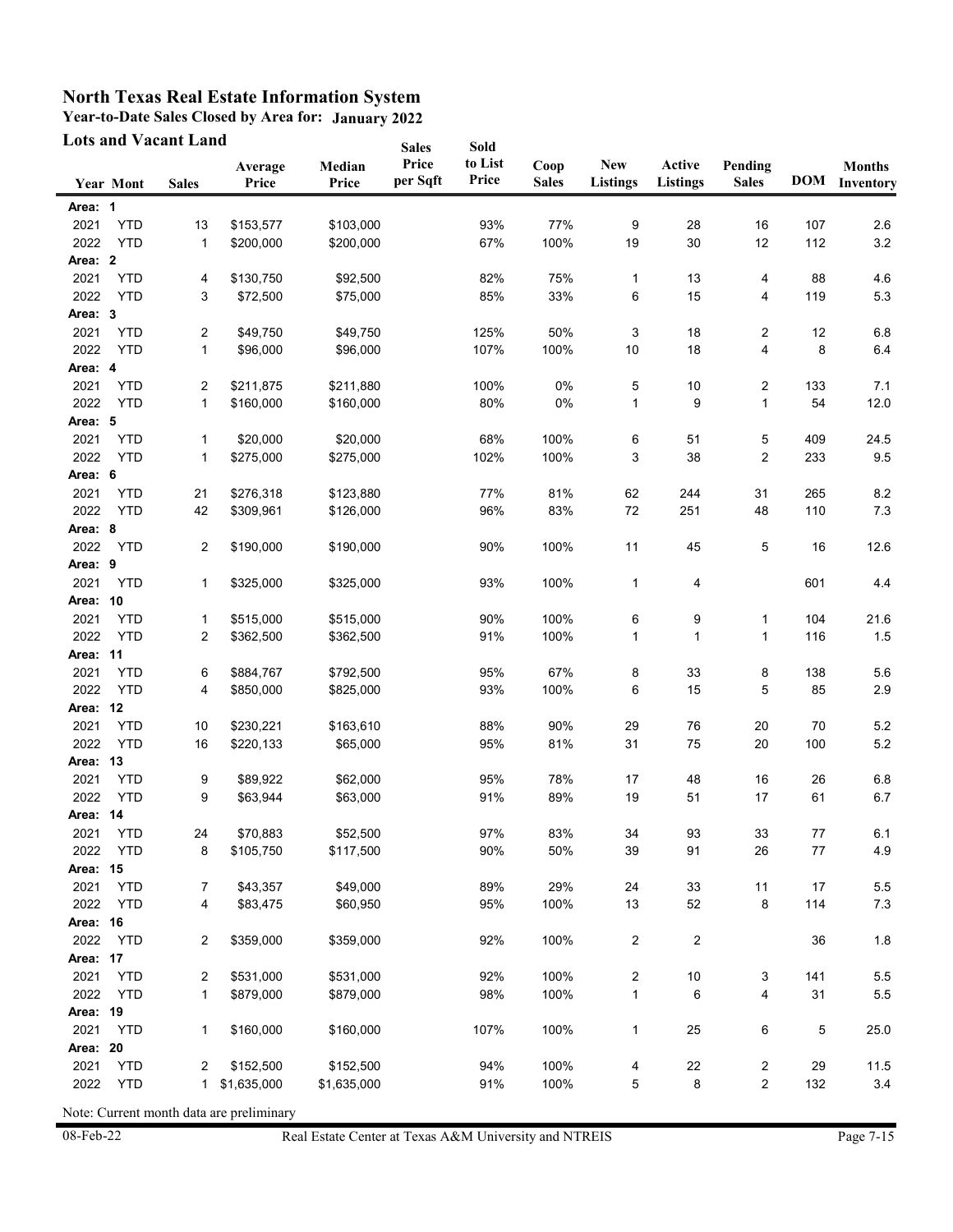# North Texas Real Estate Information System

**Year-to-Date Sales Closed by Area for: January 2022**

**Lots and Vacant Land**

| Year | Mont | Sales | Average Price | Median Price | Sales Price per Sqft | Sold to List Price | Coop Sales | New Listings | Active Listings | Pending Sales | DOM | Months Inventory |
|---|---|---|---|---|---|---|---|---|---|---|---|---|
| **Area: 1** | | | | | | | | | | | | |
| 2021 | YTD | 13 | $153,577 | $103,000 | | 93% | 77% | 9 | 28 | 16 | 107 | 2.6 |
| 2022 | YTD | 1 | $200,000 | $200,000 | | 67% | 100% | 19 | 30 | 12 | 112 | 3.2 |
| **Area: 2** | | | | | | | | | | | | |
| 2021 | YTD | 4 | $130,750 | $92,500 | | 82% | 75% | 1 | 13 | 4 | 88 | 4.6 |
| 2022 | YTD | 3 | $72,500 | $75,000 | | 85% | 33% | 6 | 15 | 4 | 119 | 5.3 |
| **Area: 3** | | | | | | | | | | | | |
| 2021 | YTD | 2 | $49,750 | $49,750 | | 125% | 50% | 3 | 18 | 2 | 12 | 6.8 |
| 2022 | YTD | 1 | $96,000 | $96,000 | | 107% | 100% | 10 | 18 | 4 | 8 | 6.4 |
| **Area: 4** | | | | | | | | | | | | |
| 2021 | YTD | 2 | $211,875 | $211,880 | | 100% | 0% | 5 | 10 | 2 | 133 | 7.1 |
| 2022 | YTD | 1 | $160,000 | $160,000 | | 80% | 0% | 1 | 9 | 1 | 54 | 12.0 |
| **Area: 5** | | | | | | | | | | | | |
| 2021 | YTD | 1 | $20,000 | $20,000 | | 68% | 100% | 6 | 51 | 5 | 409 | 24.5 |
| 2022 | YTD | 1 | $275,000 | $275,000 | | 102% | 100% | 3 | 38 | 2 | 233 | 9.5 |
| **Area: 6** | | | | | | | | | | | | |
| 2021 | YTD | 21 | $276,318 | $123,880 | | 77% | 81% | 62 | 244 | 31 | 265 | 8.2 |
| 2022 | YTD | 42 | $309,961 | $126,000 | | 96% | 83% | 72 | 251 | 48 | 110 | 7.3 |
| **Area: 8** | | | | | | | | | | | | |
| 2022 | YTD | 2 | $190,000 | $190,000 | | 90% | 100% | 11 | 45 | 5 | 16 | 12.6 |
| **Area: 9** | | | | | | | | | | | | |
| 2021 | YTD | 1 | $325,000 | $325,000 | | 93% | 100% | 1 | 4 | | 601 | 4.4 |
| **Area: 10** | | | | | | | | | | | | |
| 2021 | YTD | 1 | $515,000 | $515,000 | | 90% | 100% | 6 | 9 | 1 | 104 | 21.6 |
| 2022 | YTD | 2 | $362,500 | $362,500 | | 91% | 100% | 1 | 1 | 1 | 116 | 1.5 |
| **Area: 11** | | | | | | | | | | | | |
| 2021 | YTD | 6 | $884,767 | $792,500 | | 95% | 67% | 8 | 33 | 8 | 138 | 5.6 |
| 2022 | YTD | 4 | $850,000 | $825,000 | | 93% | 100% | 6 | 15 | 5 | 85 | 2.9 |
| **Area: 12** | | | | | | | | | | | | |
| 2021 | YTD | 10 | $230,221 | $163,610 | | 88% | 90% | 29 | 76 | 20 | 70 | 5.2 |
| 2022 | YTD | 16 | $220,133 | $65,000 | | 95% | 81% | 31 | 75 | 20 | 100 | 5.2 |
| **Area: 13** | | | | | | | | | | | | |
| 2021 | YTD | 9 | $89,922 | $62,000 | | 95% | 78% | 17 | 48 | 16 | 26 | 6.8 |
| 2022 | YTD | 9 | $63,944 | $63,000 | | 91% | 89% | 19 | 51 | 17 | 61 | 6.7 |
| **Area: 14** | | | | | | | | | | | | |
| 2021 | YTD | 24 | $70,883 | $52,500 | | 97% | 83% | 34 | 93 | 33 | 77 | 6.1 |
| 2022 | YTD | 8 | $105,750 | $117,500 | | 90% | 50% | 39 | 91 | 26 | 77 | 4.9 |
| **Area: 15** | | | | | | | | | | | | |
| 2021 | YTD | 7 | $43,357 | $49,000 | | 89% | 29% | 24 | 33 | 11 | 17 | 5.5 |
| 2022 | YTD | 4 | $83,475 | $60,950 | | 95% | 100% | 13 | 52 | 8 | 114 | 7.3 |
| **Area: 16** | | | | | | | | | | | | |
| 2022 | YTD | 2 | $359,000 | $359,000 | | 92% | 100% | 2 | 2 | | 36 | 1.8 |
| **Area: 17** | | | | | | | | | | | | |
| 2021 | YTD | 2 | $531,000 | $531,000 | | 92% | 100% | 2 | 10 | 3 | 141 | 5.5 |
| 2022 | YTD | 1 | $879,000 | $879,000 | | 98% | 100% | 1 | 6 | 4 | 31 | 5.5 |
| **Area: 19** | | | | | | | | | | | | |
| 2021 | YTD | 1 | $160,000 | $160,000 | | 107% | 100% | 1 | 25 | 6 | 5 | 25.0 |
| **Area: 20** | | | | | | | | | | | | |
| 2021 | YTD | 2 | $152,500 | $152,500 | | 94% | 100% | 4 | 22 | 2 | 29 | 11.5 |
| 2022 | YTD | 1 | $1,635,000 | $1,635,000 | | 91% | 100% | 5 | 8 | 2 | 132 | 3.4 |

Note: Current month data are preliminary

08-Feb-22 — Real Estate Center at Texas A&M University and NTREIS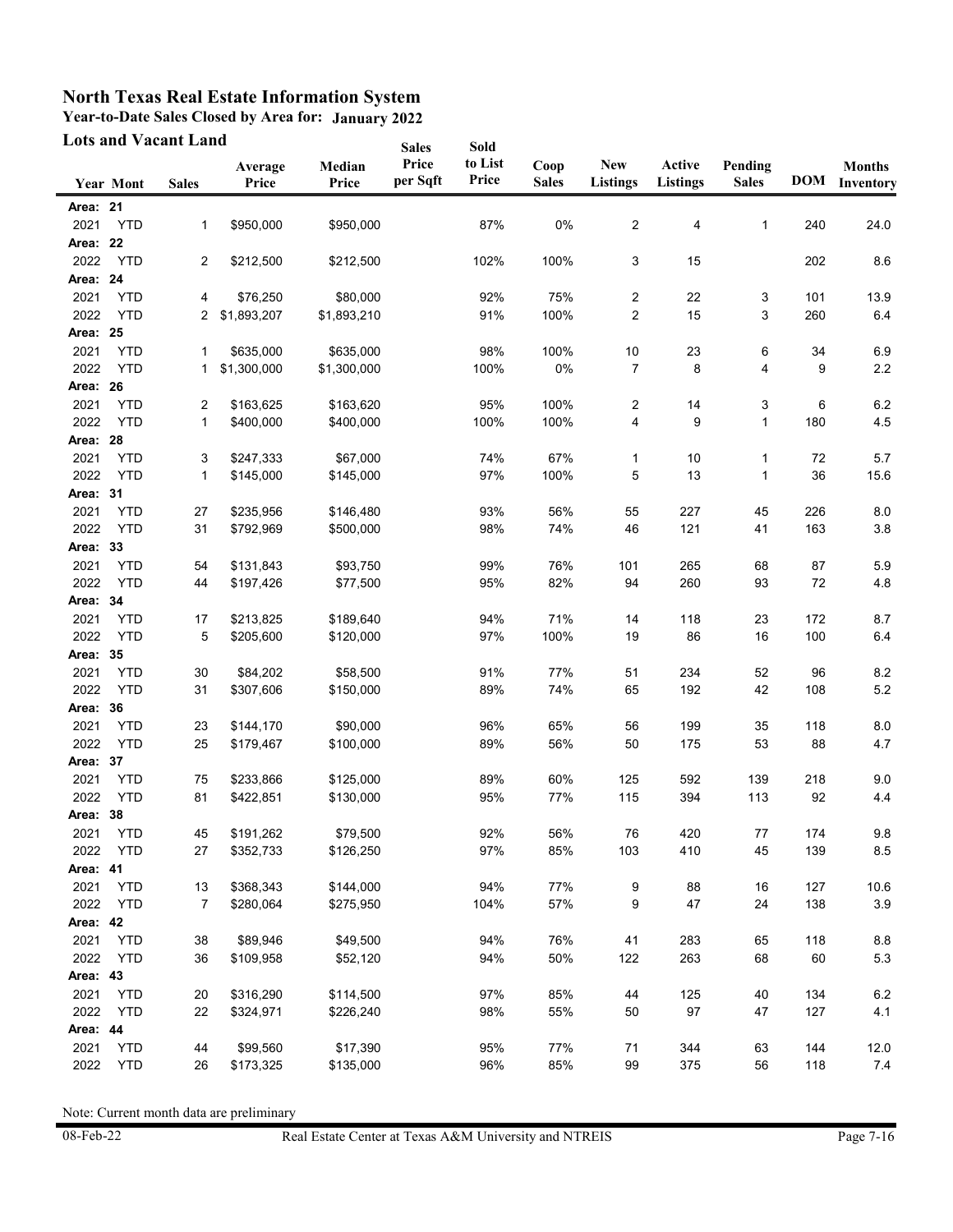# North Texas Real Estate Information System

**Year-to-Date Sales Closed by Area for: January 2022**

**Lots and Vacant Land**

| Year | Mont | Sales | Average Price | Median Price | Sales Price per Sqft | Sold to List Price | Coop Sales | New Listings | Active Listings | Pending Sales | DOM | Months Inventory |
|---|---|---|---|---|---|---|---|---|---|---|---|---|
| **Area: 21** | | | | | | | | | | | | |
| 2021 | YTD | 1 | $950,000 | $950,000 | | 87% | 0% | 2 | 4 | 1 | 240 | 24.0 |
| **Area: 22** | | | | | | | | | | | | |
| 2022 | YTD | 2 | $212,500 | $212,500 | | 102% | 100% | 3 | 15 | | 202 | 8.6 |
| **Area: 24** | | | | | | | | | | | | |
| 2021 | YTD | 4 | $76,250 | $80,000 | | 92% | 75% | 2 | 22 | 3 | 101 | 13.9 |
| 2022 | YTD | 2 | $1,893,207 | $1,893,210 | | 91% | 100% | 2 | 15 | 3 | 260 | 6.4 |
| **Area: 25** | | | | | | | | | | | | |
| 2021 | YTD | 1 | $635,000 | $635,000 | | 98% | 100% | 10 | 23 | 6 | 34 | 6.9 |
| 2022 | YTD | 1 | $1,300,000 | $1,300,000 | | 100% | 0% | 7 | 8 | 4 | 9 | 2.2 |
| **Area: 26** | | | | | | | | | | | | |
| 2021 | YTD | 2 | $163,625 | $163,620 | | 95% | 100% | 2 | 14 | 3 | 6 | 6.2 |
| 2022 | YTD | 1 | $400,000 | $400,000 | | 100% | 100% | 4 | 9 | 1 | 180 | 4.5 |
| **Area: 28** | | | | | | | | | | | | |
| 2021 | YTD | 3 | $247,333 | $67,000 | | 74% | 67% | 1 | 10 | 1 | 72 | 5.7 |
| 2022 | YTD | 1 | $145,000 | $145,000 | | 97% | 100% | 5 | 13 | 1 | 36 | 15.6 |
| **Area: 31** | | | | | | | | | | | | |
| 2021 | YTD | 27 | $235,956 | $146,480 | | 93% | 56% | 55 | 227 | 45 | 226 | 8.0 |
| 2022 | YTD | 31 | $792,969 | $500,000 | | 98% | 74% | 46 | 121 | 41 | 163 | 3.8 |
| **Area: 33** | | | | | | | | | | | | |
| 2021 | YTD | 54 | $131,843 | $93,750 | | 99% | 76% | 101 | 265 | 68 | 87 | 5.9 |
| 2022 | YTD | 44 | $197,426 | $77,500 | | 95% | 82% | 94 | 260 | 93 | 72 | 4.8 |
| **Area: 34** | | | | | | | | | | | | |
| 2021 | YTD | 17 | $213,825 | $189,640 | | 94% | 71% | 14 | 118 | 23 | 172 | 8.7 |
| 2022 | YTD | 5 | $205,600 | $120,000 | | 97% | 100% | 19 | 86 | 16 | 100 | 6.4 |
| **Area: 35** | | | | | | | | | | | | |
| 2021 | YTD | 30 | $84,202 | $58,500 | | 91% | 77% | 51 | 234 | 52 | 96 | 8.2 |
| 2022 | YTD | 31 | $307,606 | $150,000 | | 89% | 74% | 65 | 192 | 42 | 108 | 5.2 |
| **Area: 36** | | | | | | | | | | | | |
| 2021 | YTD | 23 | $144,170 | $90,000 | | 96% | 65% | 56 | 199 | 35 | 118 | 8.0 |
| 2022 | YTD | 25 | $179,467 | $100,000 | | 89% | 56% | 50 | 175 | 53 | 88 | 4.7 |
| **Area: 37** | | | | | | | | | | | | |
| 2021 | YTD | 75 | $233,866 | $125,000 | | 89% | 60% | 125 | 592 | 139 | 218 | 9.0 |
| 2022 | YTD | 81 | $422,851 | $130,000 | | 95% | 77% | 115 | 394 | 113 | 92 | 4.4 |
| **Area: 38** | | | | | | | | | | | | |
| 2021 | YTD | 45 | $191,262 | $79,500 | | 92% | 56% | 76 | 420 | 77 | 174 | 9.8 |
| 2022 | YTD | 27 | $352,733 | $126,250 | | 97% | 85% | 103 | 410 | 45 | 139 | 8.5 |
| **Area: 41** | | | | | | | | | | | | |
| 2021 | YTD | 13 | $368,343 | $144,000 | | 94% | 77% | 9 | 88 | 16 | 127 | 10.6 |
| 2022 | YTD | 7 | $280,064 | $275,950 | | 104% | 57% | 9 | 47 | 24 | 138 | 3.9 |
| **Area: 42** | | | | | | | | | | | | |
| 2021 | YTD | 38 | $89,946 | $49,500 | | 94% | 76% | 41 | 283 | 65 | 118 | 8.8 |
| 2022 | YTD | 36 | $109,958 | $52,120 | | 94% | 50% | 122 | 263 | 68 | 60 | 5.3 |
| **Area: 43** | | | | | | | | | | | | |
| 2021 | YTD | 20 | $316,290 | $114,500 | | 97% | 85% | 44 | 125 | 40 | 134 | 6.2 |
| 2022 | YTD | 22 | $324,971 | $226,240 | | 98% | 55% | 50 | 97 | 47 | 127 | 4.1 |
| **Area: 44** | | | | | | | | | | | | |
| 2021 | YTD | 44 | $99,560 | $17,390 | | 95% | 77% | 71 | 344 | 63 | 144 | 12.0 |
| 2022 | YTD | 26 | $173,325 | $135,000 | | 96% | 85% | 99 | 375 | 56 | 118 | 7.4 |

Note: Current month data are preliminary

08-Feb-22 Real Estate Center at Texas A&M University and NTREIS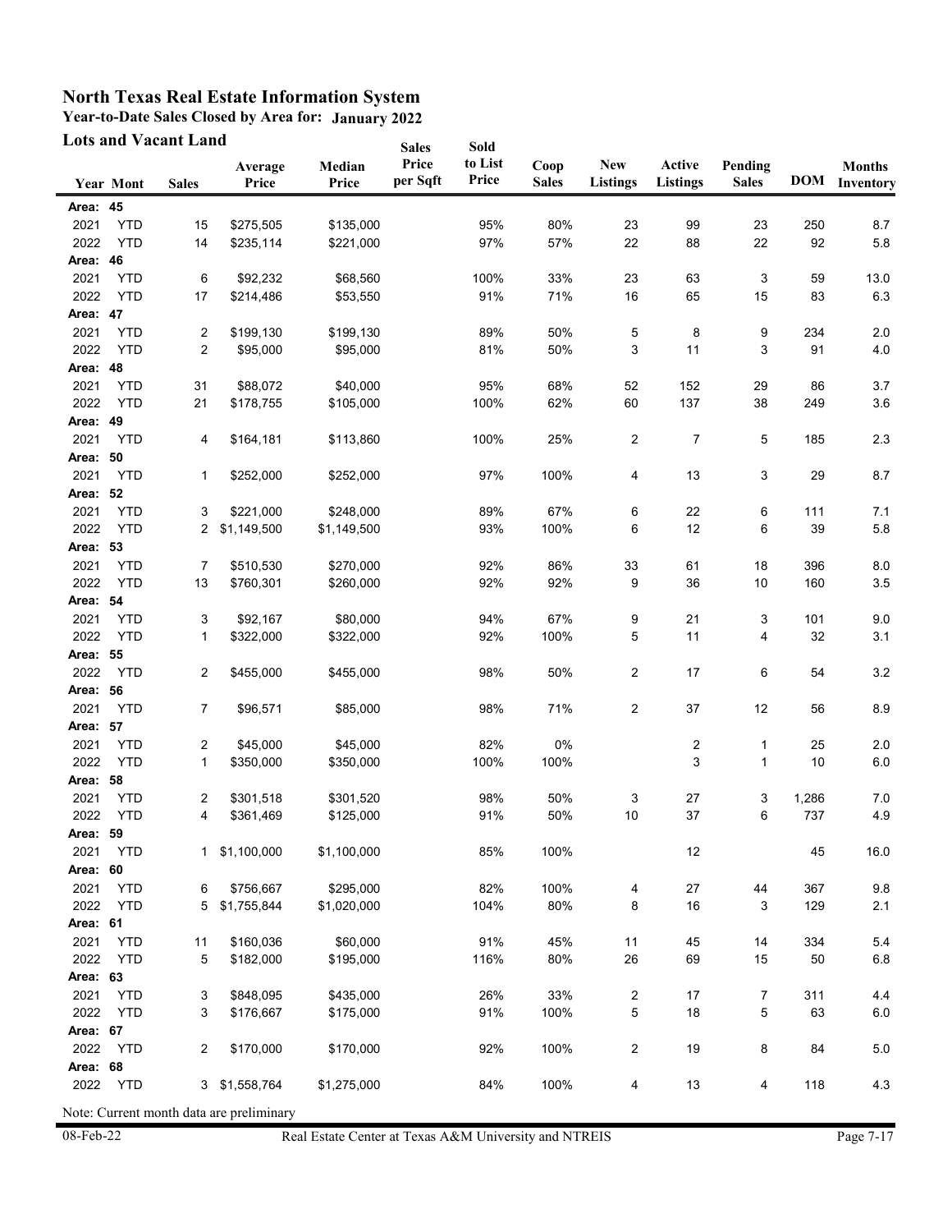# North Texas Real Estate Information System

**Year-to-Date Sales Closed by Area for: January 2022**

**Lots and Vacant Land**

| Year | Mont | Sales | Average Price | Median Price | Sales Price per Sqft | Sold to List Price | Coop Sales | New Listings | Active Listings | Pending Sales | DOM | Months Inventory |
|---|---|---|---|---|---|---|---|---|---|---|---|---|
| **Area: 45** | | | | | | | | | | | | |
| 2021 | YTD | 15 | $275,505 | $135,000 | | 95% | 80% | 23 | 99 | 23 | 250 | 8.7 |
| 2022 | YTD | 14 | $235,114 | $221,000 | | 97% | 57% | 22 | 88 | 22 | 92 | 5.8 |
| **Area: 46** | | | | | | | | | | | | |
| 2021 | YTD | 6 | $92,232 | $68,560 | | 100% | 33% | 23 | 63 | 3 | 59 | 13.0 |
| 2022 | YTD | 17 | $214,486 | $53,550 | | 91% | 71% | 16 | 65 | 15 | 83 | 6.3 |
| **Area: 47** | | | | | | | | | | | | |
| 2021 | YTD | 2 | $199,130 | $199,130 | | 89% | 50% | 5 | 8 | 9 | 234 | 2.0 |
| 2022 | YTD | 2 | $95,000 | $95,000 | | 81% | 50% | 3 | 11 | 3 | 91 | 4.0 |
| **Area: 48** | | | | | | | | | | | | |
| 2021 | YTD | 31 | $88,072 | $40,000 | | 95% | 68% | 52 | 152 | 29 | 86 | 3.7 |
| 2022 | YTD | 21 | $178,755 | $105,000 | | 100% | 62% | 60 | 137 | 38 | 249 | 3.6 |
| **Area: 49** | | | | | | | | | | | | |
| 2021 | YTD | 4 | $164,181 | $113,860 | | 100% | 25% | 2 | 7 | 5 | 185 | 2.3 |
| **Area: 50** | | | | | | | | | | | | |
| 2021 | YTD | 1 | $252,000 | $252,000 | | 97% | 100% | 4 | 13 | 3 | 29 | 8.7 |
| **Area: 52** | | | | | | | | | | | | |
| 2021 | YTD | 3 | $221,000 | $248,000 | | 89% | 67% | 6 | 22 | 6 | 111 | 7.1 |
| 2022 | YTD | 2 | $1,149,500 | $1,149,500 | | 93% | 100% | 6 | 12 | 6 | 39 | 5.8 |
| **Area: 53** | | | | | | | | | | | | |
| 2021 | YTD | 7 | $510,530 | $270,000 | | 92% | 86% | 33 | 61 | 18 | 396 | 8.0 |
| 2022 | YTD | 13 | $760,301 | $260,000 | | 92% | 92% | 9 | 36 | 10 | 160 | 3.5 |
| **Area: 54** | | | | | | | | | | | | |
| 2021 | YTD | 3 | $92,167 | $80,000 | | 94% | 67% | 9 | 21 | 3 | 101 | 9.0 |
| 2022 | YTD | 1 | $322,000 | $322,000 | | 92% | 100% | 5 | 11 | 4 | 32 | 3.1 |
| **Area: 55** | | | | | | | | | | | | |
| 2022 | YTD | 2 | $455,000 | $455,000 | | 98% | 50% | 2 | 17 | 6 | 54 | 3.2 |
| **Area: 56** | | | | | | | | | | | | |
| 2021 | YTD | 7 | $96,571 | $85,000 | | 98% | 71% | 2 | 37 | 12 | 56 | 8.9 |
| **Area: 57** | | | | | | | | | | | | |
| 2021 | YTD | 2 | $45,000 | $45,000 | | 82% | 0% | | 2 | 1 | 25 | 2.0 |
| 2022 | YTD | 1 | $350,000 | $350,000 | | 100% | 100% | | 3 | 1 | 10 | 6.0 |
| **Area: 58** | | | | | | | | | | | | |
| 2021 | YTD | 2 | $301,518 | $301,520 | | 98% | 50% | 3 | 27 | 3 | 1,286 | 7.0 |
| 2022 | YTD | 4 | $361,469 | $125,000 | | 91% | 50% | 10 | 37 | 6 | 737 | 4.9 |
| **Area: 59** | | | | | | | | | | | | |
| 2021 | YTD | 1 | $1,100,000 | $1,100,000 | | 85% | 100% | | 12 | | 45 | 16.0 |
| **Area: 60** | | | | | | | | | | | | |
| 2021 | YTD | 6 | $756,667 | $295,000 | | 82% | 100% | 4 | 27 | 44 | 367 | 9.8 |
| 2022 | YTD | 5 | $1,755,844 | $1,020,000 | | 104% | 80% | 8 | 16 | 3 | 129 | 2.1 |
| **Area: 61** | | | | | | | | | | | | |
| 2021 | YTD | 11 | $160,036 | $60,000 | | 91% | 45% | 11 | 45 | 14 | 334 | 5.4 |
| 2022 | YTD | 5 | $182,000 | $195,000 | | 116% | 80% | 26 | 69 | 15 | 50 | 6.8 |
| **Area: 63** | | | | | | | | | | | | |
| 2021 | YTD | 3 | $848,095 | $435,000 | | 26% | 33% | 2 | 17 | 7 | 311 | 4.4 |
| 2022 | YTD | 3 | $176,667 | $175,000 | | 91% | 100% | 5 | 18 | 5 | 63 | 6.0 |
| **Area: 67** | | | | | | | | | | | | |
| 2022 | YTD | 2 | $170,000 | $170,000 | | 92% | 100% | 2 | 19 | 8 | 84 | 5.0 |
| **Area: 68** | | | | | | | | | | | | |
| 2022 | YTD | 3 | $1,558,764 | $1,275,000 | | 84% | 100% | 4 | 13 | 4 | 118 | 4.3 |

Note: Current month data are preliminary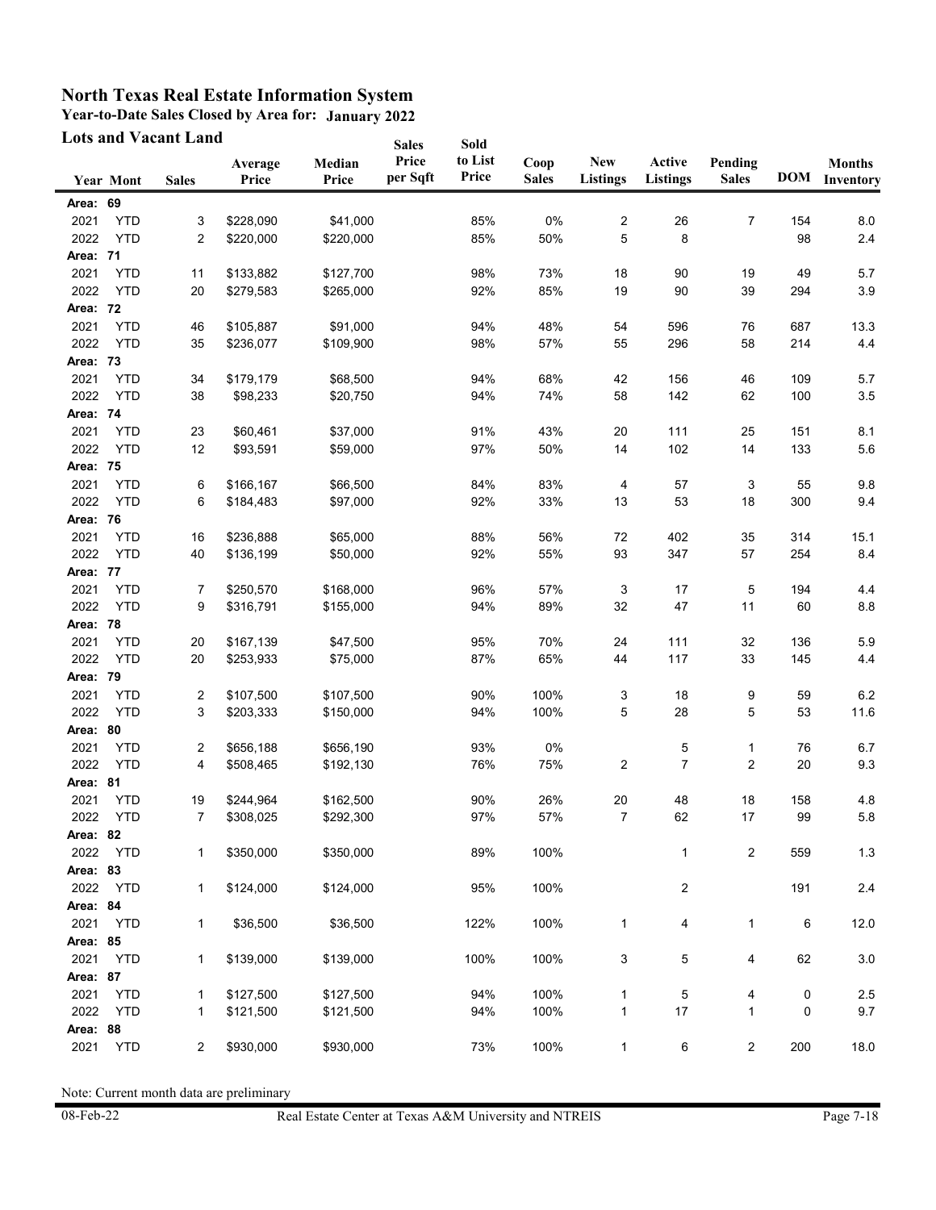# North Texas Real Estate Information System

**Year-to-Date Sales Closed by Area for: January 2022**

**Lots and Vacant Land**

| Year | Mont | Sales | Average Price | Median Price | Sales Price per Sqft | Sold to List Price | Coop Sales | New Listings | Active Listings | Pending Sales | DOM | Months Inventory |
|---|---|---|---|---|---|---|---|---|---|---|---|---|
| **Area: 69** | | | | | | | | | | | | |
| 2021 | YTD | 3 | $228,090 | $41,000 | | 85% | 0% | 2 | 26 | 7 | 154 | 8.0 |
| 2022 | YTD | 2 | $220,000 | $220,000 | | 85% | 50% | 5 | 8 | | 98 | 2.4 |
| **Area: 71** | | | | | | | | | | | | |
| 2021 | YTD | 11 | $133,882 | $127,700 | | 98% | 73% | 18 | 90 | 19 | 49 | 5.7 |
| 2022 | YTD | 20 | $279,583 | $265,000 | | 92% | 85% | 19 | 90 | 39 | 294 | 3.9 |
| **Area: 72** | | | | | | | | | | | | |
| 2021 | YTD | 46 | $105,887 | $91,000 | | 94% | 48% | 54 | 596 | 76 | 687 | 13.3 |
| 2022 | YTD | 35 | $236,077 | $109,900 | | 98% | 57% | 55 | 296 | 58 | 214 | 4.4 |
| **Area: 73** | | | | | | | | | | | | |
| 2021 | YTD | 34 | $179,179 | $68,500 | | 94% | 68% | 42 | 156 | 46 | 109 | 5.7 |
| 2022 | YTD | 38 | $98,233 | $20,750 | | 94% | 74% | 58 | 142 | 62 | 100 | 3.5 |
| **Area: 74** | | | | | | | | | | | | |
| 2021 | YTD | 23 | $60,461 | $37,000 | | 91% | 43% | 20 | 111 | 25 | 151 | 8.1 |
| 2022 | YTD | 12 | $93,591 | $59,000 | | 97% | 50% | 14 | 102 | 14 | 133 | 5.6 |
| **Area: 75** | | | | | | | | | | | | |
| 2021 | YTD | 6 | $166,167 | $66,500 | | 84% | 83% | 4 | 57 | 3 | 55 | 9.8 |
| 2022 | YTD | 6 | $184,483 | $97,000 | | 92% | 33% | 13 | 53 | 18 | 300 | 9.4 |
| **Area: 76** | | | | | | | | | | | | |
| 2021 | YTD | 16 | $236,888 | $65,000 | | 88% | 56% | 72 | 402 | 35 | 314 | 15.1 |
| 2022 | YTD | 40 | $136,199 | $50,000 | | 92% | 55% | 93 | 347 | 57 | 254 | 8.4 |
| **Area: 77** | | | | | | | | | | | | |
| 2021 | YTD | 7 | $250,570 | $168,000 | | 96% | 57% | 3 | 17 | 5 | 194 | 4.4 |
| 2022 | YTD | 9 | $316,791 | $155,000 | | 94% | 89% | 32 | 47 | 11 | 60 | 8.8 |
| **Area: 78** | | | | | | | | | | | | |
| 2021 | YTD | 20 | $167,139 | $47,500 | | 95% | 70% | 24 | 111 | 32 | 136 | 5.9 |
| 2022 | YTD | 20 | $253,933 | $75,000 | | 87% | 65% | 44 | 117 | 33 | 145 | 4.4 |
| **Area: 79** | | | | | | | | | | | | |
| 2021 | YTD | 2 | $107,500 | $107,500 | | 90% | 100% | 3 | 18 | 9 | 59 | 6.2 |
| 2022 | YTD | 3 | $203,333 | $150,000 | | 94% | 100% | 5 | 28 | 5 | 53 | 11.6 |
| **Area: 80** | | | | | | | | | | | | |
| 2021 | YTD | 2 | $656,188 | $656,190 | | 93% | 0% | | 5 | 1 | 76 | 6.7 |
| 2022 | YTD | 4 | $508,465 | $192,130 | | 76% | 75% | 2 | 7 | 2 | 20 | 9.3 |
| **Area: 81** | | | | | | | | | | | | |
| 2021 | YTD | 19 | $244,964 | $162,500 | | 90% | 26% | 20 | 48 | 18 | 158 | 4.8 |
| 2022 | YTD | 7 | $308,025 | $292,300 | | 97% | 57% | 7 | 62 | 17 | 99 | 5.8 |
| **Area: 82** | | | | | | | | | | | | |
| 2022 | YTD | 1 | $350,000 | $350,000 | | 89% | 100% | | 1 | 2 | 559 | 1.3 |
| **Area: 83** | | | | | | | | | | | | |
| 2022 | YTD | 1 | $124,000 | $124,000 | | 95% | 100% | | 2 | | 191 | 2.4 |
| **Area: 84** | | | | | | | | | | | | |
| 2021 | YTD | 1 | $36,500 | $36,500 | | 122% | 100% | 1 | 4 | 1 | 6 | 12.0 |
| **Area: 85** | | | | | | | | | | | | |
| 2021 | YTD | 1 | $139,000 | $139,000 | | 100% | 100% | 3 | 5 | 4 | 62 | 3.0 |
| **Area: 87** | | | | | | | | | | | | |
| 2021 | YTD | 1 | $127,500 | $127,500 | | 94% | 100% | 1 | 5 | 4 | 0 | 2.5 |
| 2022 | YTD | 1 | $121,500 | $121,500 | | 94% | 100% | 1 | 17 | 1 | 0 | 9.7 |
| **Area: 88** | | | | | | | | | | | | |
| 2021 | YTD | 2 | $930,000 | $930,000 | | 73% | 100% | 1 | 6 | 2 | 200 | 18.0 |

Note: Current month data are preliminary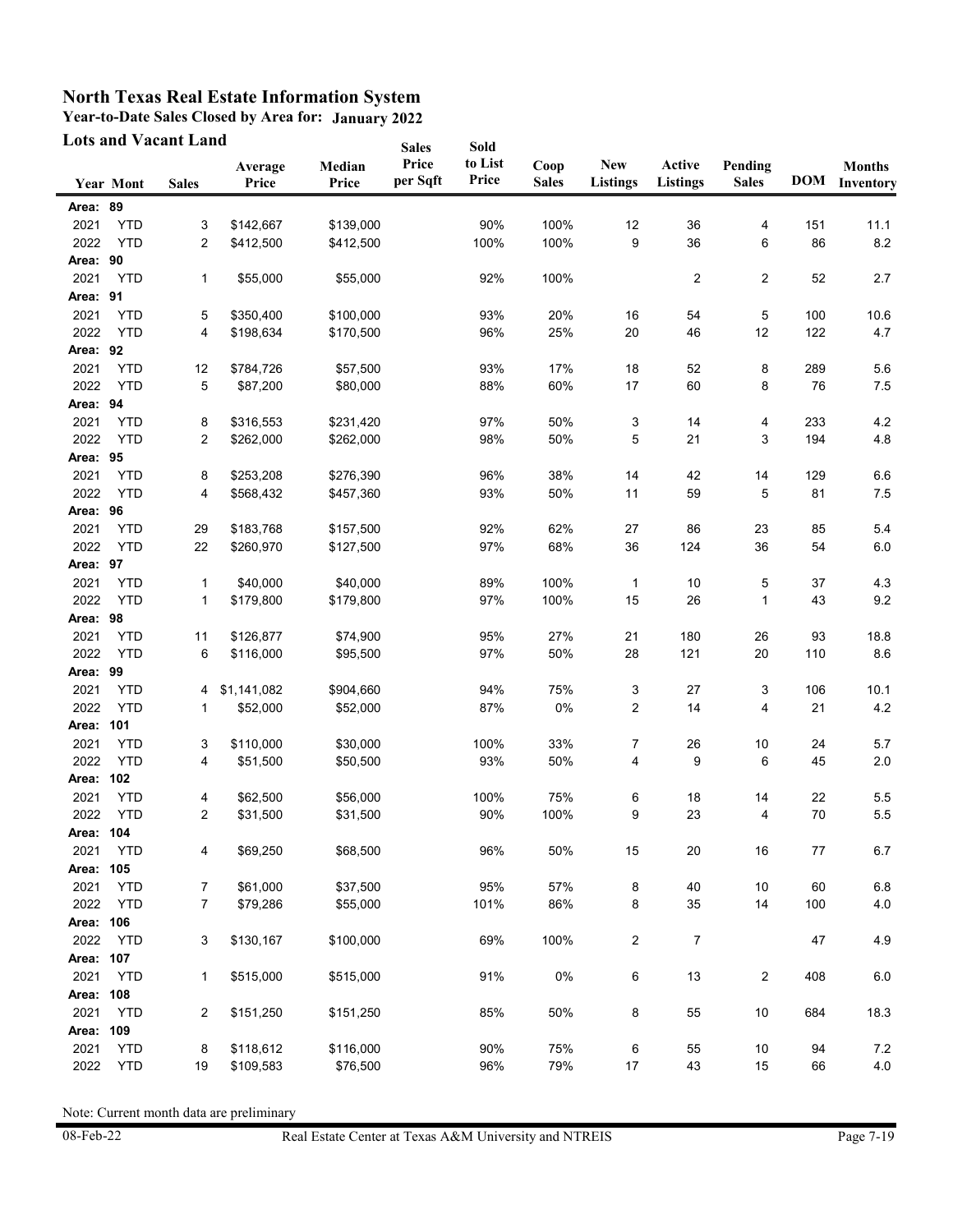# North Texas Real Estate Information System

**Year-to-Date Sales Closed by Area for: January 2022**

**Lots and Vacant Land**

| Year | Mont | Sales | Average Price | Median Price | Sales Price per Sqft | Sold to List Price | Coop Sales | New Listings | Active Listings | Pending Sales | DOM | Months Inventory |
|---|---|---|---|---|---|---|---|---|---|---|---|---|
| **Area: 89** | | | | | | | | | | | | |
| 2021 | YTD | 3 | $142,667 | $139,000 | | 90% | 100% | 12 | 36 | 4 | 151 | 11.1 |
| 2022 | YTD | 2 | $412,500 | $412,500 | | 100% | 100% | 9 | 36 | 6 | 86 | 8.2 |
| **Area: 90** | | | | | | | | | | | | |
| 2021 | YTD | 1 | $55,000 | $55,000 | | 92% | 100% | | 2 | 2 | 52 | 2.7 |
| **Area: 91** | | | | | | | | | | | | |
| 2021 | YTD | 5 | $350,400 | $100,000 | | 93% | 20% | 16 | 54 | 5 | 100 | 10.6 |
| 2022 | YTD | 4 | $198,634 | $170,500 | | 96% | 25% | 20 | 46 | 12 | 122 | 4.7 |
| **Area: 92** | | | | | | | | | | | | |
| 2021 | YTD | 12 | $784,726 | $57,500 | | 93% | 17% | 18 | 52 | 8 | 289 | 5.6 |
| 2022 | YTD | 5 | $87,200 | $80,000 | | 88% | 60% | 17 | 60 | 8 | 76 | 7.5 |
| **Area: 94** | | | | | | | | | | | | |
| 2021 | YTD | 8 | $316,553 | $231,420 | | 97% | 50% | 3 | 14 | 4 | 233 | 4.2 |
| 2022 | YTD | 2 | $262,000 | $262,000 | | 98% | 50% | 5 | 21 | 3 | 194 | 4.8 |
| **Area: 95** | | | | | | | | | | | | |
| 2021 | YTD | 8 | $253,208 | $276,390 | | 96% | 38% | 14 | 42 | 14 | 129 | 6.6 |
| 2022 | YTD | 4 | $568,432 | $457,360 | | 93% | 50% | 11 | 59 | 5 | 81 | 7.5 |
| **Area: 96** | | | | | | | | | | | | |
| 2021 | YTD | 29 | $183,768 | $157,500 | | 92% | 62% | 27 | 86 | 23 | 85 | 5.4 |
| 2022 | YTD | 22 | $260,970 | $127,500 | | 97% | 68% | 36 | 124 | 36 | 54 | 6.0 |
| **Area: 97** | | | | | | | | | | | | |
| 2021 | YTD | 1 | $40,000 | $40,000 | | 89% | 100% | 1 | 10 | 5 | 37 | 4.3 |
| 2022 | YTD | 1 | $179,800 | $179,800 | | 97% | 100% | 15 | 26 | 1 | 43 | 9.2 |
| **Area: 98** | | | | | | | | | | | | |
| 2021 | YTD | 11 | $126,877 | $74,900 | | 95% | 27% | 21 | 180 | 26 | 93 | 18.8 |
| 2022 | YTD | 6 | $116,000 | $95,500 | | 97% | 50% | 28 | 121 | 20 | 110 | 8.6 |
| **Area: 99** | | | | | | | | | | | | |
| 2021 | YTD | 4 | $1,141,082 | $904,660 | | 94% | 75% | 3 | 27 | 3 | 106 | 10.1 |
| 2022 | YTD | 1 | $52,000 | $52,000 | | 87% | 0% | 2 | 14 | 4 | 21 | 4.2 |
| **Area: 101** | | | | | | | | | | | | |
| 2021 | YTD | 3 | $110,000 | $30,000 | | 100% | 33% | 7 | 26 | 10 | 24 | 5.7 |
| 2022 | YTD | 4 | $51,500 | $50,500 | | 93% | 50% | 4 | 9 | 6 | 45 | 2.0 |
| **Area: 102** | | | | | | | | | | | | |
| 2021 | YTD | 4 | $62,500 | $56,000 | | 100% | 75% | 6 | 18 | 14 | 22 | 5.5 |
| 2022 | YTD | 2 | $31,500 | $31,500 | | 90% | 100% | 9 | 23 | 4 | 70 | 5.5 |
| **Area: 104** | | | | | | | | | | | | |
| 2021 | YTD | 4 | $69,250 | $68,500 | | 96% | 50% | 15 | 20 | 16 | 77 | 6.7 |
| **Area: 105** | | | | | | | | | | | | |
| 2021 | YTD | 7 | $61,000 | $37,500 | | 95% | 57% | 8 | 40 | 10 | 60 | 6.8 |
| 2022 | YTD | 7 | $79,286 | $55,000 | | 101% | 86% | 8 | 35 | 14 | 100 | 4.0 |
| **Area: 106** | | | | | | | | | | | | |
| 2022 | YTD | 3 | $130,167 | $100,000 | | 69% | 100% | 2 | 7 | | 47 | 4.9 |
| **Area: 107** | | | | | | | | | | | | |
| 2021 | YTD | 1 | $515,000 | $515,000 | | 91% | 0% | 6 | 13 | 2 | 408 | 6.0 |
| **Area: 108** | | | | | | | | | | | | |
| 2021 | YTD | 2 | $151,250 | $151,250 | | 85% | 50% | 8 | 55 | 10 | 684 | 18.3 |
| **Area: 109** | | | | | | | | | | | | |
| 2021 | YTD | 8 | $118,612 | $116,000 | | 90% | 75% | 6 | 55 | 10 | 94 | 7.2 |
| 2022 | YTD | 19 | $109,583 | $76,500 | | 96% | 79% | 17 | 43 | 15 | 66 | 4.0 |

Note: Current month data are preliminary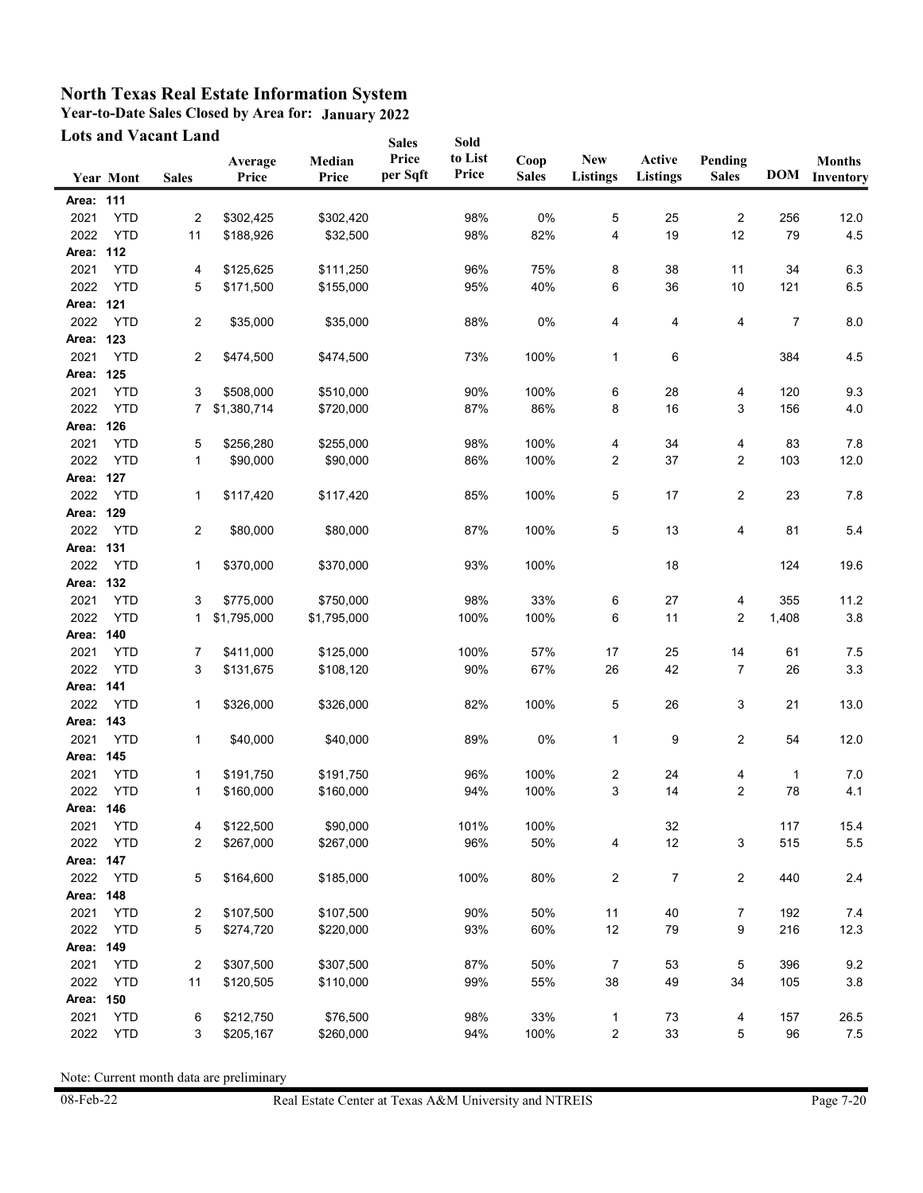# North Texas Real Estate Information System

**Year-to-Date Sales Closed by Area for: January 2022**

**Lots and Vacant Land**

| Year | Mont | Sales | Average Price | Median Price | Sales Price per Sqft | Sold to List Price | Coop Sales | New Listings | Active Listings | Pending Sales | DOM | Months Inventory |
|---|---|---|---|---|---|---|---|---|---|---|---|---|
| **Area: 111** | | | | | | | | | | | | |
| 2021 | YTD | 2 | $302,425 | $302,420 | | 98% | 0% | 5 | 25 | 2 | 256 | 12.0 |
| 2022 | YTD | 11 | $188,926 | $32,500 | | 98% | 82% | 4 | 19 | 12 | 79 | 4.5 |
| **Area: 112** | | | | | | | | | | | | |
| 2021 | YTD | 4 | $125,625 | $111,250 | | 96% | 75% | 8 | 38 | 11 | 34 | 6.3 |
| 2022 | YTD | 5 | $171,500 | $155,000 | | 95% | 40% | 6 | 36 | 10 | 121 | 6.5 |
| **Area: 121** | | | | | | | | | | | | |
| 2022 | YTD | 2 | $35,000 | $35,000 | | 88% | 0% | 4 | 4 | 4 | 7 | 8.0 |
| **Area: 123** | | | | | | | | | | | | |
| 2021 | YTD | 2 | $474,500 | $474,500 | | 73% | 100% | 1 | 6 | | 384 | 4.5 |
| **Area: 125** | | | | | | | | | | | | |
| 2021 | YTD | 3 | $508,000 | $510,000 | | 90% | 100% | 6 | 28 | 4 | 120 | 9.3 |
| 2022 | YTD | 7 | $1,380,714 | $720,000 | | 87% | 86% | 8 | 16 | 3 | 156 | 4.0 |
| **Area: 126** | | | | | | | | | | | | |
| 2021 | YTD | 5 | $256,280 | $255,000 | | 98% | 100% | 4 | 34 | 4 | 83 | 7.8 |
| 2022 | YTD | 1 | $90,000 | $90,000 | | 86% | 100% | 2 | 37 | 2 | 103 | 12.0 |
| **Area: 127** | | | | | | | | | | | | |
| 2022 | YTD | 1 | $117,420 | $117,420 | | 85% | 100% | 5 | 17 | 2 | 23 | 7.8 |
| **Area: 129** | | | | | | | | | | | | |
| 2022 | YTD | 2 | $80,000 | $80,000 | | 87% | 100% | 5 | 13 | 4 | 81 | 5.4 |
| **Area: 131** | | | | | | | | | | | | |
| 2022 | YTD | 1 | $370,000 | $370,000 | | 93% | 100% | | 18 | | 124 | 19.6 |
| **Area: 132** | | | | | | | | | | | | |
| 2021 | YTD | 3 | $775,000 | $750,000 | | 98% | 33% | 6 | 27 | 4 | 355 | 11.2 |
| 2022 | YTD | 1 | $1,795,000 | $1,795,000 | | 100% | 100% | 6 | 11 | 2 | 1,408 | 3.8 |
| **Area: 140** | | | | | | | | | | | | |
| 2021 | YTD | 7 | $411,000 | $125,000 | | 100% | 57% | 17 | 25 | 14 | 61 | 7.5 |
| 2022 | YTD | 3 | $131,675 | $108,120 | | 90% | 67% | 26 | 42 | 7 | 26 | 3.3 |
| **Area: 141** | | | | | | | | | | | | |
| 2022 | YTD | 1 | $326,000 | $326,000 | | 82% | 100% | 5 | 26 | 3 | 21 | 13.0 |
| **Area: 143** | | | | | | | | | | | | |
| 2021 | YTD | 1 | $40,000 | $40,000 | | 89% | 0% | 1 | 9 | 2 | 54 | 12.0 |
| **Area: 145** | | | | | | | | | | | | |
| 2021 | YTD | 1 | $191,750 | $191,750 | | 96% | 100% | 2 | 24 | 4 | 1 | 7.0 |
| 2022 | YTD | 1 | $160,000 | $160,000 | | 94% | 100% | 3 | 14 | 2 | 78 | 4.1 |
| **Area: 146** | | | | | | | | | | | | |
| 2021 | YTD | 4 | $122,500 | $90,000 | | 101% | 100% | | 32 | | 117 | 15.4 |
| 2022 | YTD | 2 | $267,000 | $267,000 | | 96% | 50% | 4 | 12 | 3 | 515 | 5.5 |
| **Area: 147** | | | | | | | | | | | | |
| 2022 | YTD | 5 | $164,600 | $185,000 | | 100% | 80% | 2 | 7 | 2 | 440 | 2.4 |
| **Area: 148** | | | | | | | | | | | | |
| 2021 | YTD | 2 | $107,500 | $107,500 | | 90% | 50% | 11 | 40 | 7 | 192 | 7.4 |
| 2022 | YTD | 5 | $274,720 | $220,000 | | 93% | 60% | 12 | 79 | 9 | 216 | 12.3 |
| **Area: 149** | | | | | | | | | | | | |
| 2021 | YTD | 2 | $307,500 | $307,500 | | 87% | 50% | 7 | 53 | 5 | 396 | 9.2 |
| 2022 | YTD | 11 | $120,505 | $110,000 | | 99% | 55% | 38 | 49 | 34 | 105 | 3.8 |
| **Area: 150** | | | | | | | | | | | | |
| 2021 | YTD | 6 | $212,750 | $76,500 | | 98% | 33% | 1 | 73 | 4 | 157 | 26.5 |
| 2022 | YTD | 3 | $205,167 | $260,000 | | 94% | 100% | 2 | 33 | 5 | 96 | 7.5 |

Note: Current month data are preliminary

08-Feb-22 Real Estate Center at Texas A&M University and NTREIS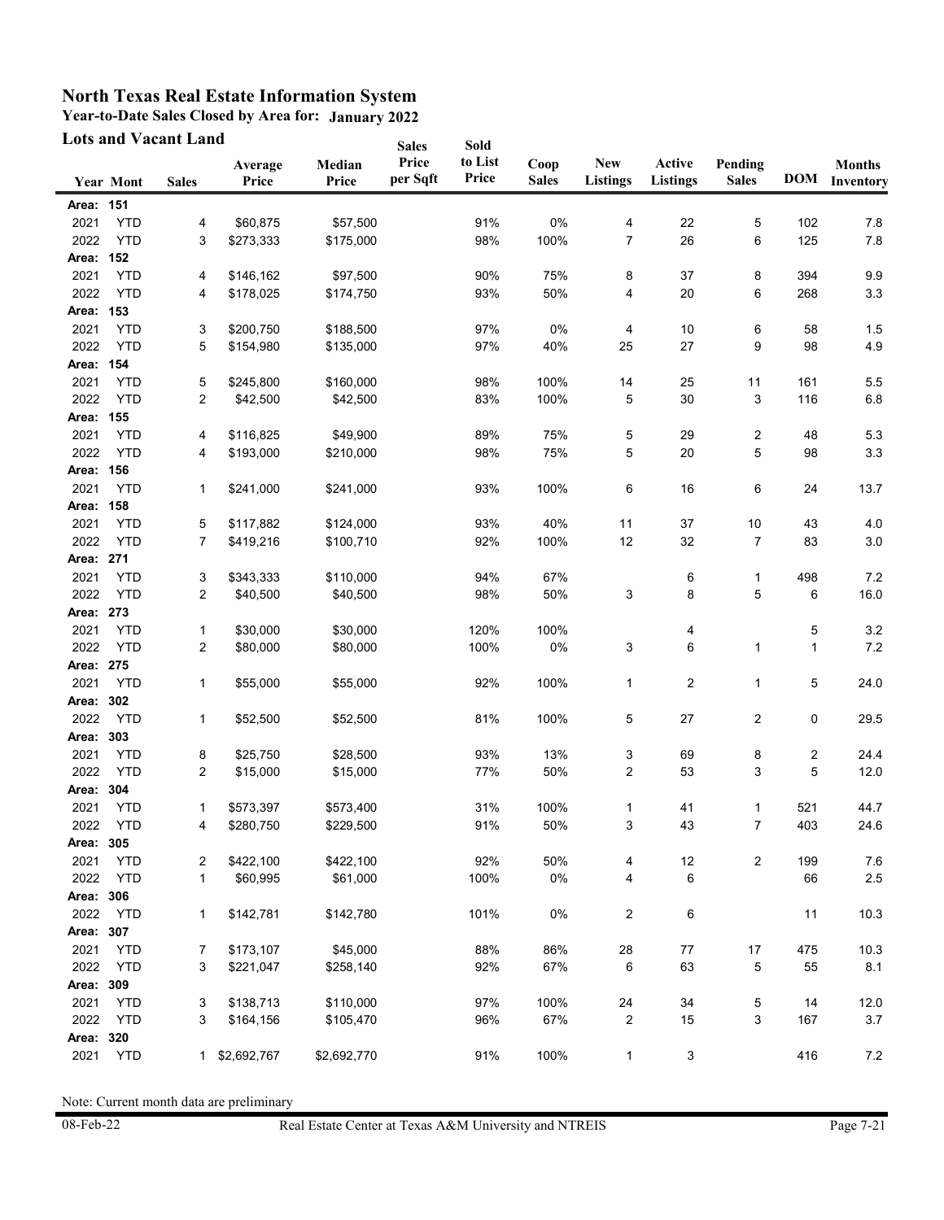# North Texas Real Estate Information System

**Year-to-Date Sales Closed by Area for: January 2022**

**Lots and Vacant Land**

| Year | Mont | Sales | Average Price | Median Price | Sales Price per Sqft | Sold to List Price | Coop Sales | New Listings | Active Listings | Pending Sales | DOM | Months Inventory |
|---|---|---|---|---|---|---|---|---|---|---|---|---|
| **Area: 151** | | | | | | | | | | | | |
| 2021 | YTD | 4 | $60,875 | $57,500 | | 91% | 0% | 4 | 22 | 5 | 102 | 7.8 |
| 2022 | YTD | 3 | $273,333 | $175,000 | | 98% | 100% | 7 | 26 | 6 | 125 | 7.8 |
| **Area: 152** | | | | | | | | | | | | |
| 2021 | YTD | 4 | $146,162 | $97,500 | | 90% | 75% | 8 | 37 | 8 | 394 | 9.9 |
| 2022 | YTD | 4 | $178,025 | $174,750 | | 93% | 50% | 4 | 20 | 6 | 268 | 3.3 |
| **Area: 153** | | | | | | | | | | | | |
| 2021 | YTD | 3 | $200,750 | $188,500 | | 97% | 0% | 4 | 10 | 6 | 58 | 1.5 |
| 2022 | YTD | 5 | $154,980 | $135,000 | | 97% | 40% | 25 | 27 | 9 | 98 | 4.9 |
| **Area: 154** | | | | | | | | | | | | |
| 2021 | YTD | 5 | $245,800 | $160,000 | | 98% | 100% | 14 | 25 | 11 | 161 | 5.5 |
| 2022 | YTD | 2 | $42,500 | $42,500 | | 83% | 100% | 5 | 30 | 3 | 116 | 6.8 |
| **Area: 155** | | | | | | | | | | | | |
| 2021 | YTD | 4 | $116,825 | $49,900 | | 89% | 75% | 5 | 29 | 2 | 48 | 5.3 |
| 2022 | YTD | 4 | $193,000 | $210,000 | | 98% | 75% | 5 | 20 | 5 | 98 | 3.3 |
| **Area: 156** | | | | | | | | | | | | |
| 2021 | YTD | 1 | $241,000 | $241,000 | | 93% | 100% | 6 | 16 | 6 | 24 | 13.7 |
| **Area: 158** | | | | | | | | | | | | |
| 2021 | YTD | 5 | $117,882 | $124,000 | | 93% | 40% | 11 | 37 | 10 | 43 | 4.0 |
| 2022 | YTD | 7 | $419,216 | $100,710 | | 92% | 100% | 12 | 32 | 7 | 83 | 3.0 |
| **Area: 271** | | | | | | | | | | | | |
| 2021 | YTD | 3 | $343,333 | $110,000 | | 94% | 67% | | 6 | 1 | 498 | 7.2 |
| 2022 | YTD | 2 | $40,500 | $40,500 | | 98% | 50% | 3 | 8 | 5 | 6 | 16.0 |
| **Area: 273** | | | | | | | | | | | | |
| 2021 | YTD | 1 | $30,000 | $30,000 | | 120% | 100% | | 4 | | 5 | 3.2 |
| 2022 | YTD | 2 | $80,000 | $80,000 | | 100% | 0% | 3 | 6 | 1 | 1 | 7.2 |
| **Area: 275** | | | | | | | | | | | | |
| 2021 | YTD | 1 | $55,000 | $55,000 | | 92% | 100% | 1 | 2 | 1 | 5 | 24.0 |
| **Area: 302** | | | | | | | | | | | | |
| 2022 | YTD | 1 | $52,500 | $52,500 | | 81% | 100% | 5 | 27 | 2 | 0 | 29.5 |
| **Area: 303** | | | | | | | | | | | | |
| 2021 | YTD | 8 | $25,750 | $28,500 | | 93% | 13% | 3 | 69 | 8 | 2 | 24.4 |
| 2022 | YTD | 2 | $15,000 | $15,000 | | 77% | 50% | 2 | 53 | 3 | 5 | 12.0 |
| **Area: 304** | | | | | | | | | | | | |
| 2021 | YTD | 1 | $573,397 | $573,400 | | 31% | 100% | 1 | 41 | 1 | 521 | 44.7 |
| 2022 | YTD | 4 | $280,750 | $229,500 | | 91% | 50% | 3 | 43 | 7 | 403 | 24.6 |
| **Area: 305** | | | | | | | | | | | | |
| 2021 | YTD | 2 | $422,100 | $422,100 | | 92% | 50% | 4 | 12 | 2 | 199 | 7.6 |
| 2022 | YTD | 1 | $60,995 | $61,000 | | 100% | 0% | 4 | 6 | | 66 | 2.5 |
| **Area: 306** | | | | | | | | | | | | |
| 2022 | YTD | 1 | $142,781 | $142,780 | | 101% | 0% | 2 | 6 | | 11 | 10.3 |
| **Area: 307** | | | | | | | | | | | | |
| 2021 | YTD | 7 | $173,107 | $45,000 | | 88% | 86% | 28 | 77 | 17 | 475 | 10.3 |
| 2022 | YTD | 3 | $221,047 | $258,140 | | 92% | 67% | 6 | 63 | 5 | 55 | 8.1 |
| **Area: 309** | | | | | | | | | | | | |
| 2021 | YTD | 3 | $138,713 | $110,000 | | 97% | 100% | 24 | 34 | 5 | 14 | 12.0 |
| 2022 | YTD | 3 | $164,156 | $105,470 | | 96% | 67% | 2 | 15 | 3 | 167 | 3.7 |
| **Area: 320** | | | | | | | | | | | | |
| 2021 | YTD | 1 | $2,692,767 | $2,692,770 | | 91% | 100% | 1 | 3 | | 416 | 7.2 |

Note: Current month data are preliminary

08-Feb-22 Real Estate Center at Texas A&M University and NTREIS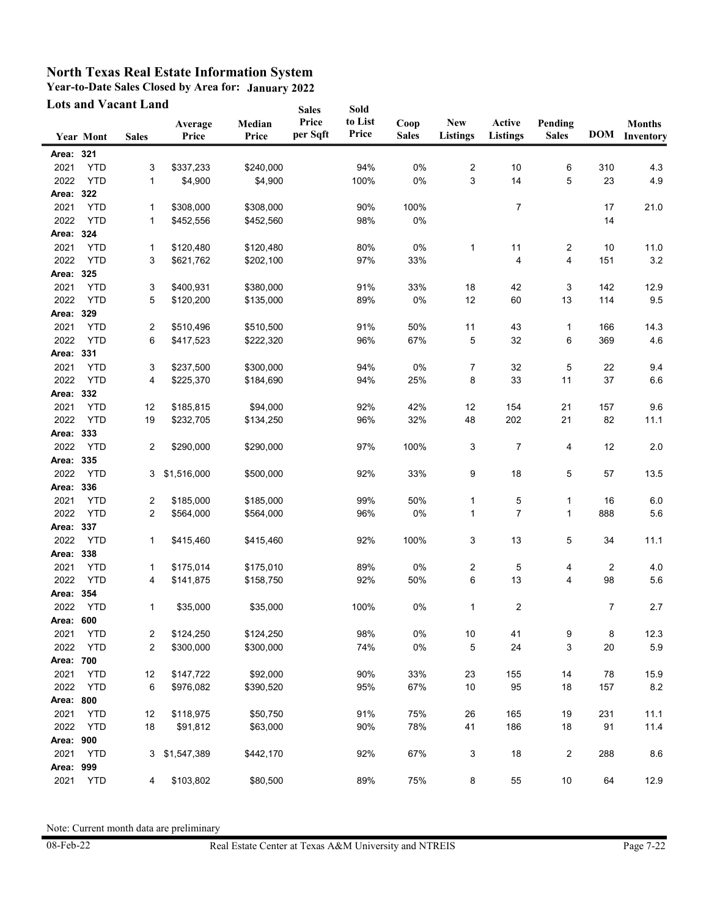# North Texas Real Estate Information System

**Year-to-Date Sales Closed by Area for: January 2022**

**Lots and Vacant Land**

| Year | Mont | Sales | Average Price | Median Price | Sales Price per Sqft | Sold to List Price | Coop Sales | New Listings | Active Listings | Pending Sales | DOM | Months Inventory |
|---|---|---|---|---|---|---|---|---|---|---|---|---|
| **Area: 321** | | | | | | | | | | | | |
| 2021 | YTD | 3 | $337,233 | $240,000 | | 94% | 0% | 2 | 10 | 6 | 310 | 4.3 |
| 2022 | YTD | 1 | $4,900 | $4,900 | | 100% | 0% | 3 | 14 | 5 | 23 | 4.9 |
| **Area: 322** | | | | | | | | | | | | |
| 2021 | YTD | 1 | $308,000 | $308,000 | | 90% | 100% | | 7 | | 17 | 21.0 |
| 2022 | YTD | 1 | $452,556 | $452,560 | | 98% | 0% | | | | 14 | |
| **Area: 324** | | | | | | | | | | | | |
| 2021 | YTD | 1 | $120,480 | $120,480 | | 80% | 0% | 1 | 11 | 2 | 10 | 11.0 |
| 2022 | YTD | 3 | $621,762 | $202,100 | | 97% | 33% | | 4 | 4 | 151 | 3.2 |
| **Area: 325** | | | | | | | | | | | | |
| 2021 | YTD | 3 | $400,931 | $380,000 | | 91% | 33% | 18 | 42 | 3 | 142 | 12.9 |
| 2022 | YTD | 5 | $120,200 | $135,000 | | 89% | 0% | 12 | 60 | 13 | 114 | 9.5 |
| **Area: 329** | | | | | | | | | | | | |
| 2021 | YTD | 2 | $510,496 | $510,500 | | 91% | 50% | 11 | 43 | 1 | 166 | 14.3 |
| 2022 | YTD | 6 | $417,523 | $222,320 | | 96% | 67% | 5 | 32 | 6 | 369 | 4.6 |
| **Area: 331** | | | | | | | | | | | | |
| 2021 | YTD | 3 | $237,500 | $300,000 | | 94% | 0% | 7 | 32 | 5 | 22 | 9.4 |
| 2022 | YTD | 4 | $225,370 | $184,690 | | 94% | 25% | 8 | 33 | 11 | 37 | 6.6 |
| **Area: 332** | | | | | | | | | | | | |
| 2021 | YTD | 12 | $185,815 | $94,000 | | 92% | 42% | 12 | 154 | 21 | 157 | 9.6 |
| 2022 | YTD | 19 | $232,705 | $134,250 | | 96% | 32% | 48 | 202 | 21 | 82 | 11.1 |
| **Area: 333** | | | | | | | | | | | | |
| 2022 | YTD | 2 | $290,000 | $290,000 | | 97% | 100% | 3 | 7 | 4 | 12 | 2.0 |
| **Area: 335** | | | | | | | | | | | | |
| 2022 | YTD | 3 | $1,516,000 | $500,000 | | 92% | 33% | 9 | 18 | 5 | 57 | 13.5 |
| **Area: 336** | | | | | | | | | | | | |
| 2021 | YTD | 2 | $185,000 | $185,000 | | 99% | 50% | 1 | 5 | 1 | 16 | 6.0 |
| 2022 | YTD | 2 | $564,000 | $564,000 | | 96% | 0% | 1 | 7 | 1 | 888 | 5.6 |
| **Area: 337** | | | | | | | | | | | | |
| 2022 | YTD | 1 | $415,460 | $415,460 | | 92% | 100% | 3 | 13 | 5 | 34 | 11.1 |
| **Area: 338** | | | | | | | | | | | | |
| 2021 | YTD | 1 | $175,014 | $175,010 | | 89% | 0% | 2 | 5 | 4 | 2 | 4.0 |
| 2022 | YTD | 4 | $141,875 | $158,750 | | 92% | 50% | 6 | 13 | 4 | 98 | 5.6 |
| **Area: 354** | | | | | | | | | | | | |
| 2022 | YTD | 1 | $35,000 | $35,000 | | 100% | 0% | 1 | 2 | | 7 | 2.7 |
| **Area: 600** | | | | | | | | | | | | |
| 2021 | YTD | 2 | $124,250 | $124,250 | | 98% | 0% | 10 | 41 | 9 | 8 | 12.3 |
| 2022 | YTD | 2 | $300,000 | $300,000 | | 74% | 0% | 5 | 24 | 3 | 20 | 5.9 |
| **Area: 700** | | | | | | | | | | | | |
| 2021 | YTD | 12 | $147,722 | $92,000 | | 90% | 33% | 23 | 155 | 14 | 78 | 15.9 |
| 2022 | YTD | 6 | $976,082 | $390,520 | | 95% | 67% | 10 | 95 | 18 | 157 | 8.2 |
| **Area: 800** | | | | | | | | | | | | |
| 2021 | YTD | 12 | $118,975 | $50,750 | | 91% | 75% | 26 | 165 | 19 | 231 | 11.1 |
| 2022 | YTD | 18 | $91,812 | $63,000 | | 90% | 78% | 41 | 186 | 18 | 91 | 11.4 |
| **Area: 900** | | | | | | | | | | | | |
| 2021 | YTD | 3 | $1,547,389 | $442,170 | | 92% | 67% | 3 | 18 | 2 | 288 | 8.6 |
| **Area: 999** | | | | | | | | | | | | |
| 2021 | YTD | 4 | $103,802 | $80,500 | | 89% | 75% | 8 | 55 | 10 | 64 | 12.9 |

Note: Current month data are preliminary

08-Feb-22 Real Estate Center at Texas A&M University and NTREIS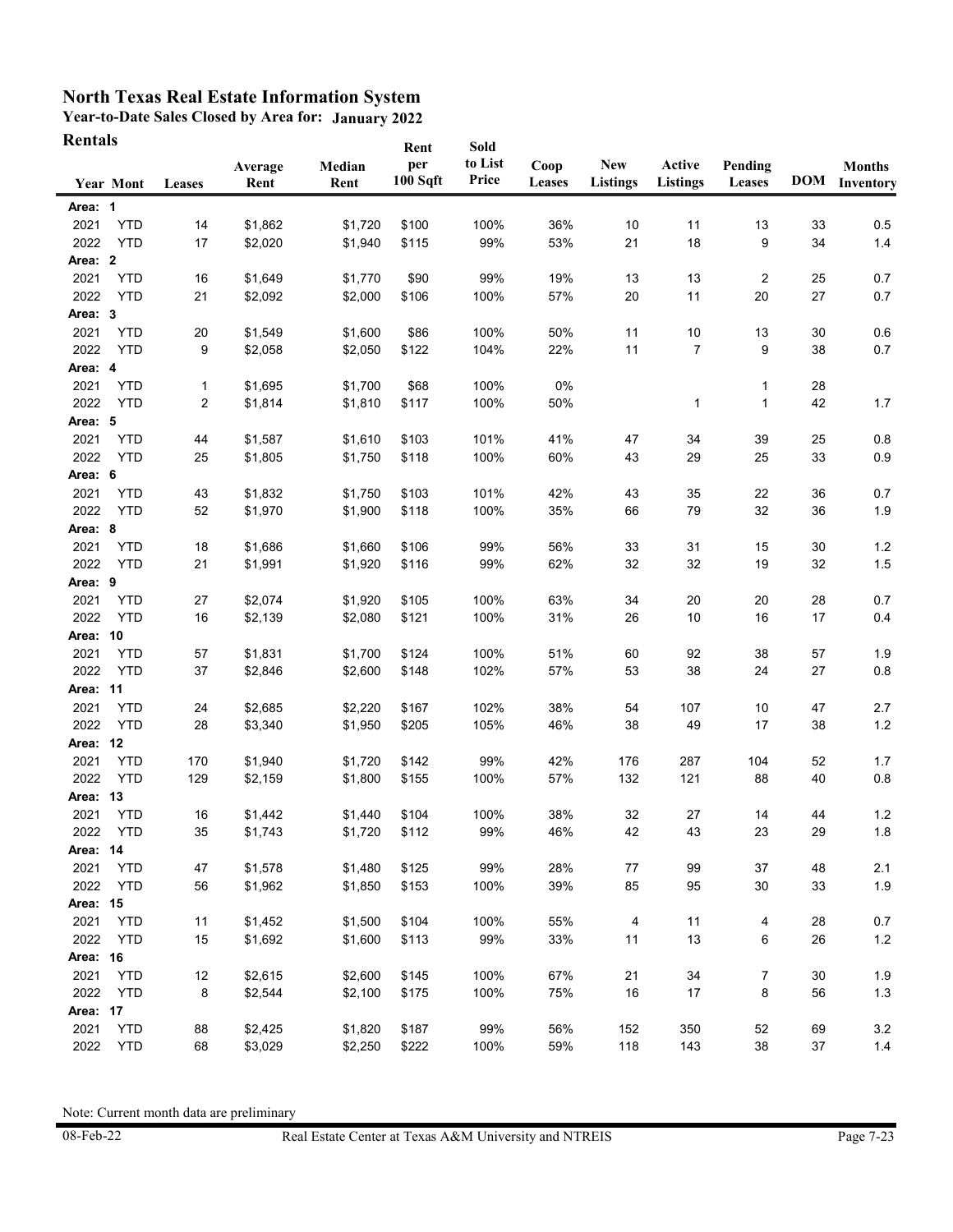# North Texas Real Estate Information System

**Year-to-Date Sales Closed by Area for: January 2022**

**Rentals**

| Year | Mont | Leases | Average Rent | Median Rent | Rent per 100 Sqft | Sold to List Price | Coop Leases | New Listings | Active Listings | Pending Leases | DOM | Months Inventory |
|---|---|---|---|---|---|---|---|---|---|---|---|---|
| **Area: 1** | | | | | | | | | | | | |
| 2021 | YTD | 14 | $1,862 | $1,720 | $100 | 100% | 36% | 10 | 11 | 13 | 33 | 0.5 |
| 2022 | YTD | 17 | $2,020 | $1,940 | $115 | 99% | 53% | 21 | 18 | 9 | 34 | 1.4 |
| **Area: 2** | | | | | | | | | | | | |
| 2021 | YTD | 16 | $1,649 | $1,770 | $90 | 99% | 19% | 13 | 13 | 2 | 25 | 0.7 |
| 2022 | YTD | 21 | $2,092 | $2,000 | $106 | 100% | 57% | 20 | 11 | 20 | 27 | 0.7 |
| **Area: 3** | | | | | | | | | | | | |
| 2021 | YTD | 20 | $1,549 | $1,600 | $86 | 100% | 50% | 11 | 10 | 13 | 30 | 0.6 |
| 2022 | YTD | 9 | $2,058 | $2,050 | $122 | 104% | 22% | 11 | 7 | 9 | 38 | 0.7 |
| **Area: 4** | | | | | | | | | | | | |
| 2021 | YTD | 1 | $1,695 | $1,700 | $68 | 100% | 0% | | | 1 | 28 | |
| 2022 | YTD | 2 | $1,814 | $1,810 | $117 | 100% | 50% | | 1 | 1 | 42 | 1.7 |
| **Area: 5** | | | | | | | | | | | | |
| 2021 | YTD | 44 | $1,587 | $1,610 | $103 | 101% | 41% | 47 | 34 | 39 | 25 | 0.8 |
| 2022 | YTD | 25 | $1,805 | $1,750 | $118 | 100% | 60% | 43 | 29 | 25 | 33 | 0.9 |
| **Area: 6** | | | | | | | | | | | | |
| 2021 | YTD | 43 | $1,832 | $1,750 | $103 | 101% | 42% | 43 | 35 | 22 | 36 | 0.7 |
| 2022 | YTD | 52 | $1,970 | $1,900 | $118 | 100% | 35% | 66 | 79 | 32 | 36 | 1.9 |
| **Area: 8** | | | | | | | | | | | | |
| 2021 | YTD | 18 | $1,686 | $1,660 | $106 | 99% | 56% | 33 | 31 | 15 | 30 | 1.2 |
| 2022 | YTD | 21 | $1,991 | $1,920 | $116 | 99% | 62% | 32 | 32 | 19 | 32 | 1.5 |
| **Area: 9** | | | | | | | | | | | | |
| 2021 | YTD | 27 | $2,074 | $1,920 | $105 | 100% | 63% | 34 | 20 | 20 | 28 | 0.7 |
| 2022 | YTD | 16 | $2,139 | $2,080 | $121 | 100% | 31% | 26 | 10 | 16 | 17 | 0.4 |
| **Area: 10** | | | | | | | | | | | | |
| 2021 | YTD | 57 | $1,831 | $1,700 | $124 | 100% | 51% | 60 | 92 | 38 | 57 | 1.9 |
| 2022 | YTD | 37 | $2,846 | $2,600 | $148 | 102% | 57% | 53 | 38 | 24 | 27 | 0.8 |
| **Area: 11** | | | | | | | | | | | | |
| 2021 | YTD | 24 | $2,685 | $2,220 | $167 | 102% | 38% | 54 | 107 | 10 | 47 | 2.7 |
| 2022 | YTD | 28 | $3,340 | $1,950 | $205 | 105% | 46% | 38 | 49 | 17 | 38 | 1.2 |
| **Area: 12** | | | | | | | | | | | | |
| 2021 | YTD | 170 | $1,940 | $1,720 | $142 | 99% | 42% | 176 | 287 | 104 | 52 | 1.7 |
| 2022 | YTD | 129 | $2,159 | $1,800 | $155 | 100% | 57% | 132 | 121 | 88 | 40 | 0.8 |
| **Area: 13** | | | | | | | | | | | | |
| 2021 | YTD | 16 | $1,442 | $1,440 | $104 | 100% | 38% | 32 | 27 | 14 | 44 | 1.2 |
| 2022 | YTD | 35 | $1,743 | $1,720 | $112 | 99% | 46% | 42 | 43 | 23 | 29 | 1.8 |
| **Area: 14** | | | | | | | | | | | | |
| 2021 | YTD | 47 | $1,578 | $1,480 | $125 | 99% | 28% | 77 | 99 | 37 | 48 | 2.1 |
| 2022 | YTD | 56 | $1,962 | $1,850 | $153 | 100% | 39% | 85 | 95 | 30 | 33 | 1.9 |
| **Area: 15** | | | | | | | | | | | | |
| 2021 | YTD | 11 | $1,452 | $1,500 | $104 | 100% | 55% | 4 | 11 | 4 | 28 | 0.7 |
| 2022 | YTD | 15 | $1,692 | $1,600 | $113 | 99% | 33% | 11 | 13 | 6 | 26 | 1.2 |
| **Area: 16** | | | | | | | | | | | | |
| 2021 | YTD | 12 | $2,615 | $2,600 | $145 | 100% | 67% | 21 | 34 | 7 | 30 | 1.9 |
| 2022 | YTD | 8 | $2,544 | $2,100 | $175 | 100% | 75% | 16 | 17 | 8 | 56 | 1.3 |
| **Area: 17** | | | | | | | | | | | | |
| 2021 | YTD | 88 | $2,425 | $1,820 | $187 | 99% | 56% | 152 | 350 | 52 | 69 | 3.2 |
| 2022 | YTD | 68 | $3,029 | $2,250 | $222 | 100% | 59% | 118 | 143 | 38 | 37 | 1.4 |

Note: Current month data are preliminary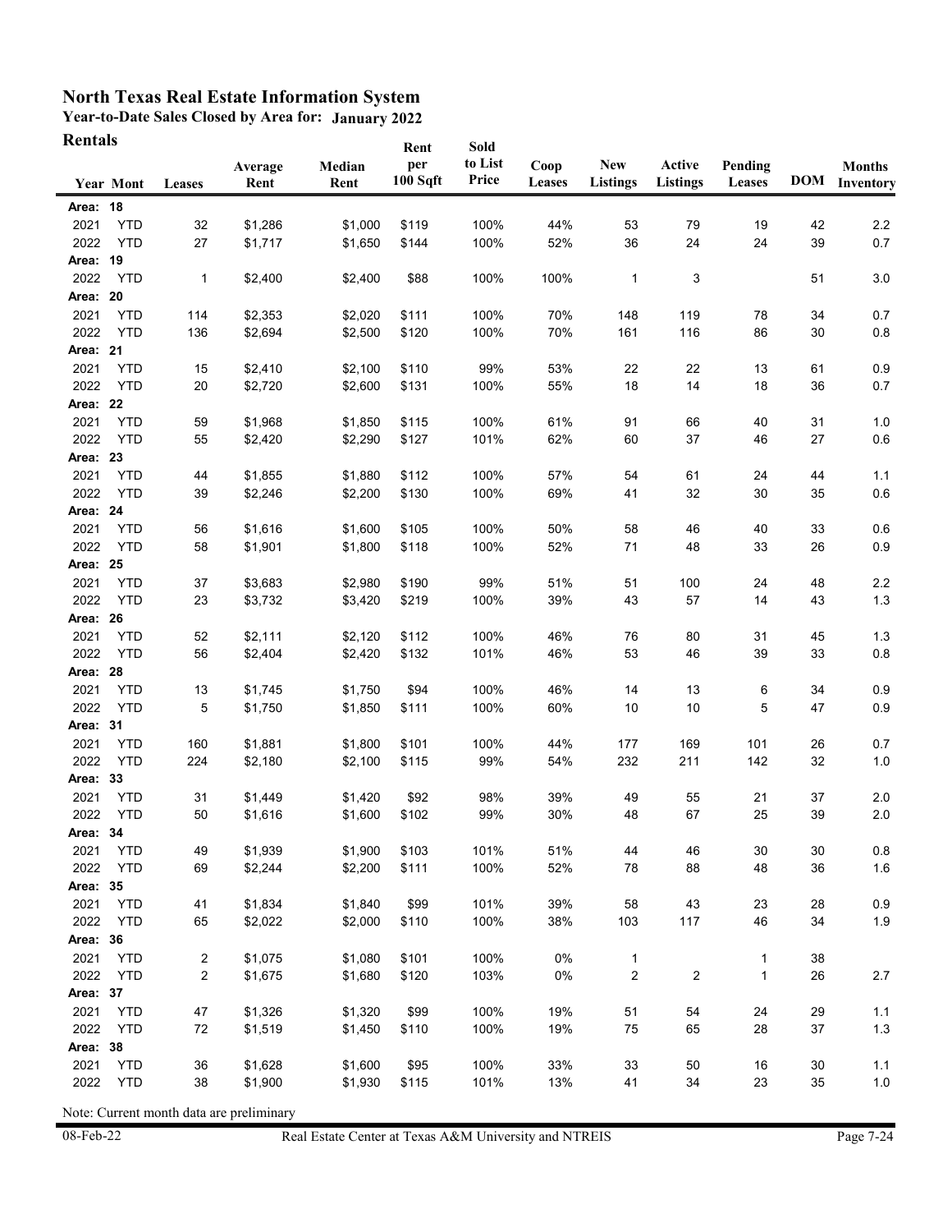# North Texas Real Estate Information System

**Year-to-Date Sales Closed by Area for: January 2022**

**Rentals**

| Year | Mont | Leases | Average Rent | Median Rent | Rent per 100 Sqft | Sold to List Price | Coop Leases | New Listings | Active Listings | Pending Leases | DOM | Months Inventory |
|---|---|---|---|---|---|---|---|---|---|---|---|---|
| **Area: 18** | | | | | | | | | | | | |
| 2021 | YTD | 32 | $1,286 | $1,000 | $119 | 100% | 44% | 53 | 79 | 19 | 42 | 2.2 |
| 2022 | YTD | 27 | $1,717 | $1,650 | $144 | 100% | 52% | 36 | 24 | 24 | 39 | 0.7 |
| **Area: 19** | | | | | | | | | | | | |
| 2022 | YTD | 1 | $2,400 | $2,400 | $88 | 100% | 100% | 1 | 3 | | 51 | 3.0 |
| **Area: 20** | | | | | | | | | | | | |
| 2021 | YTD | 114 | $2,353 | $2,020 | $111 | 100% | 70% | 148 | 119 | 78 | 34 | 0.7 |
| 2022 | YTD | 136 | $2,694 | $2,500 | $120 | 100% | 70% | 161 | 116 | 86 | 30 | 0.8 |
| **Area: 21** | | | | | | | | | | | | |
| 2021 | YTD | 15 | $2,410 | $2,100 | $110 | 99% | 53% | 22 | 22 | 13 | 61 | 0.9 |
| 2022 | YTD | 20 | $2,720 | $2,600 | $131 | 100% | 55% | 18 | 14 | 18 | 36 | 0.7 |
| **Area: 22** | | | | | | | | | | | | |
| 2021 | YTD | 59 | $1,968 | $1,850 | $115 | 100% | 61% | 91 | 66 | 40 | 31 | 1.0 |
| 2022 | YTD | 55 | $2,420 | $2,290 | $127 | 101% | 62% | 60 | 37 | 46 | 27 | 0.6 |
| **Area: 23** | | | | | | | | | | | | |
| 2021 | YTD | 44 | $1,855 | $1,880 | $112 | 100% | 57% | 54 | 61 | 24 | 44 | 1.1 |
| 2022 | YTD | 39 | $2,246 | $2,200 | $130 | 100% | 69% | 41 | 32 | 30 | 35 | 0.6 |
| **Area: 24** | | | | | | | | | | | | |
| 2021 | YTD | 56 | $1,616 | $1,600 | $105 | 100% | 50% | 58 | 46 | 40 | 33 | 0.6 |
| 2022 | YTD | 58 | $1,901 | $1,800 | $118 | 100% | 52% | 71 | 48 | 33 | 26 | 0.9 |
| **Area: 25** | | | | | | | | | | | | |
| 2021 | YTD | 37 | $3,683 | $2,980 | $190 | 99% | 51% | 51 | 100 | 24 | 48 | 2.2 |
| 2022 | YTD | 23 | $3,732 | $3,420 | $219 | 100% | 39% | 43 | 57 | 14 | 43 | 1.3 |
| **Area: 26** | | | | | | | | | | | | |
| 2021 | YTD | 52 | $2,111 | $2,120 | $112 | 100% | 46% | 76 | 80 | 31 | 45 | 1.3 |
| 2022 | YTD | 56 | $2,404 | $2,420 | $132 | 101% | 46% | 53 | 46 | 39 | 33 | 0.8 |
| **Area: 28** | | | | | | | | | | | | |
| 2021 | YTD | 13 | $1,745 | $1,750 | $94 | 100% | 46% | 14 | 13 | 6 | 34 | 0.9 |
| 2022 | YTD | 5 | $1,750 | $1,850 | $111 | 100% | 60% | 10 | 10 | 5 | 47 | 0.9 |
| **Area: 31** | | | | | | | | | | | | |
| 2021 | YTD | 160 | $1,881 | $1,800 | $101 | 100% | 44% | 177 | 169 | 101 | 26 | 0.7 |
| 2022 | YTD | 224 | $2,180 | $2,100 | $115 | 99% | 54% | 232 | 211 | 142 | 32 | 1.0 |
| **Area: 33** | | | | | | | | | | | | |
| 2021 | YTD | 31 | $1,449 | $1,420 | $92 | 98% | 39% | 49 | 55 | 21 | 37 | 2.0 |
| 2022 | YTD | 50 | $1,616 | $1,600 | $102 | 99% | 30% | 48 | 67 | 25 | 39 | 2.0 |
| **Area: 34** | | | | | | | | | | | | |
| 2021 | YTD | 49 | $1,939 | $1,900 | $103 | 101% | 51% | 44 | 46 | 30 | 30 | 0.8 |
| 2022 | YTD | 69 | $2,244 | $2,200 | $111 | 100% | 52% | 78 | 88 | 48 | 36 | 1.6 |
| **Area: 35** | | | | | | | | | | | | |
| 2021 | YTD | 41 | $1,834 | $1,840 | $99 | 101% | 39% | 58 | 43 | 23 | 28 | 0.9 |
| 2022 | YTD | 65 | $2,022 | $2,000 | $110 | 100% | 38% | 103 | 117 | 46 | 34 | 1.9 |
| **Area: 36** | | | | | | | | | | | | |
| 2021 | YTD | 2 | $1,075 | $1,080 | $101 | 100% | 0% | 1 | | 1 | 38 | |
| 2022 | YTD | 2 | $1,675 | $1,680 | $120 | 103% | 0% | 2 | 2 | 1 | 26 | 2.7 |
| **Area: 37** | | | | | | | | | | | | |
| 2021 | YTD | 47 | $1,326 | $1,320 | $99 | 100% | 19% | 51 | 54 | 24 | 29 | 1.1 |
| 2022 | YTD | 72 | $1,519 | $1,450 | $110 | 100% | 19% | 75 | 65 | 28 | 37 | 1.3 |
| **Area: 38** | | | | | | | | | | | | |
| 2021 | YTD | 36 | $1,628 | $1,600 | $95 | 100% | 33% | 33 | 50 | 16 | 30 | 1.1 |
| 2022 | YTD | 38 | $1,900 | $1,930 | $115 | 101% | 13% | 41 | 34 | 23 | 35 | 1.0 |

Note: Current month data are preliminary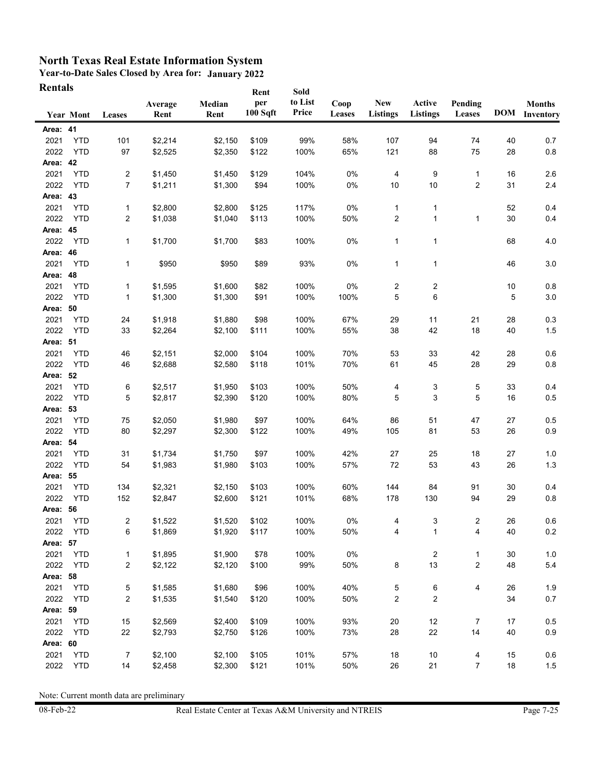# North Texas Real Estate Information System

**Year-to-Date Sales Closed by Area for: January 2022**

**Rentals**

| Year | Mont | Leases | Average Rent | Median Rent | Rent per 100 Sqft | Sold to List Price | Coop Leases | New Listings | Active Listings | Pending Leases | DOM | Months Inventory |
|---|---|---|---|---|---|---|---|---|---|---|---|---|
| **Area: 41** | | | | | | | | | | | | |
| 2021 | YTD | 101 | $2,214 | $2,150 | $109 | 99% | 58% | 107 | 94 | 74 | 40 | 0.7 |
| 2022 | YTD | 97 | $2,525 | $2,350 | $122 | 100% | 65% | 121 | 88 | 75 | 28 | 0.8 |
| **Area: 42** | | | | | | | | | | | | |
| 2021 | YTD | 2 | $1,450 | $1,450 | $129 | 104% | 0% | 4 | 9 | 1 | 16 | 2.6 |
| 2022 | YTD | 7 | $1,211 | $1,300 | $94 | 100% | 0% | 10 | 10 | 2 | 31 | 2.4 |
| **Area: 43** | | | | | | | | | | | | |
| 2021 | YTD | 1 | $2,800 | $2,800 | $125 | 117% | 0% | 1 | 1 | | 52 | 0.4 |
| 2022 | YTD | 2 | $1,038 | $1,040 | $113 | 100% | 50% | 2 | 1 | 1 | 30 | 0.4 |
| **Area: 45** | | | | | | | | | | | | |
| 2022 | YTD | 1 | $1,700 | $1,700 | $83 | 100% | 0% | 1 | 1 | | 68 | 4.0 |
| **Area: 46** | | | | | | | | | | | | |
| 2021 | YTD | 1 | $950 | $950 | $89 | 93% | 0% | 1 | 1 | | 46 | 3.0 |
| **Area: 48** | | | | | | | | | | | | |
| 2021 | YTD | 1 | $1,595 | $1,600 | $82 | 100% | 0% | 2 | 2 | | 10 | 0.8 |
| 2022 | YTD | 1 | $1,300 | $1,300 | $91 | 100% | 100% | 5 | 6 | | 5 | 3.0 |
| **Area: 50** | | | | | | | | | | | | |
| 2021 | YTD | 24 | $1,918 | $1,880 | $98 | 100% | 67% | 29 | 11 | 21 | 28 | 0.3 |
| 2022 | YTD | 33 | $2,264 | $2,100 | $111 | 100% | 55% | 38 | 42 | 18 | 40 | 1.5 |
| **Area: 51** | | | | | | | | | | | | |
| 2021 | YTD | 46 | $2,151 | $2,000 | $104 | 100% | 70% | 53 | 33 | 42 | 28 | 0.6 |
| 2022 | YTD | 46 | $2,688 | $2,580 | $118 | 101% | 70% | 61 | 45 | 28 | 29 | 0.8 |
| **Area: 52** | | | | | | | | | | | | |
| 2021 | YTD | 6 | $2,517 | $1,950 | $103 | 100% | 50% | 4 | 3 | 5 | 33 | 0.4 |
| 2022 | YTD | 5 | $2,817 | $2,390 | $120 | 100% | 80% | 5 | 3 | 5 | 16 | 0.5 |
| **Area: 53** | | | | | | | | | | | | |
| 2021 | YTD | 75 | $2,050 | $1,980 | $97 | 100% | 64% | 86 | 51 | 47 | 27 | 0.5 |
| 2022 | YTD | 80 | $2,297 | $2,300 | $122 | 100% | 49% | 105 | 81 | 53 | 26 | 0.9 |
| **Area: 54** | | | | | | | | | | | | |
| 2021 | YTD | 31 | $1,734 | $1,750 | $97 | 100% | 42% | 27 | 25 | 18 | 27 | 1.0 |
| 2022 | YTD | 54 | $1,983 | $1,980 | $103 | 100% | 57% | 72 | 53 | 43 | 26 | 1.3 |
| **Area: 55** | | | | | | | | | | | | |
| 2021 | YTD | 134 | $2,321 | $2,150 | $103 | 100% | 60% | 144 | 84 | 91 | 30 | 0.4 |
| 2022 | YTD | 152 | $2,847 | $2,600 | $121 | 101% | 68% | 178 | 130 | 94 | 29 | 0.8 |
| **Area: 56** | | | | | | | | | | | | |
| 2021 | YTD | 2 | $1,522 | $1,520 | $102 | 100% | 0% | 4 | 3 | 2 | 26 | 0.6 |
| 2022 | YTD | 6 | $1,869 | $1,920 | $117 | 100% | 50% | 4 | 1 | 4 | 40 | 0.2 |
| **Area: 57** | | | | | | | | | | | | |
| 2021 | YTD | 1 | $1,895 | $1,900 | $78 | 100% | 0% | | 2 | 1 | 30 | 1.0 |
| 2022 | YTD | 2 | $2,122 | $2,120 | $100 | 99% | 50% | 8 | 13 | 2 | 48 | 5.4 |
| **Area: 58** | | | | | | | | | | | | |
| 2021 | YTD | 5 | $1,585 | $1,680 | $96 | 100% | 40% | 5 | 6 | 4 | 26 | 1.9 |
| 2022 | YTD | 2 | $1,535 | $1,540 | $120 | 100% | 50% | 2 | 2 | | 34 | 0.7 |
| **Area: 59** | | | | | | | | | | | | |
| 2021 | YTD | 15 | $2,569 | $2,400 | $109 | 100% | 93% | 20 | 12 | 7 | 17 | 0.5 |
| 2022 | YTD | 22 | $2,793 | $2,750 | $126 | 100% | 73% | 28 | 22 | 14 | 40 | 0.9 |
| **Area: 60** | | | | | | | | | | | | |
| 2021 | YTD | 7 | $2,100 | $2,100 | $105 | 101% | 57% | 18 | 10 | 4 | 15 | 0.6 |
| 2022 | YTD | 14 | $2,458 | $2,300 | $121 | 101% | 50% | 26 | 21 | 7 | 18 | 1.5 |

Note: Current month data are preliminary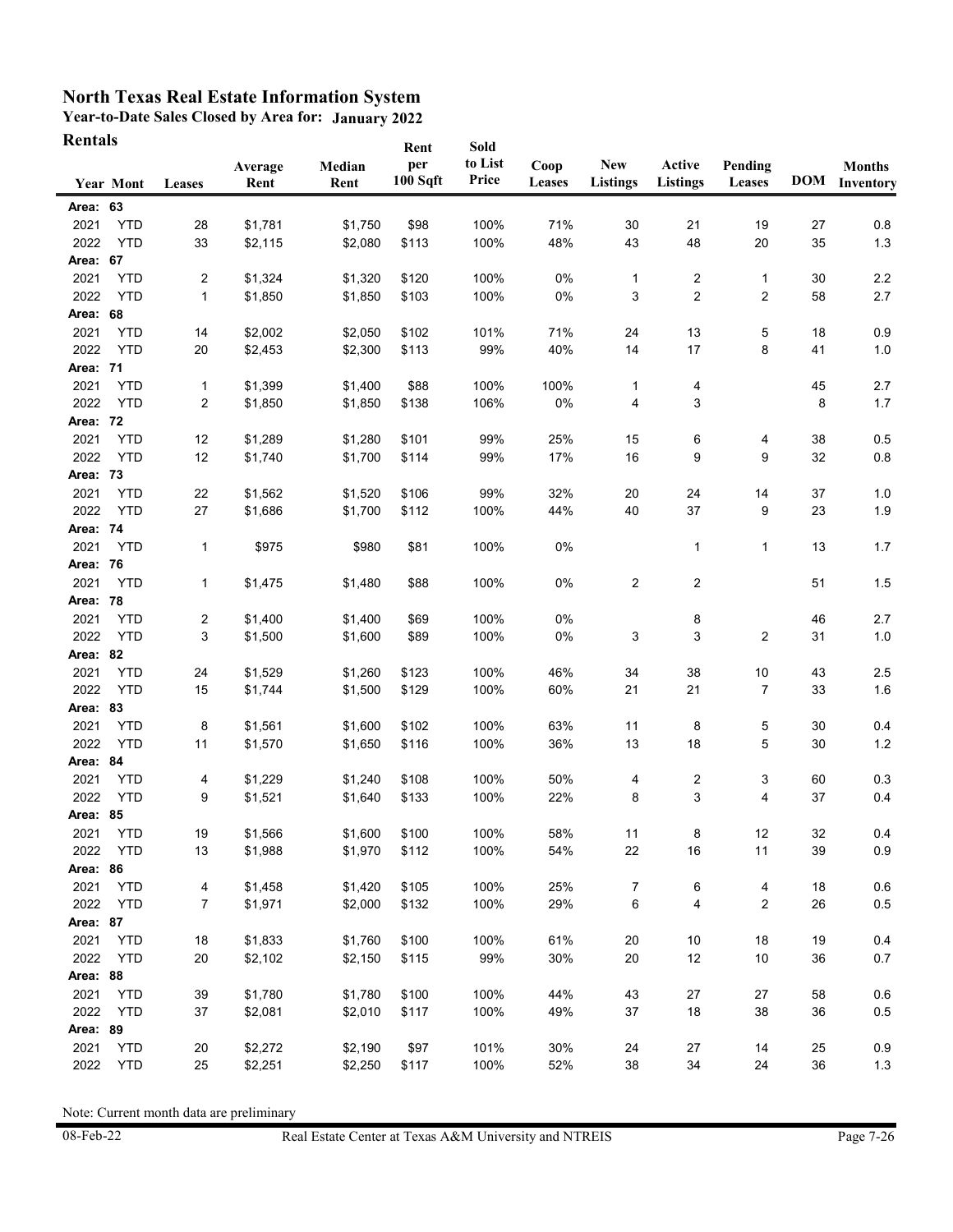# North Texas Real Estate Information System

**Year-to-Date Sales Closed by Area for: January 2022**

**Rentals**

| Year | Mont | Leases | Average Rent | Median Rent | Rent per 100 Sqft | Sold to List Price | Coop Leases | New Listings | Active Listings | Pending Leases | DOM | Months Inventory |
|---|---|---|---|---|---|---|---|---|---|---|---|---|
| **Area: 63** | | | | | | | | | | | | |
| 2021 | YTD | 28 | $1,781 | $1,750 | $98 | 100% | 71% | 30 | 21 | 19 | 27 | 0.8 |
| 2022 | YTD | 33 | $2,115 | $2,080 | $113 | 100% | 48% | 43 | 48 | 20 | 35 | 1.3 |
| **Area: 67** | | | | | | | | | | | | |
| 2021 | YTD | 2 | $1,324 | $1,320 | $120 | 100% | 0% | 1 | 2 | 1 | 30 | 2.2 |
| 2022 | YTD | 1 | $1,850 | $1,850 | $103 | 100% | 0% | 3 | 2 | 2 | 58 | 2.7 |
| **Area: 68** | | | | | | | | | | | | |
| 2021 | YTD | 14 | $2,002 | $2,050 | $102 | 101% | 71% | 24 | 13 | 5 | 18 | 0.9 |
| 2022 | YTD | 20 | $2,453 | $2,300 | $113 | 99% | 40% | 14 | 17 | 8 | 41 | 1.0 |
| **Area: 71** | | | | | | | | | | | | |
| 2021 | YTD | 1 | $1,399 | $1,400 | $88 | 100% | 100% | 1 | 4 | | 45 | 2.7 |
| 2022 | YTD | 2 | $1,850 | $1,850 | $138 | 106% | 0% | 4 | 3 | | 8 | 1.7 |
| **Area: 72** | | | | | | | | | | | | |
| 2021 | YTD | 12 | $1,289 | $1,280 | $101 | 99% | 25% | 15 | 6 | 4 | 38 | 0.5 |
| 2022 | YTD | 12 | $1,740 | $1,700 | $114 | 99% | 17% | 16 | 9 | 9 | 32 | 0.8 |
| **Area: 73** | | | | | | | | | | | | |
| 2021 | YTD | 22 | $1,562 | $1,520 | $106 | 99% | 32% | 20 | 24 | 14 | 37 | 1.0 |
| 2022 | YTD | 27 | $1,686 | $1,700 | $112 | 100% | 44% | 40 | 37 | 9 | 23 | 1.9 |
| **Area: 74** | | | | | | | | | | | | |
| 2021 | YTD | 1 | $975 | $980 | $81 | 100% | 0% | | 1 | 1 | 13 | 1.7 |
| **Area: 76** | | | | | | | | | | | | |
| 2021 | YTD | 1 | $1,475 | $1,480 | $88 | 100% | 0% | 2 | 2 | | 51 | 1.5 |
| **Area: 78** | | | | | | | | | | | | |
| 2021 | YTD | 2 | $1,400 | $1,400 | $69 | 100% | 0% | | 8 | | 46 | 2.7 |
| 2022 | YTD | 3 | $1,500 | $1,600 | $89 | 100% | 0% | 3 | 3 | 2 | 31 | 1.0 |
| **Area: 82** | | | | | | | | | | | | |
| 2021 | YTD | 24 | $1,529 | $1,260 | $123 | 100% | 46% | 34 | 38 | 10 | 43 | 2.5 |
| 2022 | YTD | 15 | $1,744 | $1,500 | $129 | 100% | 60% | 21 | 21 | 7 | 33 | 1.6 |
| **Area: 83** | | | | | | | | | | | | |
| 2021 | YTD | 8 | $1,561 | $1,600 | $102 | 100% | 63% | 11 | 8 | 5 | 30 | 0.4 |
| 2022 | YTD | 11 | $1,570 | $1,650 | $116 | 100% | 36% | 13 | 18 | 5 | 30 | 1.2 |
| **Area: 84** | | | | | | | | | | | | |
| 2021 | YTD | 4 | $1,229 | $1,240 | $108 | 100% | 50% | 4 | 2 | 3 | 60 | 0.3 |
| 2022 | YTD | 9 | $1,521 | $1,640 | $133 | 100% | 22% | 8 | 3 | 4 | 37 | 0.4 |
| **Area: 85** | | | | | | | | | | | | |
| 2021 | YTD | 19 | $1,566 | $1,600 | $100 | 100% | 58% | 11 | 8 | 12 | 32 | 0.4 |
| 2022 | YTD | 13 | $1,988 | $1,970 | $112 | 100% | 54% | 22 | 16 | 11 | 39 | 0.9 |
| **Area: 86** | | | | | | | | | | | | |
| 2021 | YTD | 4 | $1,458 | $1,420 | $105 | 100% | 25% | 7 | 6 | 4 | 18 | 0.6 |
| 2022 | YTD | 7 | $1,971 | $2,000 | $132 | 100% | 29% | 6 | 4 | 2 | 26 | 0.5 |
| **Area: 87** | | | | | | | | | | | | |
| 2021 | YTD | 18 | $1,833 | $1,760 | $100 | 100% | 61% | 20 | 10 | 18 | 19 | 0.4 |
| 2022 | YTD | 20 | $2,102 | $2,150 | $115 | 99% | 30% | 20 | 12 | 10 | 36 | 0.7 |
| **Area: 88** | | | | | | | | | | | | |
| 2021 | YTD | 39 | $1,780 | $1,780 | $100 | 100% | 44% | 43 | 27 | 27 | 58 | 0.6 |
| 2022 | YTD | 37 | $2,081 | $2,010 | $117 | 100% | 49% | 37 | 18 | 38 | 36 | 0.5 |
| **Area: 89** | | | | | | | | | | | | |
| 2021 | YTD | 20 | $2,272 | $2,190 | $97 | 101% | 30% | 24 | 27 | 14 | 25 | 0.9 |
| 2022 | YTD | 25 | $2,251 | $2,250 | $117 | 100% | 52% | 38 | 34 | 24 | 36 | 1.3 |

Note: Current month data are preliminary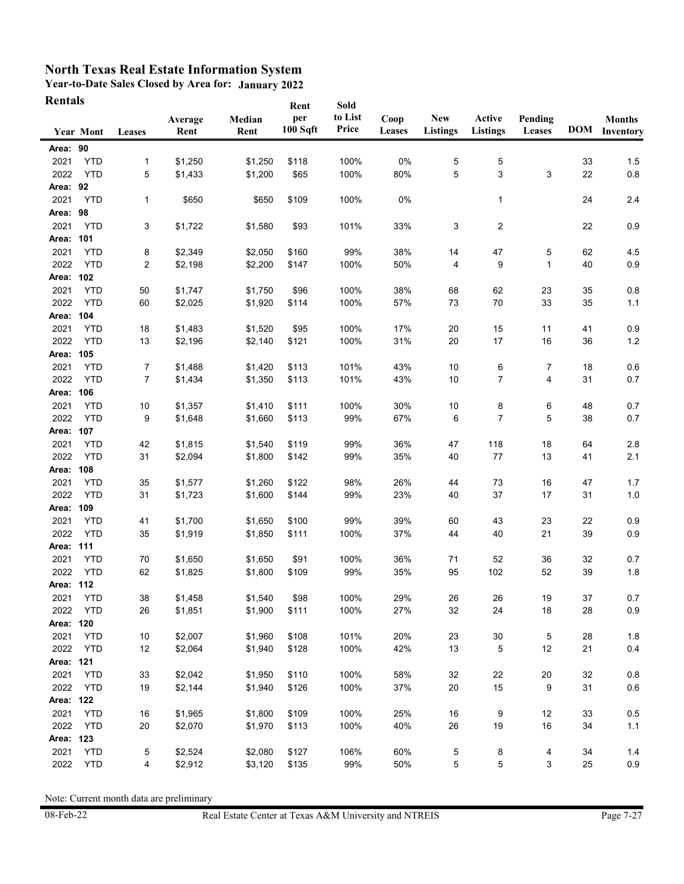# North Texas Real Estate Information System

**Year-to-Date Sales Closed by Area for: January 2022**

**Rentals**

| Year | Mont | Leases | Average Rent | Median Rent | Rent per 100 Sqft | Sold to List Price | Coop Leases | New Listings | Active Listings | Pending Leases | DOM | Months Inventory |
|---|---|---|---|---|---|---|---|---|---|---|---|---|
| **Area: 90** | | | | | | | | | | | | |
| 2021 | YTD | 1 | $1,250 | $1,250 | $118 | 100% | 0% | 5 | 5 | | 33 | 1.5 |
| 2022 | YTD | 5 | $1,433 | $1,200 | $65 | 100% | 80% | 5 | 3 | 3 | 22 | 0.8 |
| **Area: 92** | | | | | | | | | | | | |
| 2021 | YTD | 1 | $650 | $650 | $109 | 100% | 0% | | 1 | | 24 | 2.4 |
| **Area: 98** | | | | | | | | | | | | |
| 2021 | YTD | 3 | $1,722 | $1,580 | $93 | 101% | 33% | 3 | 2 | | 22 | 0.9 |
| **Area: 101** | | | | | | | | | | | | |
| 2021 | YTD | 8 | $2,349 | $2,050 | $160 | 99% | 38% | 14 | 47 | 5 | 62 | 4.5 |
| 2022 | YTD | 2 | $2,198 | $2,200 | $147 | 100% | 50% | 4 | 9 | 1 | 40 | 0.9 |
| **Area: 102** | | | | | | | | | | | | |
| 2021 | YTD | 50 | $1,747 | $1,750 | $96 | 100% | 38% | 68 | 62 | 23 | 35 | 0.8 |
| 2022 | YTD | 60 | $2,025 | $1,920 | $114 | 100% | 57% | 73 | 70 | 33 | 35 | 1.1 |
| **Area: 104** | | | | | | | | | | | | |
| 2021 | YTD | 18 | $1,483 | $1,520 | $95 | 100% | 17% | 20 | 15 | 11 | 41 | 0.9 |
| 2022 | YTD | 13 | $2,196 | $2,140 | $121 | 100% | 31% | 20 | 17 | 16 | 36 | 1.2 |
| **Area: 105** | | | | | | | | | | | | |
| 2021 | YTD | 7 | $1,488 | $1,420 | $113 | 101% | 43% | 10 | 6 | 7 | 18 | 0.6 |
| 2022 | YTD | 7 | $1,434 | $1,350 | $113 | 101% | 43% | 10 | 7 | 4 | 31 | 0.7 |
| **Area: 106** | | | | | | | | | | | | |
| 2021 | YTD | 10 | $1,357 | $1,410 | $111 | 100% | 30% | 10 | 8 | 6 | 48 | 0.7 |
| 2022 | YTD | 9 | $1,648 | $1,660 | $113 | 99% | 67% | 6 | 7 | 5 | 38 | 0.7 |
| **Area: 107** | | | | | | | | | | | | |
| 2021 | YTD | 42 | $1,815 | $1,540 | $119 | 99% | 36% | 47 | 118 | 18 | 64 | 2.8 |
| 2022 | YTD | 31 | $2,094 | $1,800 | $142 | 99% | 35% | 40 | 77 | 13 | 41 | 2.1 |
| **Area: 108** | | | | | | | | | | | | |
| 2021 | YTD | 35 | $1,577 | $1,260 | $122 | 98% | 26% | 44 | 73 | 16 | 47 | 1.7 |
| 2022 | YTD | 31 | $1,723 | $1,600 | $144 | 99% | 23% | 40 | 37 | 17 | 31 | 1.0 |
| **Area: 109** | | | | | | | | | | | | |
| 2021 | YTD | 41 | $1,700 | $1,650 | $100 | 99% | 39% | 60 | 43 | 23 | 22 | 0.9 |
| 2022 | YTD | 35 | $1,919 | $1,850 | $111 | 100% | 37% | 44 | 40 | 21 | 39 | 0.9 |
| **Area: 111** | | | | | | | | | | | | |
| 2021 | YTD | 70 | $1,650 | $1,650 | $91 | 100% | 36% | 71 | 52 | 36 | 32 | 0.7 |
| 2022 | YTD | 62 | $1,825 | $1,800 | $109 | 99% | 35% | 95 | 102 | 52 | 39 | 1.8 |
| **Area: 112** | | | | | | | | | | | | |
| 2021 | YTD | 38 | $1,458 | $1,540 | $98 | 100% | 29% | 26 | 26 | 19 | 37 | 0.7 |
| 2022 | YTD | 26 | $1,851 | $1,900 | $111 | 100% | 27% | 32 | 24 | 18 | 28 | 0.9 |
| **Area: 120** | | | | | | | | | | | | |
| 2021 | YTD | 10 | $2,007 | $1,960 | $108 | 101% | 20% | 23 | 30 | 5 | 28 | 1.8 |
| 2022 | YTD | 12 | $2,064 | $1,940 | $128 | 100% | 42% | 13 | 5 | 12 | 21 | 0.4 |
| **Area: 121** | | | | | | | | | | | | |
| 2021 | YTD | 33 | $2,042 | $1,950 | $110 | 100% | 58% | 32 | 22 | 20 | 32 | 0.8 |
| 2022 | YTD | 19 | $2,144 | $1,940 | $126 | 100% | 37% | 20 | 15 | 9 | 31 | 0.6 |
| **Area: 122** | | | | | | | | | | | | |
| 2021 | YTD | 16 | $1,965 | $1,800 | $109 | 100% | 25% | 16 | 9 | 12 | 33 | 0.5 |
| 2022 | YTD | 20 | $2,070 | $1,970 | $113 | 100% | 40% | 26 | 19 | 16 | 34 | 1.1 |
| **Area: 123** | | | | | | | | | | | | |
| 2021 | YTD | 5 | $2,524 | $2,080 | $127 | 106% | 60% | 5 | 8 | 4 | 34 | 1.4 |
| 2022 | YTD | 4 | $2,912 | $3,120 | $135 | 99% | 50% | 5 | 5 | 3 | 25 | 0.9 |

Note: Current month data are preliminary

08-Feb-22 Real Estate Center at Texas A&M University and NTREIS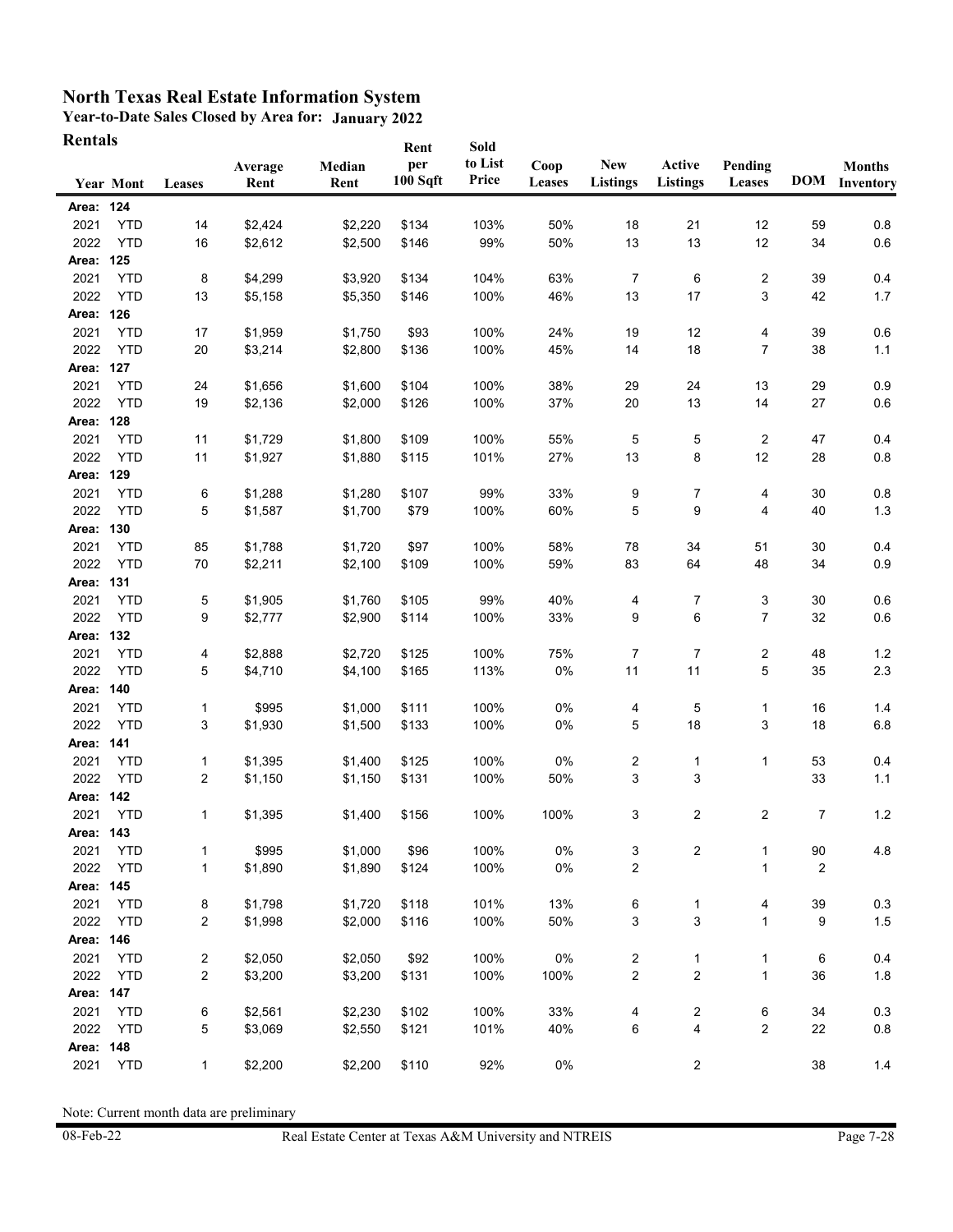# North Texas Real Estate Information System

**Year-to-Date Sales Closed by Area for: January 2022**

**Rentals**

| Year | Mont | Leases | Average Rent | Median Rent | Rent per 100 Sqft | Sold to List Price | Coop Leases | New Listings | Active Listings | Pending Leases | DOM | Months Inventory |
|---|---|---|---|---|---|---|---|---|---|---|---|---|
| **Area: 124** | | | | | | | | | | | | |
| 2021 | YTD | 14 | $2,424 | $2,220 | $134 | 103% | 50% | 18 | 21 | 12 | 59 | 0.8 |
| 2022 | YTD | 16 | $2,612 | $2,500 | $146 | 99% | 50% | 13 | 13 | 12 | 34 | 0.6 |
| **Area: 125** | | | | | | | | | | | | |
| 2021 | YTD | 8 | $4,299 | $3,920 | $134 | 104% | 63% | 7 | 6 | 2 | 39 | 0.4 |
| 2022 | YTD | 13 | $5,158 | $5,350 | $146 | 100% | 46% | 13 | 17 | 3 | 42 | 1.7 |
| **Area: 126** | | | | | | | | | | | | |
| 2021 | YTD | 17 | $1,959 | $1,750 | $93 | 100% | 24% | 19 | 12 | 4 | 39 | 0.6 |
| 2022 | YTD | 20 | $3,214 | $2,800 | $136 | 100% | 45% | 14 | 18 | 7 | 38 | 1.1 |
| **Area: 127** | | | | | | | | | | | | |
| 2021 | YTD | 24 | $1,656 | $1,600 | $104 | 100% | 38% | 29 | 24 | 13 | 29 | 0.9 |
| 2022 | YTD | 19 | $2,136 | $2,000 | $126 | 100% | 37% | 20 | 13 | 14 | 27 | 0.6 |
| **Area: 128** | | | | | | | | | | | | |
| 2021 | YTD | 11 | $1,729 | $1,800 | $109 | 100% | 55% | 5 | 5 | 2 | 47 | 0.4 |
| 2022 | YTD | 11 | $1,927 | $1,880 | $115 | 101% | 27% | 13 | 8 | 12 | 28 | 0.8 |
| **Area: 129** | | | | | | | | | | | | |
| 2021 | YTD | 6 | $1,288 | $1,280 | $107 | 99% | 33% | 9 | 7 | 4 | 30 | 0.8 |
| 2022 | YTD | 5 | $1,587 | $1,700 | $79 | 100% | 60% | 5 | 9 | 4 | 40 | 1.3 |
| **Area: 130** | | | | | | | | | | | | |
| 2021 | YTD | 85 | $1,788 | $1,720 | $97 | 100% | 58% | 78 | 34 | 51 | 30 | 0.4 |
| 2022 | YTD | 70 | $2,211 | $2,100 | $109 | 100% | 59% | 83 | 64 | 48 | 34 | 0.9 |
| **Area: 131** | | | | | | | | | | | | |
| 2021 | YTD | 5 | $1,905 | $1,760 | $105 | 99% | 40% | 4 | 7 | 3 | 30 | 0.6 |
| 2022 | YTD | 9 | $2,777 | $2,900 | $114 | 100% | 33% | 9 | 6 | 7 | 32 | 0.6 |
| **Area: 132** | | | | | | | | | | | | |
| 2021 | YTD | 4 | $2,888 | $2,720 | $125 | 100% | 75% | 7 | 7 | 2 | 48 | 1.2 |
| 2022 | YTD | 5 | $4,710 | $4,100 | $165 | 113% | 0% | 11 | 11 | 5 | 35 | 2.3 |
| **Area: 140** | | | | | | | | | | | | |
| 2021 | YTD | 1 | $995 | $1,000 | $111 | 100% | 0% | 4 | 5 | 1 | 16 | 1.4 |
| 2022 | YTD | 3 | $1,930 | $1,500 | $133 | 100% | 0% | 5 | 18 | 3 | 18 | 6.8 |
| **Area: 141** | | | | | | | | | | | | |
| 2021 | YTD | 1 | $1,395 | $1,400 | $125 | 100% | 0% | 2 | 1 | 1 | 53 | 0.4 |
| 2022 | YTD | 2 | $1,150 | $1,150 | $131 | 100% | 50% | 3 | 3 | | 33 | 1.1 |
| **Area: 142** | | | | | | | | | | | | |
| 2021 | YTD | 1 | $1,395 | $1,400 | $156 | 100% | 100% | 3 | 2 | 2 | 7 | 1.2 |
| **Area: 143** | | | | | | | | | | | | |
| 2021 | YTD | 1 | $995 | $1,000 | $96 | 100% | 0% | 3 | 2 | 1 | 90 | 4.8 |
| 2022 | YTD | 1 | $1,890 | $1,890 | $124 | 100% | 0% | 2 | | 1 | 2 | |
| **Area: 145** | | | | | | | | | | | | |
| 2021 | YTD | 8 | $1,798 | $1,720 | $118 | 101% | 13% | 6 | 1 | 4 | 39 | 0.3 |
| 2022 | YTD | 2 | $1,998 | $2,000 | $116 | 100% | 50% | 3 | 3 | 1 | 9 | 1.5 |
| **Area: 146** | | | | | | | | | | | | |
| 2021 | YTD | 2 | $2,050 | $2,050 | $92 | 100% | 0% | 2 | 1 | 1 | 6 | 0.4 |
| 2022 | YTD | 2 | $3,200 | $3,200 | $131 | 100% | 100% | 2 | 2 | 1 | 36 | 1.8 |
| **Area: 147** | | | | | | | | | | | | |
| 2021 | YTD | 6 | $2,561 | $2,230 | $102 | 100% | 33% | 4 | 2 | 6 | 34 | 0.3 |
| 2022 | YTD | 5 | $3,069 | $2,550 | $121 | 101% | 40% | 6 | 4 | 2 | 22 | 0.8 |
| **Area: 148** | | | | | | | | | | | | |
| 2021 | YTD | 1 | $2,200 | $2,200 | $110 | 92% | 0% | | 2 | | 38 | 1.4 |

Note: Current month data are preliminary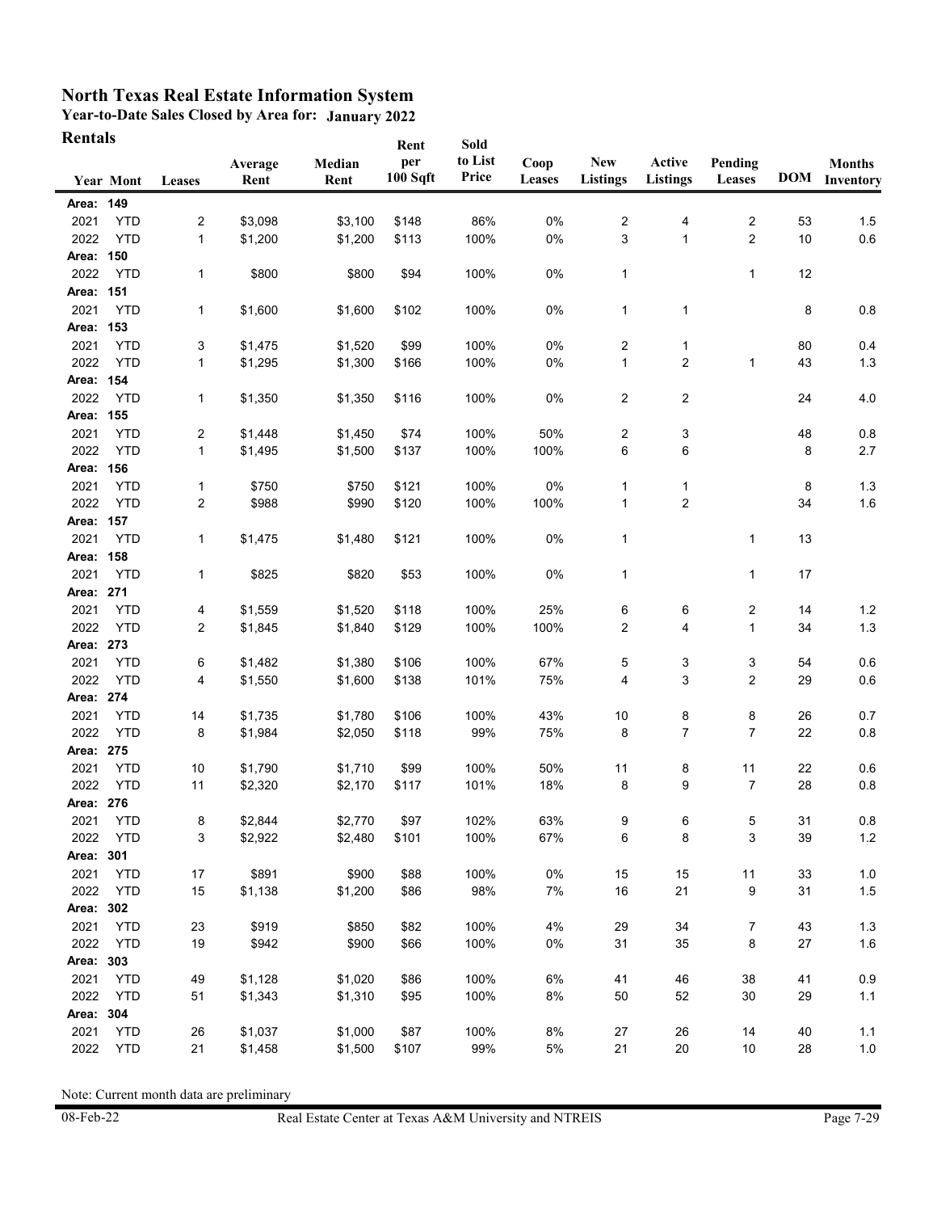# North Texas Real Estate Information System

**Year-to-Date Sales Closed by Area for: January 2022**

**Rentals**

| Year | Mont | Leases | Average Rent | Median Rent | Rent per 100 Sqft | Sold to List Price | Coop Leases | New Listings | Active Listings | Pending Leases | DOM | Months Inventory |
|---|---|---|---|---|---|---|---|---|---|---|---|---|
| **Area: 149** | | | | | | | | | | | | |
| 2021 | YTD | 2 | $3,098 | $3,100 | $148 | 86% | 0% | 2 | 4 | 2 | 53 | 1.5 |
| 2022 | YTD | 1 | $1,200 | $1,200 | $113 | 100% | 0% | 3 | 1 | 2 | 10 | 0.6 |
| **Area: 150** | | | | | | | | | | | | |
| 2022 | YTD | 1 | $800 | $800 | $94 | 100% | 0% | 1 | | 1 | 12 | |
| **Area: 151** | | | | | | | | | | | | |
| 2021 | YTD | 1 | $1,600 | $1,600 | $102 | 100% | 0% | 1 | 1 | | 8 | 0.8 |
| **Area: 153** | | | | | | | | | | | | |
| 2021 | YTD | 3 | $1,475 | $1,520 | $99 | 100% | 0% | 2 | 1 | | 80 | 0.4 |
| 2022 | YTD | 1 | $1,295 | $1,300 | $166 | 100% | 0% | 1 | 2 | 1 | 43 | 1.3 |
| **Area: 154** | | | | | | | | | | | | |
| 2022 | YTD | 1 | $1,350 | $1,350 | $116 | 100% | 0% | 2 | 2 | | 24 | 4.0 |
| **Area: 155** | | | | | | | | | | | | |
| 2021 | YTD | 2 | $1,448 | $1,450 | $74 | 100% | 50% | 2 | 3 | | 48 | 0.8 |
| 2022 | YTD | 1 | $1,495 | $1,500 | $137 | 100% | 100% | 6 | 6 | | 8 | 2.7 |
| **Area: 156** | | | | | | | | | | | | |
| 2021 | YTD | 1 | $750 | $750 | $121 | 100% | 0% | 1 | 1 | | 8 | 1.3 |
| 2022 | YTD | 2 | $988 | $990 | $120 | 100% | 100% | 1 | 2 | | 34 | 1.6 |
| **Area: 157** | | | | | | | | | | | | |
| 2021 | YTD | 1 | $1,475 | $1,480 | $121 | 100% | 0% | 1 | | 1 | 13 | |
| **Area: 158** | | | | | | | | | | | | |
| 2021 | YTD | 1 | $825 | $820 | $53 | 100% | 0% | 1 | | 1 | 17 | |
| **Area: 271** | | | | | | | | | | | | |
| 2021 | YTD | 4 | $1,559 | $1,520 | $118 | 100% | 25% | 6 | 6 | 2 | 14 | 1.2 |
| 2022 | YTD | 2 | $1,845 | $1,840 | $129 | 100% | 100% | 2 | 4 | 1 | 34 | 1.3 |
| **Area: 273** | | | | | | | | | | | | |
| 2021 | YTD | 6 | $1,482 | $1,380 | $106 | 100% | 67% | 5 | 3 | 3 | 54 | 0.6 |
| 2022 | YTD | 4 | $1,550 | $1,600 | $138 | 101% | 75% | 4 | 3 | 2 | 29 | 0.6 |
| **Area: 274** | | | | | | | | | | | | |
| 2021 | YTD | 14 | $1,735 | $1,780 | $106 | 100% | 43% | 10 | 8 | 8 | 26 | 0.7 |
| 2022 | YTD | 8 | $1,984 | $2,050 | $118 | 99% | 75% | 8 | 7 | 7 | 22 | 0.8 |
| **Area: 275** | | | | | | | | | | | | |
| 2021 | YTD | 10 | $1,790 | $1,710 | $99 | 100% | 50% | 11 | 8 | 11 | 22 | 0.6 |
| 2022 | YTD | 11 | $2,320 | $2,170 | $117 | 101% | 18% | 8 | 9 | 7 | 28 | 0.8 |
| **Area: 276** | | | | | | | | | | | | |
| 2021 | YTD | 8 | $2,844 | $2,770 | $97 | 102% | 63% | 9 | 6 | 5 | 31 | 0.8 |
| 2022 | YTD | 3 | $2,922 | $2,480 | $101 | 100% | 67% | 6 | 8 | 3 | 39 | 1.2 |
| **Area: 301** | | | | | | | | | | | | |
| 2021 | YTD | 17 | $891 | $900 | $88 | 100% | 0% | 15 | 15 | 11 | 33 | 1.0 |
| 2022 | YTD | 15 | $1,138 | $1,200 | $86 | 98% | 7% | 16 | 21 | 9 | 31 | 1.5 |
| **Area: 302** | | | | | | | | | | | | |
| 2021 | YTD | 23 | $919 | $850 | $82 | 100% | 4% | 29 | 34 | 7 | 43 | 1.3 |
| 2022 | YTD | 19 | $942 | $900 | $66 | 100% | 0% | 31 | 35 | 8 | 27 | 1.6 |
| **Area: 303** | | | | | | | | | | | | |
| 2021 | YTD | 49 | $1,128 | $1,020 | $86 | 100% | 6% | 41 | 46 | 38 | 41 | 0.9 |
| 2022 | YTD | 51 | $1,343 | $1,310 | $95 | 100% | 8% | 50 | 52 | 30 | 29 | 1.1 |
| **Area: 304** | | | | | | | | | | | | |
| 2021 | YTD | 26 | $1,037 | $1,000 | $87 | 100% | 8% | 27 | 26 | 14 | 40 | 1.1 |
| 2022 | YTD | 21 | $1,458 | $1,500 | $107 | 99% | 5% | 21 | 20 | 10 | 28 | 1.0 |

Note: Current month data are preliminary

08-Feb-22 Real Estate Center at Texas A&M University and NTREIS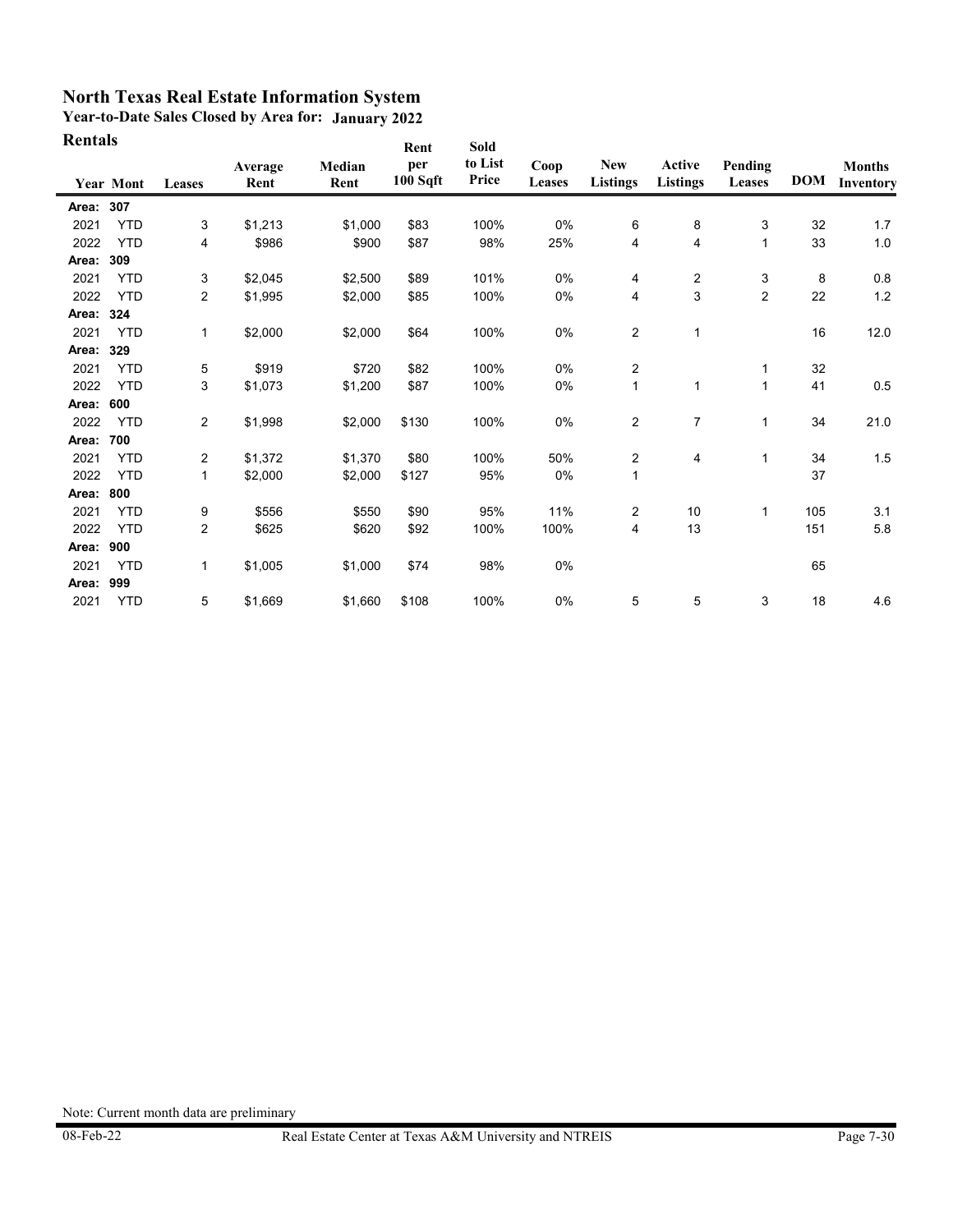# North Texas Real Estate Information System

**Year-to-Date Sales Closed by Area for: January 2022**

**Rentals**

| Year | Mont | Leases | Average Rent | Median Rent | Rent per 100 Sqft | Sold to List Price | Coop Leases | New Listings | Active Listings | Pending Leases | DOM | Months Inventory |
|---|---|---|---|---|---|---|---|---|---|---|---|---|
| **Area: 307** | | | | | | | | | | | | |
| 2021 | YTD | 3 | $1,213 | $1,000 | $83 | 100% | 0% | 6 | 8 | 3 | 32 | 1.7 |
| 2022 | YTD | 4 | $986 | $900 | $87 | 98% | 25% | 4 | 4 | 1 | 33 | 1.0 |
| **Area: 309** | | | | | | | | | | | | |
| 2021 | YTD | 3 | $2,045 | $2,500 | $89 | 101% | 0% | 4 | 2 | 3 | 8 | 0.8 |
| 2022 | YTD | 2 | $1,995 | $2,000 | $85 | 100% | 0% | 4 | 3 | 2 | 22 | 1.2 |
| **Area: 324** | | | | | | | | | | | | |
| 2021 | YTD | 1 | $2,000 | $2,000 | $64 | 100% | 0% | 2 | 1 | | 16 | 12.0 |
| **Area: 329** | | | | | | | | | | | | |
| 2021 | YTD | 5 | $919 | $720 | $82 | 100% | 0% | 2 | | 1 | 32 | |
| 2022 | YTD | 3 | $1,073 | $1,200 | $87 | 100% | 0% | 1 | 1 | 1 | 41 | 0.5 |
| **Area: 600** | | | | | | | | | | | | |
| 2022 | YTD | 2 | $1,998 | $2,000 | $130 | 100% | 0% | 2 | 7 | 1 | 34 | 21.0 |
| **Area: 700** | | | | | | | | | | | | |
| 2021 | YTD | 2 | $1,372 | $1,370 | $80 | 100% | 50% | 2 | 4 | 1 | 34 | 1.5 |
| 2022 | YTD | 1 | $2,000 | $2,000 | $127 | 95% | 0% | 1 | | | 37 | |
| **Area: 800** | | | | | | | | | | | | |
| 2021 | YTD | 9 | $556 | $550 | $90 | 95% | 11% | 2 | 10 | 1 | 105 | 3.1 |
| 2022 | YTD | 2 | $625 | $620 | $92 | 100% | 100% | 4 | 13 | | 151 | 5.8 |
| **Area: 900** | | | | | | | | | | | | |
| 2021 | YTD | 1 | $1,005 | $1,000 | $74 | 98% | 0% | | | | 65 | |
| **Area: 999** | | | | | | | | | | | | |
| 2021 | YTD | 5 | $1,669 | $1,660 | $108 | 100% | 0% | 5 | 5 | 3 | 18 | 4.6 |

Note: Current month data are preliminary